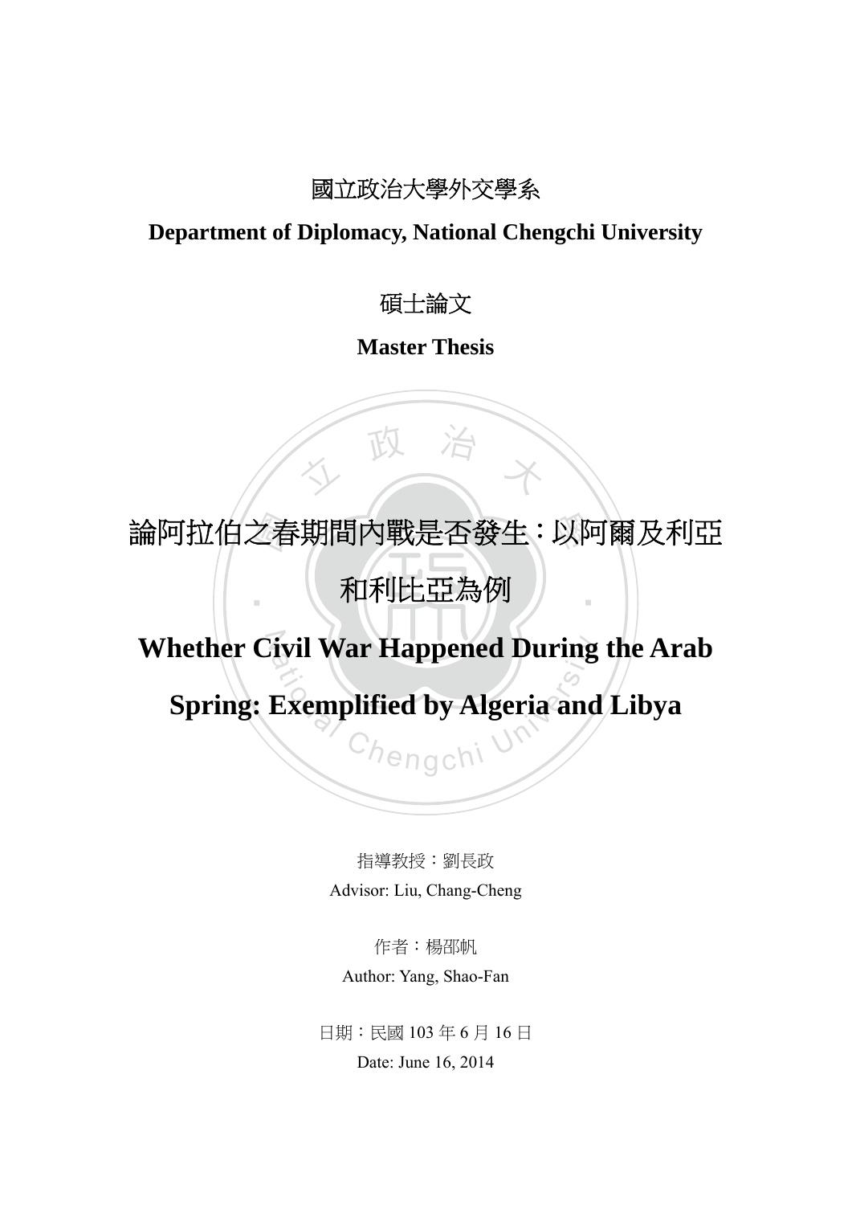國立政治大學外交學系

**Department of Diplomacy, National Chengchi University**

碩士論文

**Master Thesis**

# 論阿拉伯之春期間內戰是否發生：以阿爾及利亞和利比亞為例

# Whether Civil War Happened During the Arab Spring: Exemplified by Algeria and Libya

指導教授：劉長政

Advisor: Liu, Chang-Cheng

作者：楊邵帆

Author: Yang, Shao-Fan

日期：民國 103 年 6 月 16 日

Date: June 16, 2014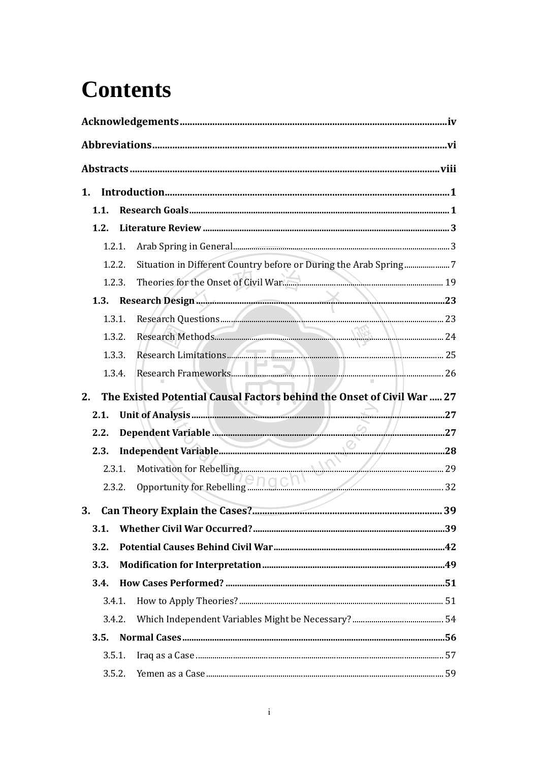# Contents

**Acknowledgements** .......... iv

**Abbreviations** .......... vi

**Abstracts** .......... viii

**1. Introduction** .......... 1

- **1.1. Research Goals** .......... 1
- **1.2. Literature Review** .......... 3
  - 1.2.1. Arab Spring in General .......... 3
  - 1.2.2. Situation in Different Country before or During the Arab Spring .......... 7
  - 1.2.3. Theories for the Onset of Civil War .......... 19
- **1.3. Research Design** .......... 23
  - 1.3.1. Research Questions .......... 23
  - 1.3.2. Research Methods .......... 24
  - 1.3.3. Research Limitations .......... 25
  - 1.3.4. Research Frameworks .......... 26

**2. The Existed Potential Causal Factors behind the Onset of Civil War** .......... 27

- **2.1. Unit of Analysis** .......... 27
- **2.2. Dependent Variable** .......... 27
- **2.3. Independent Variable** .......... 28
  - 2.3.1. Motivation for Rebelling .......... 29
  - 2.3.2. Opportunity for Rebelling .......... 32

**3. Can Theory Explain the Cases?** .......... 39

- **3.1. Whether Civil War Occurred?** .......... 39
- **3.2. Potential Causes Behind Civil War** .......... 42
- **3.3. Modification for Interpretation** .......... 49
- **3.4. How Cases Performed?** .......... 51
  - 3.4.1. How to Apply Theories? .......... 51
  - 3.4.2. Which Independent Variables Might be Necessary? .......... 54
- **3.5. Normal Cases** .......... 56
  - 3.5.1. Iraq as a Case .......... 57
  - 3.5.2. Yemen as a Case .......... 59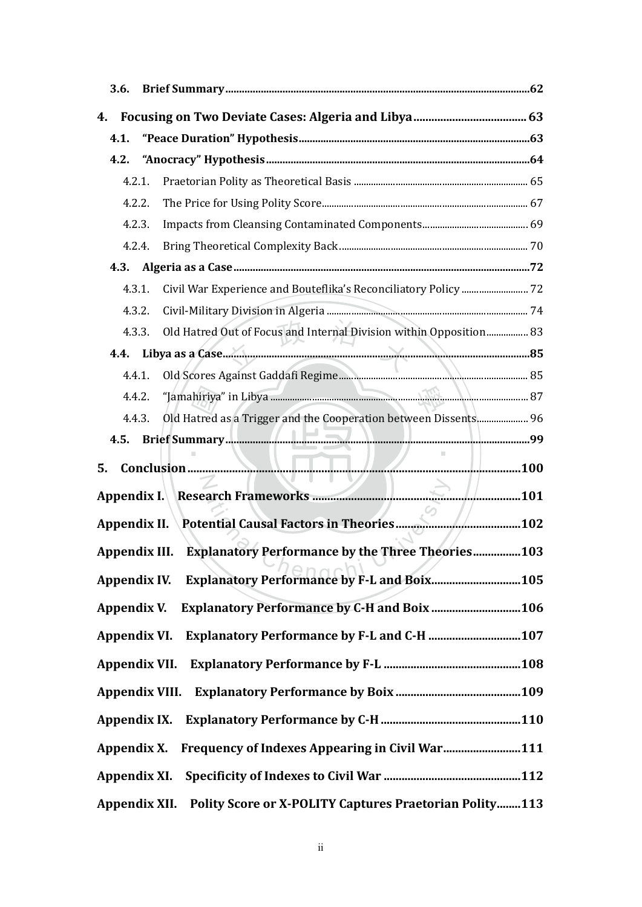3.6. **Brief Summary** ................................................................................................ **62**

**4. Focusing on Two Deviate Cases: Algeria and Libya** ...................................... **63**

4.1. **"Peace Duration" Hypothesis** ..................................................................... **63**

4.2. **"Anocracy" Hypothesis** ............................................................................... **64**

4.2.1. Praetorian Polity as Theoretical Basis ....................................................... 65

4.2.2. The Price for Using Polity Score ................................................................. 67

4.2.3. Impacts from Cleansing Contaminated Components ............................. 69

4.2.4. Bring Theoretical Complexity Back ............................................................ 70

4.3. **Algeria as a Case** ............................................................................................ **72**

4.3.1. Civil War Experience and Bouteflika's Reconciliatory Policy ............... 72

4.3.2. Civil-Military Division in Algeria ................................................................ 74

4.3.3. Old Hatred Out of Focus and Internal Division within Opposition ................ 83

4.4. **Libya as a Case** ............................................................................................... **85**

4.4.1. Old Scores Against Gaddafi Regime ............................................................ 85

4.4.2. "Jamahiriya" in Libya .................................................................................... 87

4.4.3. Old Hatred as a Trigger and the Cooperation between Dissents .................... 96

4.5. **Brief Summary** ................................................................................................ **99**

**5. Conclusion** ......................................................................................................... **100**

**Appendix I. Research Frameworks** ..................................................................... **101**

**Appendix II. Potential Causal Factors in Theories** ........................................... **102**

**Appendix III. Explanatory Performance by the Three Theories** ..................... **103**

**Appendix IV. Explanatory Performance by F-L and Boix** ................................ **105**

**Appendix V. Explanatory Performance by C-H and Boix** ................................ **106**

**Appendix VI. Explanatory Performance by F-L and C-H** ................................. **107**

**Appendix VII. Explanatory Performance by F-L** ................................................ **108**

**Appendix VIII. Explanatory Performance by Boix** ............................................ **109**

**Appendix IX. Explanatory Performance by C-H** ................................................ **110**

**Appendix X. Frequency of Indexes Appearing in Civil War** ............................ **111**

**Appendix XI. Specificity of Indexes to Civil War** .............................................. **112**

**Appendix XII. Polity Score or X-POLITY Captures Praetorian Polity** ........... **113**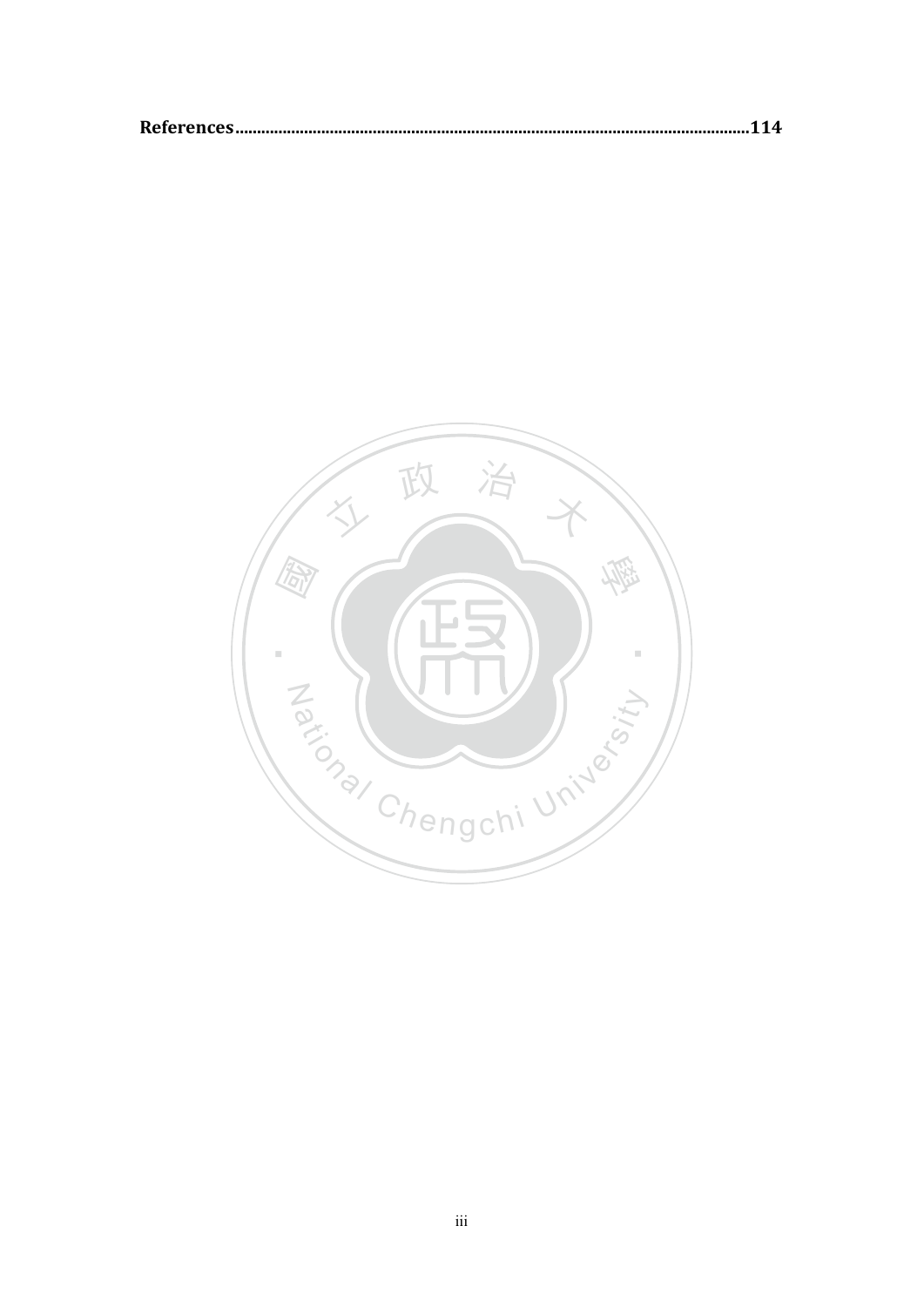**References**......................................................................................................................**114**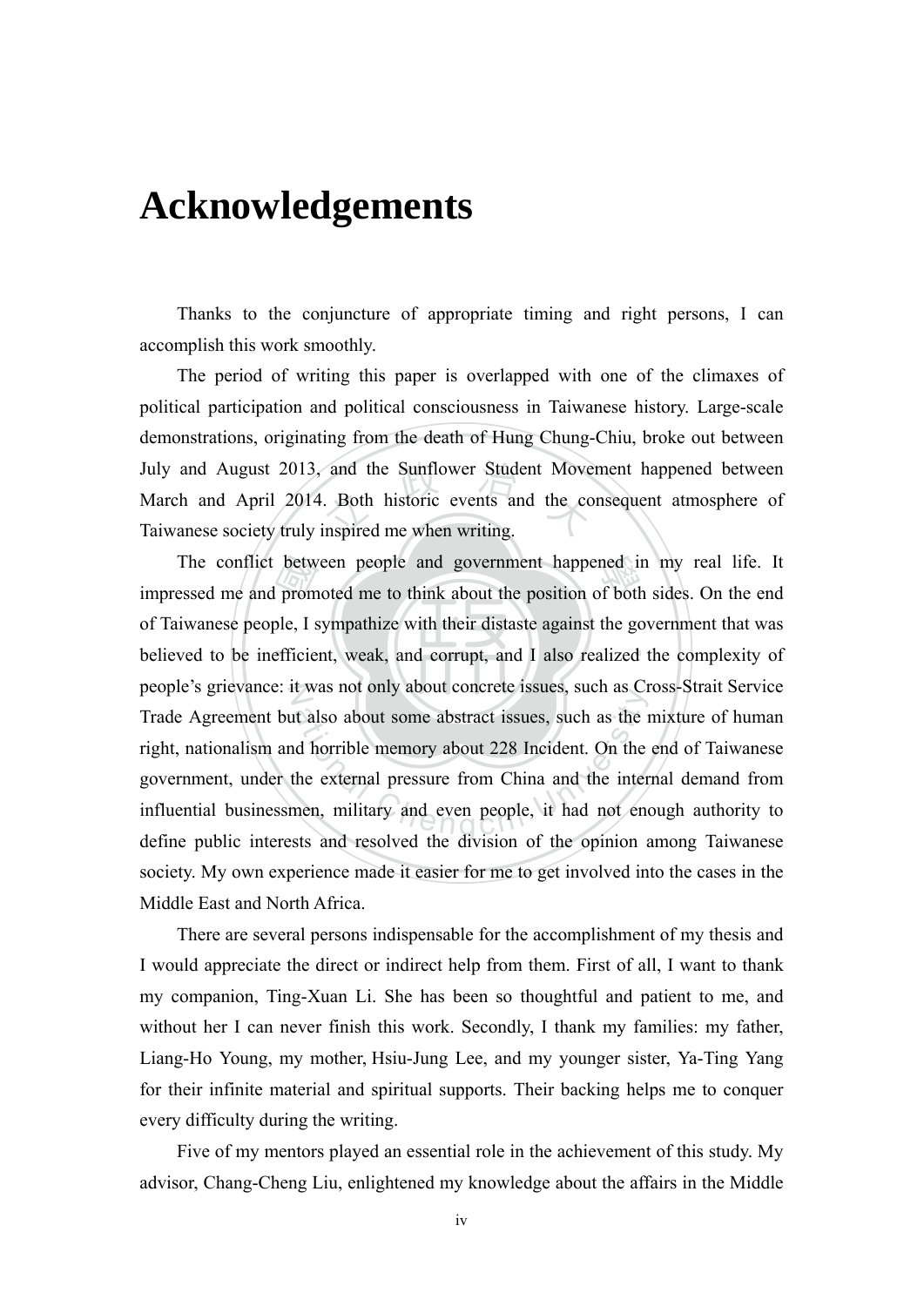# Acknowledgements

Thanks to the conjuncture of appropriate timing and right persons, I can accomplish this work smoothly.

The period of writing this paper is overlapped with one of the climaxes of political participation and political consciousness in Taiwanese history. Large-scale demonstrations, originating from the death of Hung Chung-Chiu, broke out between July and August 2013, and the Sunflower Student Movement happened between March and April 2014. Both historic events and the consequent atmosphere of Taiwanese society truly inspired me when writing.

The conflict between people and government happened in my real life. It impressed me and promoted me to think about the position of both sides. On the end of Taiwanese people, I sympathize with their distaste against the government that was believed to be inefficient, weak, and corrupt, and I also realized the complexity of people's grievance: it was not only about concrete issues, such as Cross-Strait Service Trade Agreement but also about some abstract issues, such as the mixture of human right, nationalism and horrible memory about 228 Incident. On the end of Taiwanese government, under the external pressure from China and the internal demand from influential businessmen, military and even people, it had not enough authority to define public interests and resolved the division of the opinion among Taiwanese society. My own experience made it easier for me to get involved into the cases in the Middle East and North Africa.

There are several persons indispensable for the accomplishment of my thesis and I would appreciate the direct or indirect help from them. First of all, I want to thank my companion, Ting-Xuan Li. She has been so thoughtful and patient to me, and without her I can never finish this work. Secondly, I thank my families: my father, Liang-Ho Young, my mother, Hsiu-Jung Lee, and my younger sister, Ya-Ting Yang for their infinite material and spiritual supports. Their backing helps me to conquer every difficulty during the writing.

Five of my mentors played an essential role in the achievement of this study. My advisor, Chang-Cheng Liu, enlightened my knowledge about the affairs in the Middle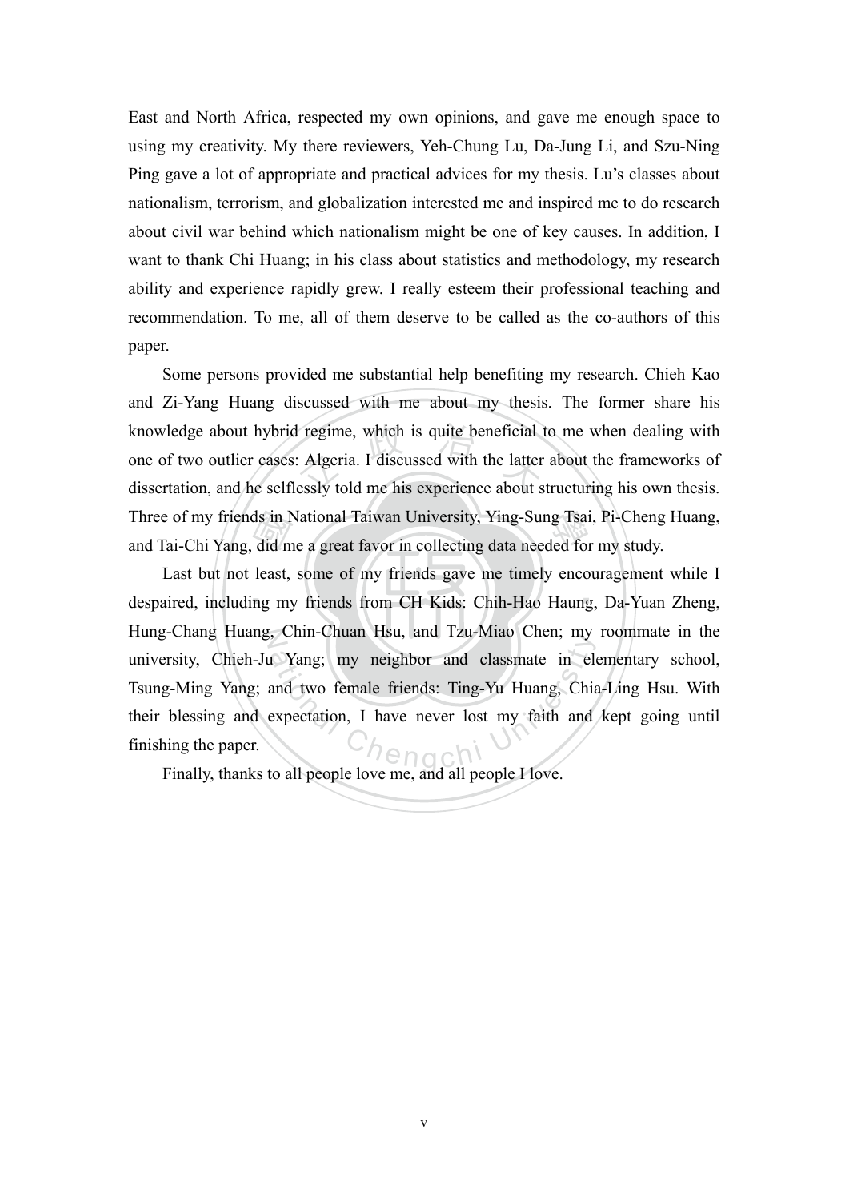East and North Africa, respected my own opinions, and gave me enough space to using my creativity. My there reviewers, Yeh-Chung Lu, Da-Jung Li, and Szu-Ning Ping gave a lot of appropriate and practical advices for my thesis. Lu's classes about nationalism, terrorism, and globalization interested me and inspired me to do research about civil war behind which nationalism might be one of key causes. In addition, I want to thank Chi Huang; in his class about statistics and methodology, my research ability and experience rapidly grew. I really esteem their professional teaching and recommendation. To me, all of them deserve to be called as the co-authors of this paper.

Some persons provided me substantial help benefiting my research. Chieh Kao and Zi-Yang Huang discussed with me about my thesis. The former share his knowledge about hybrid regime, which is quite beneficial to me when dealing with one of two outlier cases: Algeria. I discussed with the latter about the frameworks of dissertation, and he selflessly told me his experience about structuring his own thesis. Three of my friends in National Taiwan University, Ying-Sung Tsai, Pi-Cheng Huang, and Tai-Chi Yang, did me a great favor in collecting data needed for my study.

Last but not least, some of my friends gave me timely encouragement while I despaired, including my friends from CH Kids: Chih-Hao Haung, Da-Yuan Zheng, Hung-Chang Huang, Chin-Chuan Hsu, and Tzu-Miao Chen; my roommate in the university, Chieh-Ju Yang; my neighbor and classmate in elementary school, Tsung-Ming Yang; and two female friends: Ting-Yu Huang, Chia-Ling Hsu. With their blessing and expectation, I have never lost my faith and kept going until finishing the paper.

Finally, thanks to all people love me, and all people I love.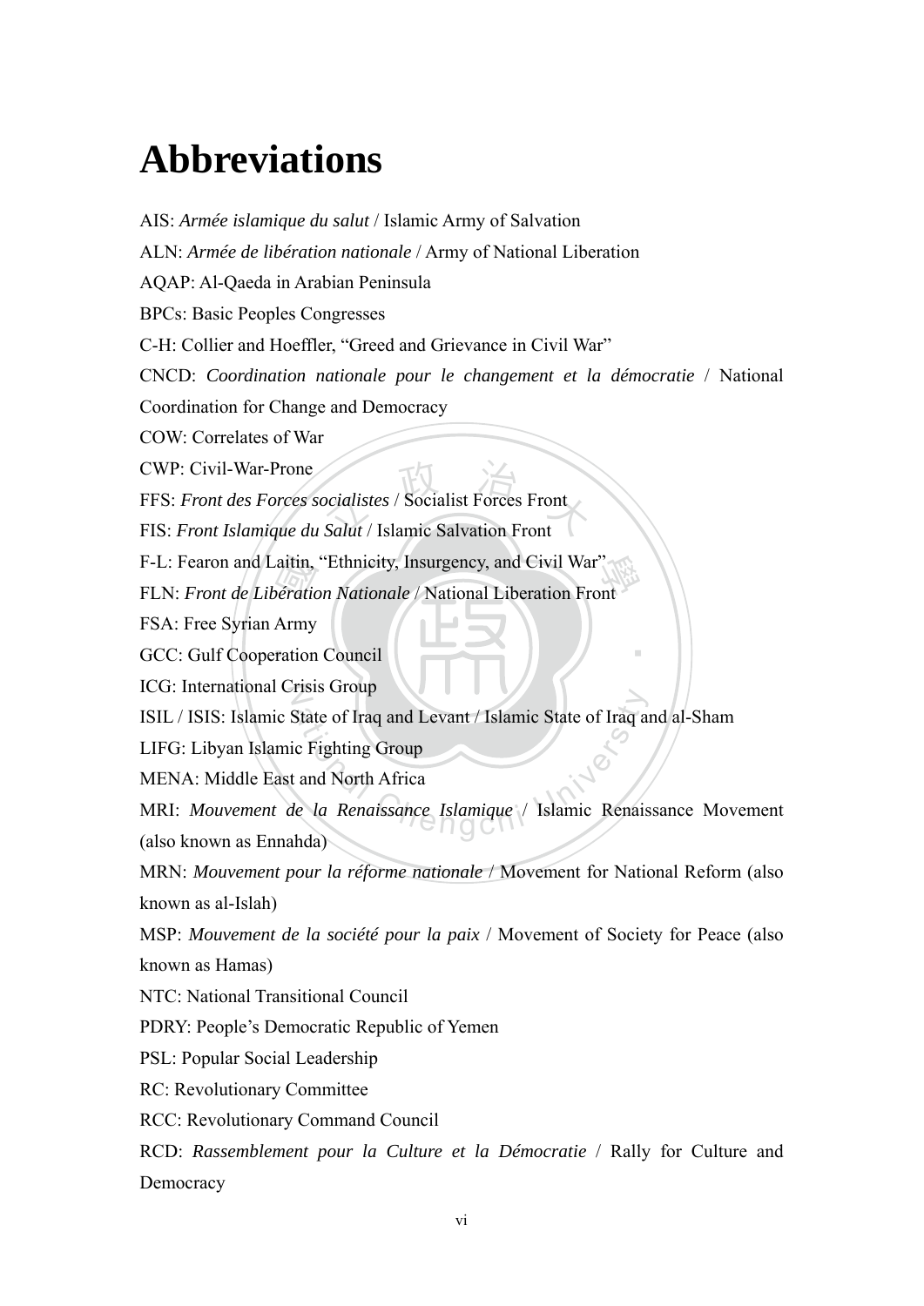# Abbreviations

AIS: *Armée islamique du salut* / Islamic Army of Salvation

ALN: *Armée de libération nationale* / Army of National Liberation

AQAP: Al-Qaeda in Arabian Peninsula

BPCs: Basic Peoples Congresses

C-H: Collier and Hoeffler, "Greed and Grievance in Civil War"

CNCD: *Coordination nationale pour le changement et la démocratie* / National Coordination for Change and Democracy

COW: Correlates of War

CWP: Civil-War-Prone

FFS: *Front des Forces socialistes* / Socialist Forces Front

FIS: *Front Islamique du Salut* / Islamic Salvation Front

F-L: Fearon and Laitin, "Ethnicity, Insurgency, and Civil War"

FLN: *Front de Libération Nationale* / National Liberation Front

FSA: Free Syrian Army

GCC: Gulf Cooperation Council

ICG: International Crisis Group

ISIL / ISIS: Islamic State of Iraq and Levant / Islamic State of Iraq and al-Sham

LIFG: Libyan Islamic Fighting Group

MENA: Middle East and North Africa

MRI: *Mouvement de la Renaissance Islamique* / Islamic Renaissance Movement (also known as Ennahda)

MRN: *Mouvement pour la réforme nationale* / Movement for National Reform (also known as al-Islah)

MSP: *Mouvement de la société pour la paix* / Movement of Society for Peace (also known as Hamas)

NTC: National Transitional Council

PDRY: People's Democratic Republic of Yemen

PSL: Popular Social Leadership

RC: Revolutionary Committee

RCC: Revolutionary Command Council

RCD: *Rassemblement pour la Culture et la Démocratie* / Rally for Culture and Democracy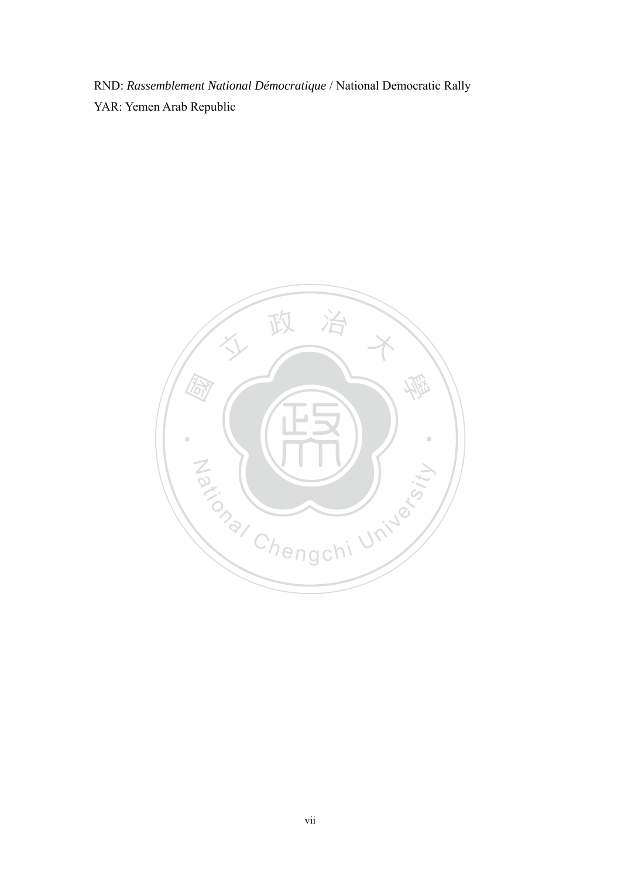RND: *Rassemblement National Démocratique* / National Democratic Rally

YAR: Yemen Arab Republic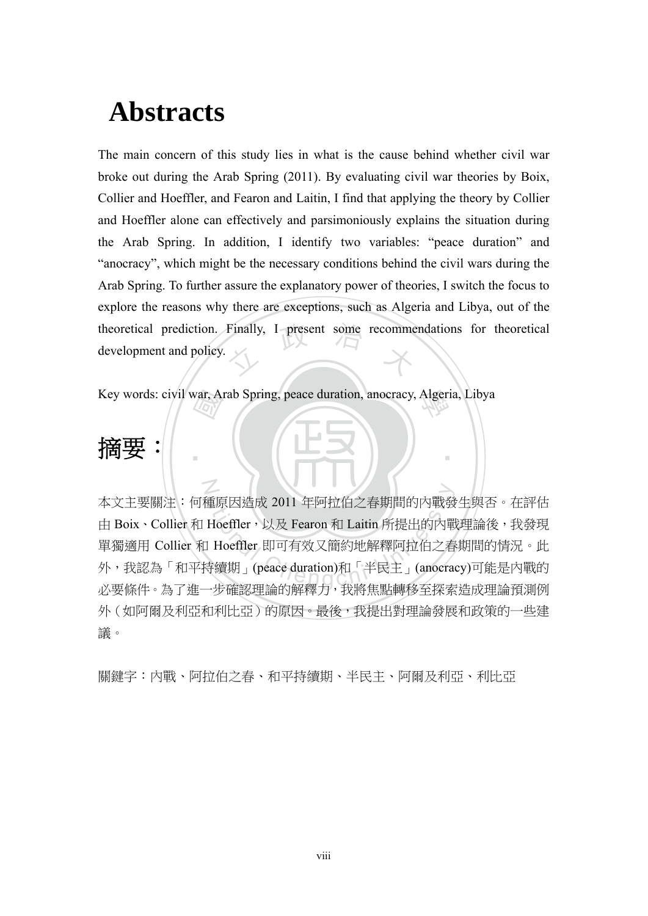# Abstracts

The main concern of this study lies in what is the cause behind whether civil war broke out during the Arab Spring (2011). By evaluating civil war theories by Boix, Collier and Hoeffler, and Fearon and Laitin, I find that applying the theory by Collier and Hoeffler alone can effectively and parsimoniously explains the situation during the Arab Spring. In addition, I identify two variables: "peace duration" and "anocracy", which might be the necessary conditions behind the civil wars during the Arab Spring. To further assure the explanatory power of theories, I switch the focus to explore the reasons why there are exceptions, such as Algeria and Libya, out of the theoretical prediction. Finally, I present some recommendations for theoretical development and policy.

Key words: civil war, Arab Spring, peace duration, anocracy, Algeria, Libya

# 摘要：

本文主要關注：何種原因造成 2011 年阿拉伯之春期間的內戰發生與否。在評估由 Boix、Collier 和 Hoeffler，以及 Fearon 和 Laitin 所提出的內戰理論後，我發現單獨適用 Collier 和 Hoeffler 即可有效又簡約地解釋阿拉伯之春期間的情況。此外，我認為「和平持續期」(peace duration)和「半民主」(anocracy)可能是內戰的必要條件。為了進一步確認理論的解釋力，我將焦點轉移至探索造成理論預測例外（如阿爾及利亞和利比亞）的原因。最後，我提出對理論發展和政策的一些建議。

關鍵字：內戰、阿拉伯之春、和平持續期、半民主、阿爾及利亞、利比亞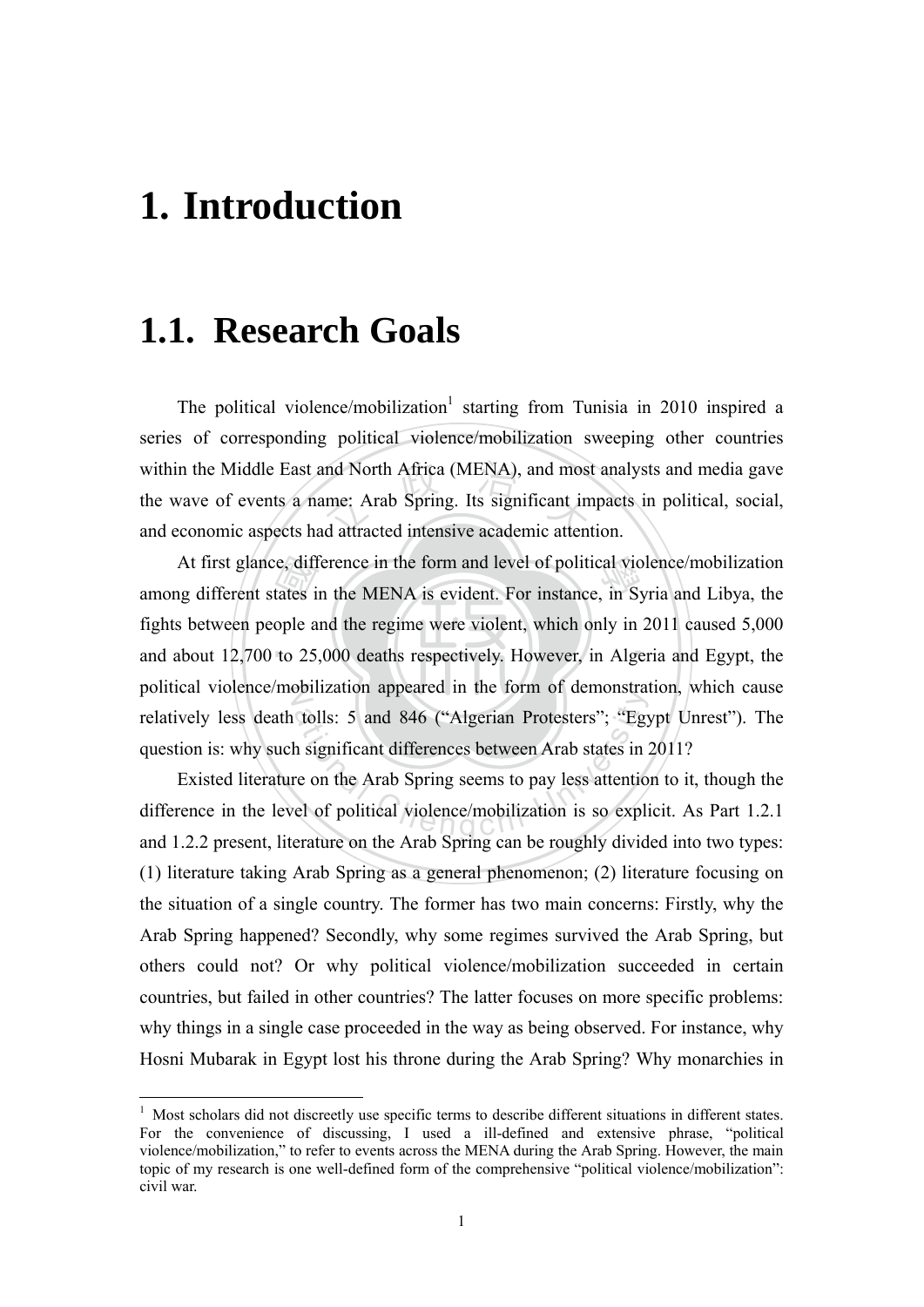# 1. Introduction

## 1.1. Research Goals

The political violence/mobilization[1] starting from Tunisia in 2010 inspired a series of corresponding political violence/mobilization sweeping other countries within the Middle East and North Africa (MENA), and most analysts and media gave the wave of events a name: Arab Spring. Its significant impacts in political, social, and economic aspects had attracted intensive academic attention.

At first glance, difference in the form and level of political violence/mobilization among different states in the MENA is evident. For instance, in Syria and Libya, the fights between people and the regime were violent, which only in 2011 caused 5,000 and about 12,700 to 25,000 deaths respectively. However, in Algeria and Egypt, the political violence/mobilization appeared in the form of demonstration, which cause relatively less death tolls: 5 and 846 ("Algerian Protesters"; "Egypt Unrest"). The question is: why such significant differences between Arab states in 2011?

Existed literature on the Arab Spring seems to pay less attention to it, though the difference in the level of political violence/mobilization is so explicit. As Part 1.2.1 and 1.2.2 present, literature on the Arab Spring can be roughly divided into two types: (1) literature taking Arab Spring as a general phenomenon; (2) literature focusing on the situation of a single country. The former has two main concerns: Firstly, why the Arab Spring happened? Secondly, why some regimes survived the Arab Spring, but others could not? Or why political violence/mobilization succeeded in certain countries, but failed in other countries? The latter focuses on more specific problems: why things in a single case proceeded in the way as being observed. For instance, why Hosni Mubarak in Egypt lost his throne during the Arab Spring? Why monarchies in

---

[1] Most scholars did not discreetly use specific terms to describe different situations in different states. For the convenience of discussing, I used a ill-defined and extensive phrase, "political violence/mobilization," to refer to events across the MENA during the Arab Spring. However, the main topic of my research is one well-defined form of the comprehensive "political violence/mobilization": civil war.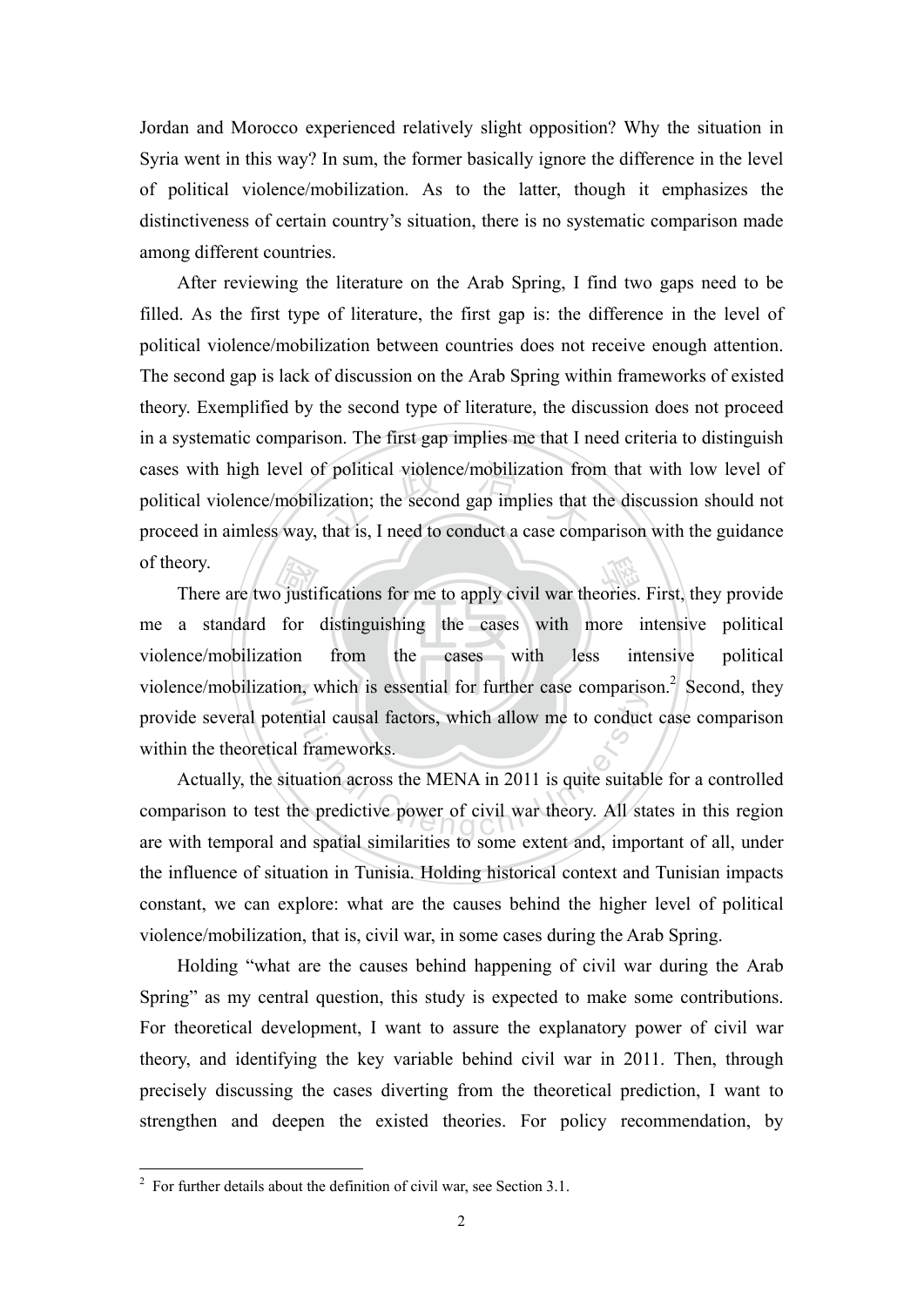Jordan and Morocco experienced relatively slight opposition? Why the situation in Syria went in this way? In sum, the former basically ignore the difference in the level of political violence/mobilization. As to the latter, though it emphasizes the distinctiveness of certain country's situation, there is no systematic comparison made among different countries.

After reviewing the literature on the Arab Spring, I find two gaps need to be filled. As the first type of literature, the first gap is: the difference in the level of political violence/mobilization between countries does not receive enough attention. The second gap is lack of discussion on the Arab Spring within frameworks of existed theory. Exemplified by the second type of literature, the discussion does not proceed in a systematic comparison. The first gap implies me that I need criteria to distinguish cases with high level of political violence/mobilization from that with low level of political violence/mobilization; the second gap implies that the discussion should not proceed in aimless way, that is, I need to conduct a case comparison with the guidance of theory.

There are two justifications for me to apply civil war theories. First, they provide me a standard for distinguishing the cases with more intensive political violence/mobilization from the cases with less intensive political violence/mobilization, which is essential for further case comparison.[2] Second, they provide several potential causal factors, which allow me to conduct case comparison within the theoretical frameworks.

Actually, the situation across the MENA in 2011 is quite suitable for a controlled comparison to test the predictive power of civil war theory. All states in this region are with temporal and spatial similarities to some extent and, important of all, under the influence of situation in Tunisia. Holding historical context and Tunisian impacts constant, we can explore: what are the causes behind the higher level of political violence/mobilization, that is, civil war, in some cases during the Arab Spring.

Holding "what are the causes behind happening of civil war during the Arab Spring" as my central question, this study is expected to make some contributions. For theoretical development, I want to assure the explanatory power of civil war theory, and identifying the key variable behind civil war in 2011. Then, through precisely discussing the cases diverting from the theoretical prediction, I want to strengthen and deepen the existed theories. For policy recommendation, by

[2] For further details about the definition of civil war, see Section 3.1.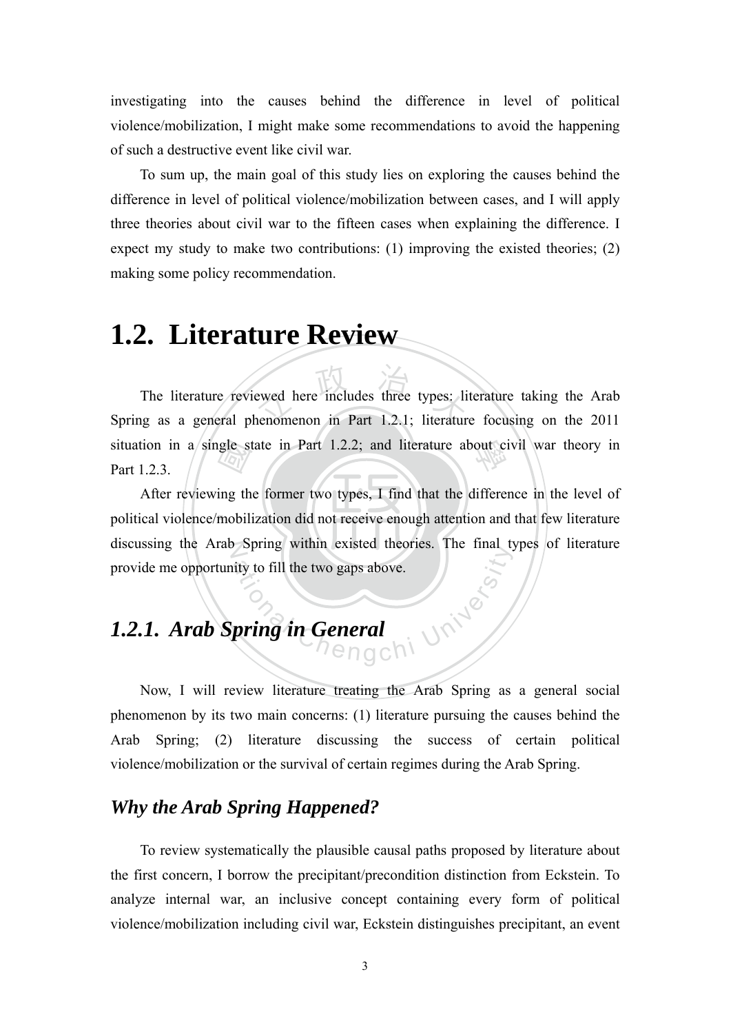investigating into the causes behind the difference in level of political violence/mobilization, I might make some recommendations to avoid the happening of such a destructive event like civil war.

To sum up, the main goal of this study lies on exploring the causes behind the difference in level of political violence/mobilization between cases, and I will apply three theories about civil war to the fifteen cases when explaining the difference. I expect my study to make two contributions: (1) improving the existed theories; (2) making some policy recommendation.

# 1.2. Literature Review

The literature reviewed here includes three types: literature taking the Arab Spring as a general phenomenon in Part 1.2.1; literature focusing on the 2011 situation in a single state in Part 1.2.2; and literature about civil war theory in Part 1.2.3.

After reviewing the former two types, I find that the difference in the level of political violence/mobilization did not receive enough attention and that few literature discussing the Arab Spring within existed theories. The final types of literature provide me opportunity to fill the two gaps above.

## *1.2.1. Arab Spring in General*

Now, I will review literature treating the Arab Spring as a general social phenomenon by its two main concerns: (1) literature pursuing the causes behind the Arab Spring; (2) literature discussing the success of certain political violence/mobilization or the survival of certain regimes during the Arab Spring.

### *Why the Arab Spring Happened?*

To review systematically the plausible causal paths proposed by literature about the first concern, I borrow the precipitant/precondition distinction from Eckstein. To analyze internal war, an inclusive concept containing every form of political violence/mobilization including civil war, Eckstein distinguishes precipitant, an event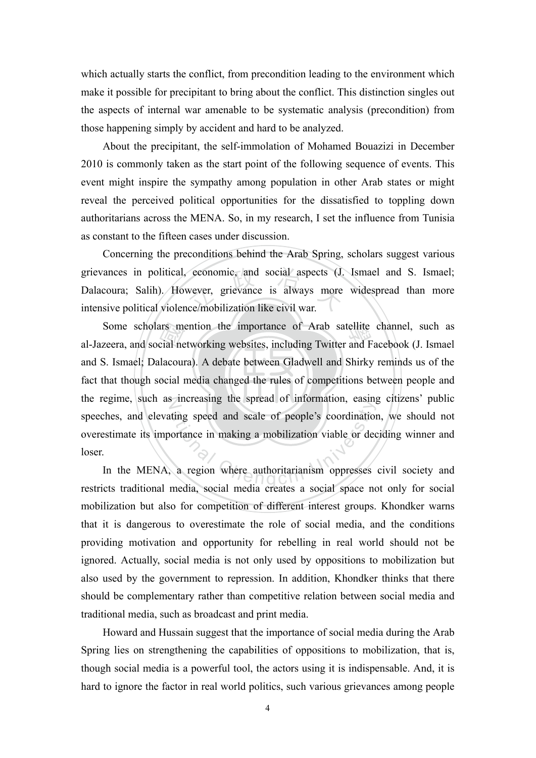which actually starts the conflict, from precondition leading to the environment which make it possible for precipitant to bring about the conflict. This distinction singles out the aspects of internal war amenable to be systematic analysis (precondition) from those happening simply by accident and hard to be analyzed.

About the precipitant, the self-immolation of Mohamed Bouazizi in December 2010 is commonly taken as the start point of the following sequence of events. This event might inspire the sympathy among population in other Arab states or might reveal the perceived political opportunities for the dissatisfied to toppling down authoritarians across the MENA. So, in my research, I set the influence from Tunisia as constant to the fifteen cases under discussion.

Concerning the preconditions behind the Arab Spring, scholars suggest various grievances in political, economic, and social aspects (J. Ismael and S. Ismael; Dalacoura; Salih). However, grievance is always more widespread than more intensive political violence/mobilization like civil war.

Some scholars mention the importance of Arab satellite channel, such as al-Jazeera, and social networking websites, including Twitter and Facebook (J. Ismael and S. Ismael; Dalacoura). A debate between Gladwell and Shirky reminds us of the fact that though social media changed the rules of competitions between people and the regime, such as increasing the spread of information, easing citizens' public speeches, and elevating speed and scale of people's coordination, we should not overestimate its importance in making a mobilization viable or deciding winner and loser.

In the MENA, a region where authoritarianism oppresses civil society and restricts traditional media, social media creates a social space not only for social mobilization but also for competition of different interest groups. Khondker warns that it is dangerous to overestimate the role of social media, and the conditions providing motivation and opportunity for rebelling in real world should not be ignored. Actually, social media is not only used by oppositions to mobilization but also used by the government to repression. In addition, Khondker thinks that there should be complementary rather than competitive relation between social media and traditional media, such as broadcast and print media.

Howard and Hussain suggest that the importance of social media during the Arab Spring lies on strengthening the capabilities of oppositions to mobilization, that is, though social media is a powerful tool, the actors using it is indispensable. And, it is hard to ignore the factor in real world politics, such various grievances among people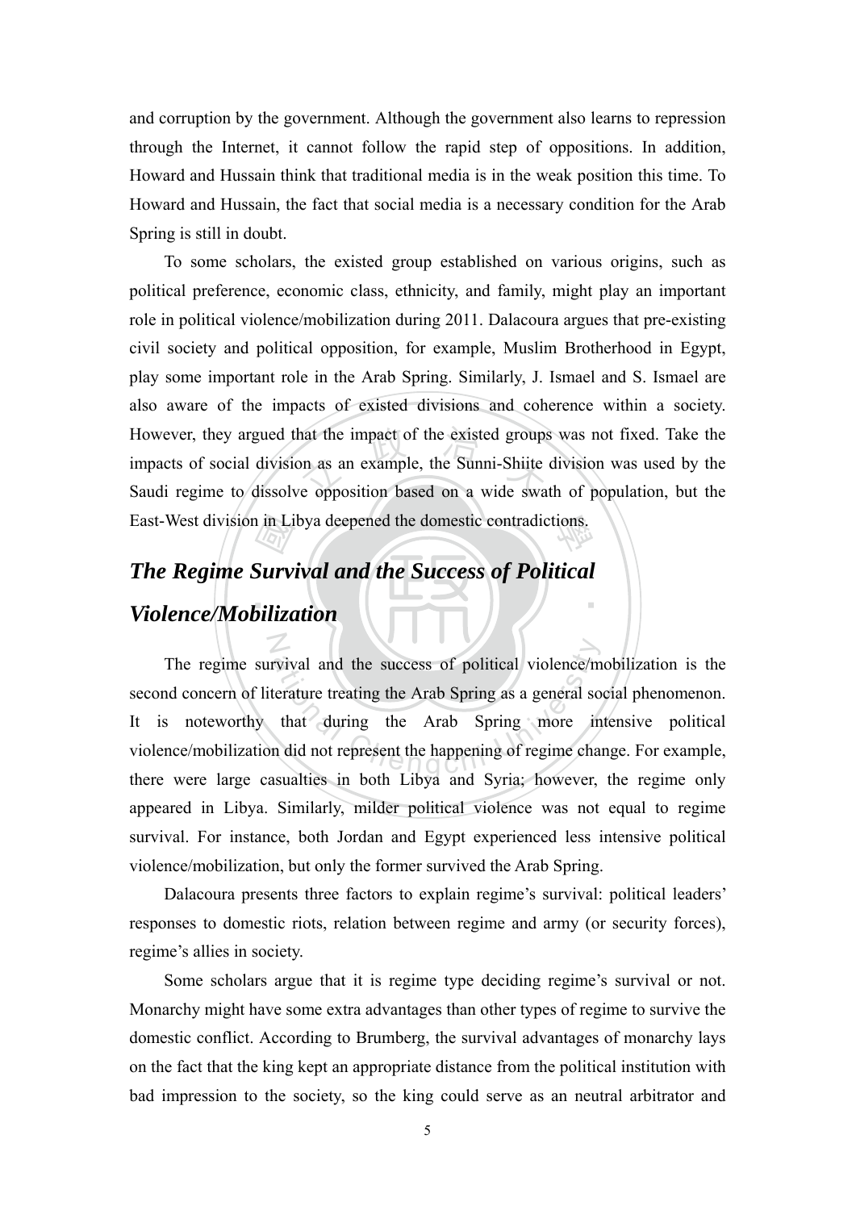and corruption by the government. Although the government also learns to repression through the Internet, it cannot follow the rapid step of oppositions. In addition, Howard and Hussain think that traditional media is in the weak position this time. To Howard and Hussain, the fact that social media is a necessary condition for the Arab Spring is still in doubt.

To some scholars, the existed group established on various origins, such as political preference, economic class, ethnicity, and family, might play an important role in political violence/mobilization during 2011. Dalacoura argues that pre-existing civil society and political opposition, for example, Muslim Brotherhood in Egypt, play some important role in the Arab Spring. Similarly, J. Ismael and S. Ismael are also aware of the impacts of existed divisions and coherence within a society. However, they argued that the impact of the existed groups was not fixed. Take the impacts of social division as an example, the Sunni-Shiite division was used by the Saudi regime to dissolve opposition based on a wide swath of population, but the East-West division in Libya deepened the domestic contradictions.

## *The Regime Survival and the Success of Political Violence/Mobilization*

The regime survival and the success of political violence/mobilization is the second concern of literature treating the Arab Spring as a general social phenomenon. It is noteworthy that during the Arab Spring more intensive political violence/mobilization did not represent the happening of regime change. For example, there were large casualties in both Libya and Syria; however, the regime only appeared in Libya. Similarly, milder political violence was not equal to regime survival. For instance, both Jordan and Egypt experienced less intensive political violence/mobilization, but only the former survived the Arab Spring.

Dalacoura presents three factors to explain regime's survival: political leaders' responses to domestic riots, relation between regime and army (or security forces), regime's allies in society.

Some scholars argue that it is regime type deciding regime's survival or not. Monarchy might have some extra advantages than other types of regime to survive the domestic conflict. According to Brumberg, the survival advantages of monarchy lays on the fact that the king kept an appropriate distance from the political institution with bad impression to the society, so the king could serve as an neutral arbitrator and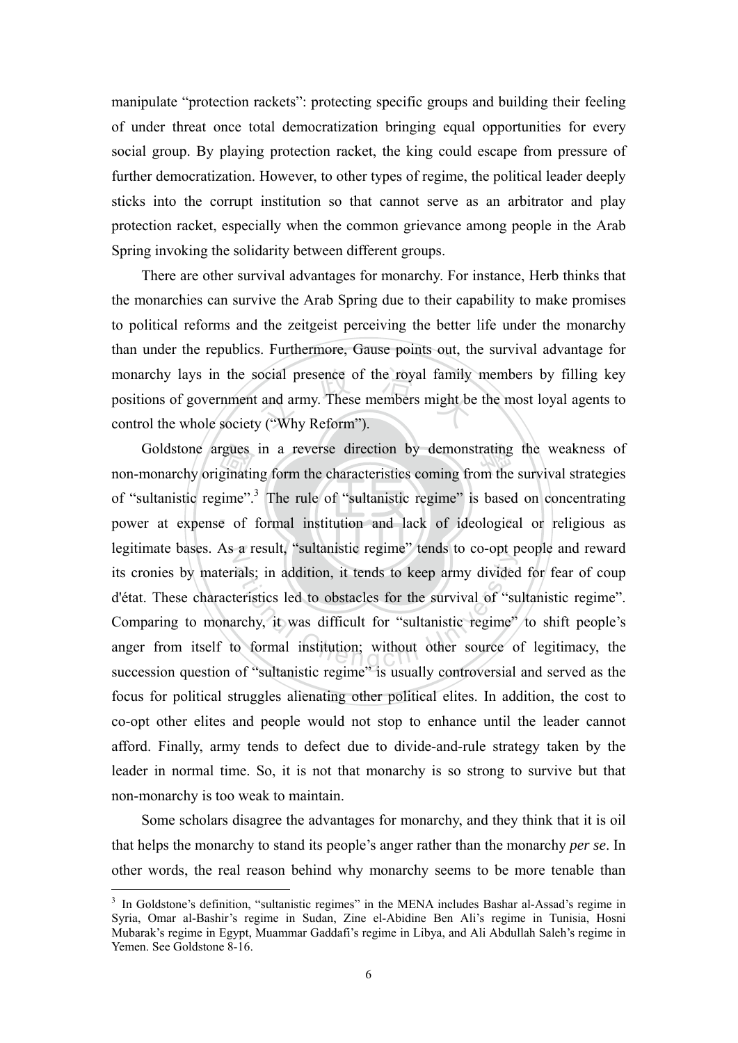manipulate "protection rackets": protecting specific groups and building their feeling of under threat once total democratization bringing equal opportunities for every social group. By playing protection racket, the king could escape from pressure of further democratization. However, to other types of regime, the political leader deeply sticks into the corrupt institution so that cannot serve as an arbitrator and play protection racket, especially when the common grievance among people in the Arab Spring invoking the solidarity between different groups.

There are other survival advantages for monarchy. For instance, Herb thinks that the monarchies can survive the Arab Spring due to their capability to make promises to political reforms and the zeitgeist perceiving the better life under the monarchy than under the republics. Furthermore, Gause points out, the survival advantage for monarchy lays in the social presence of the royal family members by filling key positions of government and army. These members might be the most loyal agents to control the whole society ("Why Reform").

Goldstone argues in a reverse direction by demonstrating the weakness of non-monarchy originating form the characteristics coming from the survival strategies of "sultanistic regime".[3] The rule of "sultanistic regime" is based on concentrating power at expense of formal institution and lack of ideological or religious as legitimate bases. As a result, "sultanistic regime" tends to co-opt people and reward its cronies by materials; in addition, it tends to keep army divided for fear of coup d'état. These characteristics led to obstacles for the survival of "sultanistic regime". Comparing to monarchy, it was difficult for "sultanistic regime" to shift people's anger from itself to formal institution; without other source of legitimacy, the succession question of "sultanistic regime" is usually controversial and served as the focus for political struggles alienating other political elites. In addition, the cost to co-opt other elites and people would not stop to enhance until the leader cannot afford. Finally, army tends to defect due to divide-and-rule strategy taken by the leader in normal time. So, it is not that monarchy is so strong to survive but that non-monarchy is too weak to maintain.

Some scholars disagree the advantages for monarchy, and they think that it is oil that helps the monarchy to stand its people's anger rather than the monarchy *per se*. In other words, the real reason behind why monarchy seems to be more tenable than

---

[3] In Goldstone's definition, "sultanistic regimes" in the MENA includes Bashar al-Assad's regime in Syria, Omar al-Bashir's regime in Sudan, Zine el-Abidine Ben Ali's regime in Tunisia, Hosni Mubarak's regime in Egypt, Muammar Gaddafi's regime in Libya, and Ali Abdullah Saleh's regime in Yemen. See Goldstone 8-16.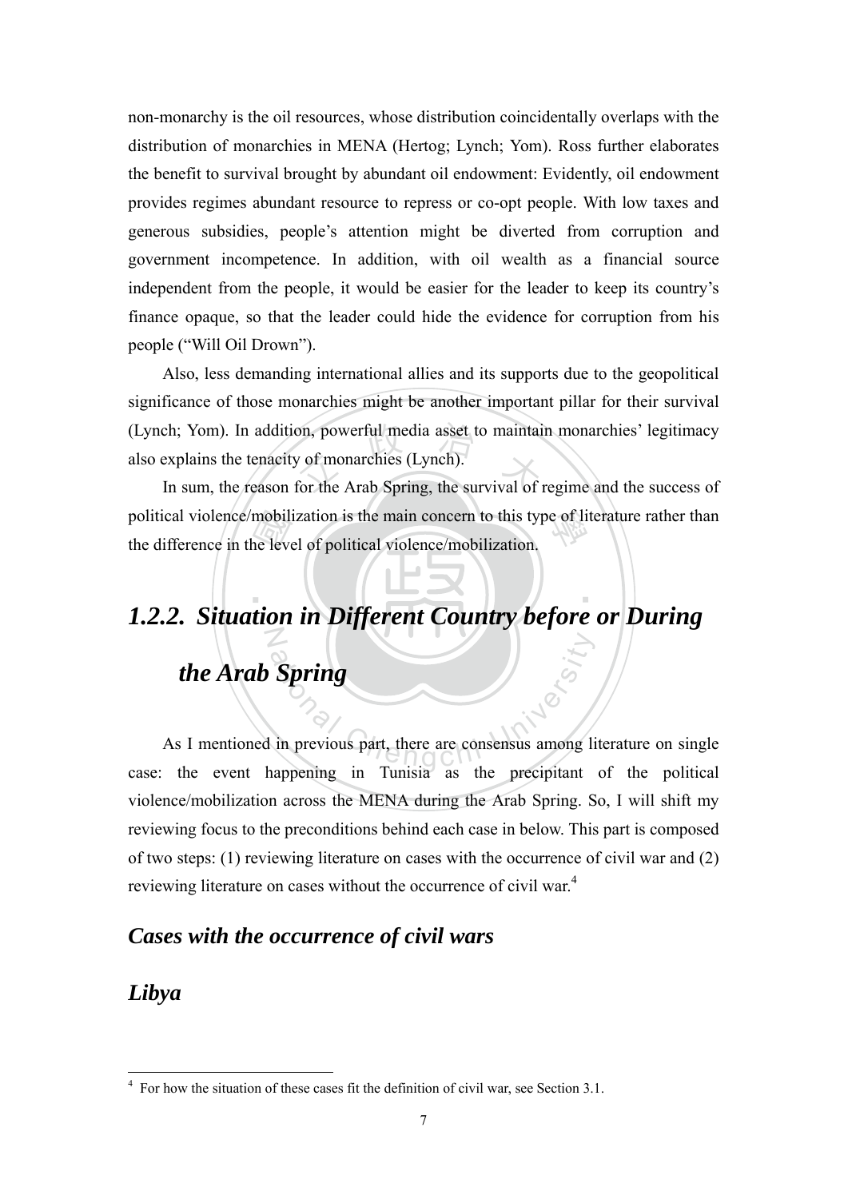non-monarchy is the oil resources, whose distribution coincidentally overlaps with the distribution of monarchies in MENA (Hertog; Lynch; Yom). Ross further elaborates the benefit to survival brought by abundant oil endowment: Evidently, oil endowment provides regimes abundant resource to repress or co-opt people. With low taxes and generous subsidies, people's attention might be diverted from corruption and government incompetence. In addition, with oil wealth as a financial source independent from the people, it would be easier for the leader to keep its country's finance opaque, so that the leader could hide the evidence for corruption from his people ("Will Oil Drown").

Also, less demanding international allies and its supports due to the geopolitical significance of those monarchies might be another important pillar for their survival (Lynch; Yom). In addition, powerful media asset to maintain monarchies' legitimacy also explains the tenacity of monarchies (Lynch).

In sum, the reason for the Arab Spring, the survival of regime and the success of political violence/mobilization is the main concern to this type of literature rather than the difference in the level of political violence/mobilization.

### *1.2.2. Situation in Different Country before or During the Arab Spring*

As I mentioned in previous part, there are consensus among literature on single case: the event happening in Tunisia as the precipitant of the political violence/mobilization across the MENA during the Arab Spring. So, I will shift my reviewing focus to the preconditions behind each case in below. This part is composed of two steps: (1) reviewing literature on cases with the occurrence of civil war and (2) reviewing literature on cases without the occurrence of civil war.[4]

#### *Cases with the occurrence of civil wars*

#### *Libya*

[4] For how the situation of these cases fit the definition of civil war, see Section 3.1.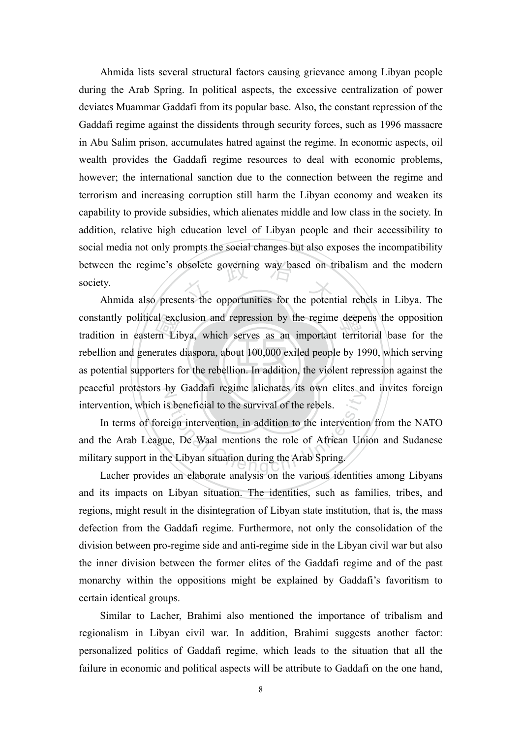Ahmida lists several structural factors causing grievance among Libyan people during the Arab Spring. In political aspects, the excessive centralization of power deviates Muammar Gaddafi from its popular base. Also, the constant repression of the Gaddafi regime against the dissidents through security forces, such as 1996 massacre in Abu Salim prison, accumulates hatred against the regime. In economic aspects, oil wealth provides the Gaddafi regime resources to deal with economic problems, however; the international sanction due to the connection between the regime and terrorism and increasing corruption still harm the Libyan economy and weaken its capability to provide subsidies, which alienates middle and low class in the society. In addition, relative high education level of Libyan people and their accessibility to social media not only prompts the social changes but also exposes the incompatibility between the regime's obsolete governing way based on tribalism and the modern society.

Ahmida also presents the opportunities for the potential rebels in Libya. The constantly political exclusion and repression by the regime deepens the opposition tradition in eastern Libya, which serves as an important territorial base for the rebellion and generates diaspora, about 100,000 exiled people by 1990, which serving as potential supporters for the rebellion. In addition, the violent repression against the peaceful protestors by Gaddafi regime alienates its own elites and invites foreign intervention, which is beneficial to the survival of the rebels.

In terms of foreign intervention, in addition to the intervention from the NATO and the Arab League, De Waal mentions the role of African Union and Sudanese military support in the Libyan situation during the Arab Spring.

Lacher provides an elaborate analysis on the various identities among Libyans and its impacts on Libyan situation. The identities, such as families, tribes, and regions, might result in the disintegration of Libyan state institution, that is, the mass defection from the Gaddafi regime. Furthermore, not only the consolidation of the division between pro-regime side and anti-regime side in the Libyan civil war but also the inner division between the former elites of the Gaddafi regime and of the past monarchy within the oppositions might be explained by Gaddafi's favoritism to certain identical groups.

Similar to Lacher, Brahimi also mentioned the importance of tribalism and regionalism in Libyan civil war. In addition, Brahimi suggests another factor: personalized politics of Gaddafi regime, which leads to the situation that all the failure in economic and political aspects will be attribute to Gaddafi on the one hand,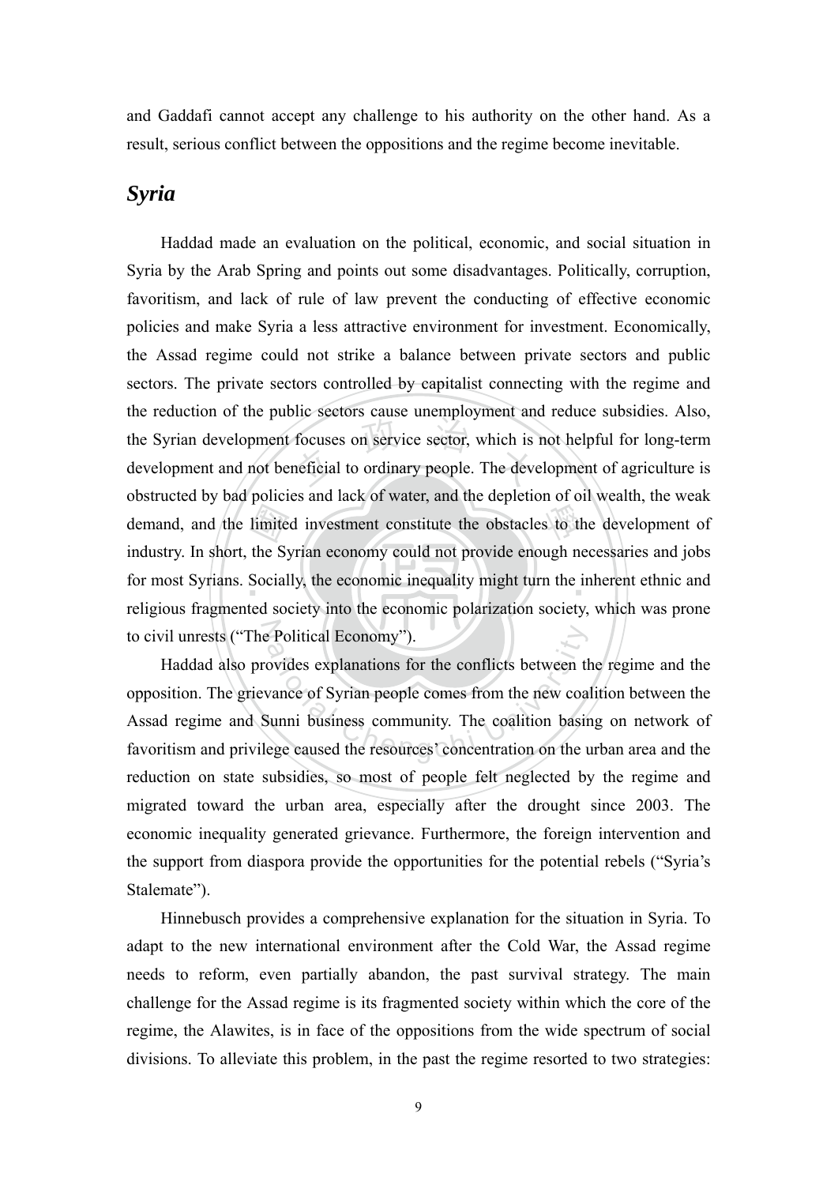and Gaddafi cannot accept any challenge to his authority on the other hand. As a result, serious conflict between the oppositions and the regime become inevitable.

## *Syria*

Haddad made an evaluation on the political, economic, and social situation in Syria by the Arab Spring and points out some disadvantages. Politically, corruption, favoritism, and lack of rule of law prevent the conducting of effective economic policies and make Syria a less attractive environment for investment. Economically, the Assad regime could not strike a balance between private sectors and public sectors. The private sectors controlled by capitalist connecting with the regime and the reduction of the public sectors cause unemployment and reduce subsidies. Also, the Syrian development focuses on service sector, which is not helpful for long-term development and not beneficial to ordinary people. The development of agriculture is obstructed by bad policies and lack of water, and the depletion of oil wealth, the weak demand, and the limited investment constitute the obstacles to the development of industry. In short, the Syrian economy could not provide enough necessaries and jobs for most Syrians. Socially, the economic inequality might turn the inherent ethnic and religious fragmented society into the economic polarization society, which was prone to civil unrests ("The Political Economy").

Haddad also provides explanations for the conflicts between the regime and the opposition. The grievance of Syrian people comes from the new coalition between the Assad regime and Sunni business community. The coalition basing on network of favoritism and privilege caused the resources' concentration on the urban area and the reduction on state subsidies, so most of people felt neglected by the regime and migrated toward the urban area, especially after the drought since 2003. The economic inequality generated grievance. Furthermore, the foreign intervention and the support from diaspora provide the opportunities for the potential rebels ("Syria's Stalemate").

Hinnebusch provides a comprehensive explanation for the situation in Syria. To adapt to the new international environment after the Cold War, the Assad regime needs to reform, even partially abandon, the past survival strategy. The main challenge for the Assad regime is its fragmented society within which the core of the regime, the Alawites, is in face of the oppositions from the wide spectrum of social divisions. To alleviate this problem, in the past the regime resorted to two strategies: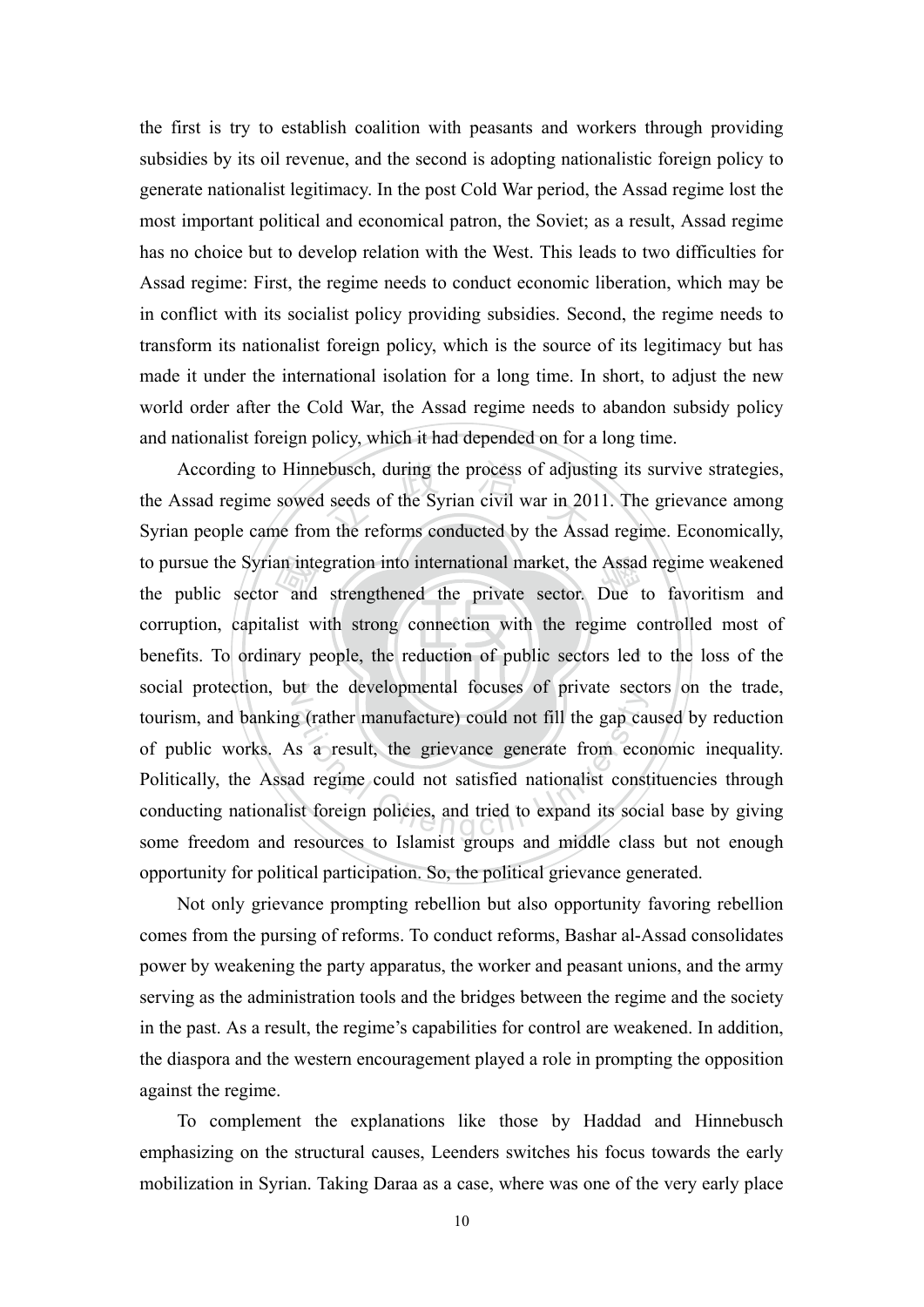the first is try to establish coalition with peasants and workers through providing subsidies by its oil revenue, and the second is adopting nationalistic foreign policy to generate nationalist legitimacy. In the post Cold War period, the Assad regime lost the most important political and economical patron, the Soviet; as a result, Assad regime has no choice but to develop relation with the West. This leads to two difficulties for Assad regime: First, the regime needs to conduct economic liberation, which may be in conflict with its socialist policy providing subsidies. Second, the regime needs to transform its nationalist foreign policy, which is the source of its legitimacy but has made it under the international isolation for a long time. In short, to adjust the new world order after the Cold War, the Assad regime needs to abandon subsidy policy and nationalist foreign policy, which it had depended on for a long time.

According to Hinnebusch, during the process of adjusting its survive strategies, the Assad regime sowed seeds of the Syrian civil war in 2011. The grievance among Syrian people came from the reforms conducted by the Assad regime. Economically, to pursue the Syrian integration into international market, the Assad regime weakened the public sector and strengthened the private sector. Due to favoritism and corruption, capitalist with strong connection with the regime controlled most of benefits. To ordinary people, the reduction of public sectors led to the loss of the social protection, but the developmental focuses of private sectors on the trade, tourism, and banking (rather manufacture) could not fill the gap caused by reduction of public works. As a result, the grievance generate from economic inequality. Politically, the Assad regime could not satisfied nationalist constituencies through conducting nationalist foreign policies, and tried to expand its social base by giving some freedom and resources to Islamist groups and middle class but not enough opportunity for political participation. So, the political grievance generated.

Not only grievance prompting rebellion but also opportunity favoring rebellion comes from the pursing of reforms. To conduct reforms, Bashar al-Assad consolidates power by weakening the party apparatus, the worker and peasant unions, and the army serving as the administration tools and the bridges between the regime and the society in the past. As a result, the regime's capabilities for control are weakened. In addition, the diaspora and the western encouragement played a role in prompting the opposition against the regime.

To complement the explanations like those by Haddad and Hinnebusch emphasizing on the structural causes, Leenders switches his focus towards the early mobilization in Syrian. Taking Daraa as a case, where was one of the very early place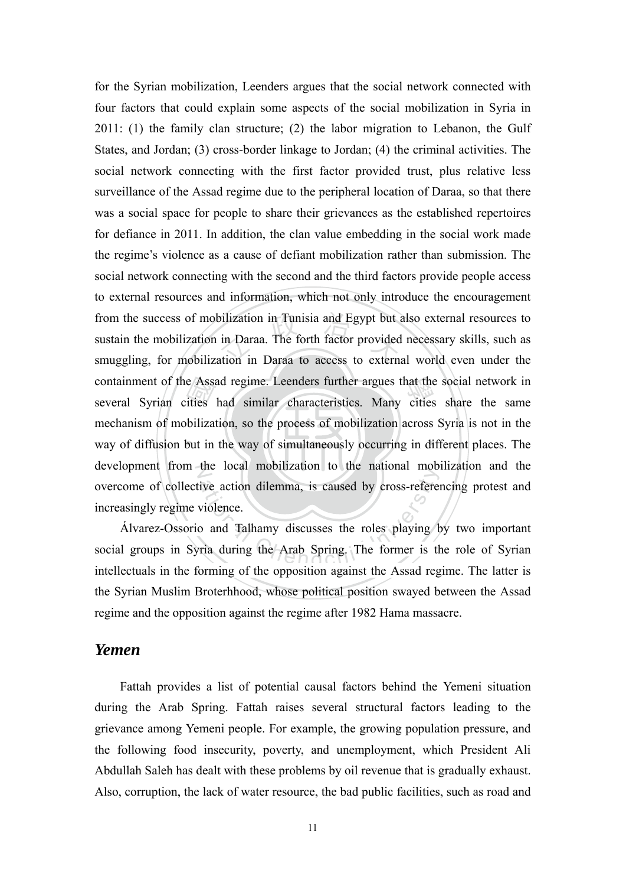for the Syrian mobilization, Leenders argues that the social network connected with four factors that could explain some aspects of the social mobilization in Syria in 2011: (1) the family clan structure; (2) the labor migration to Lebanon, the Gulf States, and Jordan; (3) cross-border linkage to Jordan; (4) the criminal activities. The social network connecting with the first factor provided trust, plus relative less surveillance of the Assad regime due to the peripheral location of Daraa, so that there was a social space for people to share their grievances as the established repertoires for defiance in 2011. In addition, the clan value embedding in the social work made the regime's violence as a cause of defiant mobilization rather than submission. The social network connecting with the second and the third factors provide people access to external resources and information, which not only introduce the encouragement from the success of mobilization in Tunisia and Egypt but also external resources to sustain the mobilization in Daraa. The forth factor provided necessary skills, such as smuggling, for mobilization in Daraa to access to external world even under the containment of the Assad regime. Leenders further argues that the social network in several Syrian cities had similar characteristics. Many cities share the same mechanism of mobilization, so the process of mobilization across Syria is not in the way of diffusion but in the way of simultaneously occurring in different places. The development from the local mobilization to the national mobilization and the overcome of collective action dilemma, is caused by cross-referencing protest and increasingly regime violence.

Álvarez-Ossorio and Talhamy discusses the roles playing by two important social groups in Syria during the Arab Spring. The former is the role of Syrian intellectuals in the forming of the opposition against the Assad regime. The latter is the Syrian Muslim Broterhhood, whose political position swayed between the Assad regime and the opposition against the regime after 1982 Hama massacre.

## *Yemen*

Fattah provides a list of potential causal factors behind the Yemeni situation during the Arab Spring. Fattah raises several structural factors leading to the grievance among Yemeni people. For example, the growing population pressure, and the following food insecurity, poverty, and unemployment, which President Ali Abdullah Saleh has dealt with these problems by oil revenue that is gradually exhaust. Also, corruption, the lack of water resource, the bad public facilities, such as road and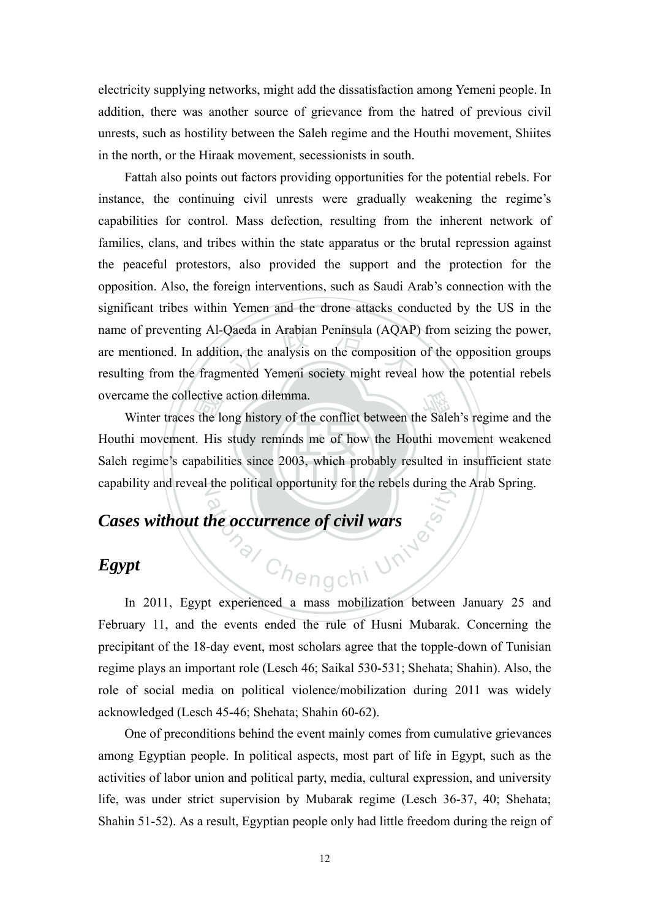electricity supplying networks, might add the dissatisfaction among Yemeni people. In addition, there was another source of grievance from the hatred of previous civil unrests, such as hostility between the Saleh regime and the Houthi movement, Shiites in the north, or the Hiraak movement, secessionists in south.

Fattah also points out factors providing opportunities for the potential rebels. For instance, the continuing civil unrests were gradually weakening the regime's capabilities for control. Mass defection, resulting from the inherent network of families, clans, and tribes within the state apparatus or the brutal repression against the peaceful protestors, also provided the support and the protection for the opposition. Also, the foreign interventions, such as Saudi Arab's connection with the significant tribes within Yemen and the drone attacks conducted by the US in the name of preventing Al-Qaeda in Arabian Peninsula (AQAP) from seizing the power, are mentioned. In addition, the analysis on the composition of the opposition groups resulting from the fragmented Yemeni society might reveal how the potential rebels overcame the collective action dilemma.

Winter traces the long history of the conflict between the Saleh's regime and the Houthi movement. His study reminds me of how the Houthi movement weakened Saleh regime's capabilities since 2003, which probably resulted in insufficient state capability and reveal the political opportunity for the rebels during the Arab Spring.

## *Cases without the occurrence of civil wars*

## *Egypt*

In 2011, Egypt experienced a mass mobilization between January 25 and February 11, and the events ended the rule of Husni Mubarak. Concerning the precipitant of the 18-day event, most scholars agree that the topple-down of Tunisian regime plays an important role (Lesch 46; Saikal 530-531; Shehata; Shahin). Also, the role of social media on political violence/mobilization during 2011 was widely acknowledged (Lesch 45-46; Shehata; Shahin 60-62).

One of preconditions behind the event mainly comes from cumulative grievances among Egyptian people. In political aspects, most part of life in Egypt, such as the activities of labor union and political party, media, cultural expression, and university life, was under strict supervision by Mubarak regime (Lesch 36-37, 40; Shehata; Shahin 51-52). As a result, Egyptian people only had little freedom during the reign of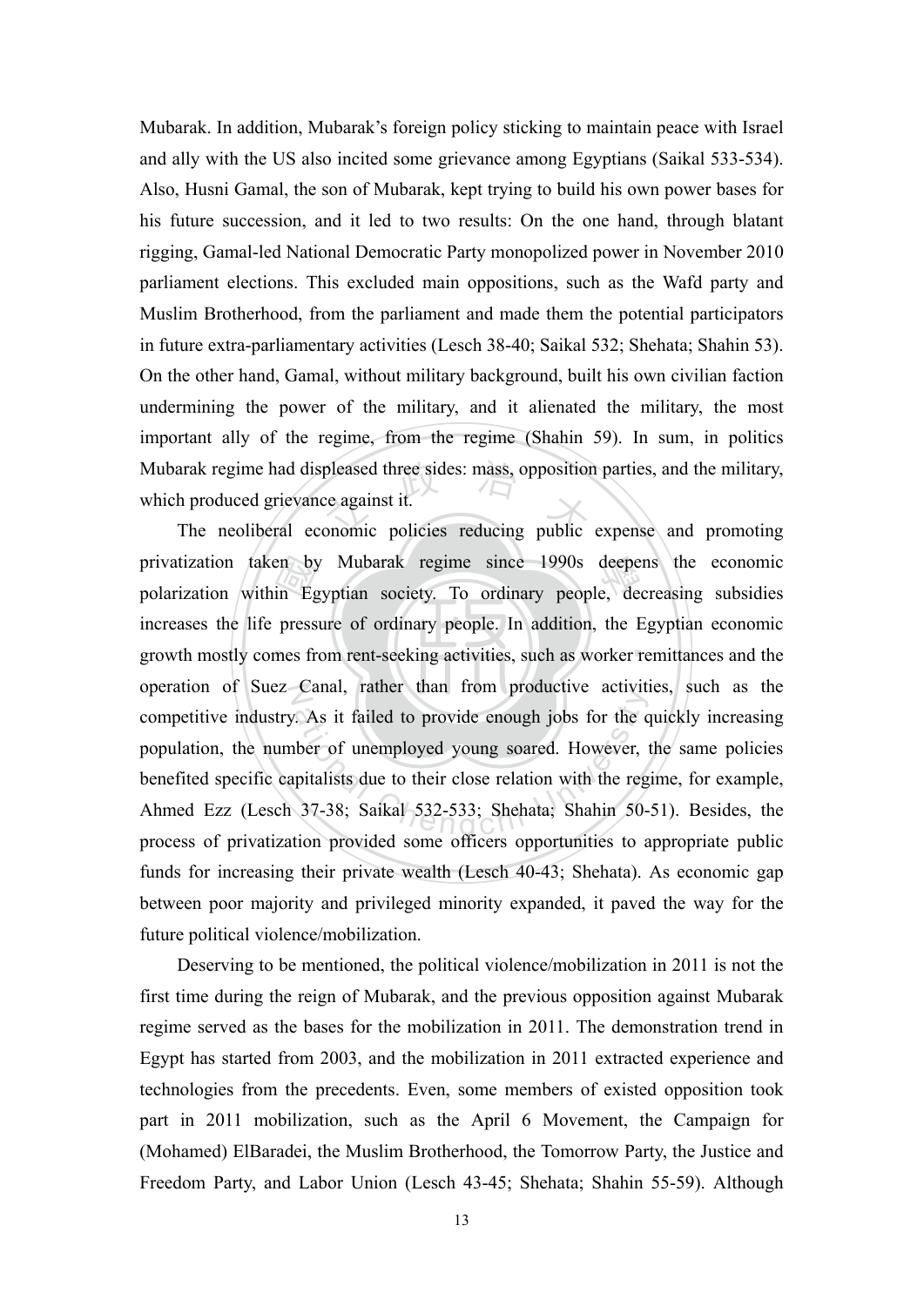Mubarak. In addition, Mubarak's foreign policy sticking to maintain peace with Israel and ally with the US also incited some grievance among Egyptians (Saikal 533-534). Also, Husni Gamal, the son of Mubarak, kept trying to build his own power bases for his future succession, and it led to two results: On the one hand, through blatant rigging, Gamal-led National Democratic Party monopolized power in November 2010 parliament elections. This excluded main oppositions, such as the Wafd party and Muslim Brotherhood, from the parliament and made them the potential participators in future extra-parliamentary activities (Lesch 38-40; Saikal 532; Shehata; Shahin 53). On the other hand, Gamal, without military background, built his own civilian faction undermining the power of the military, and it alienated the military, the most important ally of the regime, from the regime (Shahin 59). In sum, in politics Mubarak regime had displeased three sides: mass, opposition parties, and the military, which produced grievance against it.

The neoliberal economic policies reducing public expense and promoting privatization taken by Mubarak regime since 1990s deepens the economic polarization within Egyptian society. To ordinary people, decreasing subsidies increases the life pressure of ordinary people. In addition, the Egyptian economic growth mostly comes from rent-seeking activities, such as worker remittances and the operation of Suez Canal, rather than from productive activities, such as the competitive industry. As it failed to provide enough jobs for the quickly increasing population, the number of unemployed young soared. However, the same policies benefited specific capitalists due to their close relation with the regime, for example, Ahmed Ezz (Lesch 37-38; Saikal 532-533; Shehata; Shahin 50-51). Besides, the process of privatization provided some officers opportunities to appropriate public funds for increasing their private wealth (Lesch 40-43; Shehata). As economic gap between poor majority and privileged minority expanded, it paved the way for the future political violence/mobilization.

Deserving to be mentioned, the political violence/mobilization in 2011 is not the first time during the reign of Mubarak, and the previous opposition against Mubarak regime served as the bases for the mobilization in 2011. The demonstration trend in Egypt has started from 2003, and the mobilization in 2011 extracted experience and technologies from the precedents. Even, some members of existed opposition took part in 2011 mobilization, such as the April 6 Movement, the Campaign for (Mohamed) ElBaradei, the Muslim Brotherhood, the Tomorrow Party, the Justice and Freedom Party, and Labor Union (Lesch 43-45; Shehata; Shahin 55-59). Although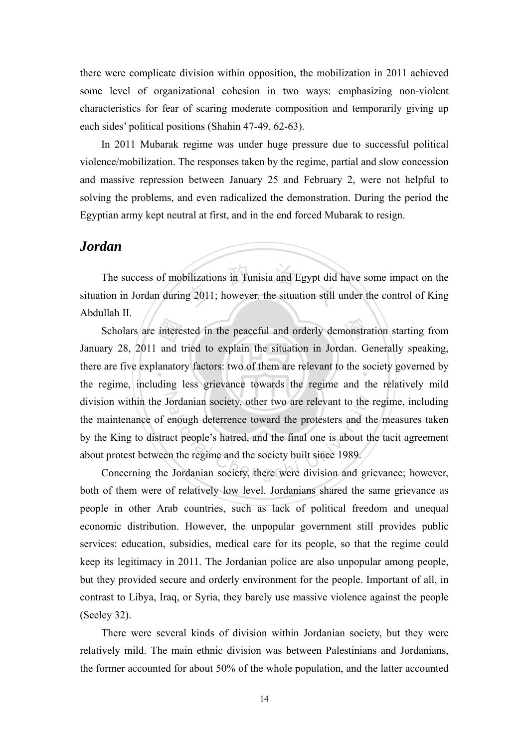there were complicate division within opposition, the mobilization in 2011 achieved some level of organizational cohesion in two ways: emphasizing non-violent characteristics for fear of scaring moderate composition and temporarily giving up each sides' political positions (Shahin 47-49, 62-63).

In 2011 Mubarak regime was under huge pressure due to successful political violence/mobilization. The responses taken by the regime, partial and slow concession and massive repression between January 25 and February 2, were not helpful to solving the problems, and even radicalized the demonstration. During the period the Egyptian army kept neutral at first, and in the end forced Mubarak to resign.

## *Jordan*

The success of mobilizations in Tunisia and Egypt did have some impact on the situation in Jordan during 2011; however, the situation still under the control of King Abdullah II.

Scholars are interested in the peaceful and orderly demonstration starting from January 28, 2011 and tried to explain the situation in Jordan. Generally speaking, there are five explanatory factors: two of them are relevant to the society governed by the regime, including less grievance towards the regime and the relatively mild division within the Jordanian society, other two are relevant to the regime, including the maintenance of enough deterrence toward the protesters and the measures taken by the King to distract people's hatred, and the final one is about the tacit agreement about protest between the regime and the society built since 1989.

Concerning the Jordanian society, there were division and grievance; however, both of them were of relatively low level. Jordanians shared the same grievance as people in other Arab countries, such as lack of political freedom and unequal economic distribution. However, the unpopular government still provides public services: education, subsidies, medical care for its people, so that the regime could keep its legitimacy in 2011. The Jordanian police are also unpopular among people, but they provided secure and orderly environment for the people. Important of all, in contrast to Libya, Iraq, or Syria, they barely use massive violence against the people (Seeley 32).

There were several kinds of division within Jordanian society, but they were relatively mild. The main ethnic division was between Palestinians and Jordanians, the former accounted for about 50% of the whole population, and the latter accounted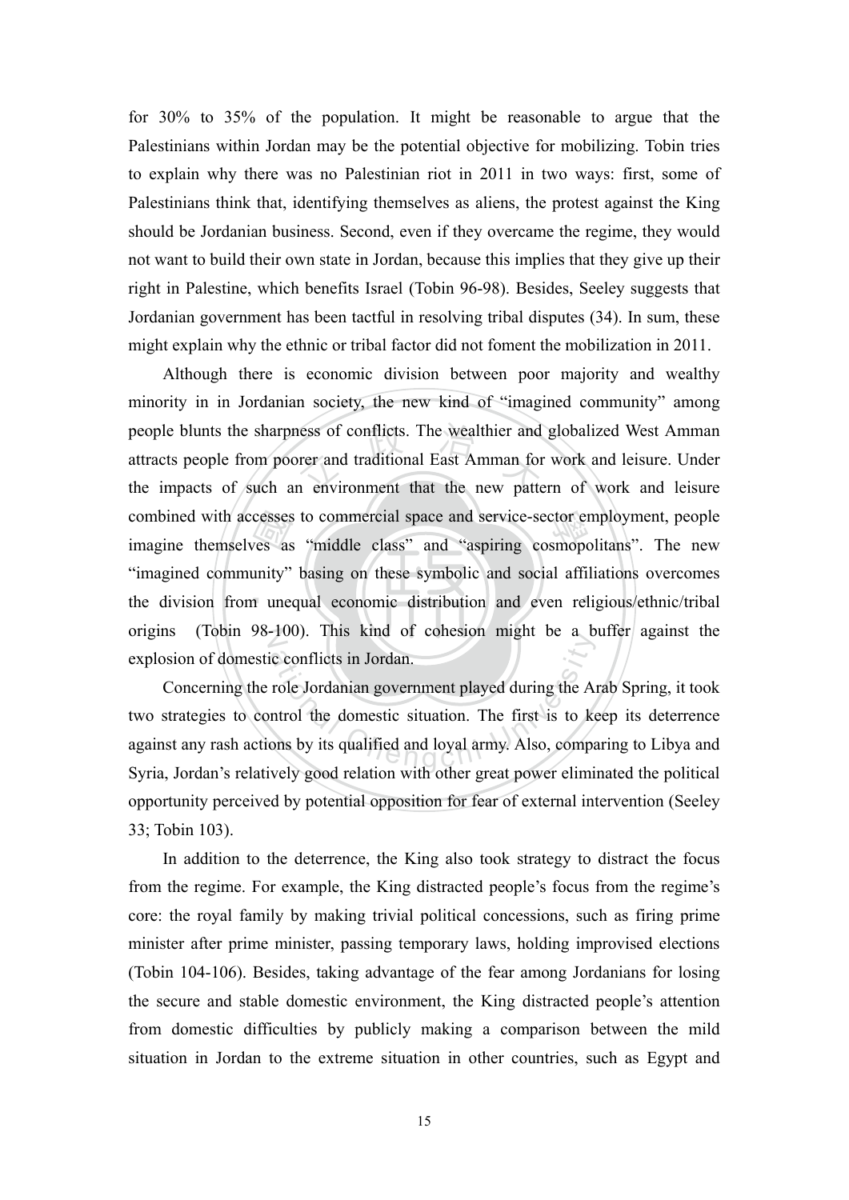for 30% to 35% of the population. It might be reasonable to argue that the Palestinians within Jordan may be the potential objective for mobilizing. Tobin tries to explain why there was no Palestinian riot in 2011 in two ways: first, some of Palestinians think that, identifying themselves as aliens, the protest against the King should be Jordanian business. Second, even if they overcame the regime, they would not want to build their own state in Jordan, because this implies that they give up their right in Palestine, which benefits Israel (Tobin 96-98). Besides, Seeley suggests that Jordanian government has been tactful in resolving tribal disputes (34). In sum, these might explain why the ethnic or tribal factor did not foment the mobilization in 2011.

Although there is economic division between poor majority and wealthy minority in in Jordanian society, the new kind of "imagined community" among people blunts the sharpness of conflicts. The wealthier and globalized West Amman attracts people from poorer and traditional East Amman for work and leisure. Under the impacts of such an environment that the new pattern of work and leisure combined with accesses to commercial space and service-sector employment, people imagine themselves as "middle class" and "aspiring cosmopolitans". The new "imagined community" basing on these symbolic and social affiliations overcomes the division from unequal economic distribution and even religious/ethnic/tribal origins (Tobin 98-100). This kind of cohesion might be a buffer against the explosion of domestic conflicts in Jordan.

Concerning the role Jordanian government played during the Arab Spring, it took two strategies to control the domestic situation. The first is to keep its deterrence against any rash actions by its qualified and loyal army. Also, comparing to Libya and Syria, Jordan's relatively good relation with other great power eliminated the political opportunity perceived by potential opposition for fear of external intervention (Seeley 33; Tobin 103).

In addition to the deterrence, the King also took strategy to distract the focus from the regime. For example, the King distracted people's focus from the regime's core: the royal family by making trivial political concessions, such as firing prime minister after prime minister, passing temporary laws, holding improvised elections (Tobin 104-106). Besides, taking advantage of the fear among Jordanians for losing the secure and stable domestic environment, the King distracted people's attention from domestic difficulties by publicly making a comparison between the mild situation in Jordan to the extreme situation in other countries, such as Egypt and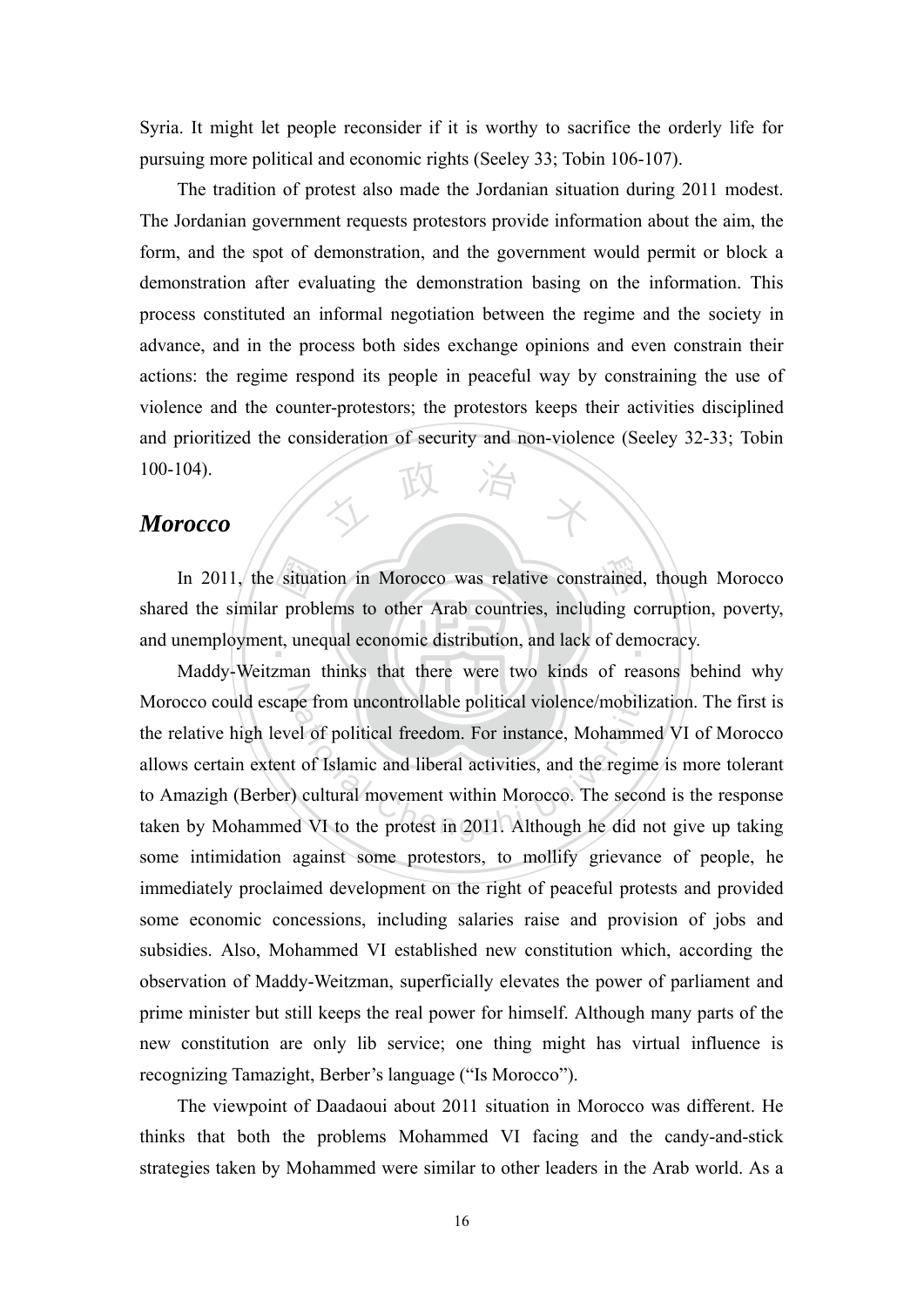Syria. It might let people reconsider if it is worthy to sacrifice the orderly life for pursuing more political and economic rights (Seeley 33; Tobin 106-107).

The tradition of protest also made the Jordanian situation during 2011 modest. The Jordanian government requests protestors provide information about the aim, the form, and the spot of demonstration, and the government would permit or block a demonstration after evaluating the demonstration basing on the information. This process constituted an informal negotiation between the regime and the society in advance, and in the process both sides exchange opinions and even constrain their actions: the regime respond its people in peaceful way by constraining the use of violence and the counter-protestors; the protestors keeps their activities disciplined and prioritized the consideration of security and non-violence (Seeley 32-33; Tobin 100-104).

## *Morocco*

In 2011, the situation in Morocco was relative constrained, though Morocco shared the similar problems to other Arab countries, including corruption, poverty, and unemployment, unequal economic distribution, and lack of democracy.

Maddy-Weitzman thinks that there were two kinds of reasons behind why Morocco could escape from uncontrollable political violence/mobilization. The first is the relative high level of political freedom. For instance, Mohammed VI of Morocco allows certain extent of Islamic and liberal activities, and the regime is more tolerant to Amazigh (Berber) cultural movement within Morocco. The second is the response taken by Mohammed VI to the protest in 2011. Although he did not give up taking some intimidation against some protestors, to mollify grievance of people, he immediately proclaimed development on the right of peaceful protests and provided some economic concessions, including salaries raise and provision of jobs and subsidies. Also, Mohammed VI established new constitution which, according the observation of Maddy-Weitzman, superficially elevates the power of parliament and prime minister but still keeps the real power for himself. Although many parts of the new constitution are only lib service; one thing might has virtual influence is recognizing Tamazight, Berber's language ("Is Morocco").

The viewpoint of Daadaoui about 2011 situation in Morocco was different. He thinks that both the problems Mohammed VI facing and the candy-and-stick strategies taken by Mohammed were similar to other leaders in the Arab world. As a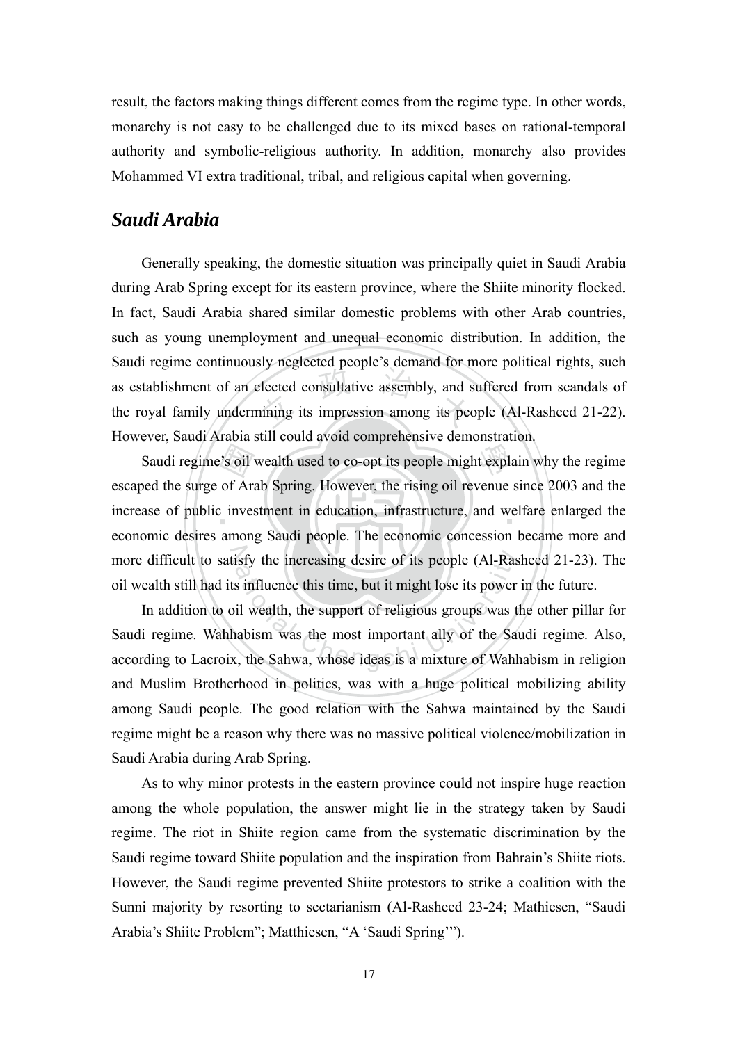result, the factors making things different comes from the regime type. In other words, monarchy is not easy to be challenged due to its mixed bases on rational-temporal authority and symbolic-religious authority. In addition, monarchy also provides Mohammed VI extra traditional, tribal, and religious capital when governing.

## *Saudi Arabia*

Generally speaking, the domestic situation was principally quiet in Saudi Arabia during Arab Spring except for its eastern province, where the Shiite minority flocked. In fact, Saudi Arabia shared similar domestic problems with other Arab countries, such as young unemployment and unequal economic distribution. In addition, the Saudi regime continuously neglected people's demand for more political rights, such as establishment of an elected consultative assembly, and suffered from scandals of the royal family undermining its impression among its people (Al-Rasheed 21-22). However, Saudi Arabia still could avoid comprehensive demonstration.

Saudi regime's oil wealth used to co-opt its people might explain why the regime escaped the surge of Arab Spring. However, the rising oil revenue since 2003 and the increase of public investment in education, infrastructure, and welfare enlarged the economic desires among Saudi people. The economic concession became more and more difficult to satisfy the increasing desire of its people (Al-Rasheed 21-23). The oil wealth still had its influence this time, but it might lose its power in the future.

In addition to oil wealth, the support of religious groups was the other pillar for Saudi regime. Wahhabism was the most important ally of the Saudi regime. Also, according to Lacroix, the Sahwa, whose ideas is a mixture of Wahhabism in religion and Muslim Brotherhood in politics, was with a huge political mobilizing ability among Saudi people. The good relation with the Sahwa maintained by the Saudi regime might be a reason why there was no massive political violence/mobilization in Saudi Arabia during Arab Spring.

As to why minor protests in the eastern province could not inspire huge reaction among the whole population, the answer might lie in the strategy taken by Saudi regime. The riot in Shiite region came from the systematic discrimination by the Saudi regime toward Shiite population and the inspiration from Bahrain's Shiite riots. However, the Saudi regime prevented Shiite protestors to strike a coalition with the Sunni majority by resorting to sectarianism (Al-Rasheed 23-24; Mathiesen, "Saudi Arabia's Shiite Problem"; Matthiesen, "A 'Saudi Spring'").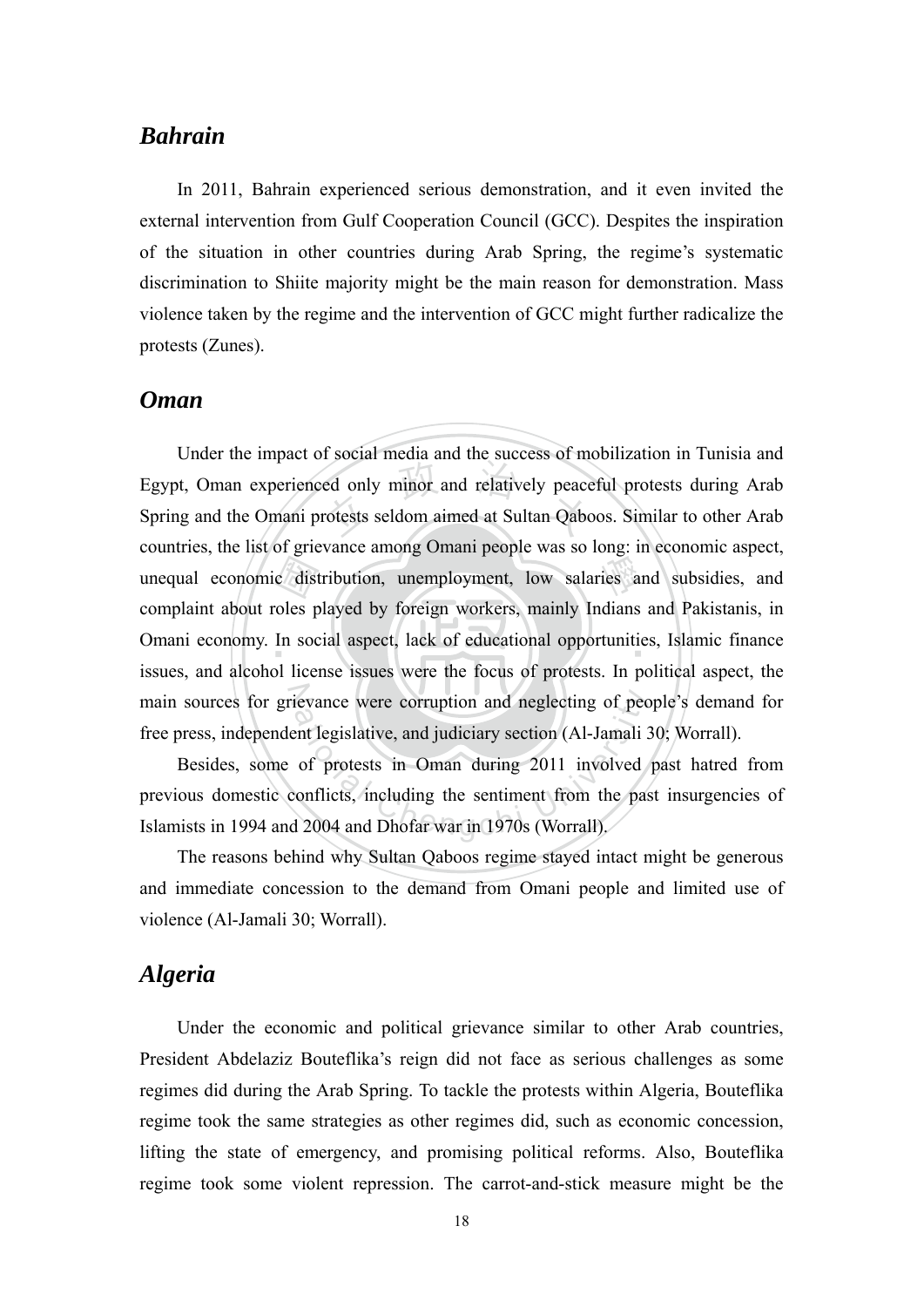## *Bahrain*

In 2011, Bahrain experienced serious demonstration, and it even invited the external intervention from Gulf Cooperation Council (GCC). Despites the inspiration of the situation in other countries during Arab Spring, the regime's systematic discrimination to Shiite majority might be the main reason for demonstration. Mass violence taken by the regime and the intervention of GCC might further radicalize the protests (Zunes).

## *Oman*

Under the impact of social media and the success of mobilization in Tunisia and Egypt, Oman experienced only minor and relatively peaceful protests during Arab Spring and the Omani protests seldom aimed at Sultan Qaboos. Similar to other Arab countries, the list of grievance among Omani people was so long: in economic aspect, unequal economic distribution, unemployment, low salaries and subsidies, and complaint about roles played by foreign workers, mainly Indians and Pakistanis, in Omani economy. In social aspect, lack of educational opportunities, Islamic finance issues, and alcohol license issues were the focus of protests. In political aspect, the main sources for grievance were corruption and neglecting of people's demand for free press, independent legislative, and judiciary section (Al-Jamali 30; Worrall).

Besides, some of protests in Oman during 2011 involved past hatred from previous domestic conflicts, including the sentiment from the past insurgencies of Islamists in 1994 and 2004 and Dhofar war in 1970s (Worrall).

The reasons behind why Sultan Qaboos regime stayed intact might be generous and immediate concession to the demand from Omani people and limited use of violence (Al-Jamali 30; Worrall).

## *Algeria*

Under the economic and political grievance similar to other Arab countries, President Abdelaziz Bouteflika's reign did not face as serious challenges as some regimes did during the Arab Spring. To tackle the protests within Algeria, Bouteflika regime took the same strategies as other regimes did, such as economic concession, lifting the state of emergency, and promising political reforms. Also, Bouteflika regime took some violent repression. The carrot-and-stick measure might be the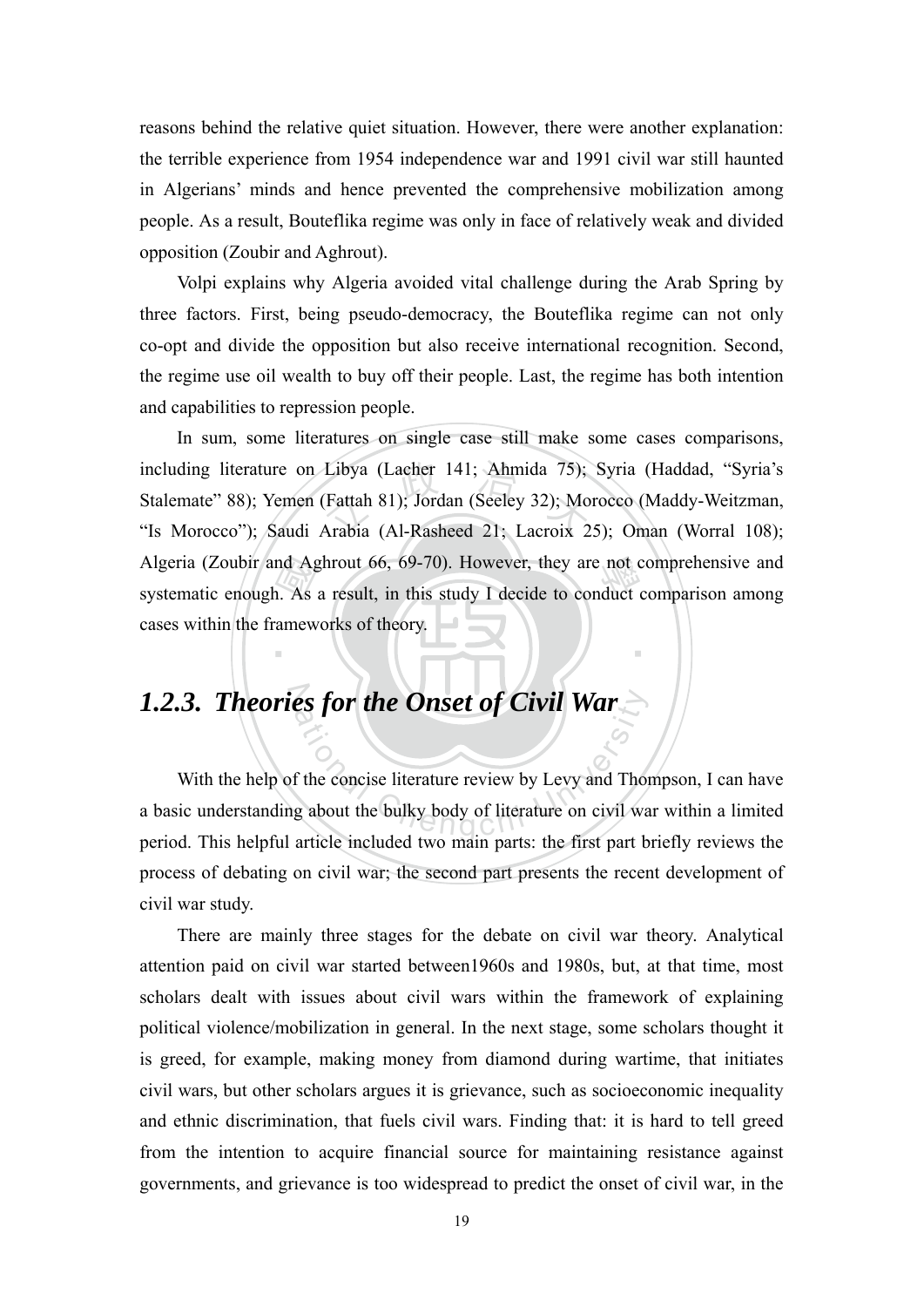reasons behind the relative quiet situation. However, there were another explanation: the terrible experience from 1954 independence war and 1991 civil war still haunted in Algerians' minds and hence prevented the comprehensive mobilization among people. As a result, Bouteflika regime was only in face of relatively weak and divided opposition (Zoubir and Aghrout).

Volpi explains why Algeria avoided vital challenge during the Arab Spring by three factors. First, being pseudo-democracy, the Bouteflika regime can not only co-opt and divide the opposition but also receive international recognition. Second, the regime use oil wealth to buy off their people. Last, the regime has both intention and capabilities to repression people.

In sum, some literatures on single case still make some cases comparisons, including literature on Libya (Lacher 141; Ahmida 75); Syria (Haddad, "Syria's Stalemate" 88); Yemen (Fattah 81); Jordan (Seeley 32); Morocco (Maddy-Weitzman, "Is Morocco"); Saudi Arabia (Al-Rasheed 21; Lacroix 25); Oman (Worral 108); Algeria (Zoubir and Aghrout 66, 69-70). However, they are not comprehensive and systematic enough. As a result, in this study I decide to conduct comparison among cases within the frameworks of theory.

### *1.2.3. Theories for the Onset of Civil War*

With the help of the concise literature review by Levy and Thompson, I can have a basic understanding about the bulky body of literature on civil war within a limited period. This helpful article included two main parts: the first part briefly reviews the process of debating on civil war; the second part presents the recent development of civil war study.

There are mainly three stages for the debate on civil war theory. Analytical attention paid on civil war started between1960s and 1980s, but, at that time, most scholars dealt with issues about civil wars within the framework of explaining political violence/mobilization in general. In the next stage, some scholars thought it is greed, for example, making money from diamond during wartime, that initiates civil wars, but other scholars argues it is grievance, such as socioeconomic inequality and ethnic discrimination, that fuels civil wars. Finding that: it is hard to tell greed from the intention to acquire financial source for maintaining resistance against governments, and grievance is too widespread to predict the onset of civil war, in the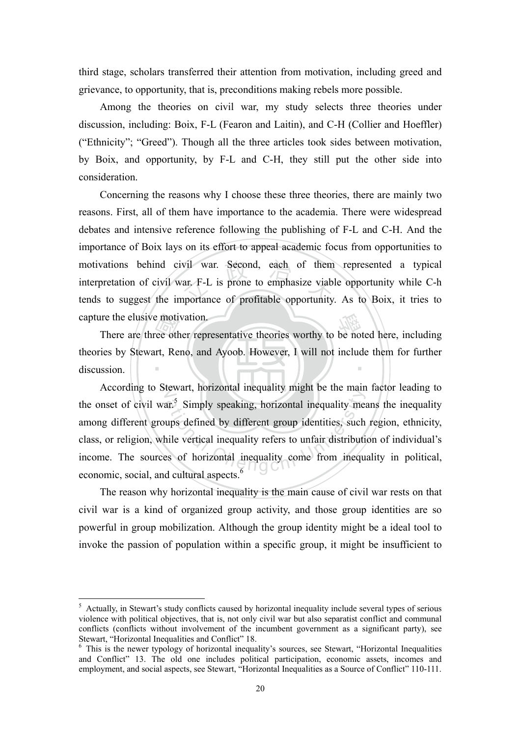third stage, scholars transferred their attention from motivation, including greed and grievance, to opportunity, that is, preconditions making rebels more possible.

Among the theories on civil war, my study selects three theories under discussion, including: Boix, F-L (Fearon and Laitin), and C-H (Collier and Hoeffler) ("Ethnicity"; "Greed"). Though all the three articles took sides between motivation, by Boix, and opportunity, by F-L and C-H, they still put the other side into consideration.

Concerning the reasons why I choose these three theories, there are mainly two reasons. First, all of them have importance to the academia. There were widespread debates and intensive reference following the publishing of F-L and C-H. And the importance of Boix lays on its effort to appeal academic focus from opportunities to motivations behind civil war. Second, each of them represented a typical interpretation of civil war. F-L is prone to emphasize viable opportunity while C-h tends to suggest the importance of profitable opportunity. As to Boix, it tries to capture the elusive motivation.

There are three other representative theories worthy to be noted here, including theories by Stewart, Reno, and Ayoob. However, I will not include them for further discussion.

According to Stewart, horizontal inequality might be the main factor leading to the onset of civil war.[5] Simply speaking, horizontal inequality means the inequality among different groups defined by different group identities, such region, ethnicity, class, or religion, while vertical inequality refers to unfair distribution of individual's income. The sources of horizontal inequality come from inequality in political, economic, social, and cultural aspects.[6]

The reason why horizontal inequality is the main cause of civil war rests on that civil war is a kind of organized group activity, and those group identities are so powerful in group mobilization. Although the group identity might be a ideal tool to invoke the passion of population within a specific group, it might be insufficient to

---

[5] Actually, in Stewart's study conflicts caused by horizontal inequality include several types of serious violence with political objectives, that is, not only civil war but also separatist conflict and communal conflicts (conflicts without involvement of the incumbent government as a significant party), see Stewart, "Horizontal Inequalities and Conflict" 18.

[6] This is the newer typology of horizontal inequality's sources, see Stewart, "Horizontal Inequalities and Conflict" 13. The old one includes political participation, economic assets, incomes and employment, and social aspects, see Stewart, "Horizontal Inequalities as a Source of Conflict" 110-111.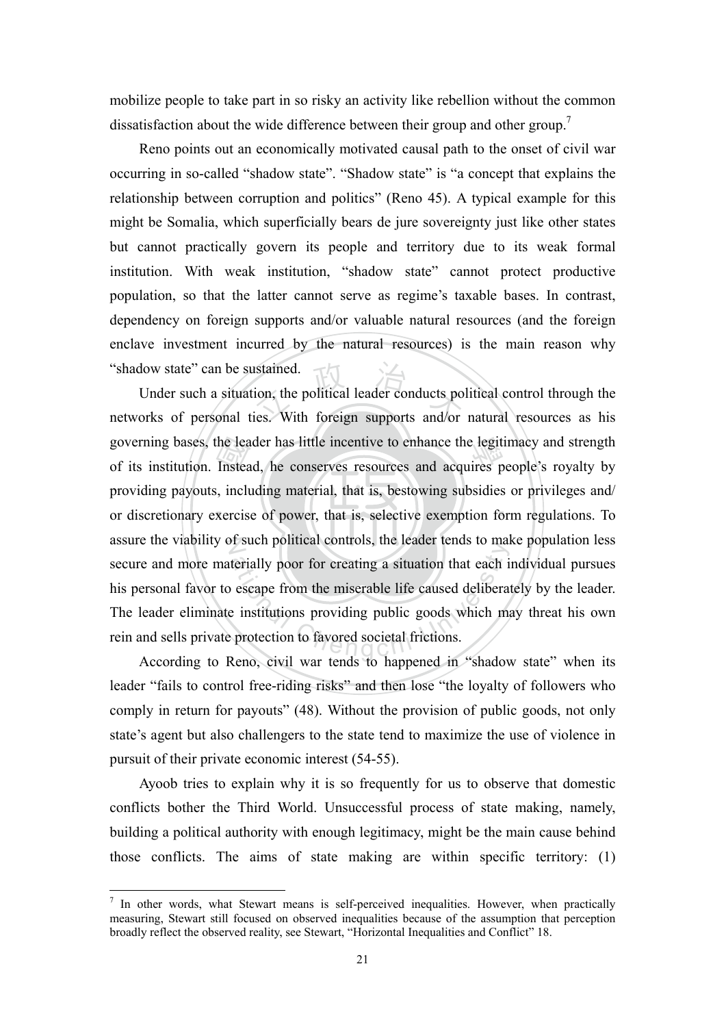mobilize people to take part in so risky an activity like rebellion without the common dissatisfaction about the wide difference between their group and other group.[7]

Reno points out an economically motivated causal path to the onset of civil war occurring in so-called "shadow state". "Shadow state" is "a concept that explains the relationship between corruption and politics" (Reno 45). A typical example for this might be Somalia, which superficially bears de jure sovereignty just like other states but cannot practically govern its people and territory due to its weak formal institution. With weak institution, "shadow state" cannot protect productive population, so that the latter cannot serve as regime's taxable bases. In contrast, dependency on foreign supports and/or valuable natural resources (and the foreign enclave investment incurred by the natural resources) is the main reason why "shadow state" can be sustained.

Under such a situation, the political leader conducts political control through the networks of personal ties. With foreign supports and/or natural resources as his governing bases, the leader has little incentive to enhance the legitimacy and strength of its institution. Instead, he conserves resources and acquires people's royalty by providing payouts, including material, that is, bestowing subsidies or privileges and/ or discretionary exercise of power, that is, selective exemption form regulations. To assure the viability of such political controls, the leader tends to make population less secure and more materially poor for creating a situation that each individual pursues his personal favor to escape from the miserable life caused deliberately by the leader. The leader eliminate institutions providing public goods which may threat his own rein and sells private protection to favored societal frictions.

According to Reno, civil war tends to happened in "shadow state" when its leader "fails to control free-riding risks" and then lose "the loyalty of followers who comply in return for payouts" (48). Without the provision of public goods, not only state's agent but also challengers to the state tend to maximize the use of violence in pursuit of their private economic interest (54-55).

Ayoob tries to explain why it is so frequently for us to observe that domestic conflicts bother the Third World. Unsuccessful process of state making, namely, building a political authority with enough legitimacy, might be the main cause behind those conflicts. The aims of state making are within specific territory: (1)

---

[7] In other words, what Stewart means is self-perceived inequalities. However, when practically measuring, Stewart still focused on observed inequalities because of the assumption that perception broadly reflect the observed reality, see Stewart, "Horizontal Inequalities and Conflict" 18.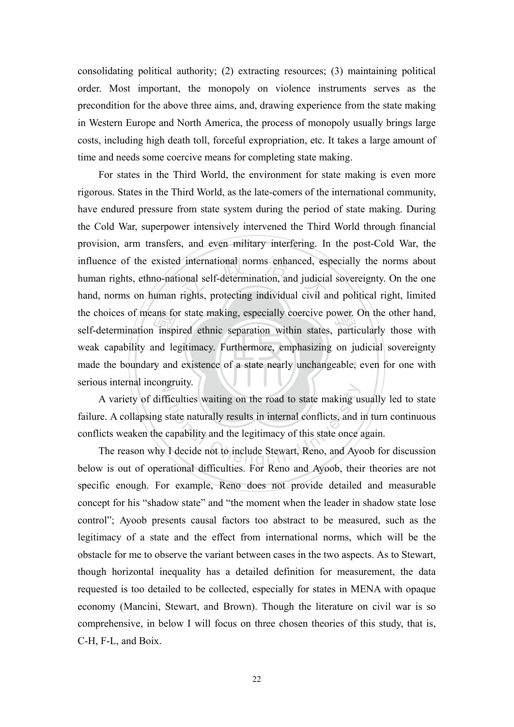consolidating political authority; (2) extracting resources; (3) maintaining political order. Most important, the monopoly on violence instruments serves as the precondition for the above three aims, and, drawing experience from the state making in Western Europe and North America, the process of monopoly usually brings large costs, including high death toll, forceful expropriation, etc. It takes a large amount of time and needs some coercive means for completing state making.

For states in the Third World, the environment for state making is even more rigorous. States in the Third World, as the late-comers of the international community, have endured pressure from state system during the period of state making. During the Cold War, superpower intensively intervened the Third World through financial provision, arm transfers, and even military interfering. In the post-Cold War, the influence of the existed international norms enhanced, especially the norms about human rights, ethno-national self-determination, and judicial sovereignty. On the one hand, norms on human rights, protecting individual civil and political right, limited the choices of means for state making, especially coercive power. On the other hand, self-determination inspired ethnic separation within states, particularly those with weak capability and legitimacy. Furthermore, emphasizing on judicial sovereignty made the boundary and existence of a state nearly unchangeable, even for one with serious internal incongruity.

A variety of difficulties waiting on the road to state making usually led to state failure. A collapsing state naturally results in internal conflicts, and in turn continuous conflicts weaken the capability and the legitimacy of this state once again.

The reason why I decide not to include Stewart, Reno, and Ayoob for discussion below is out of operational difficulties. For Reno and Ayoob, their theories are not specific enough. For example, Reno does not provide detailed and measurable concept for his "shadow state" and "the moment when the leader in shadow state lose control"; Ayoob presents causal factors too abstract to be measured, such as the legitimacy of a state and the effect from international norms, which will be the obstacle for me to observe the variant between cases in the two aspects. As to Stewart, though horizontal inequality has a detailed definition for measurement, the data requested is too detailed to be collected, especially for states in MENA with opaque economy (Mancini, Stewart, and Brown). Though the literature on civil war is so comprehensive, in below I will focus on three chosen theories of this study, that is, C-H, F-L, and Boix.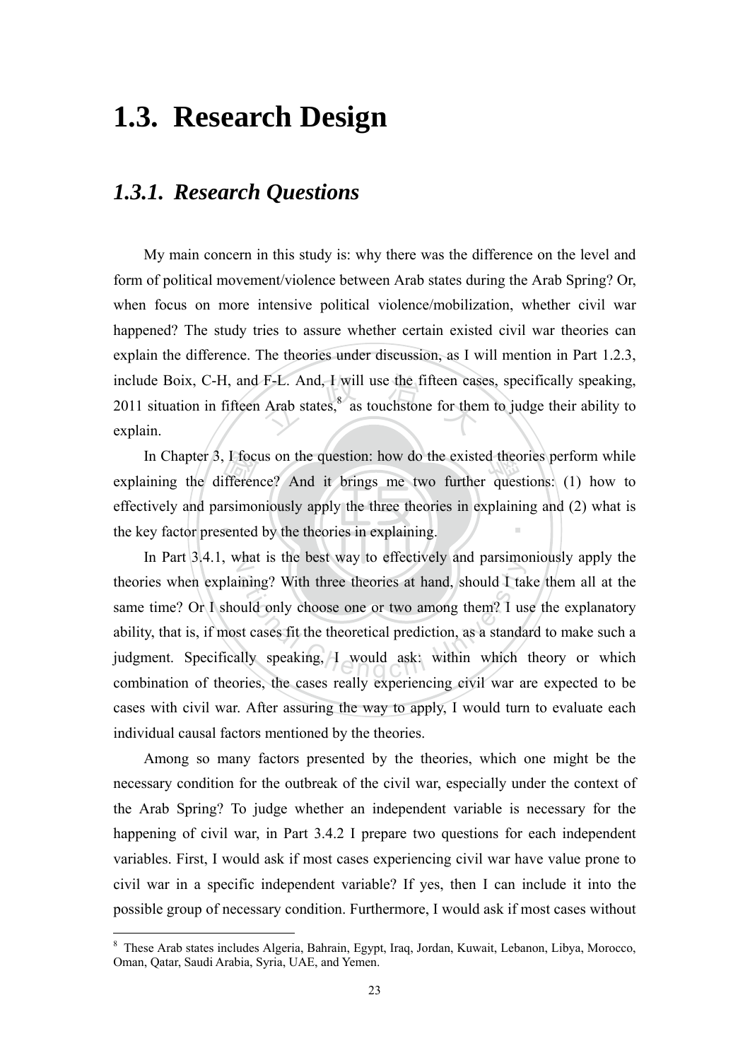# 1.3. Research Design

## *1.3.1. Research Questions*

My main concern in this study is: why there was the difference on the level and form of political movement/violence between Arab states during the Arab Spring? Or, when focus on more intensive political violence/mobilization, whether civil war happened? The study tries to assure whether certain existed civil war theories can explain the difference. The theories under discussion, as I will mention in Part 1.2.3, include Boix, C-H, and F-L. And, I will use the fifteen cases, specifically speaking, 2011 situation in fifteen Arab states,[8] as touchstone for them to judge their ability to explain.

In Chapter 3, I focus on the question: how do the existed theories perform while explaining the difference? And it brings me two further questions: (1) how to effectively and parsimoniously apply the three theories in explaining and (2) what is the key factor presented by the theories in explaining.

In Part 3.4.1, what is the best way to effectively and parsimoniously apply the theories when explaining? With three theories at hand, should I take them all at the same time? Or I should only choose one or two among them? I use the explanatory ability, that is, if most cases fit the theoretical prediction, as a standard to make such a judgment. Specifically speaking, I would ask: within which theory or which combination of theories, the cases really experiencing civil war are expected to be cases with civil war. After assuring the way to apply, I would turn to evaluate each individual causal factors mentioned by the theories.

Among so many factors presented by the theories, which one might be the necessary condition for the outbreak of the civil war, especially under the context of the Arab Spring? To judge whether an independent variable is necessary for the happening of civil war, in Part 3.4.2 I prepare two questions for each independent variables. First, I would ask if most cases experiencing civil war have value prone to civil war in a specific independent variable? If yes, then I can include it into the possible group of necessary condition. Furthermore, I would ask if most cases without

---

[8] These Arab states includes Algeria, Bahrain, Egypt, Iraq, Jordan, Kuwait, Lebanon, Libya, Morocco, Oman, Qatar, Saudi Arabia, Syria, UAE, and Yemen.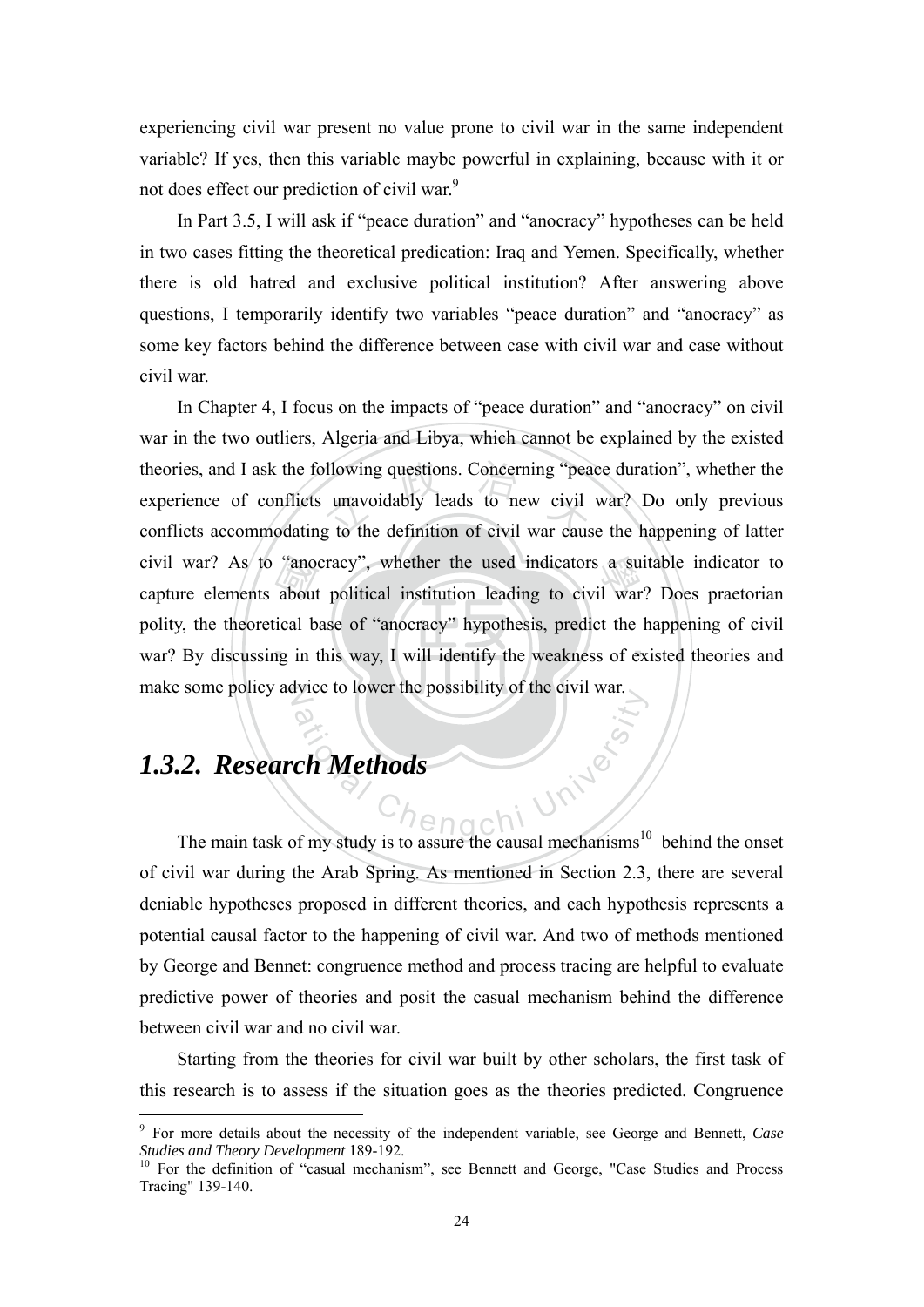experiencing civil war present no value prone to civil war in the same independent variable? If yes, then this variable maybe powerful in explaining, because with it or not does effect our prediction of civil war.[9]

In Part 3.5, I will ask if "peace duration" and "anocracy" hypotheses can be held in two cases fitting the theoretical predication: Iraq and Yemen. Specifically, whether there is old hatred and exclusive political institution? After answering above questions, I temporarily identify two variables "peace duration" and "anocracy" as some key factors behind the difference between case with civil war and case without civil war.

In Chapter 4, I focus on the impacts of "peace duration" and "anocracy" on civil war in the two outliers, Algeria and Libya, which cannot be explained by the existed theories, and I ask the following questions. Concerning "peace duration", whether the experience of conflicts unavoidably leads to new civil war? Do only previous conflicts accommodating to the definition of civil war cause the happening of latter civil war? As to "anocracy", whether the used indicators a suitable indicator to capture elements about political institution leading to civil war? Does praetorian polity, the theoretical base of "anocracy" hypothesis, predict the happening of civil war? By discussing in this way, I will identify the weakness of existed theories and make some policy advice to lower the possibility of the civil war.

### *1.3.2. Research Methods*

The main task of my study is to assure the causal mechanisms[10] behind the onset of civil war during the Arab Spring. As mentioned in Section 2.3, there are several deniable hypotheses proposed in different theories, and each hypothesis represents a potential causal factor to the happening of civil war. And two of methods mentioned by George and Bennet: congruence method and process tracing are helpful to evaluate predictive power of theories and posit the casual mechanism behind the difference between civil war and no civil war.

Starting from the theories for civil war built by other scholars, the first task of this research is to assess if the situation goes as the theories predicted. Congruence

---

[9] For more details about the necessity of the independent variable, see George and Bennett, *Case Studies and Theory Development* 189-192.

[10] For the definition of "casual mechanism", see Bennett and George, "Case Studies and Process Tracing" 139-140.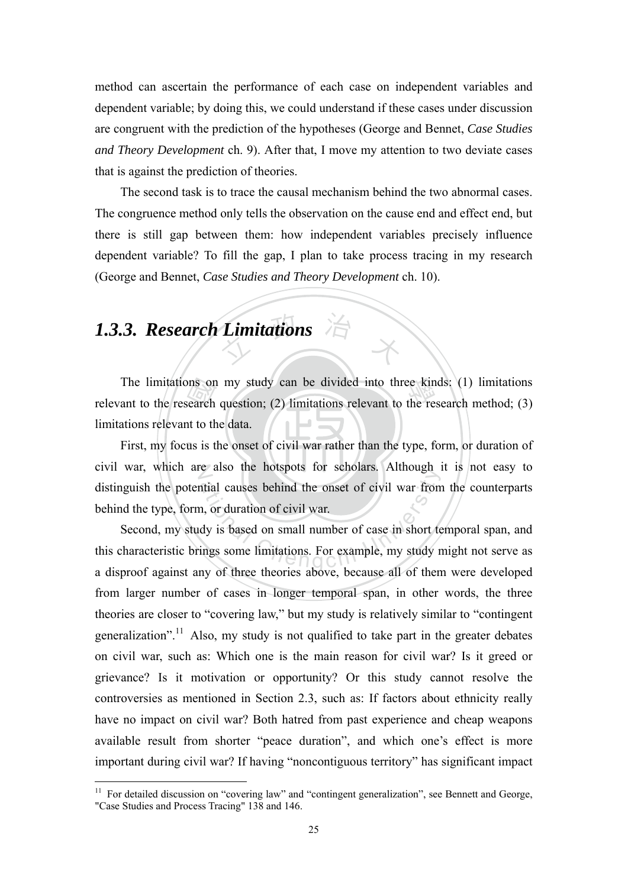method can ascertain the performance of each case on independent variables and dependent variable; by doing this, we could understand if these cases under discussion are congruent with the prediction of the hypotheses (George and Bennet, *Case Studies and Theory Development* ch. 9). After that, I move my attention to two deviate cases that is against the prediction of theories.

The second task is to trace the causal mechanism behind the two abnormal cases. The congruence method only tells the observation on the cause end and effect end, but there is still gap between them: how independent variables precisely influence dependent variable? To fill the gap, I plan to take process tracing in my research (George and Bennet, *Case Studies and Theory Development* ch. 10).

### *1.3.3. Research Limitations*

The limitations on my study can be divided into three kinds: (1) limitations relevant to the research question; (2) limitations relevant to the research method; (3) limitations relevant to the data.

First, my focus is the onset of civil war rather than the type, form, or duration of civil war, which are also the hotspots for scholars. Although it is not easy to distinguish the potential causes behind the onset of civil war from the counterparts behind the type, form, or duration of civil war.

Second, my study is based on small number of case in short temporal span, and this characteristic brings some limitations. For example, my study might not serve as a disproof against any of three theories above, because all of them were developed from larger number of cases in longer temporal span, in other words, the three theories are closer to "covering law," but my study is relatively similar to "contingent generalization".[11] Also, my study is not qualified to take part in the greater debates on civil war, such as: Which one is the main reason for civil war? Is it greed or grievance? Is it motivation or opportunity? Or this study cannot resolve the controversies as mentioned in Section 2.3, such as: If factors about ethnicity really have no impact on civil war? Both hatred from past experience and cheap weapons available result from shorter "peace duration", and which one's effect is more important during civil war? If having "noncontiguous territory" has significant impact

---

[11] For detailed discussion on "covering law" and "contingent generalization", see Bennett and George, "Case Studies and Process Tracing" 138 and 146.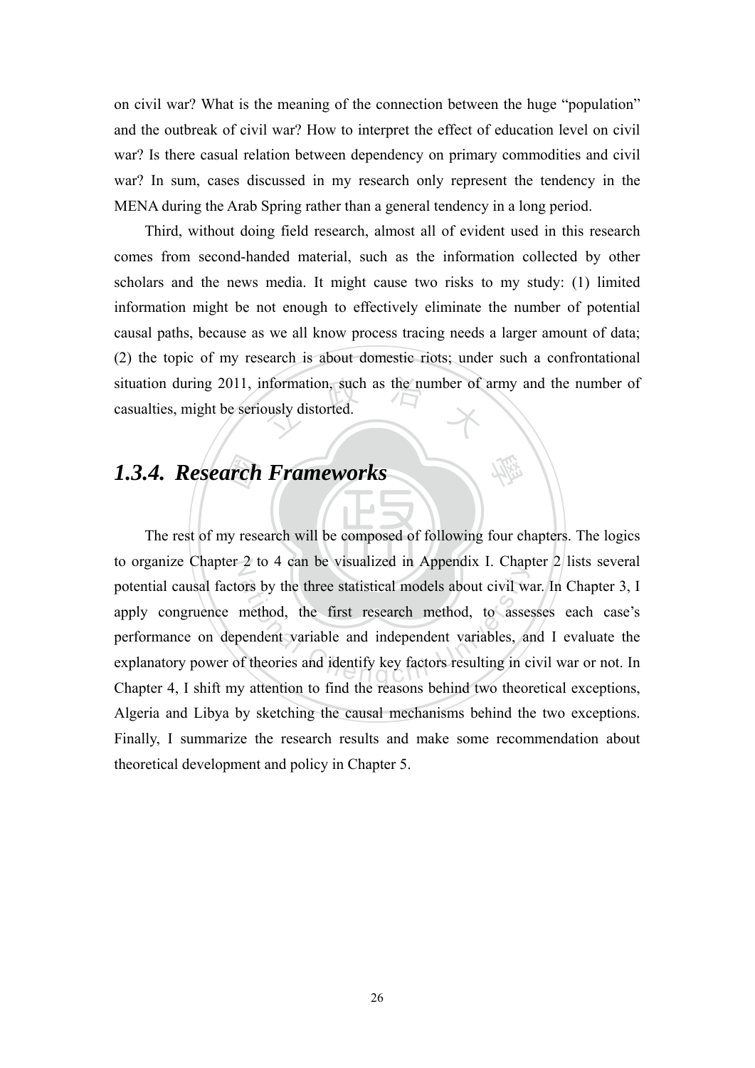on civil war? What is the meaning of the connection between the huge "population" and the outbreak of civil war? How to interpret the effect of education level on civil war? Is there casual relation between dependency on primary commodities and civil war? In sum, cases discussed in my research only represent the tendency in the MENA during the Arab Spring rather than a general tendency in a long period.

Third, without doing field research, almost all of evident used in this research comes from second-handed material, such as the information collected by other scholars and the news media. It might cause two risks to my study: (1) limited information might be not enough to effectively eliminate the number of potential causal paths, because as we all know process tracing needs a larger amount of data; (2) the topic of my research is about domestic riots; under such a confrontational situation during 2011, information, such as the number of army and the number of casualties, might be seriously distorted.

### *1.3.4. Research Frameworks*

The rest of my research will be composed of following four chapters. The logics to organize Chapter 2 to 4 can be visualized in Appendix I. Chapter 2 lists several potential causal factors by the three statistical models about civil war. In Chapter 3, I apply congruence method, the first research method, to assesses each case's performance on dependent variable and independent variables, and I evaluate the explanatory power of theories and identify key factors resulting in civil war or not. In Chapter 4, I shift my attention to find the reasons behind two theoretical exceptions, Algeria and Libya by sketching the causal mechanisms behind the two exceptions. Finally, I summarize the research results and make some recommendation about theoretical development and policy in Chapter 5.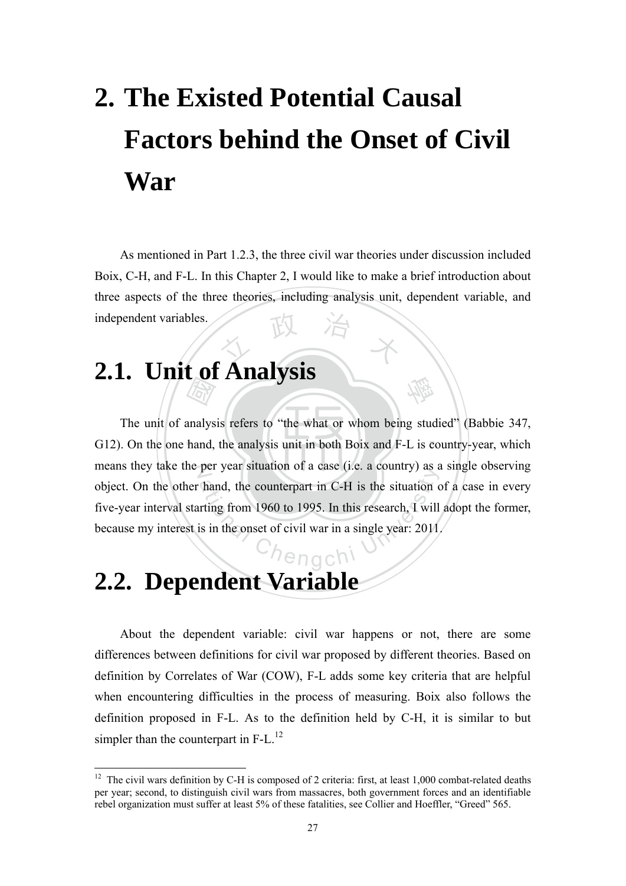# 2. The Existed Potential Causal Factors behind the Onset of Civil War

As mentioned in Part 1.2.3, the three civil war theories under discussion included Boix, C-H, and F-L. In this Chapter 2, I would like to make a brief introduction about three aspects of the three theories, including analysis unit, dependent variable, and independent variables.

## 2.1. Unit of Analysis

The unit of analysis refers to "the what or whom being studied" (Babbie 347, G12). On the one hand, the analysis unit in both Boix and F-L is country-year, which means they take the per year situation of a case (i.e. a country) as a single observing object. On the other hand, the counterpart in C-H is the situation of a case in every five-year interval starting from 1960 to 1995. In this research, I will adopt the former, because my interest is in the onset of civil war in a single year: 2011.

## 2.2. Dependent Variable

About the dependent variable: civil war happens or not, there are some differences between definitions for civil war proposed by different theories. Based on definition by Correlates of War (COW), F-L adds some key criteria that are helpful when encountering difficulties in the process of measuring. Boix also follows the definition proposed in F-L. As to the definition held by C-H, it is similar to but simpler than the counterpart in F-L.[12]

[12] The civil wars definition by C-H is composed of 2 criteria: first, at least 1,000 combat-related deaths per year; second, to distinguish civil wars from massacres, both government forces and an identifiable rebel organization must suffer at least 5% of these fatalities, see Collier and Hoeffler, "Greed" 565.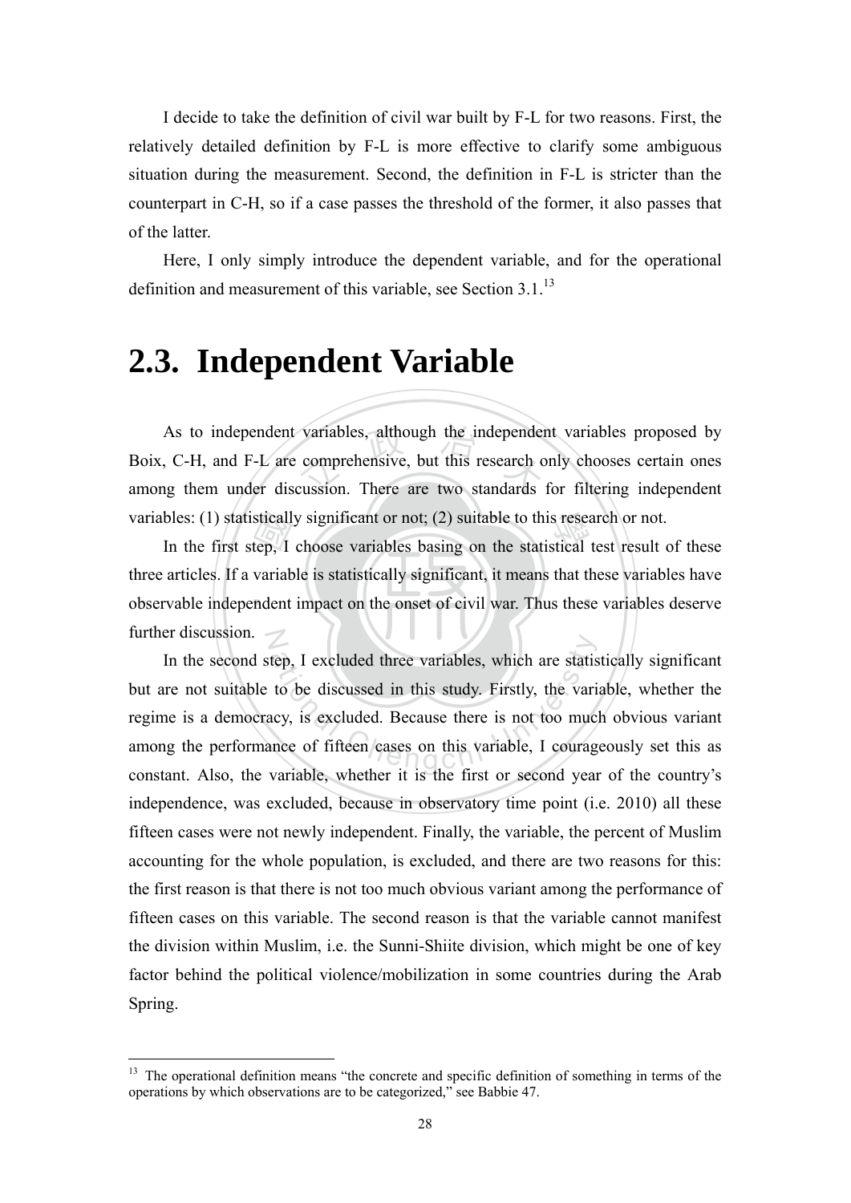I decide to take the definition of civil war built by F-L for two reasons. First, the relatively detailed definition by F-L is more effective to clarify some ambiguous situation during the measurement. Second, the definition in F-L is stricter than the counterpart in C-H, so if a case passes the threshold of the former, it also passes that of the latter.

Here, I only simply introduce the dependent variable, and for the operational definition and measurement of this variable, see Section 3.1.[13]

# 2.3. Independent Variable

As to independent variables, although the independent variables proposed by Boix, C-H, and F-L are comprehensive, but this research only chooses certain ones among them under discussion. There are two standards for filtering independent variables: (1) statistically significant or not; (2) suitable to this research or not.

In the first step, I choose variables basing on the statistical test result of these three articles. If a variable is statistically significant, it means that these variables have observable independent impact on the onset of civil war. Thus these variables deserve further discussion.

In the second step, I excluded three variables, which are statistically significant but are not suitable to be discussed in this study. Firstly, the variable, whether the regime is a democracy, is excluded. Because there is not too much obvious variant among the performance of fifteen cases on this variable, I courageously set this as constant. Also, the variable, whether it is the first or second year of the country's independence, was excluded, because in observatory time point (i.e. 2010) all these fifteen cases were not newly independent. Finally, the variable, the percent of Muslim accounting for the whole population, is excluded, and there are two reasons for this: the first reason is that there is not too much obvious variant among the performance of fifteen cases on this variable. The second reason is that the variable cannot manifest the division within Muslim, i.e. the Sunni-Shiite division, which might be one of key factor behind the political violence/mobilization in some countries during the Arab Spring.

---

[13] The operational definition means "the concrete and specific definition of something in terms of the operations by which observations are to be categorized," see Babbie 47.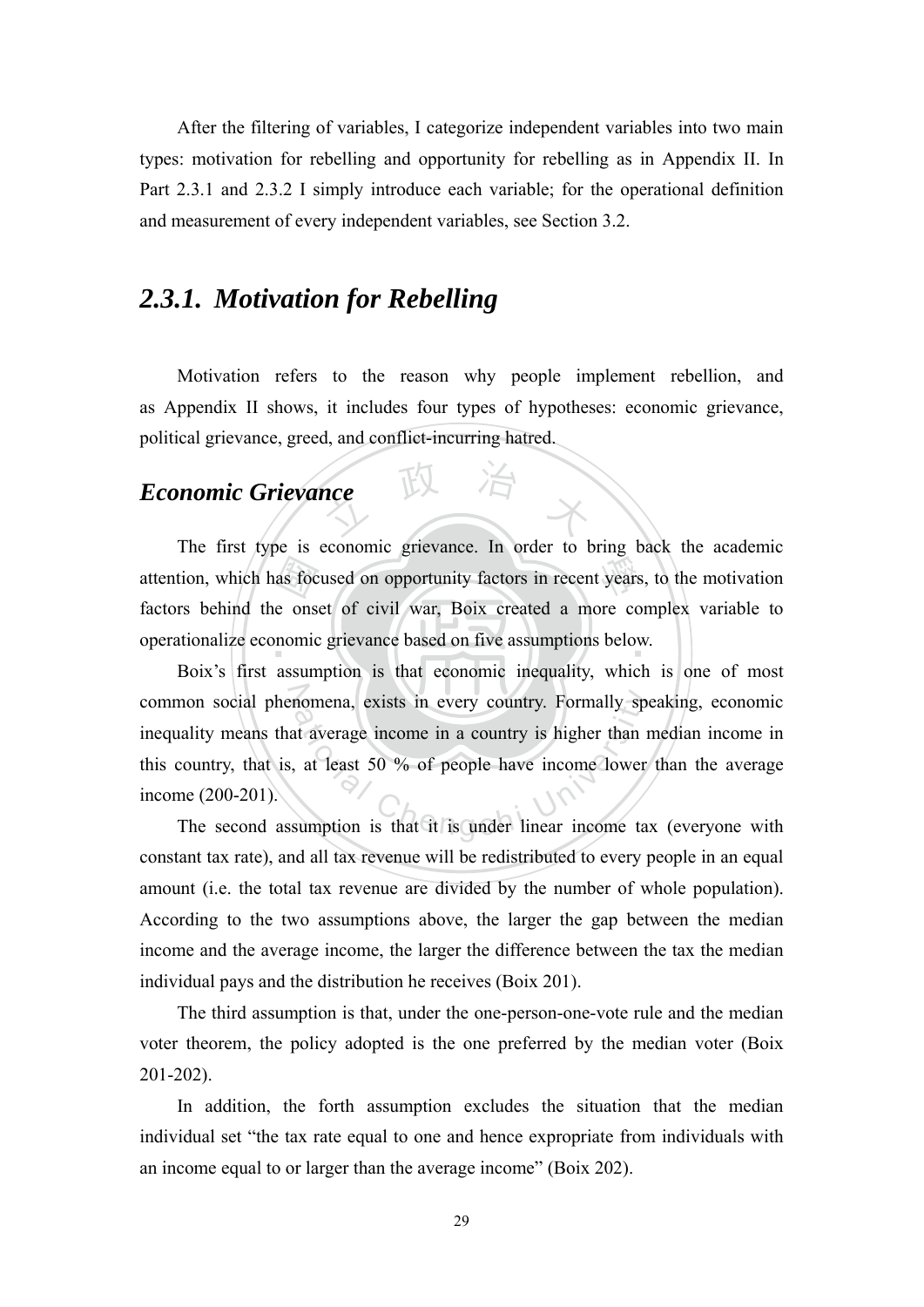After the filtering of variables, I categorize independent variables into two main types: motivation for rebelling and opportunity for rebelling as in Appendix II. In Part 2.3.1 and 2.3.2 I simply introduce each variable; for the operational definition and measurement of every independent variables, see Section 3.2.

## *2.3.1. Motivation for Rebelling*

Motivation refers to the reason why people implement rebellion, and as Appendix II shows, it includes four types of hypotheses: economic grievance, political grievance, greed, and conflict-incurring hatred.

### *Economic Grievance*

The first type is economic grievance. In order to bring back the academic attention, which has focused on opportunity factors in recent years, to the motivation factors behind the onset of civil war, Boix created a more complex variable to operationalize economic grievance based on five assumptions below.

Boix's first assumption is that economic inequality, which is one of most common social phenomena, exists in every country. Formally speaking, economic inequality means that average income in a country is higher than median income in this country, that is, at least 50 % of people have income lower than the average income (200-201).

The second assumption is that it is under linear income tax (everyone with constant tax rate), and all tax revenue will be redistributed to every people in an equal amount (i.e. the total tax revenue are divided by the number of whole population). According to the two assumptions above, the larger the gap between the median income and the average income, the larger the difference between the tax the median individual pays and the distribution he receives (Boix 201).

The third assumption is that, under the one-person-one-vote rule and the median voter theorem, the policy adopted is the one preferred by the median voter (Boix 201-202).

In addition, the forth assumption excludes the situation that the median individual set "the tax rate equal to one and hence expropriate from individuals with an income equal to or larger than the average income" (Boix 202).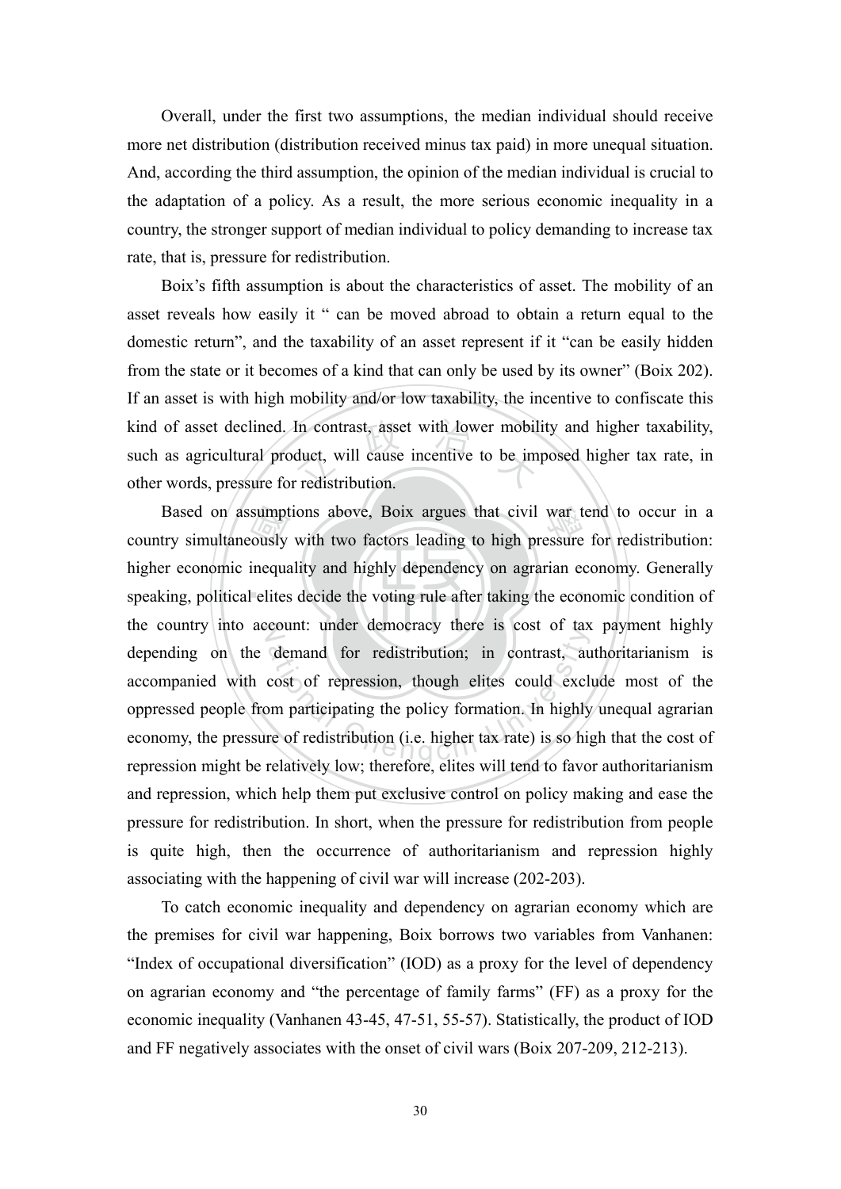Overall, under the first two assumptions, the median individual should receive more net distribution (distribution received minus tax paid) in more unequal situation. And, according the third assumption, the opinion of the median individual is crucial to the adaptation of a policy. As a result, the more serious economic inequality in a country, the stronger support of median individual to policy demanding to increase tax rate, that is, pressure for redistribution.

Boix's fifth assumption is about the characteristics of asset. The mobility of an asset reveals how easily it " can be moved abroad to obtain a return equal to the domestic return", and the taxability of an asset represent if it "can be easily hidden from the state or it becomes of a kind that can only be used by its owner" (Boix 202). If an asset is with high mobility and/or low taxability, the incentive to confiscate this kind of asset declined. In contrast, asset with lower mobility and higher taxability, such as agricultural product, will cause incentive to be imposed higher tax rate, in other words, pressure for redistribution.

Based on assumptions above, Boix argues that civil war tend to occur in a country simultaneously with two factors leading to high pressure for redistribution: higher economic inequality and highly dependency on agrarian economy. Generally speaking, political elites decide the voting rule after taking the economic condition of the country into account: under democracy there is cost of tax payment highly depending on the demand for redistribution; in contrast, authoritarianism is accompanied with cost of repression, though elites could exclude most of the oppressed people from participating the policy formation. In highly unequal agrarian economy, the pressure of redistribution (i.e. higher tax rate) is so high that the cost of repression might be relatively low; therefore, elites will tend to favor authoritarianism and repression, which help them put exclusive control on policy making and ease the pressure for redistribution. In short, when the pressure for redistribution from people is quite high, then the occurrence of authoritarianism and repression highly associating with the happening of civil war will increase (202-203).

To catch economic inequality and dependency on agrarian economy which are the premises for civil war happening, Boix borrows two variables from Vanhanen: "Index of occupational diversification" (IOD) as a proxy for the level of dependency on agrarian economy and "the percentage of family farms" (FF) as a proxy for the economic inequality (Vanhanen 43-45, 47-51, 55-57). Statistically, the product of IOD and FF negatively associates with the onset of civil wars (Boix 207-209, 212-213).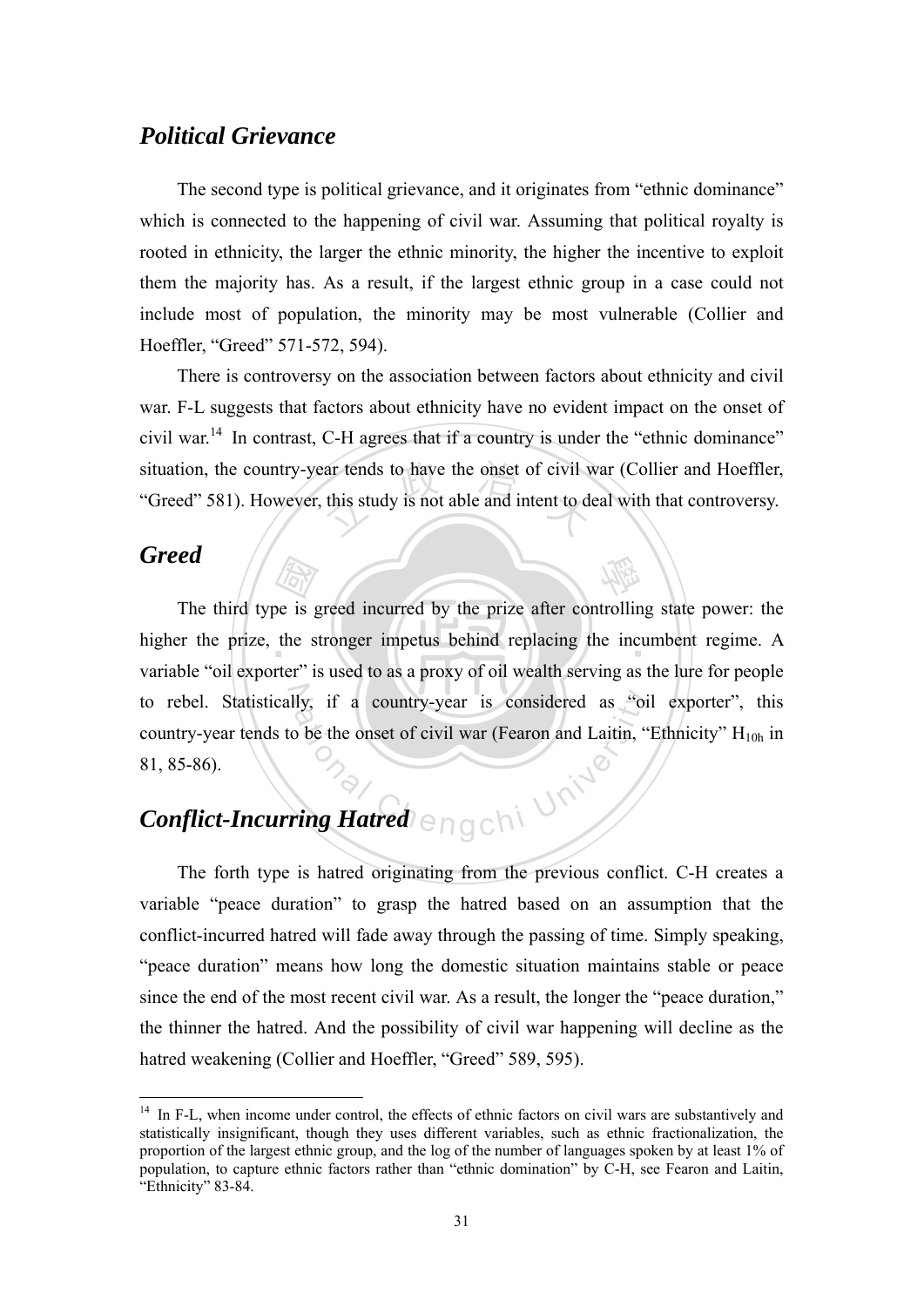## *Political Grievance*

The second type is political grievance, and it originates from "ethnic dominance" which is connected to the happening of civil war. Assuming that political royalty is rooted in ethnicity, the larger the ethnic minority, the higher the incentive to exploit them the majority has. As a result, if the largest ethnic group in a case could not include most of population, the minority may be most vulnerable (Collier and Hoeffler, "Greed" 571-572, 594).

There is controversy on the association between factors about ethnicity and civil war. F-L suggests that factors about ethnicity have no evident impact on the onset of civil war.[14] In contrast, C-H agrees that if a country is under the "ethnic dominance" situation, the country-year tends to have the onset of civil war (Collier and Hoeffler, "Greed" 581). However, this study is not able and intent to deal with that controversy.

## *Greed*

The third type is greed incurred by the prize after controlling state power: the higher the prize, the stronger impetus behind replacing the incumbent regime. A variable "oil exporter" is used to as a proxy of oil wealth serving as the lure for people to rebel. Statistically, if a country-year is considered as "oil exporter", this country-year tends to be the onset of civil war (Fearon and Laitin, "Ethnicity" $H_{10h}$ in 81, 85-86).

## *Conflict-Incurring Hatred*

The forth type is hatred originating from the previous conflict. C-H creates a variable "peace duration" to grasp the hatred based on an assumption that the conflict-incurred hatred will fade away through the passing of time. Simply speaking, "peace duration" means how long the domestic situation maintains stable or peace since the end of the most recent civil war. As a result, the longer the "peace duration," the thinner the hatred. And the possibility of civil war happening will decline as the hatred weakening (Collier and Hoeffler, "Greed" 589, 595).

---

[14] In F-L, when income under control, the effects of ethnic factors on civil wars are substantively and statistically insignificant, though they uses different variables, such as ethnic fractionalization, the proportion of the largest ethnic group, and the log of the number of languages spoken by at least 1% of population, to capture ethnic factors rather than "ethnic domination" by C-H, see Fearon and Laitin, "Ethnicity" 83-84.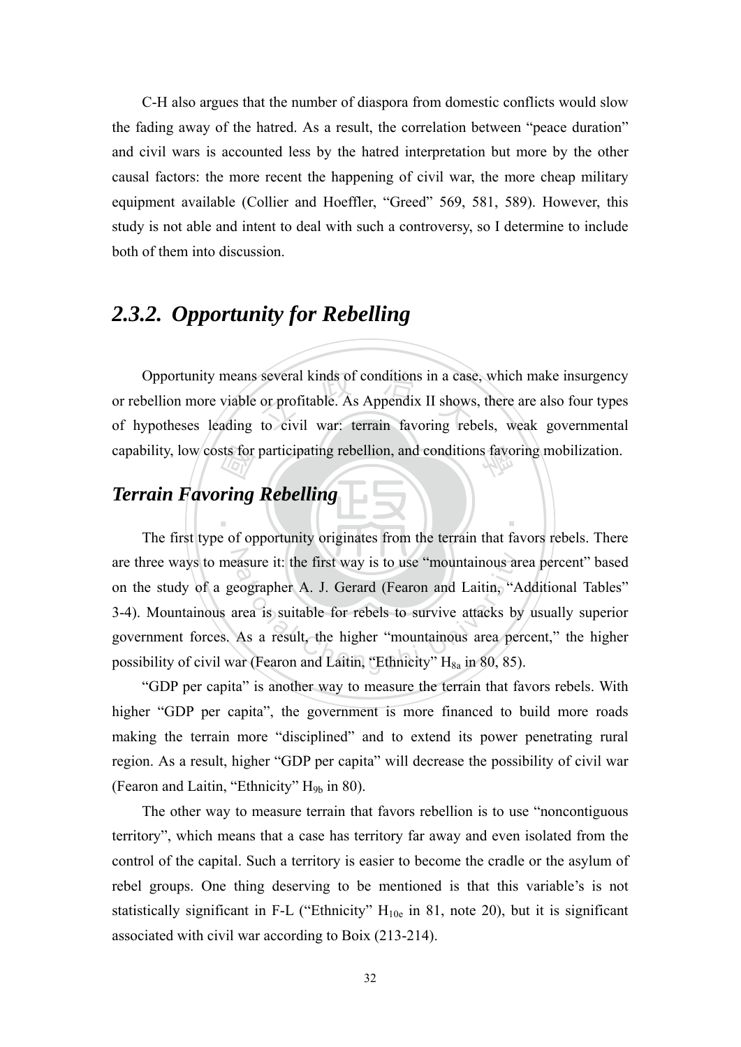C-H also argues that the number of diaspora from domestic conflicts would slow the fading away of the hatred. As a result, the correlation between "peace duration" and civil wars is accounted less by the hatred interpretation but more by the other causal factors: the more recent the happening of civil war, the more cheap military equipment available (Collier and Hoeffler, "Greed" 569, 581, 589). However, this study is not able and intent to deal with such a controversy, so I determine to include both of them into discussion.

## *2.3.2. Opportunity for Rebelling*

Opportunity means several kinds of conditions in a case, which make insurgency or rebellion more viable or profitable. As Appendix II shows, there are also four types of hypotheses leading to civil war: terrain favoring rebels, weak governmental capability, low costs for participating rebellion, and conditions favoring mobilization.

### *Terrain Favoring Rebelling*

The first type of opportunity originates from the terrain that favors rebels. There are three ways to measure it: the first way is to use "mountainous area percent" based on the study of a geographer A. J. Gerard (Fearon and Laitin, "Additional Tables" 3-4). Mountainous area is suitable for rebels to survive attacks by usually superior government forces. As a result, the higher "mountainous area percent," the higher possibility of civil war (Fearon and Laitin, "Ethnicity" $H_{8a}$ in 80, 85).

"GDP per capita" is another way to measure the terrain that favors rebels. With higher "GDP per capita", the government is more financed to build more roads making the terrain more "disciplined" and to extend its power penetrating rural region. As a result, higher "GDP per capita" will decrease the possibility of civil war (Fearon and Laitin, "Ethnicity" $H_{9b}$ in 80).

The other way to measure terrain that favors rebellion is to use "noncontiguous territory", which means that a case has territory far away and even isolated from the control of the capital. Such a territory is easier to become the cradle or the asylum of rebel groups. One thing deserving to be mentioned is that this variable's is not statistically significant in F-L ("Ethnicity" $H_{10e}$ in 81, note 20), but it is significant associated with civil war according to Boix (213-214).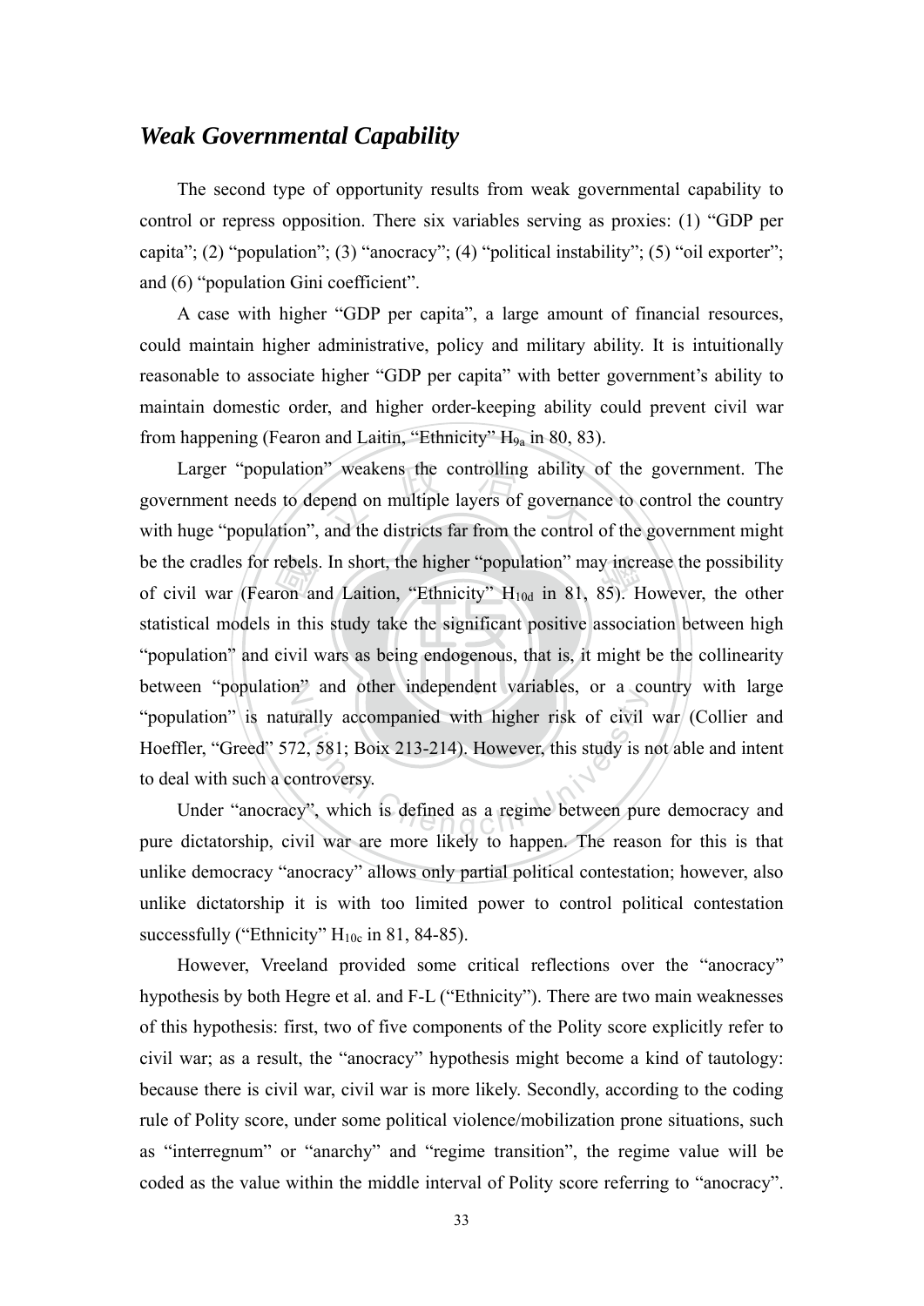## *Weak Governmental Capability*

The second type of opportunity results from weak governmental capability to control or repress opposition. There six variables serving as proxies: (1) "GDP per capita"; (2) "population"; (3) "anocracy"; (4) "political instability"; (5) "oil exporter"; and (6) "population Gini coefficient".

A case with higher "GDP per capita", a large amount of financial resources, could maintain higher administrative, policy and military ability. It is intuitionally reasonable to associate higher "GDP per capita" with better government's ability to maintain domestic order, and higher order-keeping ability could prevent civil war from happening (Fearon and Laitin, "Ethnicity" $H_{9a}$ in 80, 83).

Larger "population" weakens the controlling ability of the government. The government needs to depend on multiple layers of governance to control the country with huge "population", and the districts far from the control of the government might be the cradles for rebels. In short, the higher "population" may increase the possibility of civil war (Fearon and Laition, "Ethnicity" $H_{10d}$ in 81, 85). However, the other statistical models in this study take the significant positive association between high "population" and civil wars as being endogenous, that is, it might be the collinearity between "population" and other independent variables, or a country with large "population" is naturally accompanied with higher risk of civil war (Collier and Hoeffler, "Greed" 572, 581; Boix 213-214). However, this study is not able and intent to deal with such a controversy.

Under "anocracy", which is defined as a regime between pure democracy and pure dictatorship, civil war are more likely to happen. The reason for this is that unlike democracy "anocracy" allows only partial political contestation; however, also unlike dictatorship it is with too limited power to control political contestation successfully ("Ethnicity" $H_{10c}$ in 81, 84-85).

However, Vreeland provided some critical reflections over the "anocracy" hypothesis by both Hegre et al. and F-L ("Ethnicity"). There are two main weaknesses of this hypothesis: first, two of five components of the Polity score explicitly refer to civil war; as a result, the "anocracy" hypothesis might become a kind of tautology: because there is civil war, civil war is more likely. Secondly, according to the coding rule of Polity score, under some political violence/mobilization prone situations, such as "interregnum" or "anarchy" and "regime transition", the regime value will be coded as the value within the middle interval of Polity score referring to "anocracy".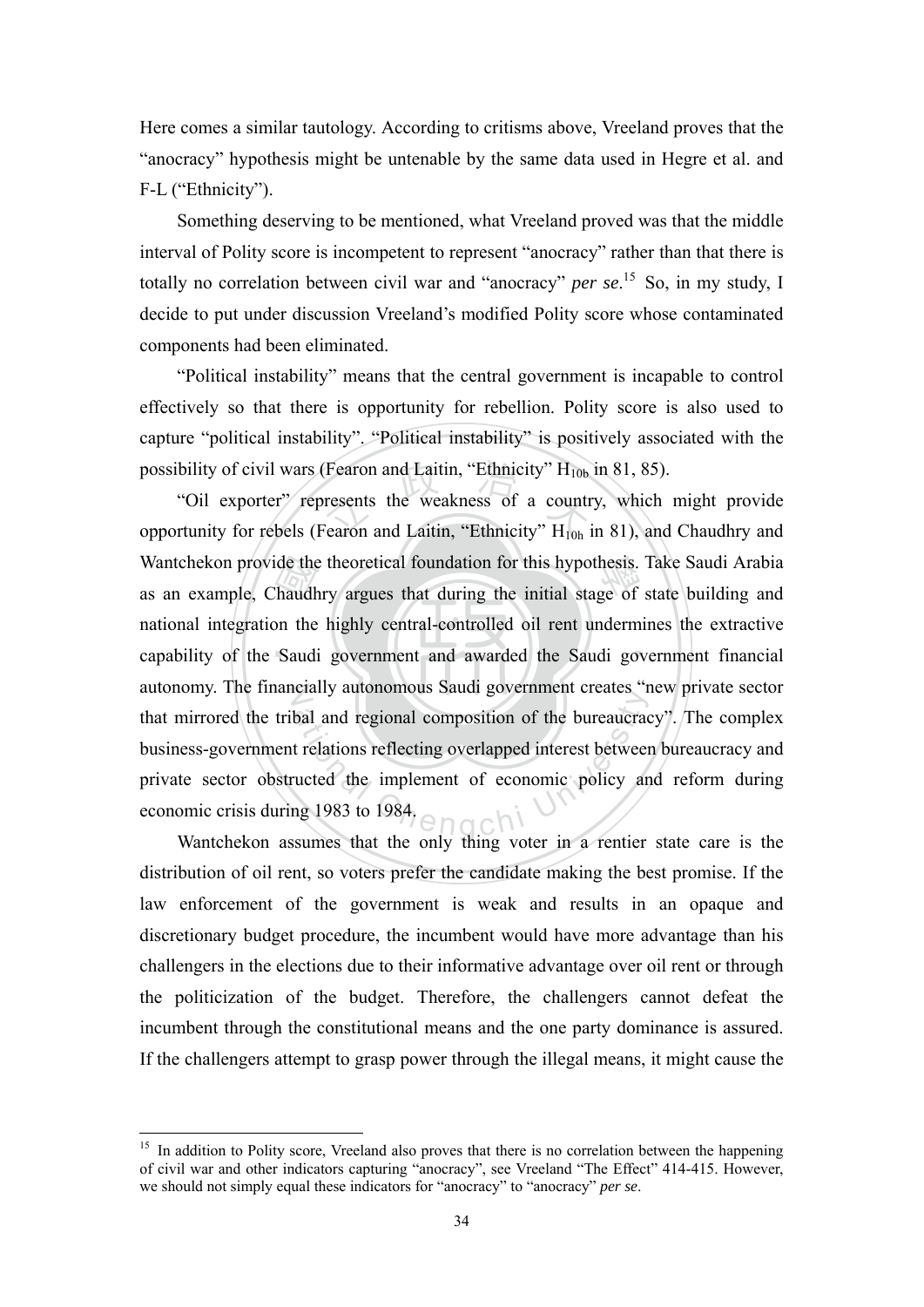Here comes a similar tautology. According to critisms above, Vreeland proves that the "anocracy" hypothesis might be untenable by the same data used in Hegre et al. and F-L ("Ethnicity").

Something deserving to be mentioned, what Vreeland proved was that the middle interval of Polity score is incompetent to represent "anocracy" rather than that there is totally no correlation between civil war and "anocracy" *per se*.[15] So, in my study, I decide to put under discussion Vreeland's modified Polity score whose contaminated components had been eliminated.

"Political instability" means that the central government is incapable to control effectively so that there is opportunity for rebellion. Polity score is also used to capture "political instability". "Political instability" is positively associated with the possibility of civil wars (Fearon and Laitin, "Ethnicity" $H_{10b}$ in 81, 85).

"Oil exporter" represents the weakness of a country, which might provide opportunity for rebels (Fearon and Laitin, "Ethnicity" $H_{10h}$ in 81), and Chaudhry and Wantchekon provide the theoretical foundation for this hypothesis. Take Saudi Arabia as an example, Chaudhry argues that during the initial stage of state building and national integration the highly central-controlled oil rent undermines the extractive capability of the Saudi government and awarded the Saudi government financial autonomy. The financially autonomous Saudi government creates "new private sector that mirrored the tribal and regional composition of the bureaucracy". The complex business-government relations reflecting overlapped interest between bureaucracy and private sector obstructed the implement of economic policy and reform during economic crisis during 1983 to 1984.

Wantchekon assumes that the only thing voter in a rentier state care is the distribution of oil rent, so voters prefer the candidate making the best promise. If the law enforcement of the government is weak and results in an opaque and discretionary budget procedure, the incumbent would have more advantage than his challengers in the elections due to their informative advantage over oil rent or through the politicization of the budget. Therefore, the challengers cannot defeat the incumbent through the constitutional means and the one party dominance is assured. If the challengers attempt to grasp power through the illegal means, it might cause the

---

[15] In addition to Polity score, Vreeland also proves that there is no correlation between the happening of civil war and other indicators capturing "anocracy", see Vreeland "The Effect" 414-415. However, we should not simply equal these indicators for "anocracy" to "anocracy" *per se*.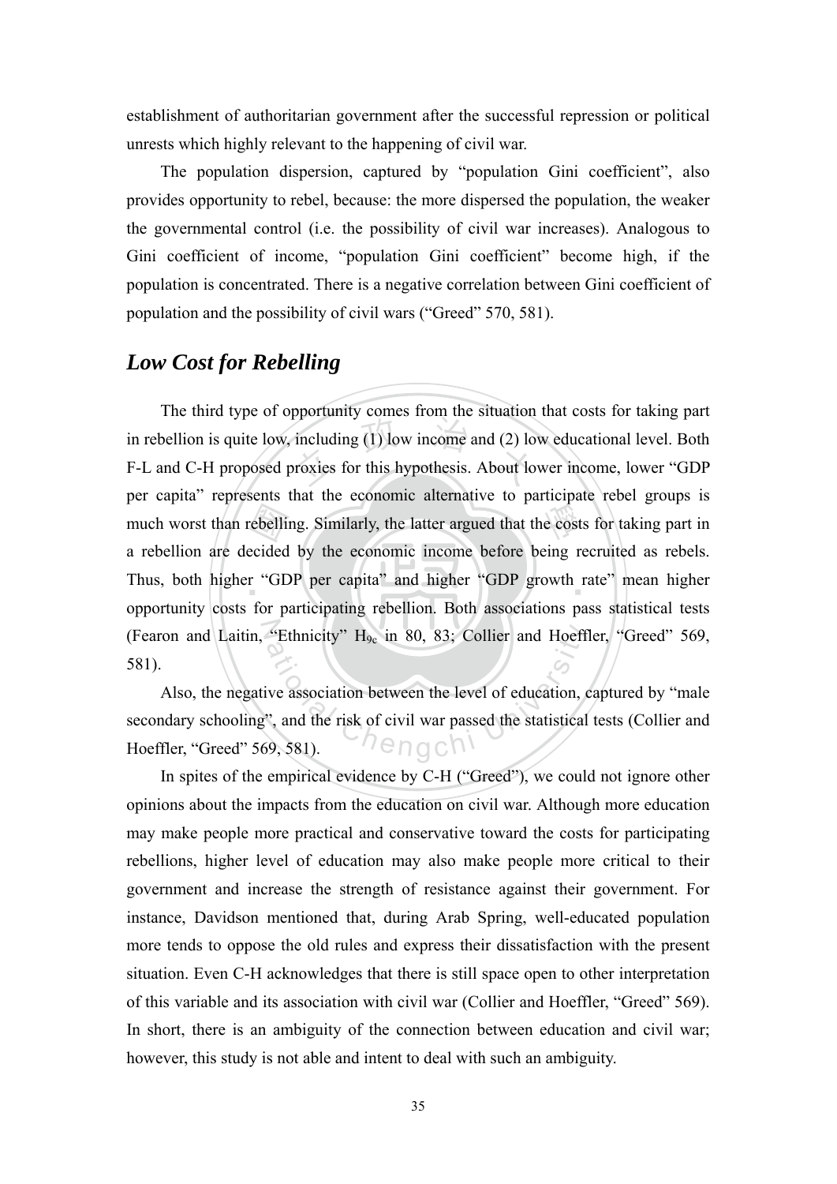establishment of authoritarian government after the successful repression or political unrests which highly relevant to the happening of civil war.

The population dispersion, captured by "population Gini coefficient", also provides opportunity to rebel, because: the more dispersed the population, the weaker the governmental control (i.e. the possibility of civil war increases). Analogous to Gini coefficient of income, "population Gini coefficient" become high, if the population is concentrated. There is a negative correlation between Gini coefficient of population and the possibility of civil wars ("Greed" 570, 581).

## *Low Cost for Rebelling*

The third type of opportunity comes from the situation that costs for taking part in rebellion is quite low, including (1) low income and (2) low educational level. Both F-L and C-H proposed proxies for this hypothesis. About lower income, lower "GDP per capita" represents that the economic alternative to participate rebel groups is much worst than rebelling. Similarly, the latter argued that the costs for taking part in a rebellion are decided by the economic income before being recruited as rebels. Thus, both higher "GDP per capita" and higher "GDP growth rate" mean higher opportunity costs for participating rebellion. Both associations pass statistical tests (Fearon and Laitin, "Ethnicity" $H_{9c}$ in 80, 83; Collier and Hoeffler, "Greed" 569, 581).

Also, the negative association between the level of education, captured by "male secondary schooling", and the risk of civil war passed the statistical tests (Collier and Hoeffler, "Greed" 569, 581).

In spites of the empirical evidence by C-H ("Greed"), we could not ignore other opinions about the impacts from the education on civil war. Although more education may make people more practical and conservative toward the costs for participating rebellions, higher level of education may also make people more critical to their government and increase the strength of resistance against their government. For instance, Davidson mentioned that, during Arab Spring, well-educated population more tends to oppose the old rules and express their dissatisfaction with the present situation. Even C-H acknowledges that there is still space open to other interpretation of this variable and its association with civil war (Collier and Hoeffler, "Greed" 569). In short, there is an ambiguity of the connection between education and civil war; however, this study is not able and intent to deal with such an ambiguity.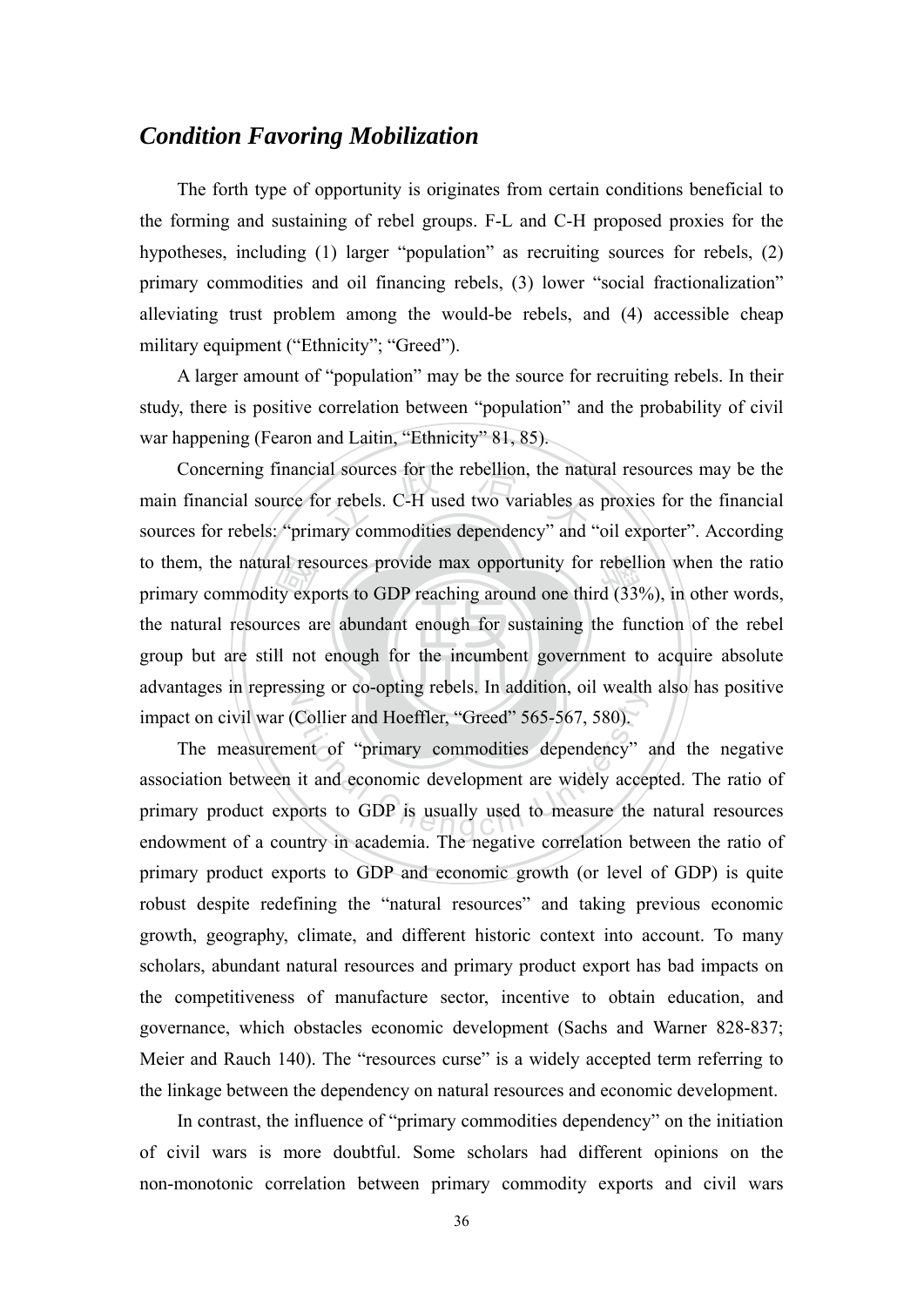## *Condition Favoring Mobilization*

The forth type of opportunity is originates from certain conditions beneficial to the forming and sustaining of rebel groups. F-L and C-H proposed proxies for the hypotheses, including (1) larger "population" as recruiting sources for rebels, (2) primary commodities and oil financing rebels, (3) lower "social fractionalization" alleviating trust problem among the would-be rebels, and (4) accessible cheap military equipment ("Ethnicity"; "Greed").

A larger amount of "population" may be the source for recruiting rebels. In their study, there is positive correlation between "population" and the probability of civil war happening (Fearon and Laitin, "Ethnicity" 81, 85).

Concerning financial sources for the rebellion, the natural resources may be the main financial source for rebels. C-H used two variables as proxies for the financial sources for rebels: "primary commodities dependency" and "oil exporter". According to them, the natural resources provide max opportunity for rebellion when the ratio primary commodity exports to GDP reaching around one third (33%), in other words, the natural resources are abundant enough for sustaining the function of the rebel group but are still not enough for the incumbent government to acquire absolute advantages in repressing or co-opting rebels. In addition, oil wealth also has positive impact on civil war (Collier and Hoeffler, "Greed" 565-567, 580).

The measurement of "primary commodities dependency" and the negative association between it and economic development are widely accepted. The ratio of primary product exports to GDP is usually used to measure the natural resources endowment of a country in academia. The negative correlation between the ratio of primary product exports to GDP and economic growth (or level of GDP) is quite robust despite redefining the "natural resources" and taking previous economic growth, geography, climate, and different historic context into account. To many scholars, abundant natural resources and primary product export has bad impacts on the competitiveness of manufacture sector, incentive to obtain education, and governance, which obstacles economic development (Sachs and Warner 828-837; Meier and Rauch 140). The "resources curse" is a widely accepted term referring to the linkage between the dependency on natural resources and economic development.

In contrast, the influence of "primary commodities dependency" on the initiation of civil wars is more doubtful. Some scholars had different opinions on the non-monotonic correlation between primary commodity exports and civil wars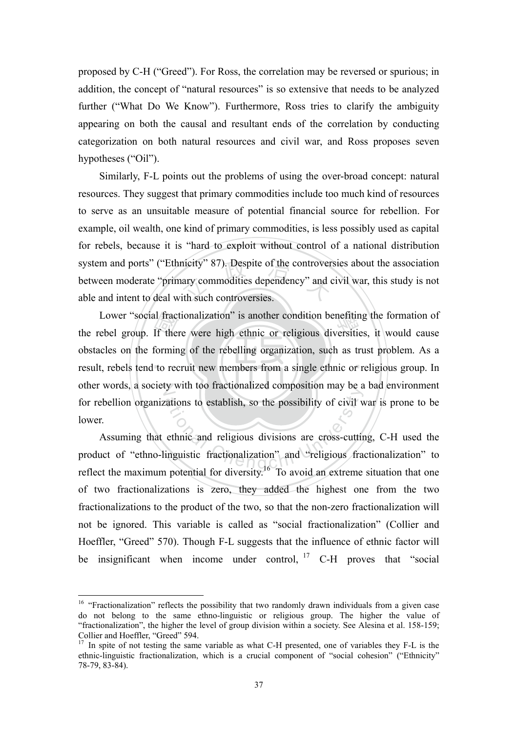proposed by C-H ("Greed"). For Ross, the correlation may be reversed or spurious; in addition, the concept of "natural resources" is so extensive that needs to be analyzed further ("What Do We Know"). Furthermore, Ross tries to clarify the ambiguity appearing on both the causal and resultant ends of the correlation by conducting categorization on both natural resources and civil war, and Ross proposes seven hypotheses ("Oil").

Similarly, F-L points out the problems of using the over-broad concept: natural resources. They suggest that primary commodities include too much kind of resources to serve as an unsuitable measure of potential financial source for rebellion. For example, oil wealth, one kind of primary commodities, is less possibly used as capital for rebels, because it is "hard to exploit without control of a national distribution system and ports" ("Ethnicity" 87). Despite of the controversies about the association between moderate "primary commodities dependency" and civil war, this study is not able and intent to deal with such controversies.

Lower "social fractionalization" is another condition benefiting the formation of the rebel group. If there were high ethnic or religious diversities, it would cause obstacles on the forming of the rebelling organization, such as trust problem. As a result, rebels tend to recruit new members from a single ethnic or religious group. In other words, a society with too fractionalized composition may be a bad environment for rebellion organizations to establish, so the possibility of civil war is prone to be lower.

Assuming that ethnic and religious divisions are cross-cutting, C-H used the product of "ethno-linguistic fractionalization" and "religious fractionalization" to reflect the maximum potential for diversity.[16] To avoid an extreme situation that one of two fractionalizations is zero, they added the highest one from the two fractionalizations to the product of the two, so that the non-zero fractionalization will not be ignored. This variable is called as "social fractionalization" (Collier and Hoeffler, "Greed" 570). Though F-L suggests that the influence of ethnic factor will be insignificant when income under control,[17] C-H proves that "social

---

[16] "Fractionalization" reflects the possibility that two randomly drawn individuals from a given case do not belong to the same ethno-linguistic or religious group. The higher the value of "fractionalization", the higher the level of group division within a society. See Alesina et al. 158-159; Collier and Hoeffler, "Greed" 594.

[17] In spite of not testing the same variable as what C-H presented, one of variables they F-L is the ethnic-linguistic fractionalization, which is a crucial component of "social cohesion" ("Ethnicity" 78-79, 83-84).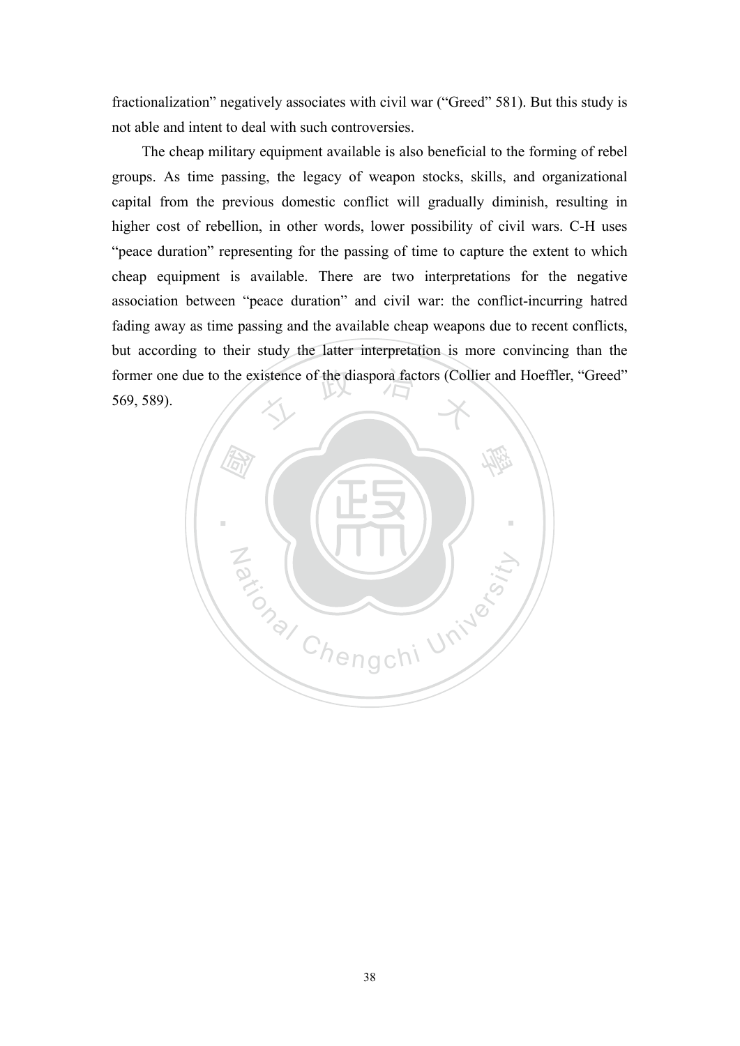fractionalization" negatively associates with civil war ("Greed" 581). But this study is not able and intent to deal with such controversies.

The cheap military equipment available is also beneficial to the forming of rebel groups. As time passing, the legacy of weapon stocks, skills, and organizational capital from the previous domestic conflict will gradually diminish, resulting in higher cost of rebellion, in other words, lower possibility of civil wars. C-H uses "peace duration" representing for the passing of time to capture the extent to which cheap equipment is available. There are two interpretations for the negative association between "peace duration" and civil war: the conflict-incurring hatred fading away as time passing and the available cheap weapons due to recent conflicts, but according to their study the latter interpretation is more convincing than the former one due to the existence of the diaspora factors (Collier and Hoeffler, "Greed" 569, 589).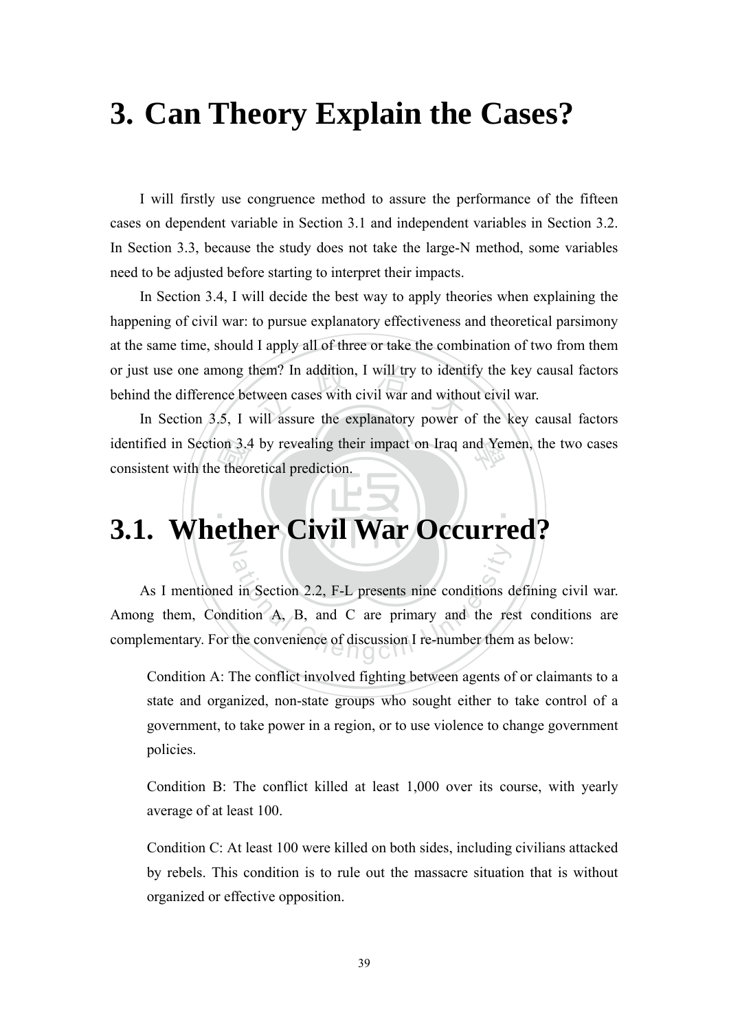# 3. Can Theory Explain the Cases?

I will firstly use congruence method to assure the performance of the fifteen cases on dependent variable in Section 3.1 and independent variables in Section 3.2. In Section 3.3, because the study does not take the large-N method, some variables need to be adjusted before starting to interpret their impacts.

In Section 3.4, I will decide the best way to apply theories when explaining the happening of civil war: to pursue explanatory effectiveness and theoretical parsimony at the same time, should I apply all of three or take the combination of two from them or just use one among them? In addition, I will try to identify the key causal factors behind the difference between cases with civil war and without civil war.

In Section 3.5, I will assure the explanatory power of the key causal factors identified in Section 3.4 by revealing their impact on Iraq and Yemen, the two cases consistent with the theoretical prediction.

## 3.1. Whether Civil War Occurred?

As I mentioned in Section 2.2, F-L presents nine conditions defining civil war. Among them, Condition A, B, and C are primary and the rest conditions are complementary. For the convenience of discussion I re-number them as below:

> Condition A: The conflict involved fighting between agents of or claimants to a state and organized, non-state groups who sought either to take control of a government, to take power in a region, or to use violence to change government policies.
>
> Condition B: The conflict killed at least 1,000 over its course, with yearly average of at least 100.
>
> Condition C: At least 100 were killed on both sides, including civilians attacked by rebels. This condition is to rule out the massacre situation that is without organized or effective opposition.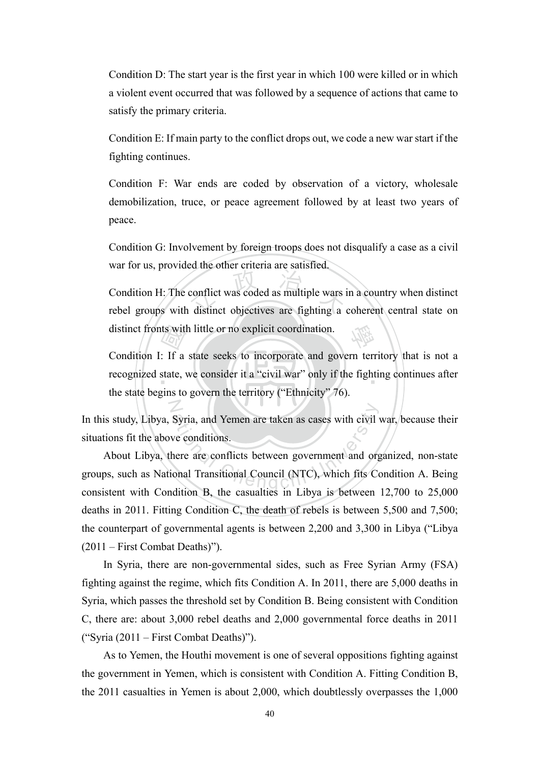Condition D: The start year is the first year in which 100 were killed or in which a violent event occurred that was followed by a sequence of actions that came to satisfy the primary criteria.

Condition E: If main party to the conflict drops out, we code a new war start if the fighting continues.

Condition F: War ends are coded by observation of a victory, wholesale demobilization, truce, or peace agreement followed by at least two years of peace.

Condition G: Involvement by foreign troops does not disqualify a case as a civil war for us, provided the other criteria are satisfied.

Condition H: The conflict was coded as multiple wars in a country when distinct rebel groups with distinct objectives are fighting a coherent central state on distinct fronts with little or no explicit coordination.

Condition I: If a state seeks to incorporate and govern territory that is not a recognized state, we consider it a "civil war" only if the fighting continues after the state begins to govern the territory ("Ethnicity" 76).

In this study, Libya, Syria, and Yemen are taken as cases with civil war, because their situations fit the above conditions.

About Libya, there are conflicts between government and organized, non-state groups, such as National Transitional Council (NTC), which fits Condition A. Being consistent with Condition B, the casualties in Libya is between 12,700 to 25,000 deaths in 2011. Fitting Condition C, the death of rebels is between 5,500 and 7,500; the counterpart of governmental agents is between 2,200 and 3,300 in Libya ("Libya (2011 – First Combat Deaths)").

In Syria, there are non-governmental sides, such as Free Syrian Army (FSA) fighting against the regime, which fits Condition A. In 2011, there are 5,000 deaths in Syria, which passes the threshold set by Condition B. Being consistent with Condition C, there are: about 3,000 rebel deaths and 2,000 governmental force deaths in 2011 ("Syria (2011 – First Combat Deaths)").

As to Yemen, the Houthi movement is one of several oppositions fighting against the government in Yemen, which is consistent with Condition A. Fitting Condition B, the 2011 casualties in Yemen is about 2,000, which doubtlessly overpasses the 1,000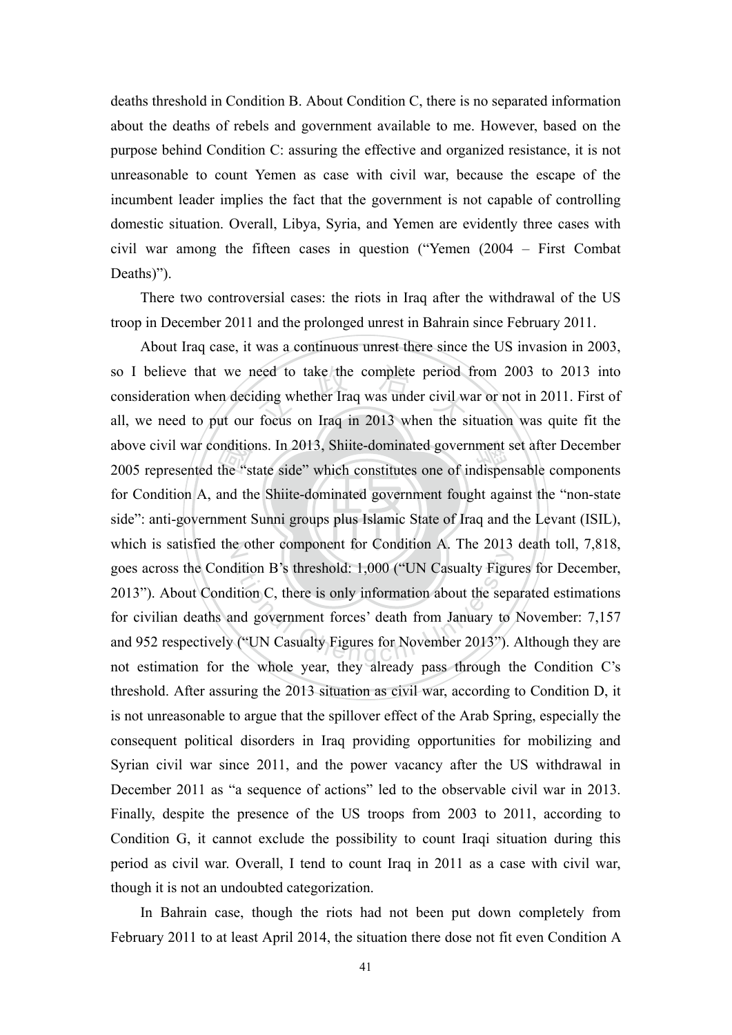deaths threshold in Condition B. About Condition C, there is no separated information about the deaths of rebels and government available to me. However, based on the purpose behind Condition C: assuring the effective and organized resistance, it is not unreasonable to count Yemen as case with civil war, because the escape of the incumbent leader implies the fact that the government is not capable of controlling domestic situation. Overall, Libya, Syria, and Yemen are evidently three cases with civil war among the fifteen cases in question ("Yemen (2004 – First Combat Deaths)").

There two controversial cases: the riots in Iraq after the withdrawal of the US troop in December 2011 and the prolonged unrest in Bahrain since February 2011.

About Iraq case, it was a continuous unrest there since the US invasion in 2003, so I believe that we need to take the complete period from 2003 to 2013 into consideration when deciding whether Iraq was under civil war or not in 2011. First of all, we need to put our focus on Iraq in 2013 when the situation was quite fit the above civil war conditions. In 2013, Shiite-dominated government set after December 2005 represented the "state side" which constitutes one of indispensable components for Condition A, and the Shiite-dominated government fought against the "non-state side": anti-government Sunni groups plus Islamic State of Iraq and the Levant (ISIL), which is satisfied the other component for Condition A. The 2013 death toll, 7,818, goes across the Condition B's threshold: 1,000 ("UN Casualty Figures for December, 2013"). About Condition C, there is only information about the separated estimations for civilian deaths and government forces' death from January to November: 7,157 and 952 respectively ("UN Casualty Figures for November 2013"). Although they are not estimation for the whole year, they already pass through the Condition C's threshold. After assuring the 2013 situation as civil war, according to Condition D, it is not unreasonable to argue that the spillover effect of the Arab Spring, especially the consequent political disorders in Iraq providing opportunities for mobilizing and Syrian civil war since 2011, and the power vacancy after the US withdrawal in December 2011 as "a sequence of actions" led to the observable civil war in 2013. Finally, despite the presence of the US troops from 2003 to 2011, according to Condition G, it cannot exclude the possibility to count Iraqi situation during this period as civil war. Overall, I tend to count Iraq in 2011 as a case with civil war, though it is not an undoubted categorization.

In Bahrain case, though the riots had not been put down completely from February 2011 to at least April 2014, the situation there dose not fit even Condition A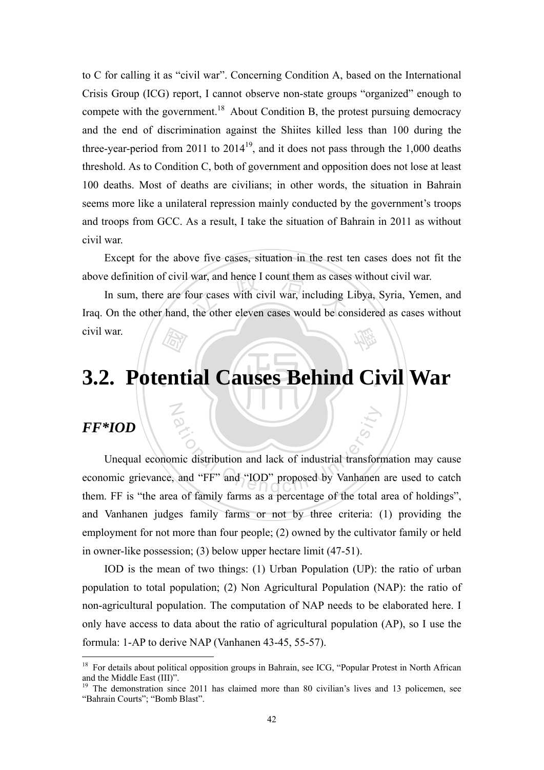to C for calling it as "civil war". Concerning Condition A, based on the International Crisis Group (ICG) report, I cannot observe non-state groups "organized" enough to compete with the government.[18] About Condition B, the protest pursuing democracy and the end of discrimination against the Shiites killed less than 100 during the three-year-period from 2011 to 2014[19], and it does not pass through the 1,000 deaths threshold. As to Condition C, both of government and opposition does not lose at least 100 deaths. Most of deaths are civilians; in other words, the situation in Bahrain seems more like a unilateral repression mainly conducted by the government's troops and troops from GCC. As a result, I take the situation of Bahrain in 2011 as without civil war.

Except for the above five cases, situation in the rest ten cases does not fit the above definition of civil war, and hence I count them as cases without civil war.

In sum, there are four cases with civil war, including Libya, Syria, Yemen, and Iraq. On the other hand, the other eleven cases would be considered as cases without civil war.

# 3.2. Potential Causes Behind Civil War

## *FF*IOD*

Unequal economic distribution and lack of industrial transformation may cause economic grievance, and "FF" and "IOD" proposed by Vanhanen are used to catch them. FF is "the area of family farms as a percentage of the total area of holdings", and Vanhanen judges family farms or not by three criteria: (1) providing the employment for not more than four people; (2) owned by the cultivator family or held in owner-like possession; (3) below upper hectare limit (47-51).

IOD is the mean of two things: (1) Urban Population (UP): the ratio of urban population to total population; (2) Non Agricultural Population (NAP): the ratio of non-agricultural population. The computation of NAP needs to be elaborated here. I only have access to data about the ratio of agricultural population (AP), so I use the formula: 1-AP to derive NAP (Vanhanen 43-45, 55-57).

---

[18] For details about political opposition groups in Bahrain, see ICG, "Popular Protest in North African and the Middle East (III)".

[19] The demonstration since 2011 has claimed more than 80 civilian's lives and 13 policemen, see "Bahrain Courts"; "Bomb Blast".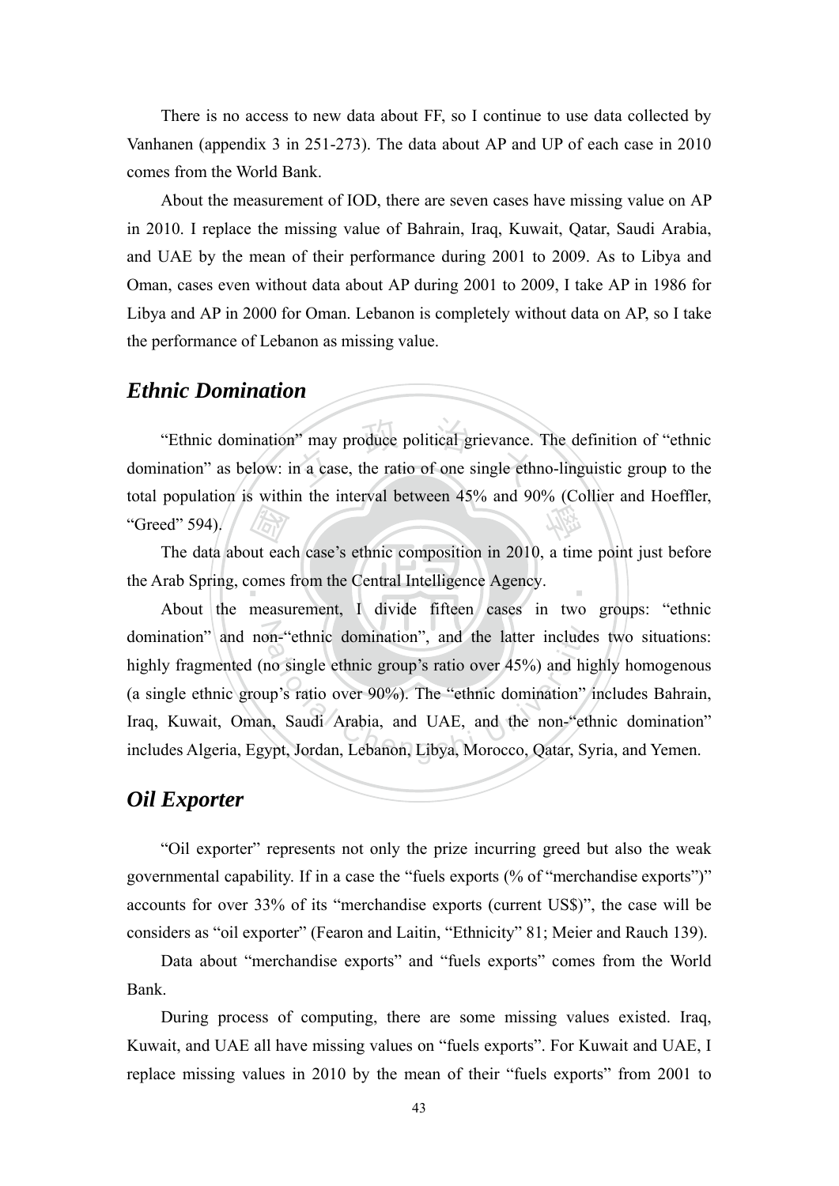There is no access to new data about FF, so I continue to use data collected by Vanhanen (appendix 3 in 251-273). The data about AP and UP of each case in 2010 comes from the World Bank.

About the measurement of IOD, there are seven cases have missing value on AP in 2010. I replace the missing value of Bahrain, Iraq, Kuwait, Qatar, Saudi Arabia, and UAE by the mean of their performance during 2001 to 2009. As to Libya and Oman, cases even without data about AP during 2001 to 2009, I take AP in 1986 for Libya and AP in 2000 for Oman. Lebanon is completely without data on AP, so I take the performance of Lebanon as missing value.

## *Ethnic Domination*

"Ethnic domination" may produce political grievance. The definition of "ethnic domination" as below: in a case, the ratio of one single ethno-linguistic group to the total population is within the interval between 45% and 90% (Collier and Hoeffler, "Greed" 594).

The data about each case's ethnic composition in 2010, a time point just before the Arab Spring, comes from the Central Intelligence Agency.

About the measurement, I divide fifteen cases in two groups: "ethnic domination" and non-"ethnic domination", and the latter includes two situations: highly fragmented (no single ethnic group's ratio over 45%) and highly homogenous (a single ethnic group's ratio over 90%). The "ethnic domination" includes Bahrain, Iraq, Kuwait, Oman, Saudi Arabia, and UAE, and the non-"ethnic domination" includes Algeria, Egypt, Jordan, Lebanon, Libya, Morocco, Qatar, Syria, and Yemen.

## *Oil Exporter*

"Oil exporter" represents not only the prize incurring greed but also the weak governmental capability. If in a case the "fuels exports (% of "merchandise exports")" accounts for over 33% of its "merchandise exports (current US$)", the case will be considers as "oil exporter" (Fearon and Laitin, "Ethnicity" 81; Meier and Rauch 139).

Data about "merchandise exports" and "fuels exports" comes from the World Bank.

During process of computing, there are some missing values existed. Iraq, Kuwait, and UAE all have missing values on "fuels exports". For Kuwait and UAE, I replace missing values in 2010 by the mean of their "fuels exports" from 2001 to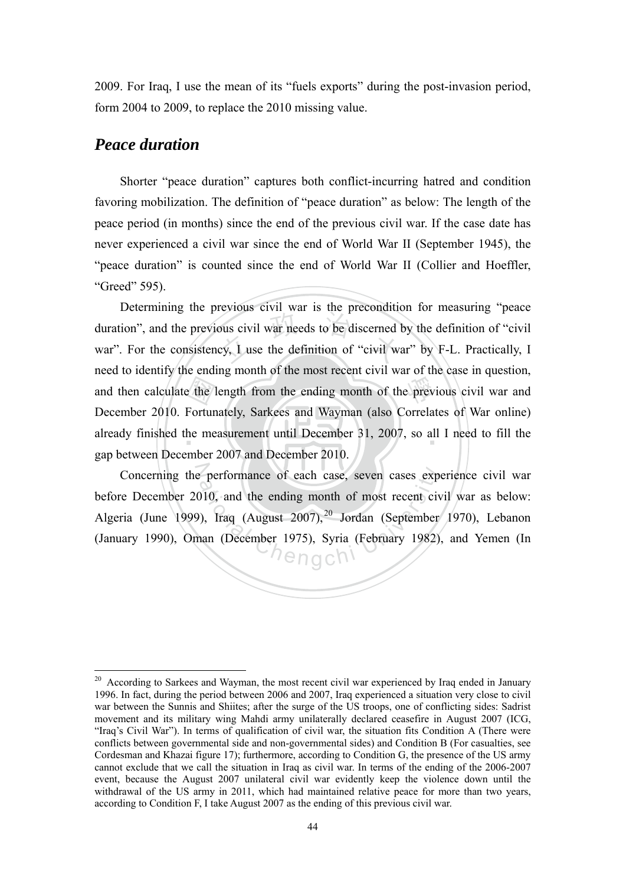2009. For Iraq, I use the mean of its "fuels exports" during the post-invasion period, form 2004 to 2009, to replace the 2010 missing value.

## *Peace duration*

Shorter "peace duration" captures both conflict-incurring hatred and condition favoring mobilization. The definition of "peace duration" as below: The length of the peace period (in months) since the end of the previous civil war. If the case date has never experienced a civil war since the end of World War II (September 1945), the "peace duration" is counted since the end of World War II (Collier and Hoeffler, "Greed" 595).

Determining the previous civil war is the precondition for measuring "peace duration", and the previous civil war needs to be discerned by the definition of "civil war". For the consistency, I use the definition of "civil war" by F-L. Practically, I need to identify the ending month of the most recent civil war of the case in question, and then calculate the length from the ending month of the previous civil war and December 2010. Fortunately, Sarkees and Wayman (also Correlates of War online) already finished the measurement until December 31, 2007, so all I need to fill the gap between December 2007 and December 2010.

Concerning the performance of each case, seven cases experience civil war before December 2010, and the ending month of most recent civil war as below: Algeria (June 1999), Iraq (August 2007),[20] Jordan (September 1970), Lebanon (January 1990), Oman (December 1975), Syria (February 1982), and Yemen (In

---

[20] According to Sarkees and Wayman, the most recent civil war experienced by Iraq ended in January 1996. In fact, during the period between 2006 and 2007, Iraq experienced a situation very close to civil war between the Sunnis and Shiites; after the surge of the US troops, one of conflicting sides: Sadrist movement and its military wing Mahdi army unilaterally declared ceasefire in August 2007 (ICG, "Iraq's Civil War"). In terms of qualification of civil war, the situation fits Condition A (There were conflicts between governmental side and non-governmental sides) and Condition B (For casualties, see Cordesman and Khazai figure 17); furthermore, according to Condition G, the presence of the US army cannot exclude that we call the situation in Iraq as civil war. In terms of the ending of the 2006-2007 event, because the August 2007 unilateral civil war evidently keep the violence down until the withdrawal of the US army in 2011, which had maintained relative peace for more than two years, according to Condition F, I take August 2007 as the ending of this previous civil war.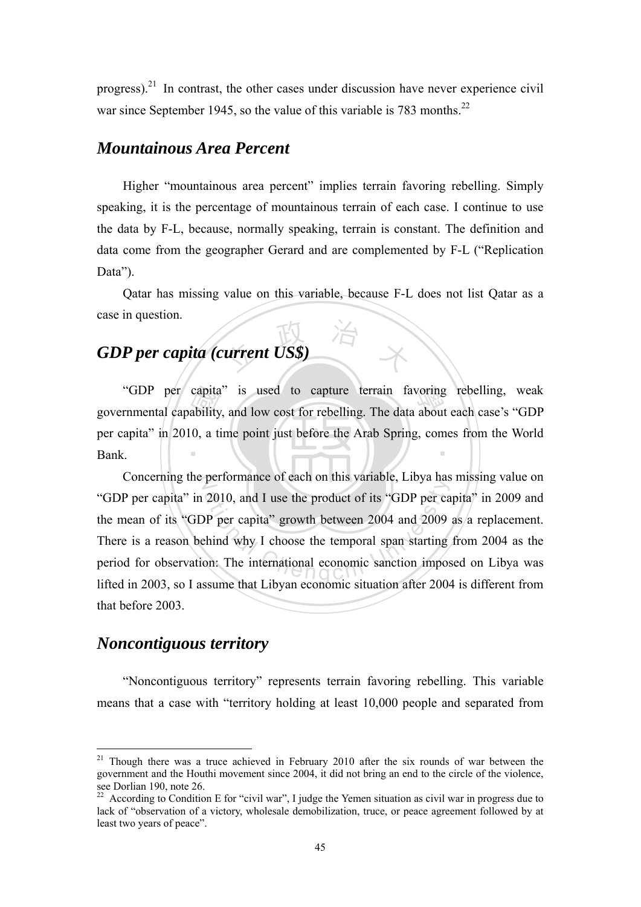progress).[21] In contrast, the other cases under discussion have never experience civil war since September 1945, so the value of this variable is 783 months.[22]

## *Mountainous Area Percent*

Higher "mountainous area percent" implies terrain favoring rebelling. Simply speaking, it is the percentage of mountainous terrain of each case. I continue to use the data by F-L, because, normally speaking, terrain is constant. The definition and data come from the geographer Gerard and are complemented by F-L ("Replication Data").

Qatar has missing value on this variable, because F-L does not list Qatar as a case in question.

## *GDP per capita (current US$)*

"GDP per capita" is used to capture terrain favoring rebelling, weak governmental capability, and low cost for rebelling. The data about each case's "GDP per capita" in 2010, a time point just before the Arab Spring, comes from the World Bank.

Concerning the performance of each on this variable, Libya has missing value on "GDP per capita" in 2010, and I use the product of its "GDP per capita" in 2009 and the mean of its "GDP per capita" growth between 2004 and 2009 as a replacement. There is a reason behind why I choose the temporal span starting from 2004 as the period for observation: The international economic sanction imposed on Libya was lifted in 2003, so I assume that Libyan economic situation after 2004 is different from that before 2003.

## *Noncontiguous territory*

"Noncontiguous territory" represents terrain favoring rebelling. This variable means that a case with "territory holding at least 10,000 people and separated from

---

[21] Though there was a truce achieved in February 2010 after the six rounds of war between the government and the Houthi movement since 2004, it did not bring an end to the circle of the violence, see Dorlian 190, note 26.

[22] According to Condition E for "civil war", I judge the Yemen situation as civil war in progress due to lack of "observation of a victory, wholesale demobilization, truce, or peace agreement followed by at least two years of peace".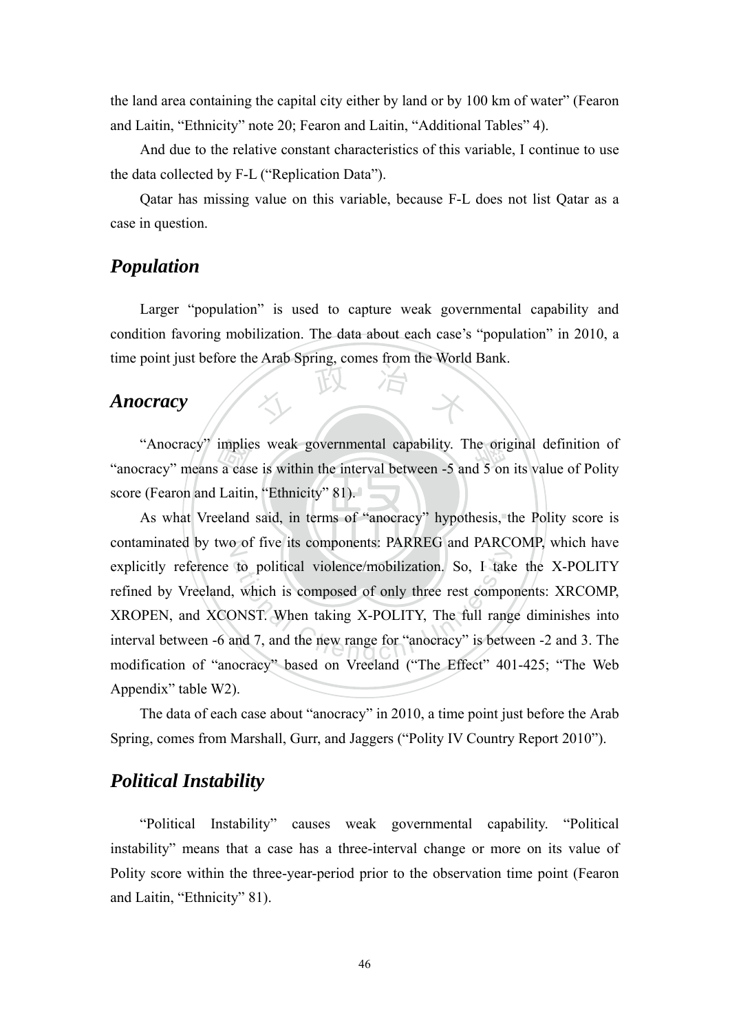the land area containing the capital city either by land or by 100 km of water" (Fearon and Laitin, "Ethnicity" note 20; Fearon and Laitin, "Additional Tables" 4).

And due to the relative constant characteristics of this variable, I continue to use the data collected by F-L ("Replication Data").

Qatar has missing value on this variable, because F-L does not list Qatar as a case in question.

## *Population*

Larger "population" is used to capture weak governmental capability and condition favoring mobilization. The data about each case's "population" in 2010, a time point just before the Arab Spring, comes from the World Bank.

## *Anocracy*

"Anocracy" implies weak governmental capability. The original definition of "anocracy" means a case is within the interval between -5 and 5 on its value of Polity score (Fearon and Laitin, "Ethnicity" 81).

As what Vreeland said, in terms of "anocracy" hypothesis, the Polity score is contaminated by two of five its components: PARREG and PARCOMP, which have explicitly reference to political violence/mobilization. So, I take the X-POLITY refined by Vreeland, which is composed of only three rest components: XRCOMP, XROPEN, and XCONST. When taking X-POLITY, The full range diminishes into interval between -6 and 7, and the new range for "anocracy" is between -2 and 3. The modification of "anocracy" based on Vreeland ("The Effect" 401-425; "The Web Appendix" table W2).

The data of each case about "anocracy" in 2010, a time point just before the Arab Spring, comes from Marshall, Gurr, and Jaggers ("Polity IV Country Report 2010").

## *Political Instability*

"Political Instability" causes weak governmental capability. "Political instability" means that a case has a three-interval change or more on its value of Polity score within the three-year-period prior to the observation time point (Fearon and Laitin, "Ethnicity" 81).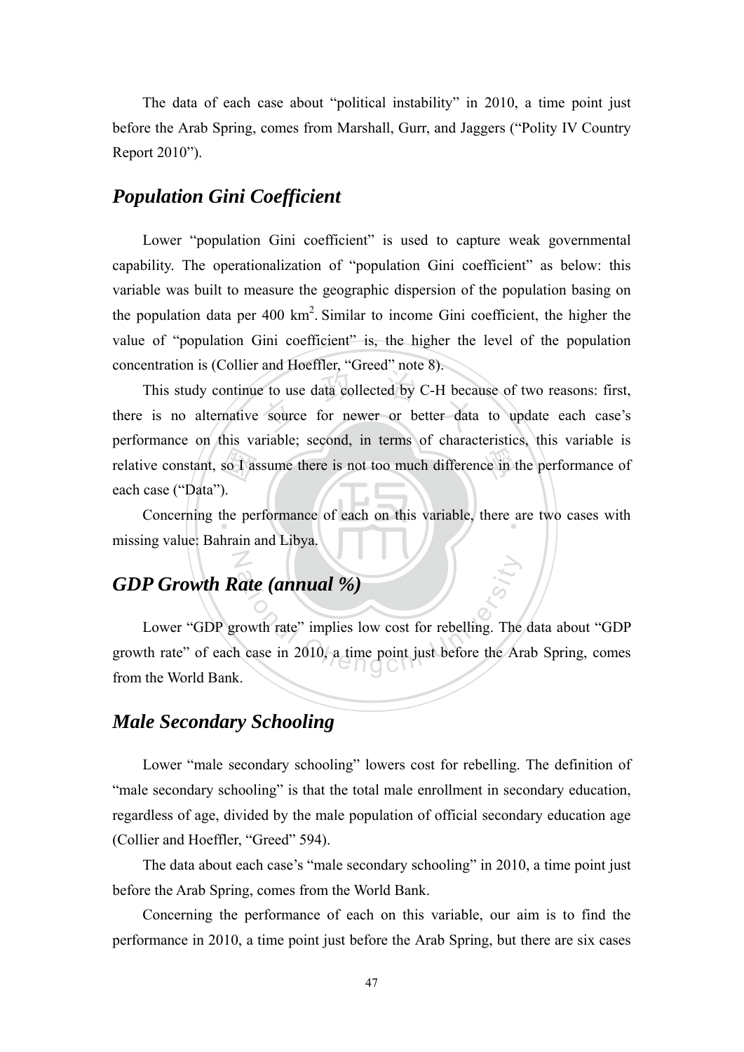The data of each case about "political instability" in 2010, a time point just before the Arab Spring, comes from Marshall, Gurr, and Jaggers ("Polity IV Country Report 2010").

## *Population Gini Coefficient*

Lower "population Gini coefficient" is used to capture weak governmental capability. The operationalization of "population Gini coefficient" as below: this variable was built to measure the geographic dispersion of the population basing on the population data per 400 km$^2$. Similar to income Gini coefficient, the higher the value of "population Gini coefficient" is, the higher the level of the population concentration is (Collier and Hoeffler, "Greed" note 8).

This study continue to use data collected by C-H because of two reasons: first, there is no alternative source for newer or better data to update each case's performance on this variable; second, in terms of characteristics, this variable is relative constant, so I assume there is not too much difference in the performance of each case ("Data").

Concerning the performance of each on this variable, there are two cases with missing value: Bahrain and Libya.

## *GDP Growth Rate (annual %)*

Lower "GDP growth rate" implies low cost for rebelling. The data about "GDP growth rate" of each case in 2010, a time point just before the Arab Spring, comes from the World Bank.

## *Male Secondary Schooling*

Lower "male secondary schooling" lowers cost for rebelling. The definition of "male secondary schooling" is that the total male enrollment in secondary education, regardless of age, divided by the male population of official secondary education age (Collier and Hoeffler, "Greed" 594).

The data about each case's "male secondary schooling" in 2010, a time point just before the Arab Spring, comes from the World Bank.

Concerning the performance of each on this variable, our aim is to find the performance in 2010, a time point just before the Arab Spring, but there are six cases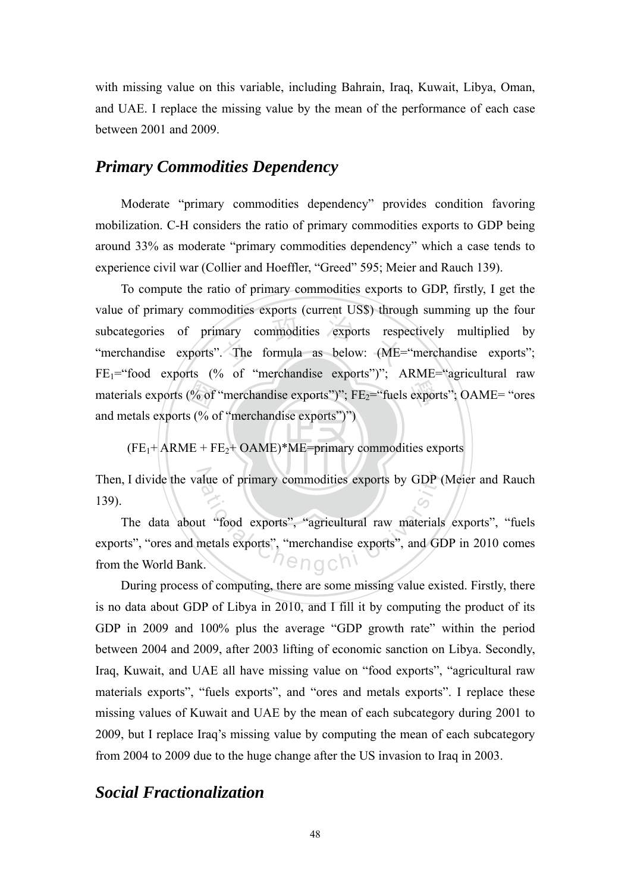with missing value on this variable, including Bahrain, Iraq, Kuwait, Libya, Oman, and UAE. I replace the missing value by the mean of the performance of each case between 2001 and 2009.

## *Primary Commodities Dependency*

Moderate "primary commodities dependency" provides condition favoring mobilization. C-H considers the ratio of primary commodities exports to GDP being around 33% as moderate "primary commodities dependency" which a case tends to experience civil war (Collier and Hoeffler, "Greed" 595; Meier and Rauch 139).

To compute the ratio of primary commodities exports to GDP, firstly, I get the value of primary commodities exports (current US$) through summing up the four subcategories of primary commodities exports respectively multiplied by "merchandise exports". The formula as below: (ME="merchandise exports"; $FE_1$="food exports (% of "merchandise exports")"; ARME="agricultural raw materials exports (% of "merchandise exports")"; $FE_2$="fuels exports"; OAME= "ores and metals exports (% of "merchandise exports")")

$$(FE_1 + ARME + FE_2 + OAME) * ME = \text{primary commodities exports}$$

Then, I divide the value of primary commodities exports by GDP (Meier and Rauch 139).

The data about "food exports", "agricultural raw materials exports", "fuels exports", "ores and metals exports", "merchandise exports", and GDP in 2010 comes from the World Bank.

During process of computing, there are some missing value existed. Firstly, there is no data about GDP of Libya in 2010, and I fill it by computing the product of its GDP in 2009 and 100% plus the average "GDP growth rate" within the period between 2004 and 2009, after 2003 lifting of economic sanction on Libya. Secondly, Iraq, Kuwait, and UAE all have missing value on "food exports", "agricultural raw materials exports", "fuels exports", and "ores and metals exports". I replace these missing values of Kuwait and UAE by the mean of each subcategory during 2001 to 2009, but I replace Iraq's missing value by computing the mean of each subcategory from 2004 to 2009 due to the huge change after the US invasion to Iraq in 2003.

## *Social Fractionalization*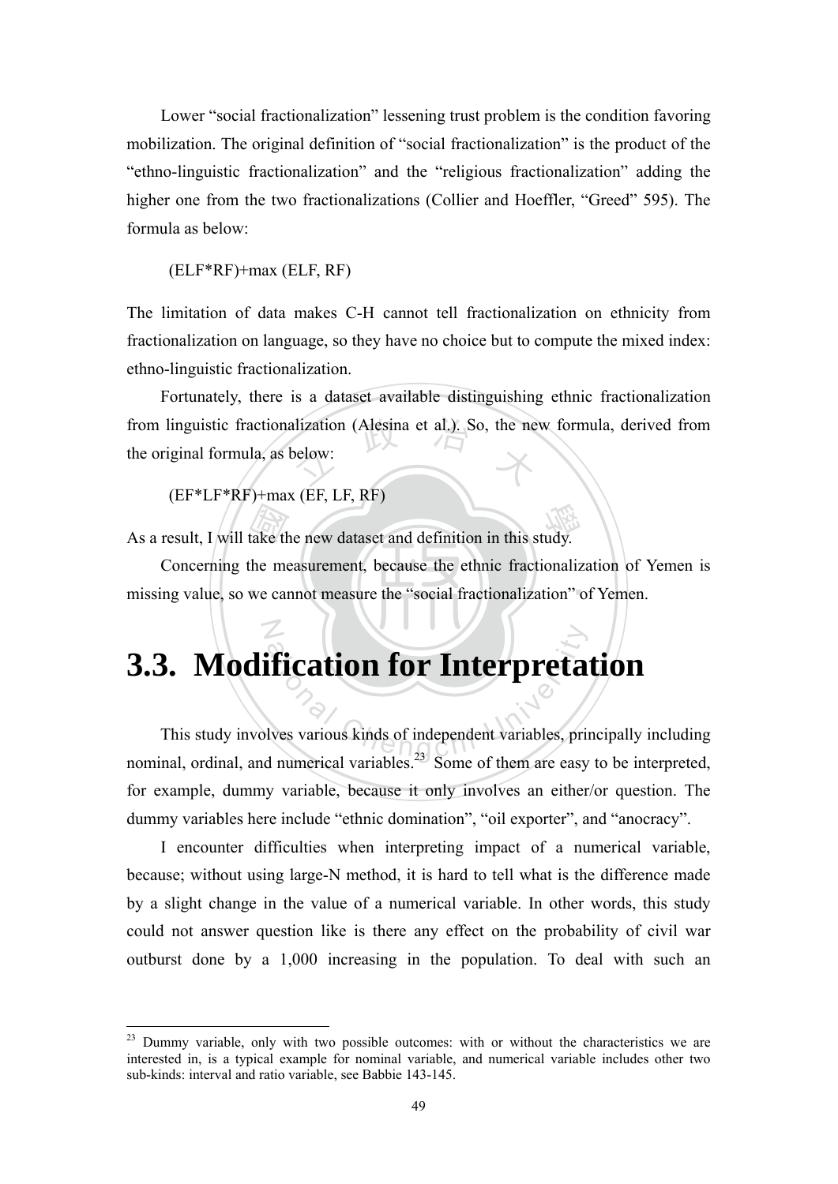Lower "social fractionalization" lessening trust problem is the condition favoring mobilization. The original definition of "social fractionalization" is the product of the "ethno-linguistic fractionalization" and the "religious fractionalization" adding the higher one from the two fractionalizations (Collier and Hoeffler, "Greed" 595). The formula as below:

(ELF*RF)+max (ELF, RF)

The limitation of data makes C-H cannot tell fractionalization on ethnicity from fractionalization on language, so they have no choice but to compute the mixed index: ethno-linguistic fractionalization.

Fortunately, there is a dataset available distinguishing ethnic fractionalization from linguistic fractionalization (Alesina et al.). So, the new formula, derived from the original formula, as below:

(EF*LF*RF)+max (EF, LF, RF)

As a result, I will take the new dataset and definition in this study.

Concerning the measurement, because the ethnic fractionalization of Yemen is missing value, so we cannot measure the "social fractionalization" of Yemen.

## 3.3. Modification for Interpretation

This study involves various kinds of independent variables, principally including nominal, ordinal, and numerical variables.[23] Some of them are easy to be interpreted, for example, dummy variable, because it only involves an either/or question. The dummy variables here include "ethnic domination", "oil exporter", and "anocracy".

I encounter difficulties when interpreting impact of a numerical variable, because; without using large-N method, it is hard to tell what is the difference made by a slight change in the value of a numerical variable. In other words, this study could not answer question like is there any effect on the probability of civil war outburst done by a 1,000 increasing in the population. To deal with such an

---

[23] Dummy variable, only with two possible outcomes: with or without the characteristics we are interested in, is a typical example for nominal variable, and numerical variable includes other two sub-kinds: interval and ratio variable, see Babbie 143-145.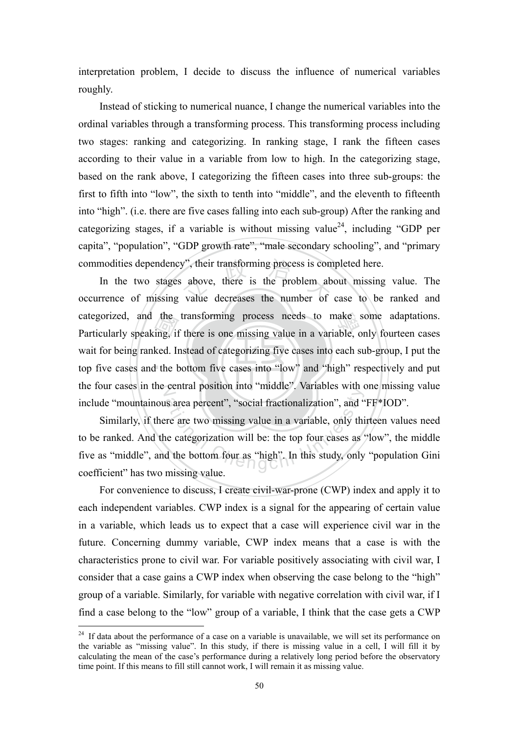interpretation problem, I decide to discuss the influence of numerical variables roughly.

Instead of sticking to numerical nuance, I change the numerical variables into the ordinal variables through a transforming process. This transforming process including two stages: ranking and categorizing. In ranking stage, I rank the fifteen cases according to their value in a variable from low to high. In the categorizing stage, based on the rank above, I categorizing the fifteen cases into three sub-groups: the first to fifth into "low", the sixth to tenth into "middle", and the eleventh to fifteenth into "high". (i.e. there are five cases falling into each sub-group) After the ranking and categorizing stages, if a variable is without missing value[24], including "GDP per capita", "population", "GDP growth rate", "male secondary schooling", and "primary commodities dependency", their transforming process is completed here.

In the two stages above, there is the problem about missing value. The occurrence of missing value decreases the number of case to be ranked and categorized, and the transforming process needs to make some adaptations. Particularly speaking, if there is one missing value in a variable, only fourteen cases wait for being ranked. Instead of categorizing five cases into each sub-group, I put the top five cases and the bottom five cases into "low" and "high" respectively and put the four cases in the central position into "middle". Variables with one missing value include "mountainous area percent", "social fractionalization", and "FF*IOD".

Similarly, if there are two missing value in a variable, only thirteen values need to be ranked. And the categorization will be: the top four cases as "low", the middle five as "middle", and the bottom four as "high". In this study, only "population Gini coefficient" has two missing value.

For convenience to discuss, I create civil-war-prone (CWP) index and apply it to each independent variables. CWP index is a signal for the appearing of certain value in a variable, which leads us to expect that a case will experience civil war in the future. Concerning dummy variable, CWP index means that a case is with the characteristics prone to civil war. For variable positively associating with civil war, I consider that a case gains a CWP index when observing the case belong to the "high" group of a variable. Similarly, for variable with negative correlation with civil war, if I find a case belong to the "low" group of a variable, I think that the case gets a CWP

---

[24] If data about the performance of a case on a variable is unavailable, we will set its performance on the variable as "missing value". In this study, if there is missing value in a cell, I will fill it by calculating the mean of the case's performance during a relatively long period before the observatory time point. If this means to fill still cannot work, I will remain it as missing value.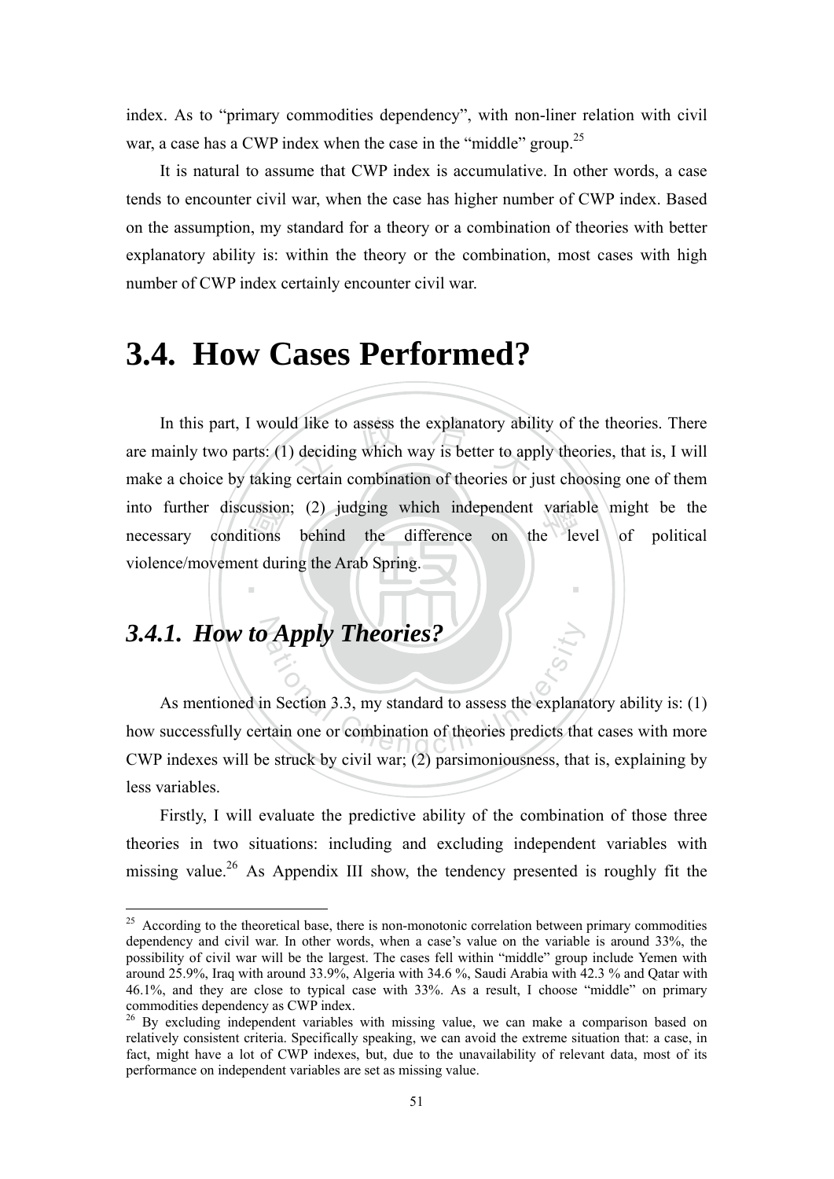index. As to "primary commodities dependency", with non-liner relation with civil war, a case has a CWP index when the case in the "middle" group.[25]

It is natural to assume that CWP index is accumulative. In other words, a case tends to encounter civil war, when the case has higher number of CWP index. Based on the assumption, my standard for a theory or a combination of theories with better explanatory ability is: within the theory or the combination, most cases with high number of CWP index certainly encounter civil war.

# 3.4. How Cases Performed?

In this part, I would like to assess the explanatory ability of the theories. There are mainly two parts: (1) deciding which way is better to apply theories, that is, I will make a choice by taking certain combination of theories or just choosing one of them into further discussion; (2) judging which independent variable might be the necessary conditions behind the difference on the level of political violence/movement during the Arab Spring.

## *3.4.1. How to Apply Theories?*

As mentioned in Section 3.3, my standard to assess the explanatory ability is: (1) how successfully certain one or combination of theories predicts that cases with more CWP indexes will be struck by civil war; (2) parsimoniousness, that is, explaining by less variables.

Firstly, I will evaluate the predictive ability of the combination of those three theories in two situations: including and excluding independent variables with missing value.[26] As Appendix III show, the tendency presented is roughly fit the

---

[25] According to the theoretical base, there is non-monotonic correlation between primary commodities dependency and civil war. In other words, when a case's value on the variable is around 33%, the possibility of civil war will be the largest. The cases fell within "middle" group include Yemen with around 25.9%, Iraq with around 33.9%, Algeria with 34.6 %, Saudi Arabia with 42.3 % and Qatar with 46.1%, and they are close to typical case with 33%. As a result, I choose "middle" on primary commodities dependency as CWP index.

[26] By excluding independent variables with missing value, we can make a comparison based on relatively consistent criteria. Specifically speaking, we can avoid the extreme situation that: a case, in fact, might have a lot of CWP indexes, but, due to the unavailability of relevant data, most of its performance on independent variables are set as missing value.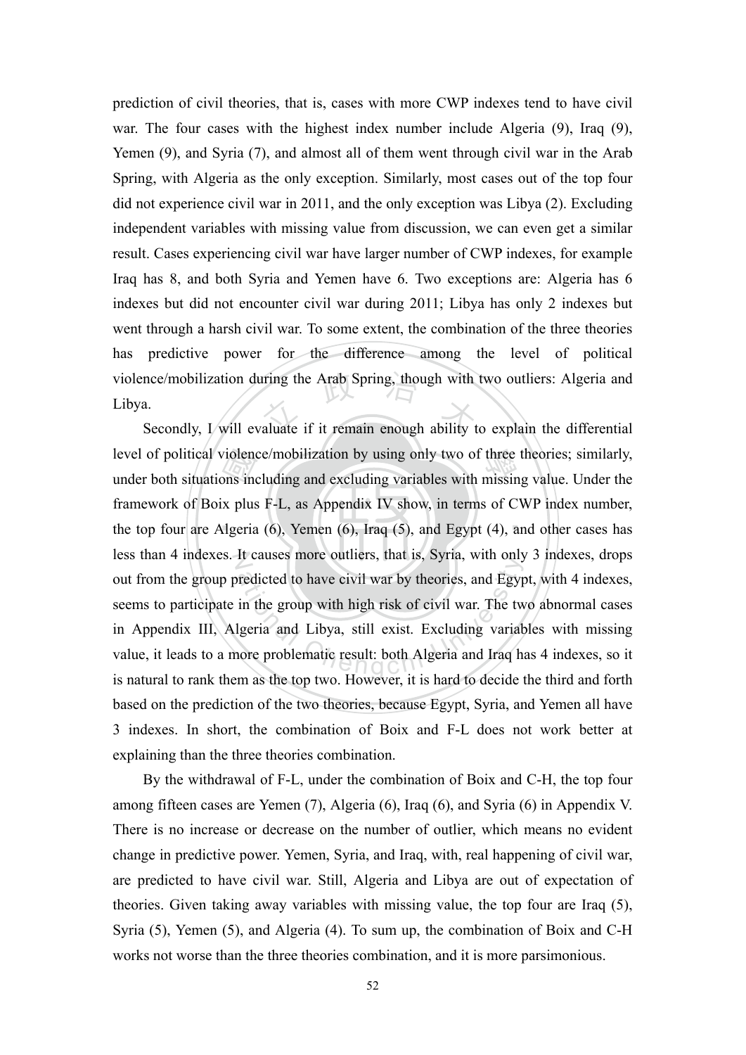prediction of civil theories, that is, cases with more CWP indexes tend to have civil war. The four cases with the highest index number include Algeria (9), Iraq (9), Yemen (9), and Syria (7), and almost all of them went through civil war in the Arab Spring, with Algeria as the only exception. Similarly, most cases out of the top four did not experience civil war in 2011, and the only exception was Libya (2). Excluding independent variables with missing value from discussion, we can even get a similar result. Cases experiencing civil war have larger number of CWP indexes, for example Iraq has 8, and both Syria and Yemen have 6. Two exceptions are: Algeria has 6 indexes but did not encounter civil war during 2011; Libya has only 2 indexes but went through a harsh civil war. To some extent, the combination of the three theories has predictive power for the difference among the level of political violence/mobilization during the Arab Spring, though with two outliers: Algeria and Libya.

Secondly, I will evaluate if it remain enough ability to explain the differential level of political violence/mobilization by using only two of three theories; similarly, under both situations including and excluding variables with missing value. Under the framework of Boix plus F-L, as Appendix IV show, in terms of CWP index number, the top four are Algeria (6), Yemen (6), Iraq (5), and Egypt (4), and other cases has less than 4 indexes. It causes more outliers, that is, Syria, with only 3 indexes, drops out from the group predicted to have civil war by theories, and Egypt, with 4 indexes, seems to participate in the group with high risk of civil war. The two abnormal cases in Appendix III, Algeria and Libya, still exist. Excluding variables with missing value, it leads to a more problematic result: both Algeria and Iraq has 4 indexes, so it is natural to rank them as the top two. However, it is hard to decide the third and forth based on the prediction of the two theories, because Egypt, Syria, and Yemen all have 3 indexes. In short, the combination of Boix and F-L does not work better at explaining than the three theories combination.

By the withdrawal of F-L, under the combination of Boix and C-H, the top four among fifteen cases are Yemen (7), Algeria (6), Iraq (6), and Syria (6) in Appendix V. There is no increase or decrease on the number of outlier, which means no evident change in predictive power. Yemen, Syria, and Iraq, with, real happening of civil war, are predicted to have civil war. Still, Algeria and Libya are out of expectation of theories. Given taking away variables with missing value, the top four are Iraq (5), Syria (5), Yemen (5), and Algeria (4). To sum up, the combination of Boix and C-H works not worse than the three theories combination, and it is more parsimonious.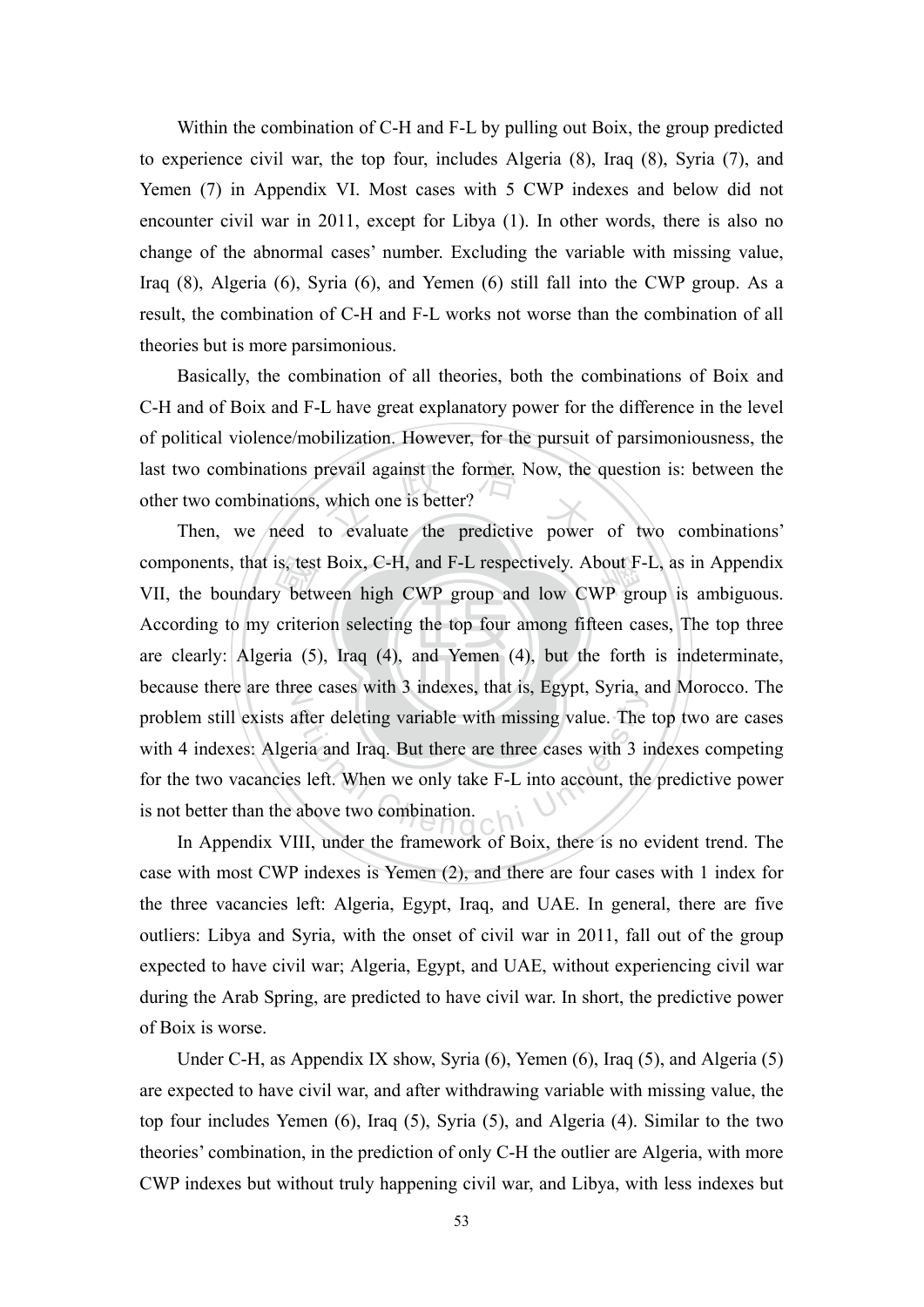Within the combination of C-H and F-L by pulling out Boix, the group predicted to experience civil war, the top four, includes Algeria (8), Iraq (8), Syria (7), and Yemen (7) in Appendix VI. Most cases with 5 CWP indexes and below did not encounter civil war in 2011, except for Libya (1). In other words, there is also no change of the abnormal cases' number. Excluding the variable with missing value, Iraq (8), Algeria (6), Syria (6), and Yemen (6) still fall into the CWP group. As a result, the combination of C-H and F-L works not worse than the combination of all theories but is more parsimonious.

Basically, the combination of all theories, both the combinations of Boix and C-H and of Boix and F-L have great explanatory power for the difference in the level of political violence/mobilization. However, for the pursuit of parsimoniousness, the last two combinations prevail against the former. Now, the question is: between the other two combinations, which one is better?

Then, we need to evaluate the predictive power of two combinations' components, that is, test Boix, C-H, and F-L respectively. About F-L, as in Appendix VII, the boundary between high CWP group and low CWP group is ambiguous. According to my criterion selecting the top four among fifteen cases, The top three are clearly: Algeria (5), Iraq (4), and Yemen (4), but the forth is indeterminate, because there are three cases with 3 indexes, that is, Egypt, Syria, and Morocco. The problem still exists after deleting variable with missing value. The top two are cases with 4 indexes: Algeria and Iraq. But there are three cases with 3 indexes competing for the two vacancies left. When we only take F-L into account, the predictive power is not better than the above two combination.

In Appendix VIII, under the framework of Boix, there is no evident trend. The case with most CWP indexes is Yemen (2), and there are four cases with 1 index for the three vacancies left: Algeria, Egypt, Iraq, and UAE. In general, there are five outliers: Libya and Syria, with the onset of civil war in 2011, fall out of the group expected to have civil war; Algeria, Egypt, and UAE, without experiencing civil war during the Arab Spring, are predicted to have civil war. In short, the predictive power of Boix is worse.

Under C-H, as Appendix IX show, Syria (6), Yemen (6), Iraq (5), and Algeria (5) are expected to have civil war, and after withdrawing variable with missing value, the top four includes Yemen (6), Iraq (5), Syria (5), and Algeria (4). Similar to the two theories' combination, in the prediction of only C-H the outlier are Algeria, with more CWP indexes but without truly happening civil war, and Libya, with less indexes but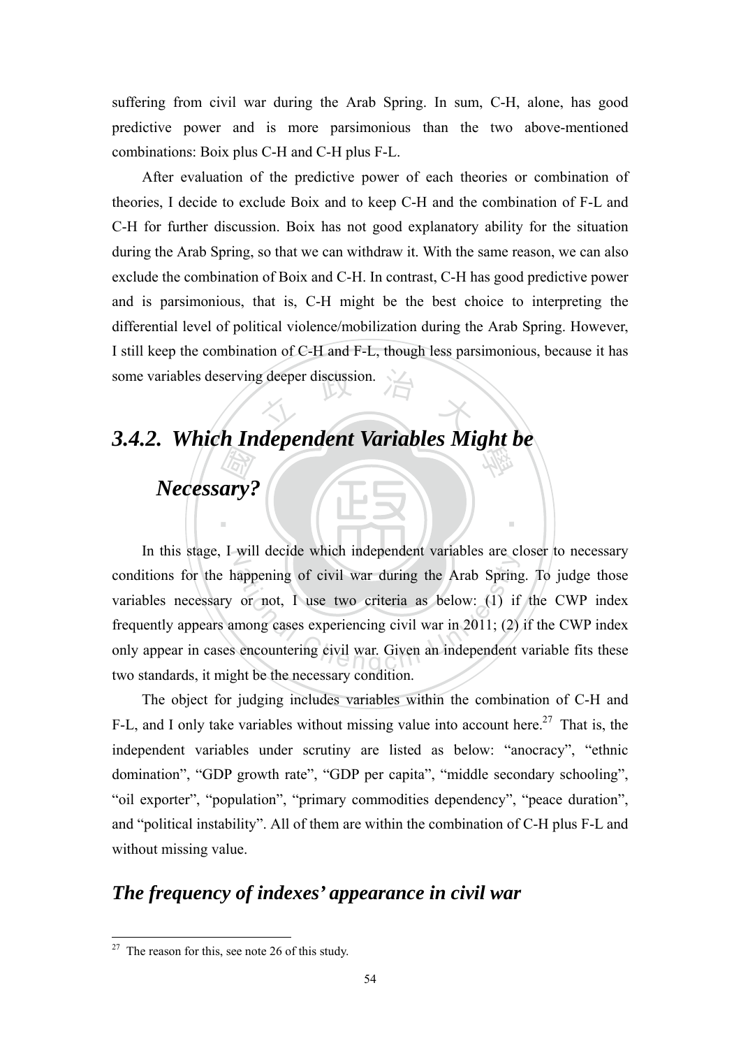suffering from civil war during the Arab Spring. In sum, C-H, alone, has good predictive power and is more parsimonious than the two above-mentioned combinations: Boix plus C-H and C-H plus F-L.

After evaluation of the predictive power of each theories or combination of theories, I decide to exclude Boix and to keep C-H and the combination of F-L and C-H for further discussion. Boix has not good explanatory ability for the situation during the Arab Spring, so that we can withdraw it. With the same reason, we can also exclude the combination of Boix and C-H. In contrast, C-H has good predictive power and is parsimonious, that is, C-H might be the best choice to interpreting the differential level of political violence/mobilization during the Arab Spring. However, I still keep the combination of C-H and F-L, though less parsimonious, because it has some variables deserving deeper discussion.

### *3.4.2. Which Independent Variables Might be Necessary?*

In this stage, I will decide which independent variables are closer to necessary conditions for the happening of civil war during the Arab Spring. To judge those variables necessary or not, I use two criteria as below: (1) if the CWP index frequently appears among cases experiencing civil war in 2011; (2) if the CWP index only appear in cases encountering civil war. Given an independent variable fits these two standards, it might be the necessary condition.

The object for judging includes variables within the combination of C-H and F-L, and I only take variables without missing value into account here.[27] That is, the independent variables under scrutiny are listed as below: "anocracy", "ethnic domination", "GDP growth rate", "GDP per capita", "middle secondary schooling", "oil exporter", "population", "primary commodities dependency", "peace duration", and "political instability". All of them are within the combination of C-H plus F-L and without missing value.

### *The frequency of indexes' appearance in civil war*

[27] The reason for this, see note 26 of this study.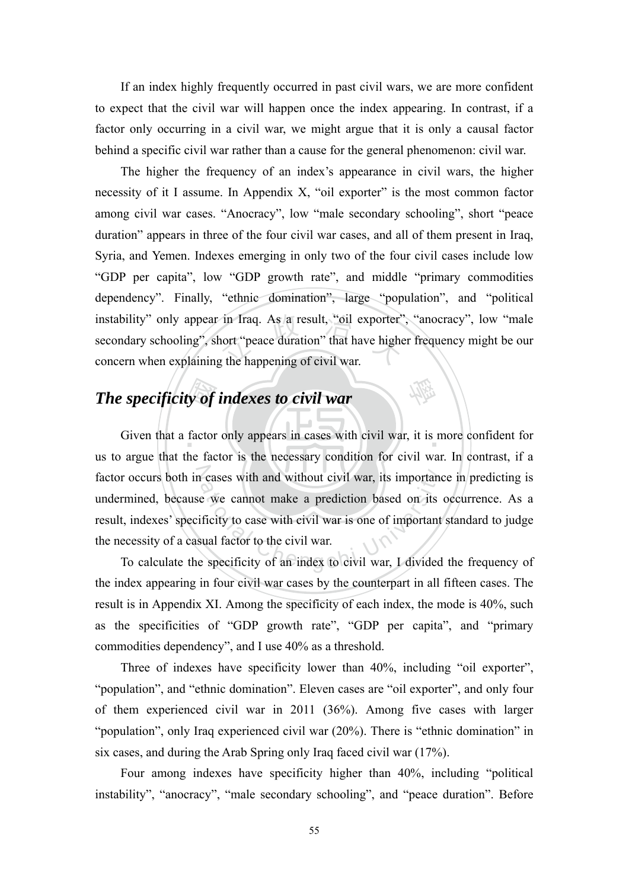If an index highly frequently occurred in past civil wars, we are more confident to expect that the civil war will happen once the index appearing. In contrast, if a factor only occurring in a civil war, we might argue that it is only a causal factor behind a specific civil war rather than a cause for the general phenomenon: civil war.

The higher the frequency of an index's appearance in civil wars, the higher necessity of it I assume. In Appendix X, "oil exporter" is the most common factor among civil war cases. "Anocracy", low "male secondary schooling", short "peace duration" appears in three of the four civil war cases, and all of them present in Iraq, Syria, and Yemen. Indexes emerging in only two of the four civil cases include low "GDP per capita", low "GDP growth rate", and middle "primary commodities dependency". Finally, "ethnic domination", large "population", and "political instability" only appear in Iraq. As a result, "oil exporter", "anocracy", low "male secondary schooling", short "peace duration" that have higher frequency might be our concern when explaining the happening of civil war.

## *The specificity of indexes to civil war*

Given that a factor only appears in cases with civil war, it is more confident for us to argue that the factor is the necessary condition for civil war. In contrast, if a factor occurs both in cases with and without civil war, its importance in predicting is undermined, because we cannot make a prediction based on its occurrence. As a result, indexes' specificity to case with civil war is one of important standard to judge the necessity of a casual factor to the civil war.

To calculate the specificity of an index to civil war, I divided the frequency of the index appearing in four civil war cases by the counterpart in all fifteen cases. The result is in Appendix XI. Among the specificity of each index, the mode is 40%, such as the specificities of "GDP growth rate", "GDP per capita", and "primary commodities dependency", and I use 40% as a threshold.

Three of indexes have specificity lower than 40%, including "oil exporter", "population", and "ethnic domination". Eleven cases are "oil exporter", and only four of them experienced civil war in 2011 (36%). Among five cases with larger "population", only Iraq experienced civil war (20%). There is "ethnic domination" in six cases, and during the Arab Spring only Iraq faced civil war (17%).

Four among indexes have specificity higher than 40%, including "political instability", "anocracy", "male secondary schooling", and "peace duration". Before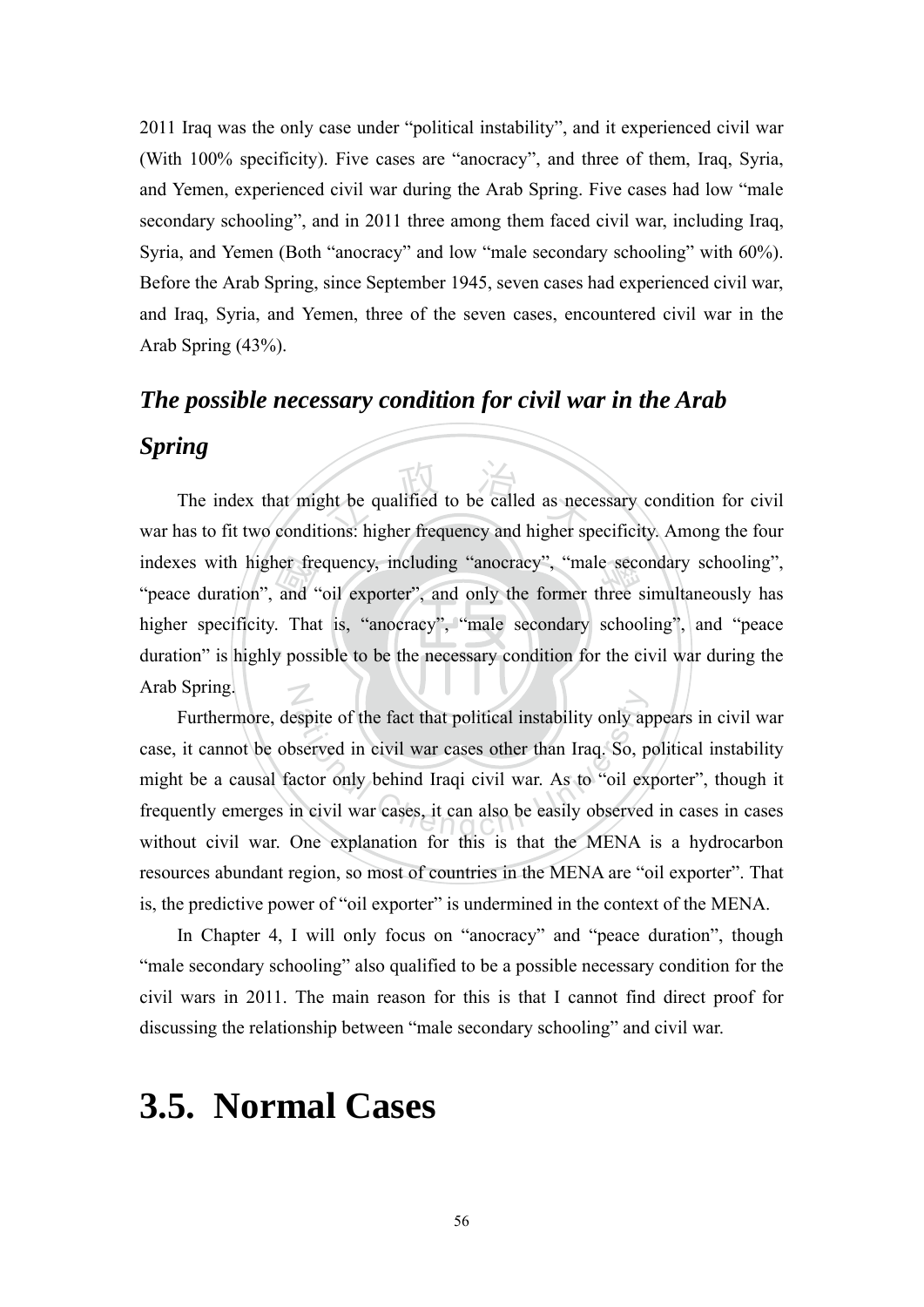2011 Iraq was the only case under "political instability", and it experienced civil war (With 100% specificity). Five cases are "anocracy", and three of them, Iraq, Syria, and Yemen, experienced civil war during the Arab Spring. Five cases had low "male secondary schooling", and in 2011 three among them faced civil war, including Iraq, Syria, and Yemen (Both "anocracy" and low "male secondary schooling" with 60%). Before the Arab Spring, since September 1945, seven cases had experienced civil war, and Iraq, Syria, and Yemen, three of the seven cases, encountered civil war in the Arab Spring (43%).

### ***The possible necessary condition for civil war in the Arab Spring***

The index that might be qualified to be called as necessary condition for civil war has to fit two conditions: higher frequency and higher specificity. Among the four indexes with higher frequency, including "anocracy", "male secondary schooling", "peace duration", and "oil exporter", and only the former three simultaneously has higher specificity. That is, "anocracy", "male secondary schooling", and "peace duration" is highly possible to be the necessary condition for the civil war during the Arab Spring.

Furthermore, despite of the fact that political instability only appears in civil war case, it cannot be observed in civil war cases other than Iraq. So, political instability might be a causal factor only behind Iraqi civil war. As to "oil exporter", though it frequently emerges in civil war cases, it can also be easily observed in cases in cases without civil war. One explanation for this is that the MENA is a hydrocarbon resources abundant region, so most of countries in the MENA are "oil exporter". That is, the predictive power of "oil exporter" is undermined in the context of the MENA.

In Chapter 4, I will only focus on "anocracy" and "peace duration", though "male secondary schooling" also qualified to be a possible necessary condition for the civil wars in 2011. The main reason for this is that I cannot find direct proof for discussing the relationship between "male secondary schooling" and civil war.

# 3.5. Normal Cases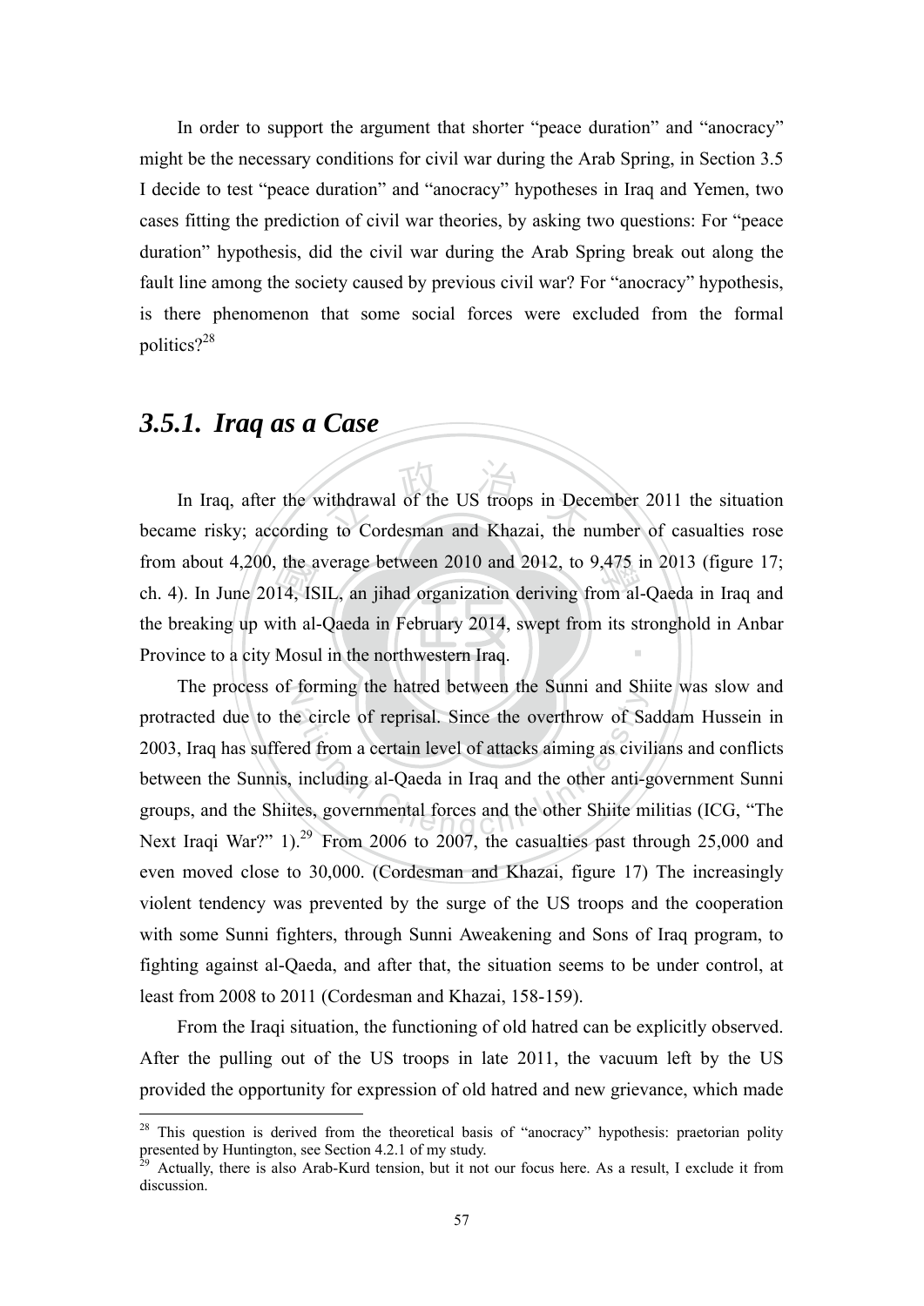In order to support the argument that shorter "peace duration" and "anocracy" might be the necessary conditions for civil war during the Arab Spring, in Section 3.5 I decide to test "peace duration" and "anocracy" hypotheses in Iraq and Yemen, two cases fitting the prediction of civil war theories, by asking two questions: For "peace duration" hypothesis, did the civil war during the Arab Spring break out along the fault line among the society caused by previous civil war? For "anocracy" hypothesis, is there phenomenon that some social forces were excluded from the formal politics?[28]

### *3.5.1. Iraq as a Case*

In Iraq, after the withdrawal of the US troops in December 2011 the situation became risky; according to Cordesman and Khazai, the number of casualties rose from about 4,200, the average between 2010 and 2012, to 9,475 in 2013 (figure 17; ch. 4). In June 2014, ISIL, an jihad organization deriving from al-Qaeda in Iraq and the breaking up with al-Qaeda in February 2014, swept from its stronghold in Anbar Province to a city Mosul in the northwestern Iraq.

The process of forming the hatred between the Sunni and Shiite was slow and protracted due to the circle of reprisal. Since the overthrow of Saddam Hussein in 2003, Iraq has suffered from a certain level of attacks aiming as civilians and conflicts between the Sunnis, including al-Qaeda in Iraq and the other anti-government Sunni groups, and the Shiites, governmental forces and the other Shiite militias (ICG, "The Next Iraqi War?" 1).[29] From 2006 to 2007, the casualties past through 25,000 and even moved close to 30,000. (Cordesman and Khazai, figure 17) The increasingly violent tendency was prevented by the surge of the US troops and the cooperation with some Sunni fighters, through Sunni Aweakening and Sons of Iraq program, to fighting against al-Qaeda, and after that, the situation seems to be under control, at least from 2008 to 2011 (Cordesman and Khazai, 158-159).

From the Iraqi situation, the functioning of old hatred can be explicitly observed. After the pulling out of the US troops in late 2011, the vacuum left by the US provided the opportunity for expression of old hatred and new grievance, which made

---

[28] This question is derived from the theoretical basis of "anocracy" hypothesis: praetorian polity presented by Huntington, see Section 4.2.1 of my study.

[29] Actually, there is also Arab-Kurd tension, but it not our focus here. As a result, I exclude it from discussion.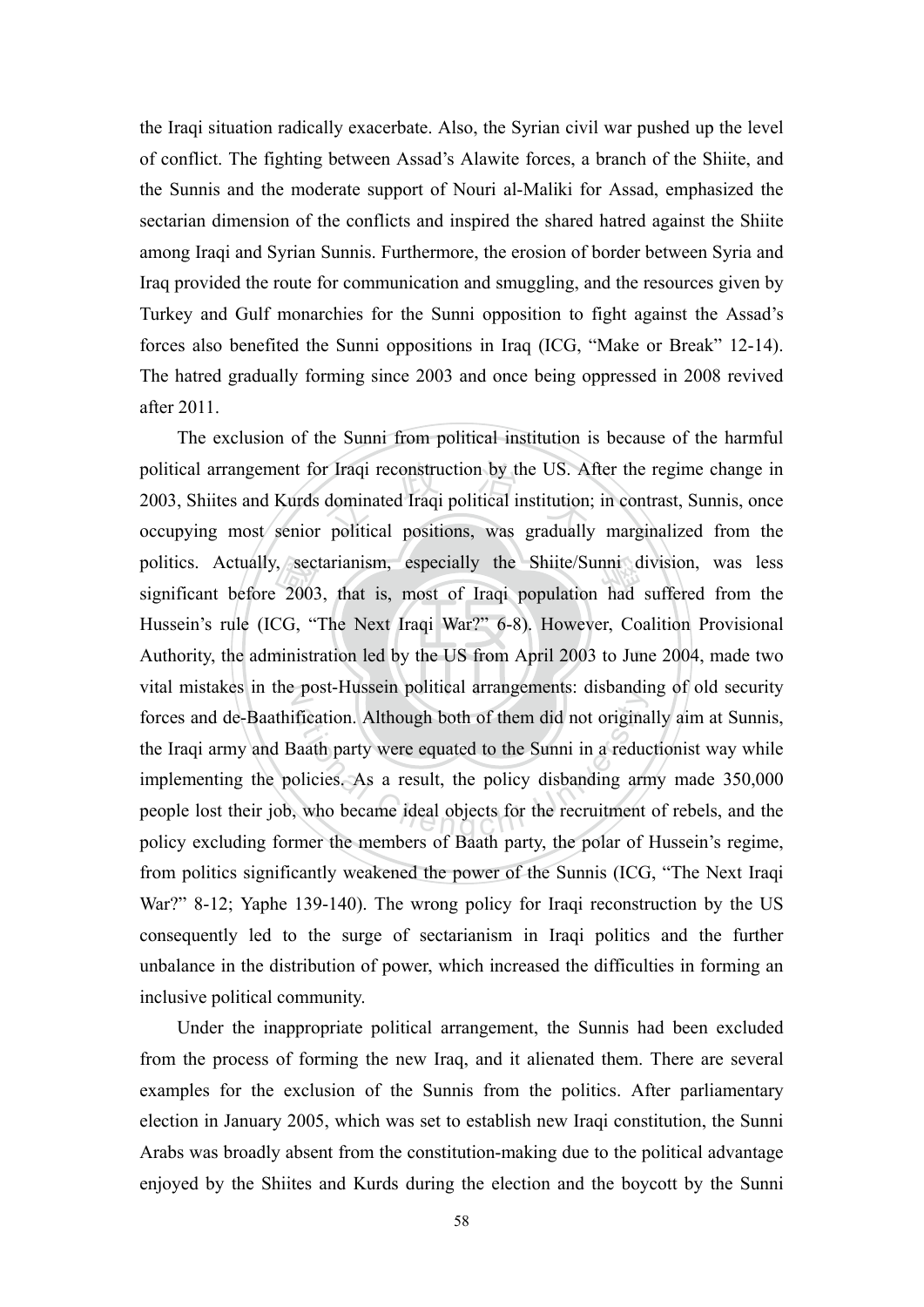the Iraqi situation radically exacerbate. Also, the Syrian civil war pushed up the level of conflict. The fighting between Assad's Alawite forces, a branch of the Shiite, and the Sunnis and the moderate support of Nouri al-Maliki for Assad, emphasized the sectarian dimension of the conflicts and inspired the shared hatred against the Shiite among Iraqi and Syrian Sunnis. Furthermore, the erosion of border between Syria and Iraq provided the route for communication and smuggling, and the resources given by Turkey and Gulf monarchies for the Sunni opposition to fight against the Assad's forces also benefited the Sunni oppositions in Iraq (ICG, "Make or Break" 12-14). The hatred gradually forming since 2003 and once being oppressed in 2008 revived after 2011.

The exclusion of the Sunni from political institution is because of the harmful political arrangement for Iraqi reconstruction by the US. After the regime change in 2003, Shiites and Kurds dominated Iraqi political institution; in contrast, Sunnis, once occupying most senior political positions, was gradually marginalized from the politics. Actually, sectarianism, especially the Shiite/Sunni division, was less significant before 2003, that is, most of Iraqi population had suffered from the Hussein's rule (ICG, "The Next Iraqi War?" 6-8). However, Coalition Provisional Authority, the administration led by the US from April 2003 to June 2004, made two vital mistakes in the post-Hussein political arrangements: disbanding of old security forces and de-Baathification. Although both of them did not originally aim at Sunnis, the Iraqi army and Baath party were equated to the Sunni in a reductionist way while implementing the policies. As a result, the policy disbanding army made 350,000 people lost their job, who became ideal objects for the recruitment of rebels, and the policy excluding former the members of Baath party, the polar of Hussein's regime, from politics significantly weakened the power of the Sunnis (ICG, "The Next Iraqi War?" 8-12; Yaphe 139-140). The wrong policy for Iraqi reconstruction by the US consequently led to the surge of sectarianism in Iraqi politics and the further unbalance in the distribution of power, which increased the difficulties in forming an inclusive political community.

Under the inappropriate political arrangement, the Sunnis had been excluded from the process of forming the new Iraq, and it alienated them. There are several examples for the exclusion of the Sunnis from the politics. After parliamentary election in January 2005, which was set to establish new Iraqi constitution, the Sunni Arabs was broadly absent from the constitution-making due to the political advantage enjoyed by the Shiites and Kurds during the election and the boycott by the Sunni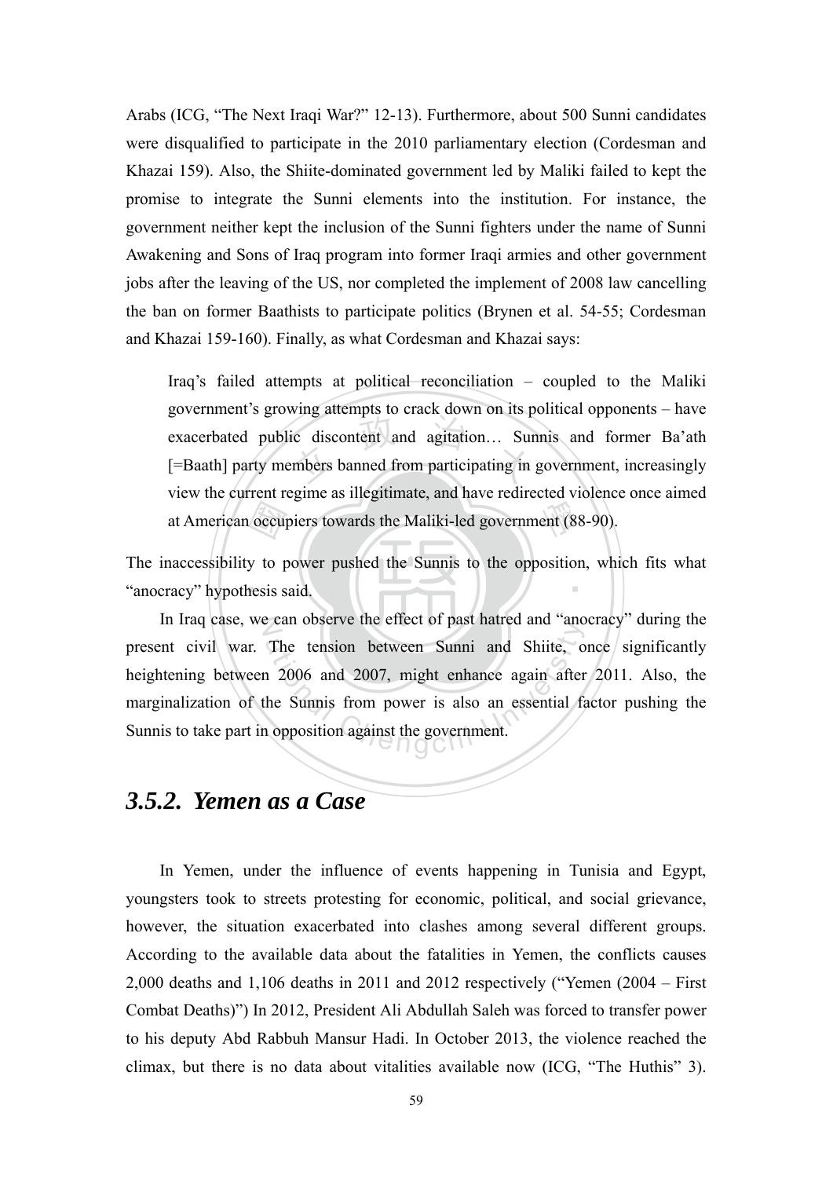Arabs (ICG, "The Next Iraqi War?" 12-13). Furthermore, about 500 Sunni candidates were disqualified to participate in the 2010 parliamentary election (Cordesman and Khazai 159). Also, the Shiite-dominated government led by Maliki failed to kept the promise to integrate the Sunni elements into the institution. For instance, the government neither kept the inclusion of the Sunni fighters under the name of Sunni Awakening and Sons of Iraq program into former Iraqi armies and other government jobs after the leaving of the US, nor completed the implement of 2008 law cancelling the ban on former Baathists to participate politics (Brynen et al. 54-55; Cordesman and Khazai 159-160). Finally, as what Cordesman and Khazai says:

> Iraq's failed attempts at political reconciliation – coupled to the Maliki government's growing attempts to crack down on its political opponents – have exacerbated public discontent and agitation… Sunnis and former Ba'ath [=Baath] party members banned from participating in government, increasingly view the current regime as illegitimate, and have redirected violence once aimed at American occupiers towards the Maliki-led government (88-90).

The inaccessibility to power pushed the Sunnis to the opposition, which fits what "anocracy" hypothesis said.

In Iraq case, we can observe the effect of past hatred and "anocracy" during the present civil war. The tension between Sunni and Shiite, once significantly heightening between 2006 and 2007, might enhance again after 2011. Also, the marginalization of the Sunnis from power is also an essential factor pushing the Sunnis to take part in opposition against the government.

### *3.5.2. Yemen as a Case*

In Yemen, under the influence of events happening in Tunisia and Egypt, youngsters took to streets protesting for economic, political, and social grievance, however, the situation exacerbated into clashes among several different groups. According to the available data about the fatalities in Yemen, the conflicts causes 2,000 deaths and 1,106 deaths in 2011 and 2012 respectively ("Yemen (2004 – First Combat Deaths)") In 2012, President Ali Abdullah Saleh was forced to transfer power to his deputy Abd Rabbuh Mansur Hadi. In October 2013, the violence reached the climax, but there is no data about vitalities available now (ICG, "The Huthis" 3).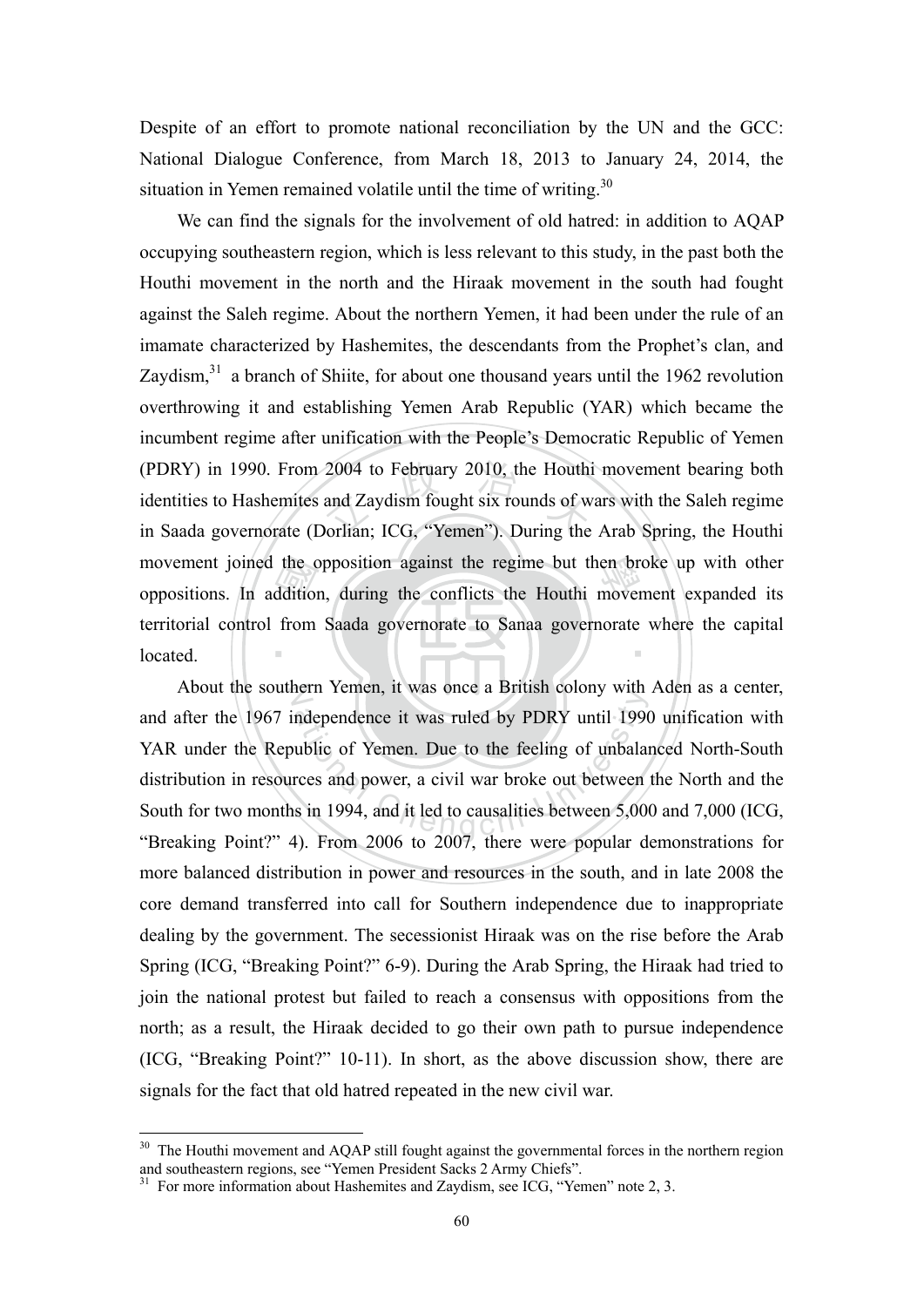Despite of an effort to promote national reconciliation by the UN and the GCC: National Dialogue Conference, from March 18, 2013 to January 24, 2014, the situation in Yemen remained volatile until the time of writing.[30]

We can find the signals for the involvement of old hatred: in addition to AQAP occupying southeastern region, which is less relevant to this study, in the past both the Houthi movement in the north and the Hiraak movement in the south had fought against the Saleh regime. About the northern Yemen, it had been under the rule of an imamate characterized by Hashemites, the descendants from the Prophet's clan, and Zaydism,[31] a branch of Shiite, for about one thousand years until the 1962 revolution overthrowing it and establishing Yemen Arab Republic (YAR) which became the incumbent regime after unification with the People's Democratic Republic of Yemen (PDRY) in 1990. From 2004 to February 2010, the Houthi movement bearing both identities to Hashemites and Zaydism fought six rounds of wars with the Saleh regime in Saada governorate (Dorlian; ICG, "Yemen"). During the Arab Spring, the Houthi movement joined the opposition against the regime but then broke up with other oppositions. In addition, during the conflicts the Houthi movement expanded its territorial control from Saada governorate to Sanaa governorate where the capital located.

About the southern Yemen, it was once a British colony with Aden as a center, and after the 1967 independence it was ruled by PDRY until 1990 unification with YAR under the Republic of Yemen. Due to the feeling of unbalanced North-South distribution in resources and power, a civil war broke out between the North and the South for two months in 1994, and it led to causalities between 5,000 and 7,000 (ICG, "Breaking Point?" 4). From 2006 to 2007, there were popular demonstrations for more balanced distribution in power and resources in the south, and in late 2008 the core demand transferred into call for Southern independence due to inappropriate dealing by the government. The secessionist Hiraak was on the rise before the Arab Spring (ICG, "Breaking Point?" 6-9). During the Arab Spring, the Hiraak had tried to join the national protest but failed to reach a consensus with oppositions from the north; as a result, the Hiraak decided to go their own path to pursue independence (ICG, "Breaking Point?" 10-11). In short, as the above discussion show, there are signals for the fact that old hatred repeated in the new civil war.

---

[30] The Houthi movement and AQAP still fought against the governmental forces in the northern region and southeastern regions, see "Yemen President Sacks 2 Army Chiefs".

[31] For more information about Hashemites and Zaydism, see ICG, "Yemen" note 2, 3.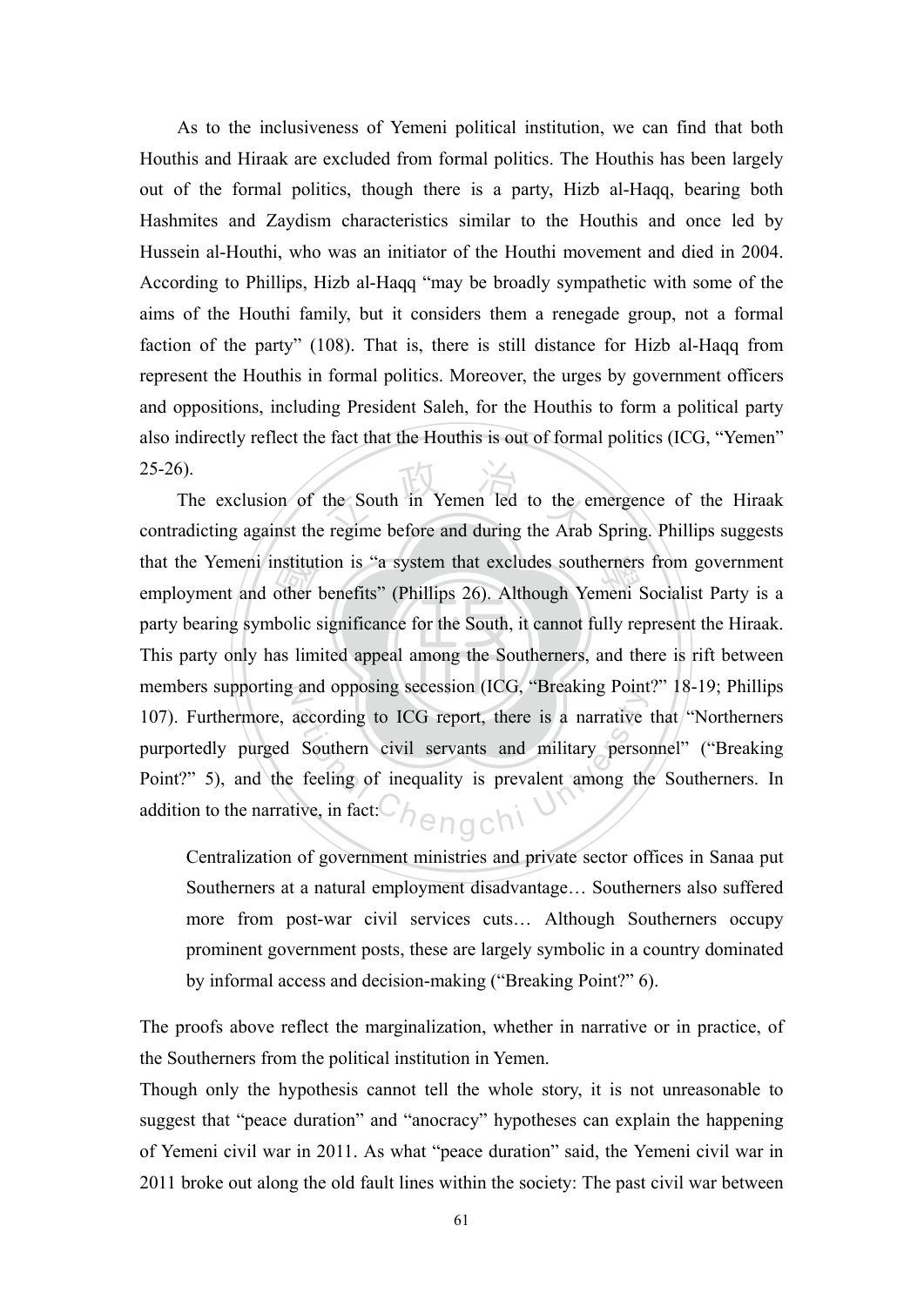As to the inclusiveness of Yemeni political institution, we can find that both Houthis and Hiraak are excluded from formal politics. The Houthis has been largely out of the formal politics, though there is a party, Hizb al-Haqq, bearing both Hashmites and Zaydism characteristics similar to the Houthis and once led by Hussein al-Houthi, who was an initiator of the Houthi movement and died in 2004. According to Phillips, Hizb al-Haqq "may be broadly sympathetic with some of the aims of the Houthi family, but it considers them a renegade group, not a formal faction of the party" (108). That is, there is still distance for Hizb al-Haqq from represent the Houthis in formal politics. Moreover, the urges by government officers and oppositions, including President Saleh, for the Houthis to form a political party also indirectly reflect the fact that the Houthis is out of formal politics (ICG, "Yemen" 25-26).

The exclusion of the South in Yemen led to the emergence of the Hiraak contradicting against the regime before and during the Arab Spring. Phillips suggests that the Yemeni institution is "a system that excludes southerners from government employment and other benefits" (Phillips 26). Although Yemeni Socialist Party is a party bearing symbolic significance for the South, it cannot fully represent the Hiraak. This party only has limited appeal among the Southerners, and there is rift between members supporting and opposing secession (ICG, "Breaking Point?" 18-19; Phillips 107). Furthermore, according to ICG report, there is a narrative that "Northerners purportedly purged Southern civil servants and military personnel" ("Breaking Point?" 5), and the feeling of inequality is prevalent among the Southerners. In addition to the narrative, in fact:

> Centralization of government ministries and private sector offices in Sanaa put Southerners at a natural employment disadvantage… Southerners also suffered more from post-war civil services cuts… Although Southerners occupy prominent government posts, these are largely symbolic in a country dominated by informal access and decision-making ("Breaking Point?" 6).

The proofs above reflect the marginalization, whether in narrative or in practice, of the Southerners from the political institution in Yemen.

Though only the hypothesis cannot tell the whole story, it is not unreasonable to suggest that "peace duration" and "anocracy" hypotheses can explain the happening of Yemeni civil war in 2011. As what "peace duration" said, the Yemeni civil war in 2011 broke out along the old fault lines within the society: The past civil war between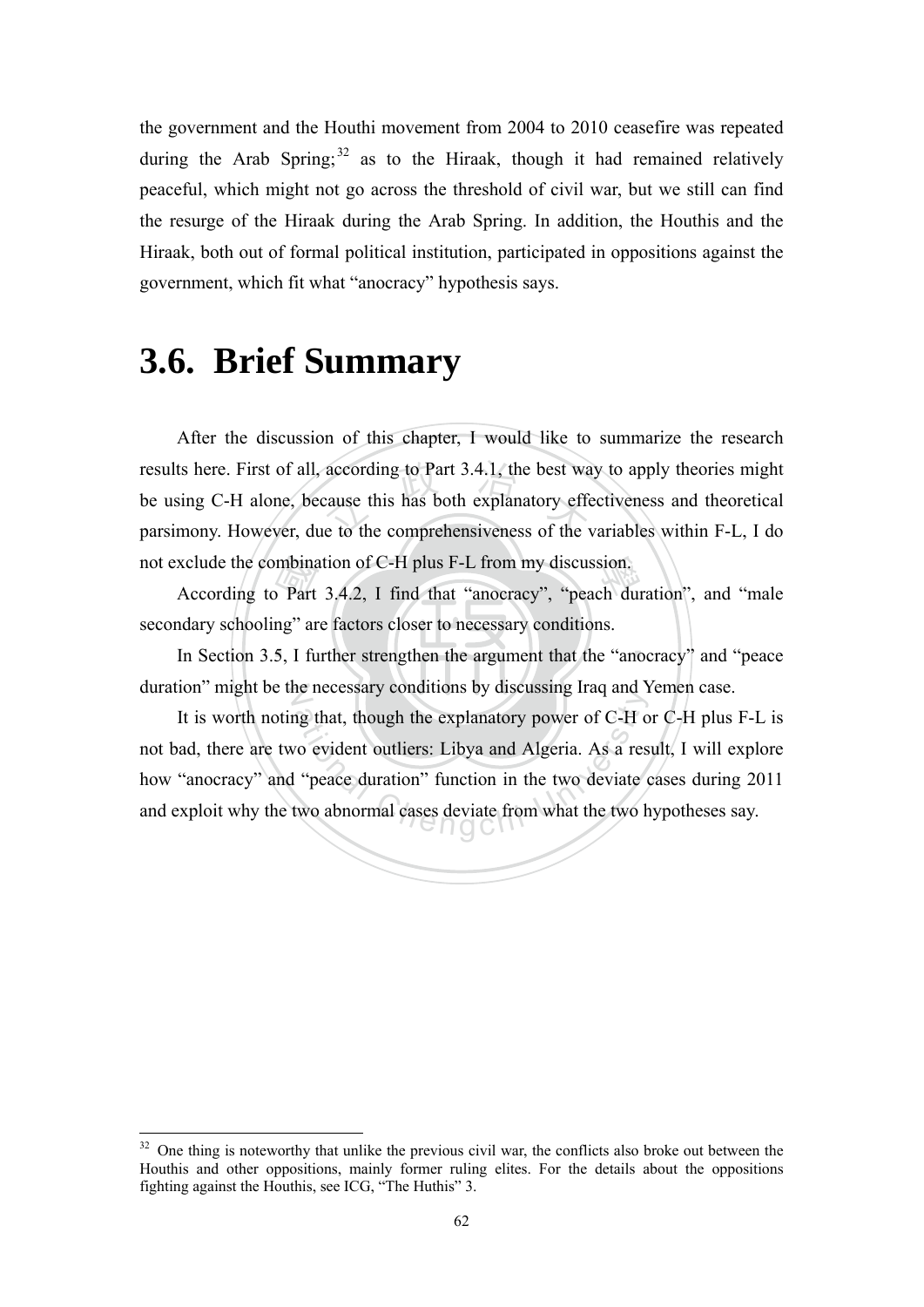the government and the Houthi movement from 2004 to 2010 ceasefire was repeated during the Arab Spring;[32] as to the Hiraak, though it had remained relatively peaceful, which might not go across the threshold of civil war, but we still can find the resurge of the Hiraak during the Arab Spring. In addition, the Houthis and the Hiraak, both out of formal political institution, participated in oppositions against the government, which fit what "anocracy" hypothesis says.

# 3.6. Brief Summary

After the discussion of this chapter, I would like to summarize the research results here. First of all, according to Part 3.4.1, the best way to apply theories might be using C-H alone, because this has both explanatory effectiveness and theoretical parsimony. However, due to the comprehensiveness of the variables within F-L, I do not exclude the combination of C-H plus F-L from my discussion.

According to Part 3.4.2, I find that "anocracy", "peach duration", and "male secondary schooling" are factors closer to necessary conditions.

In Section 3.5, I further strengthen the argument that the "anocracy" and "peace duration" might be the necessary conditions by discussing Iraq and Yemen case.

It is worth noting that, though the explanatory power of C-H or C-H plus F-L is not bad, there are two evident outliers: Libya and Algeria. As a result, I will explore how "anocracy" and "peace duration" function in the two deviate cases during 2011 and exploit why the two abnormal cases deviate from what the two hypotheses say.

---

[32] One thing is noteworthy that unlike the previous civil war, the conflicts also broke out between the Houthis and other oppositions, mainly former ruling elites. For the details about the oppositions fighting against the Houthis, see ICG, "The Huthis" 3.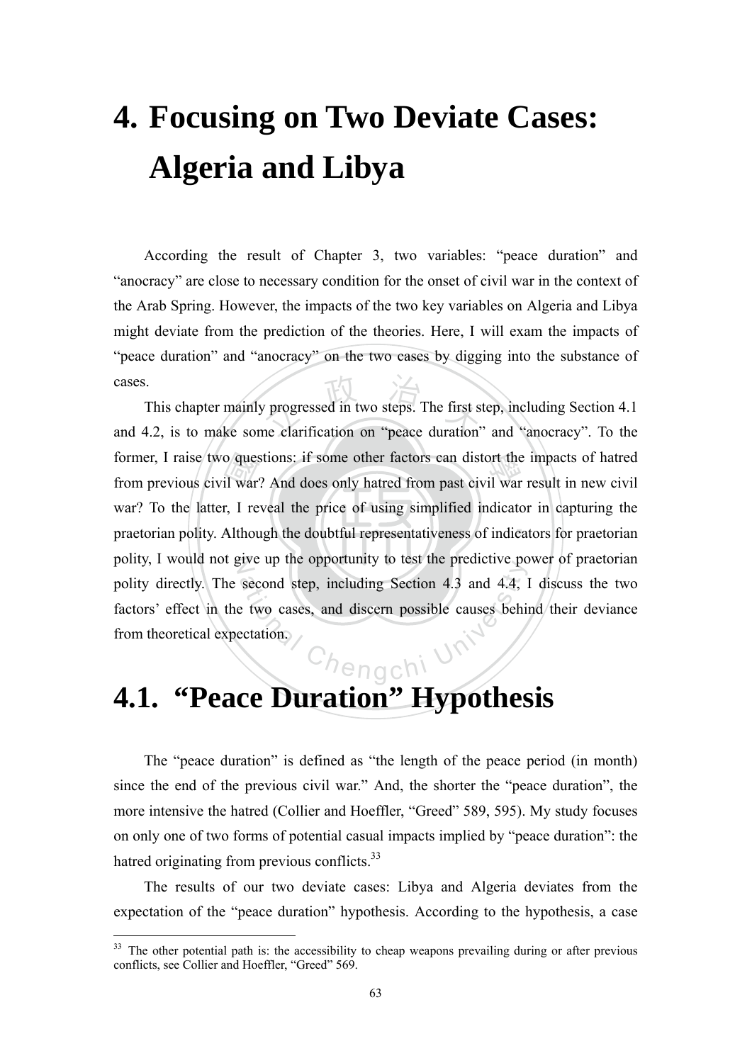# 4. Focusing on Two Deviate Cases: Algeria and Libya

According the result of Chapter 3, two variables: "peace duration" and "anocracy" are close to necessary condition for the onset of civil war in the context of the Arab Spring. However, the impacts of the two key variables on Algeria and Libya might deviate from the prediction of the theories. Here, I will exam the impacts of "peace duration" and "anocracy" on the two cases by digging into the substance of cases.

This chapter mainly progressed in two steps. The first step, including Section 4.1 and 4.2, is to make some clarification on "peace duration" and "anocracy". To the former, I raise two questions: if some other factors can distort the impacts of hatred from previous civil war? And does only hatred from past civil war result in new civil war? To the latter, I reveal the price of using simplified indicator in capturing the praetorian polity. Although the doubtful representativeness of indicators for praetorian polity, I would not give up the opportunity to test the predictive power of praetorian polity directly. The second step, including Section 4.3 and 4.4, I discuss the two factors' effect in the two cases, and discern possible causes behind their deviance from theoretical expectation.

## 4.1. "Peace Duration" Hypothesis

The "peace duration" is defined as "the length of the peace period (in month) since the end of the previous civil war." And, the shorter the "peace duration", the more intensive the hatred (Collier and Hoeffler, "Greed" 589, 595). My study focuses on only one of two forms of potential casual impacts implied by "peace duration": the hatred originating from previous conflicts.[33]

The results of our two deviate cases: Libya and Algeria deviates from the expectation of the "peace duration" hypothesis. According to the hypothesis, a case

[33] The other potential path is: the accessibility to cheap weapons prevailing during or after previous conflicts, see Collier and Hoeffler, "Greed" 569.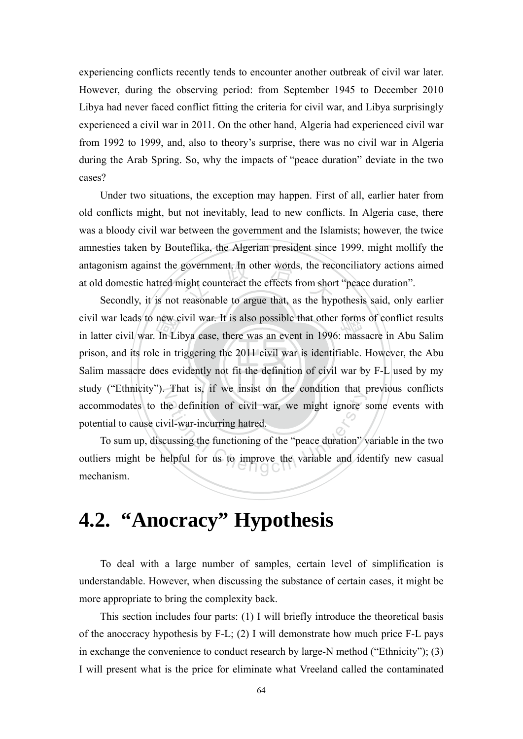experiencing conflicts recently tends to encounter another outbreak of civil war later. However, during the observing period: from September 1945 to December 2010 Libya had never faced conflict fitting the criteria for civil war, and Libya surprisingly experienced a civil war in 2011. On the other hand, Algeria had experienced civil war from 1992 to 1999, and, also to theory's surprise, there was no civil war in Algeria during the Arab Spring. So, why the impacts of "peace duration" deviate in the two cases?

Under two situations, the exception may happen. First of all, earlier hater from old conflicts might, but not inevitably, lead to new conflicts. In Algeria case, there was a bloody civil war between the government and the Islamists; however, the twice amnesties taken by Bouteflika, the Algerian president since 1999, might mollify the antagonism against the government. In other words, the reconciliatory actions aimed at old domestic hatred might counteract the effects from short "peace duration".

Secondly, it is not reasonable to argue that, as the hypothesis said, only earlier civil war leads to new civil war. It is also possible that other forms of conflict results in latter civil war. In Libya case, there was an event in 1996: massacre in Abu Salim prison, and its role in triggering the 2011 civil war is identifiable. However, the Abu Salim massacre does evidently not fit the definition of civil war by F-L used by my study ("Ethnicity"). That is, if we insist on the condition that previous conflicts accommodates to the definition of civil war, we might ignore some events with potential to cause civil-war-incurring hatred.

To sum up, discussing the functioning of the "peace duration" variable in the two outliers might be helpful for us to improve the variable and identify new casual mechanism.

# 4.2. "Anocracy" Hypothesis

To deal with a large number of samples, certain level of simplification is understandable. However, when discussing the substance of certain cases, it might be more appropriate to bring the complexity back.

This section includes four parts: (1) I will briefly introduce the theoretical basis of the anoccracy hypothesis by F-L; (2) I will demonstrate how much price F-L pays in exchange the convenience to conduct research by large-N method ("Ethnicity"); (3) I will present what is the price for eliminate what Vreeland called the contaminated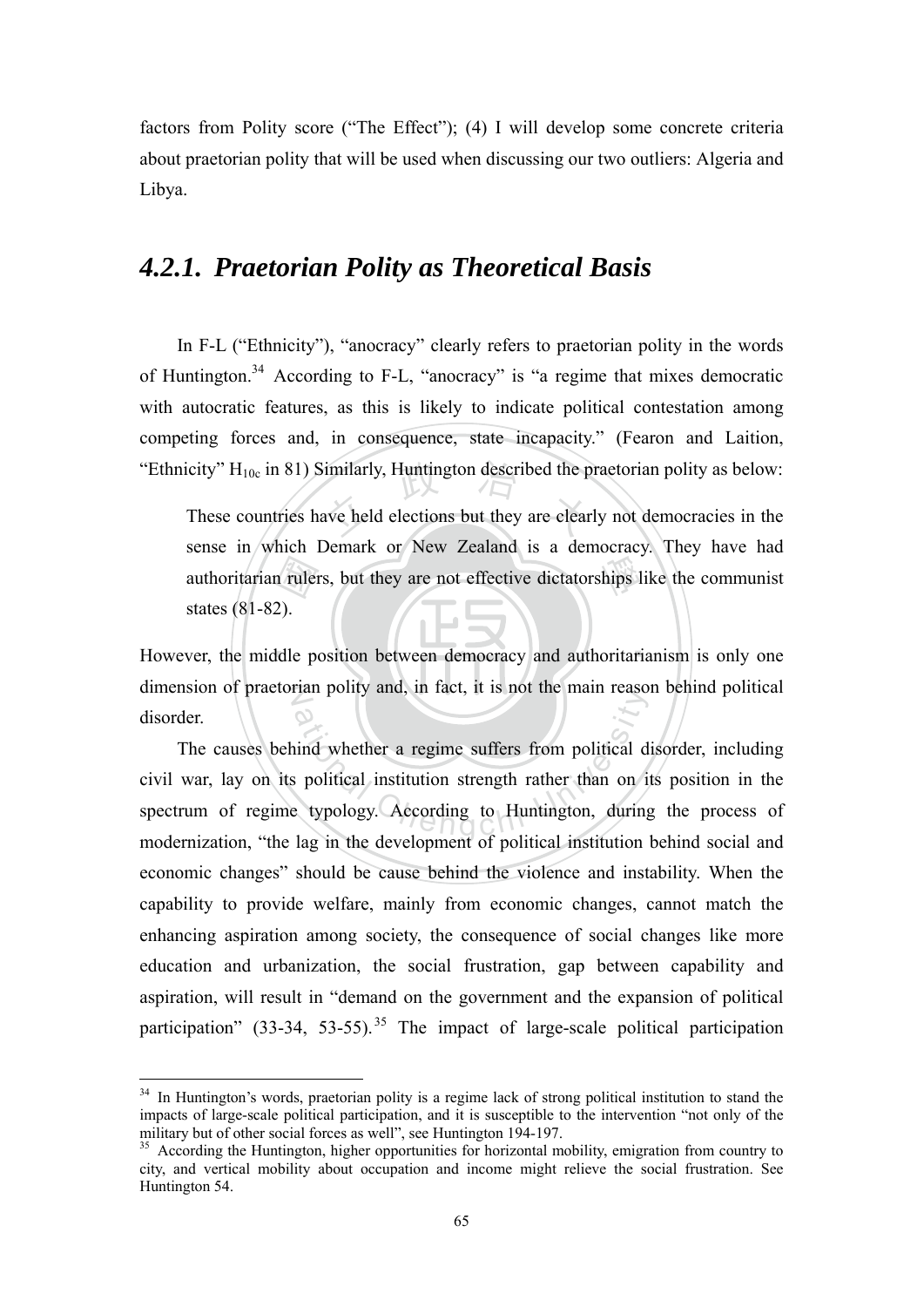factors from Polity score ("The Effect"); (4) I will develop some concrete criteria about praetorian polity that will be used when discussing our two outliers: Algeria and Libya.

### *4.2.1. Praetorian Polity as Theoretical Basis*

In F-L ("Ethnicity"), "anocracy" clearly refers to praetorian polity in the words of Huntington.[34] According to F-L, "anocracy" is "a regime that mixes democratic with autocratic features, as this is likely to indicate political contestation among competing forces and, in consequence, state incapacity." (Fearon and Laition, "Ethnicity" $H_{10c}$ in 81) Similarly, Huntington described the praetorian polity as below:

> These countries have held elections but they are clearly not democracies in the sense in which Demark or New Zealand is a democracy. They have had authoritarian rulers, but they are not effective dictatorships like the communist states (81-82).

However, the middle position between democracy and authoritarianism is only one dimension of praetorian polity and, in fact, it is not the main reason behind political disorder.

The causes behind whether a regime suffers from political disorder, including civil war, lay on its political institution strength rather than on its position in the spectrum of regime typology. According to Huntington, during the process of modernization, "the lag in the development of political institution behind social and economic changes" should be cause behind the violence and instability. When the capability to provide welfare, mainly from economic changes, cannot match the enhancing aspiration among society, the consequence of social changes like more education and urbanization, the social frustration, gap between capability and aspiration, will result in "demand on the government and the expansion of political participation" (33-34, 53-55).[35] The impact of large-scale political participation

---

[34] In Huntington's words, praetorian polity is a regime lack of strong political institution to stand the impacts of large-scale political participation, and it is susceptible to the intervention "not only of the military but of other social forces as well", see Huntington 194-197.

[35] According the Huntington, higher opportunities for horizontal mobility, emigration from country to city, and vertical mobility about occupation and income might relieve the social frustration. See Huntington 54.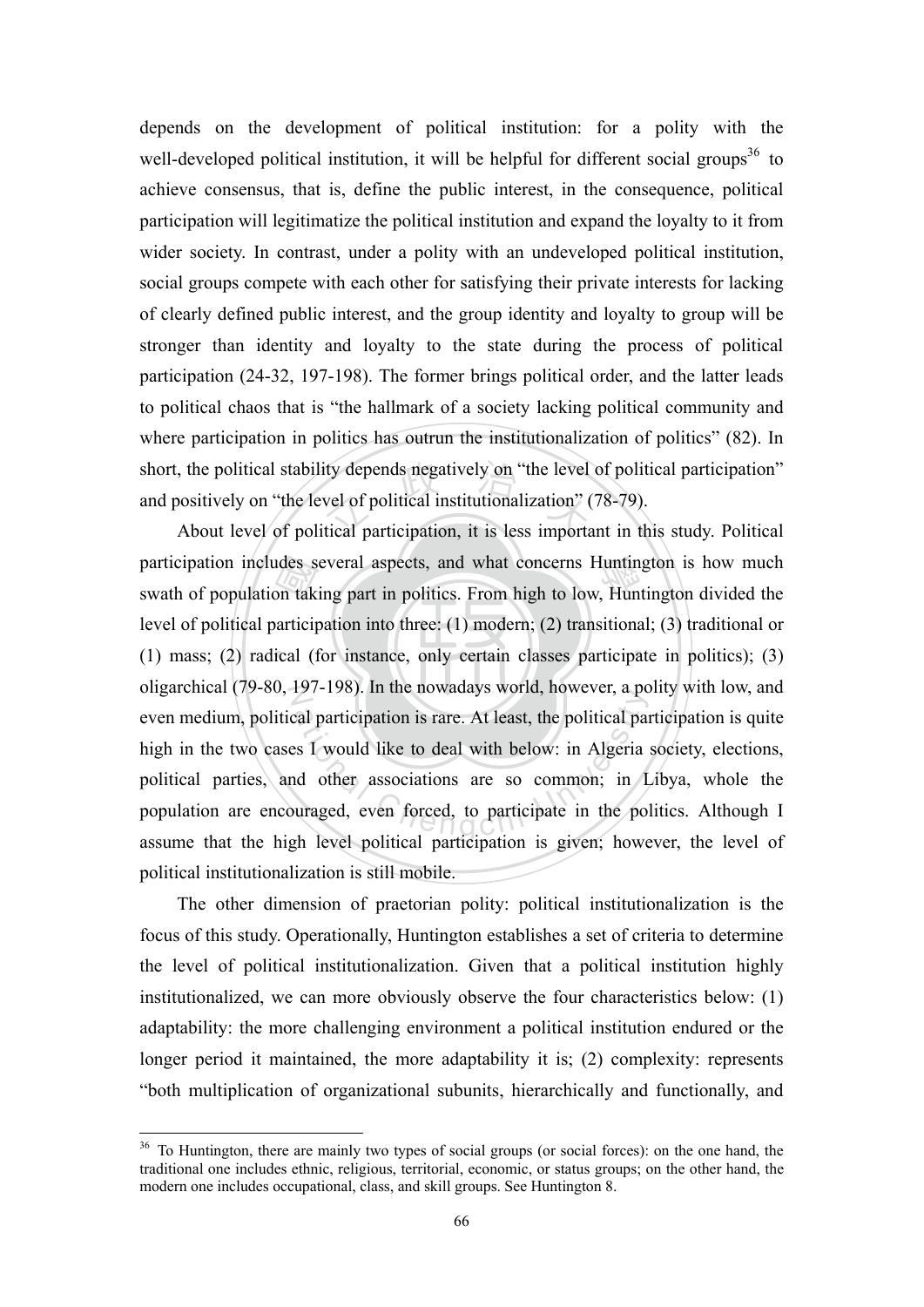depends on the development of political institution: for a polity with the well-developed political institution, it will be helpful for different social groups[36] to achieve consensus, that is, define the public interest, in the consequence, political participation will legitimatize the political institution and expand the loyalty to it from wider society. In contrast, under a polity with an undeveloped political institution, social groups compete with each other for satisfying their private interests for lacking of clearly defined public interest, and the group identity and loyalty to group will be stronger than identity and loyalty to the state during the process of political participation (24-32, 197-198). The former brings political order, and the latter leads to political chaos that is "the hallmark of a society lacking political community and where participation in politics has outrun the institutionalization of politics" (82). In short, the political stability depends negatively on "the level of political participation" and positively on "the level of political institutionalization" (78-79).

About level of political participation, it is less important in this study. Political participation includes several aspects, and what concerns Huntington is how much swath of population taking part in politics. From high to low, Huntington divided the level of political participation into three: (1) modern; (2) transitional; (3) traditional or (1) mass; (2) radical (for instance, only certain classes participate in politics); (3) oligarchical (79-80, 197-198). In the nowadays world, however, a polity with low, and even medium, political participation is rare. At least, the political participation is quite high in the two cases I would like to deal with below: in Algeria society, elections, political parties, and other associations are so common; in Libya, whole the population are encouraged, even forced, to participate in the politics. Although I assume that the high level political participation is given; however, the level of political institutionalization is still mobile.

The other dimension of praetorian polity: political institutionalization is the focus of this study. Operationally, Huntington establishes a set of criteria to determine the level of political institutionalization. Given that a political institution highly institutionalized, we can more obviously observe the four characteristics below: (1) adaptability: the more challenging environment a political institution endured or the longer period it maintained, the more adaptability it is; (2) complexity: represents "both multiplication of organizational subunits, hierarchically and functionally, and

---

[36] To Huntington, there are mainly two types of social groups (or social forces): on the one hand, the traditional one includes ethnic, religious, territorial, economic, or status groups; on the other hand, the modern one includes occupational, class, and skill groups. See Huntington 8.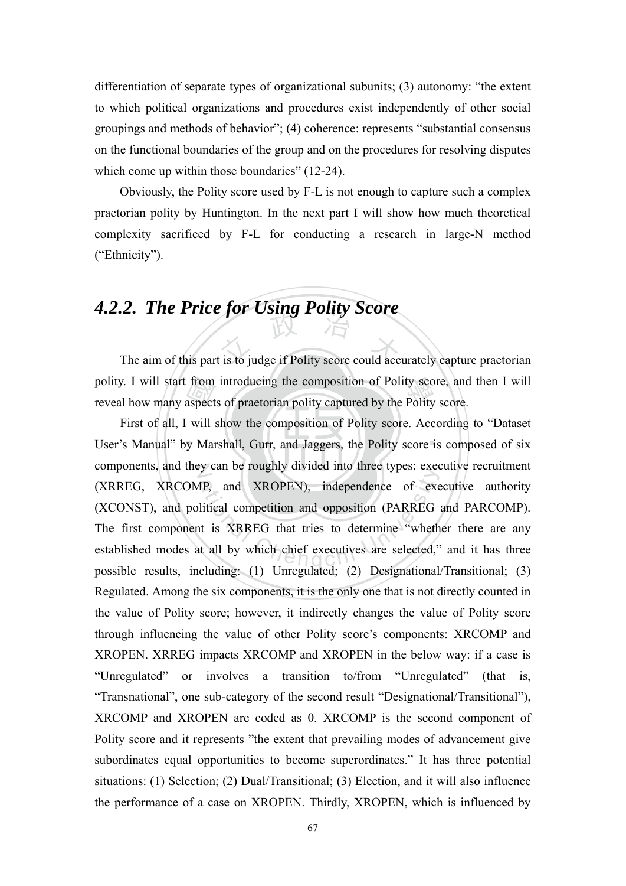differentiation of separate types of organizational subunits; (3) autonomy: "the extent to which political organizations and procedures exist independently of other social groupings and methods of behavior"; (4) coherence: represents "substantial consensus on the functional boundaries of the group and on the procedures for resolving disputes which come up within those boundaries" (12-24).

Obviously, the Polity score used by F-L is not enough to capture such a complex praetorian polity by Huntington. In the next part I will show how much theoretical complexity sacrificed by F-L for conducting a research in large-N method ("Ethnicity").

### *4.2.2. The Price for Using Polity Score*

The aim of this part is to judge if Polity score could accurately capture praetorian polity. I will start from introducing the composition of Polity score, and then I will reveal how many aspects of praetorian polity captured by the Polity score.

First of all, I will show the composition of Polity score. According to "Dataset User's Manual" by Marshall, Gurr, and Jaggers, the Polity score is composed of six components, and they can be roughly divided into three types: executive recruitment (XRREG, XRCOMP, and XROPEN), independence of executive authority (XCONST), and political competition and opposition (PARREG and PARCOMP). The first component is XRREG that tries to determine "whether there are any established modes at all by which chief executives are selected," and it has three possible results, including: (1) Unregulated; (2) Designational/Transitional; (3) Regulated. Among the six components, it is the only one that is not directly counted in the value of Polity score; however, it indirectly changes the value of Polity score through influencing the value of other Polity score's components: XRCOMP and XROPEN. XRREG impacts XRCOMP and XROPEN in the below way: if a case is "Unregulated" or involves a transition to/from "Unregulated" (that is, "Transnational", one sub-category of the second result "Designational/Transitional"), XRCOMP and XROPEN are coded as 0. XRCOMP is the second component of Polity score and it represents "the extent that prevailing modes of advancement give subordinates equal opportunities to become superordinates." It has three potential situations: (1) Selection; (2) Dual/Transitional; (3) Election, and it will also influence the performance of a case on XROPEN. Thirdly, XROPEN, which is influenced by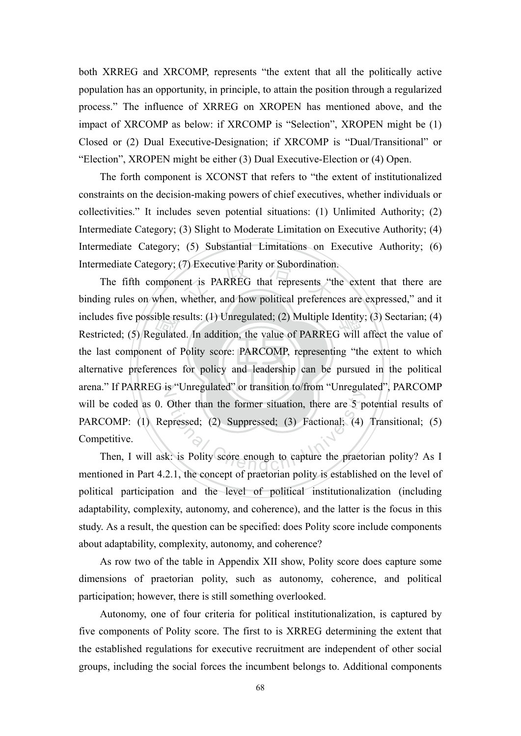both XRREG and XRCOMP, represents "the extent that all the politically active population has an opportunity, in principle, to attain the position through a regularized process." The influence of XRREG on XROPEN has mentioned above, and the impact of XRCOMP as below: if XRCOMP is "Selection", XROPEN might be (1) Closed or (2) Dual Executive-Designation; if XRCOMP is "Dual/Transitional" or "Election", XROPEN might be either (3) Dual Executive-Election or (4) Open.

The forth component is XCONST that refers to "the extent of institutionalized constraints on the decision-making powers of chief executives, whether individuals or collectivities." It includes seven potential situations: (1) Unlimited Authority; (2) Intermediate Category; (3) Slight to Moderate Limitation on Executive Authority; (4) Intermediate Category; (5) Substantial Limitations on Executive Authority; (6) Intermediate Category; (7) Executive Parity or Subordination.

The fifth component is PARREG that represents "the extent that there are binding rules on when, whether, and how political preferences are expressed," and it includes five possible results: (1) Unregulated; (2) Multiple Identity; (3) Sectarian; (4) Restricted; (5) Regulated. In addition, the value of PARREG will affect the value of the last component of Polity score: PARCOMP, representing "the extent to which alternative preferences for policy and leadership can be pursued in the political arena." If PARREG is "Unregulated" or transition to/from "Unregulated", PARCOMP will be coded as 0. Other than the former situation, there are 5 potential results of PARCOMP: (1) Repressed; (2) Suppressed; (3) Factional; (4) Transitional; (5) Competitive.

Then, I will ask: is Polity score enough to capture the praetorian polity? As I mentioned in Part 4.2.1, the concept of praetorian polity is established on the level of political participation and the level of political institutionalization (including adaptability, complexity, autonomy, and coherence), and the latter is the focus in this study. As a result, the question can be specified: does Polity score include components about adaptability, complexity, autonomy, and coherence?

As row two of the table in Appendix XII show, Polity score does capture some dimensions of praetorian polity, such as autonomy, coherence, and political participation; however, there is still something overlooked.

Autonomy, one of four criteria for political institutionalization, is captured by five components of Polity score. The first to is XRREG determining the extent that the established regulations for executive recruitment are independent of other social groups, including the social forces the incumbent belongs to. Additional components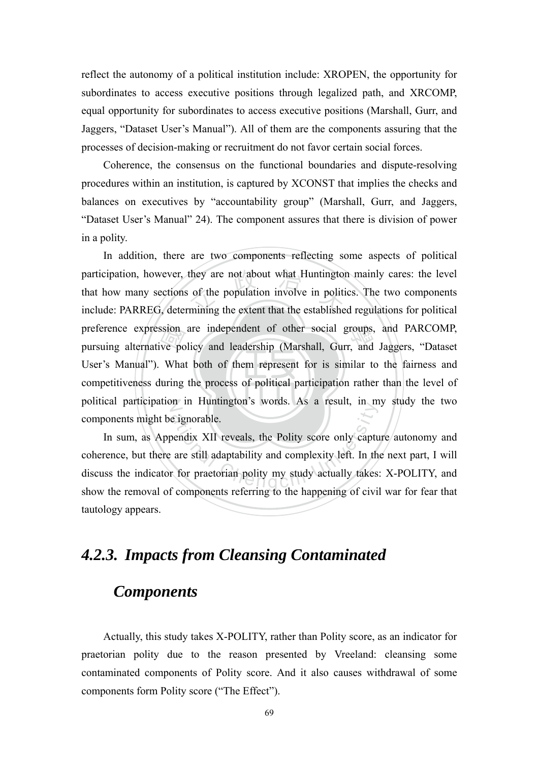reflect the autonomy of a political institution include: XROPEN, the opportunity for subordinates to access executive positions through legalized path, and XRCOMP, equal opportunity for subordinates to access executive positions (Marshall, Gurr, and Jaggers, "Dataset User's Manual"). All of them are the components assuring that the processes of decision-making or recruitment do not favor certain social forces.

Coherence, the consensus on the functional boundaries and dispute-resolving procedures within an institution, is captured by XCONST that implies the checks and balances on executives by "accountability group" (Marshall, Gurr, and Jaggers, "Dataset User's Manual" 24). The component assures that there is division of power in a polity.

In addition, there are two components reflecting some aspects of political participation, however, they are not about what Huntington mainly cares: the level that how many sections of the population involve in politics. The two components include: PARREG, determining the extent that the established regulations for political preference expression are independent of other social groups, and PARCOMP, pursuing alternative policy and leadership (Marshall, Gurr, and Jaggers, "Dataset User's Manual"). What both of them represent for is similar to the fairness and competitiveness during the process of political participation rather than the level of political participation in Huntington's words. As a result, in my study the two components might be ignorable.

In sum, as Appendix XII reveals, the Polity score only capture autonomy and coherence, but there are still adaptability and complexity left. In the next part, I will discuss the indicator for praetorian polity my study actually takes: X-POLITY, and show the removal of components referring to the happening of civil war for fear that tautology appears.

### *4.2.3. Impacts from Cleansing Contaminated Components*

Actually, this study takes X-POLITY, rather than Polity score, as an indicator for praetorian polity due to the reason presented by Vreeland: cleansing some contaminated components of Polity score. And it also causes withdrawal of some components form Polity score ("The Effect").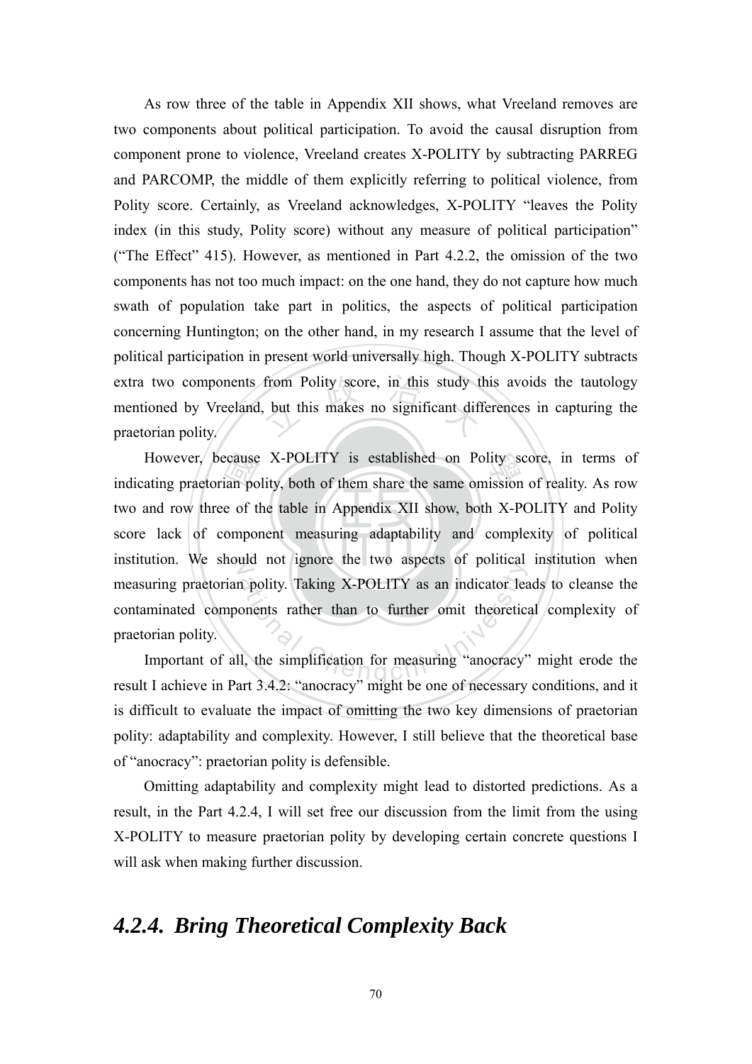As row three of the table in Appendix XII shows, what Vreeland removes are two components about political participation. To avoid the causal disruption from component prone to violence, Vreeland creates X-POLITY by subtracting PARREG and PARCOMP, the middle of them explicitly referring to political violence, from Polity score. Certainly, as Vreeland acknowledges, X-POLITY "leaves the Polity index (in this study, Polity score) without any measure of political participation" ("The Effect" 415). However, as mentioned in Part 4.2.2, the omission of the two components has not too much impact: on the one hand, they do not capture how much swath of population take part in politics, the aspects of political participation concerning Huntington; on the other hand, in my research I assume that the level of political participation in present world universally high. Though X-POLITY subtracts extra two components from Polity score, in this study this avoids the tautology mentioned by Vreeland, but this makes no significant differences in capturing the praetorian polity.

However, because X-POLITY is established on Polity score, in terms of indicating praetorian polity, both of them share the same omission of reality. As row two and row three of the table in Appendix XII show, both X-POLITY and Polity score lack of component measuring adaptability and complexity of political institution. We should not ignore the two aspects of political institution when measuring praetorian polity. Taking X-POLITY as an indicator leads to cleanse the contaminated components rather than to further omit theoretical complexity of praetorian polity.

Important of all, the simplification for measuring "anocracy" might erode the result I achieve in Part 3.4.2: "anocracy" might be one of necessary conditions, and it is difficult to evaluate the impact of omitting the two key dimensions of praetorian polity: adaptability and complexity. However, I still believe that the theoretical base of "anocracy": praetorian polity is defensible.

Omitting adaptability and complexity might lead to distorted predictions. As a result, in the Part 4.2.4, I will set free our discussion from the limit from the using X-POLITY to measure praetorian polity by developing certain concrete questions I will ask when making further discussion.

### *4.2.4. Bring Theoretical Complexity Back*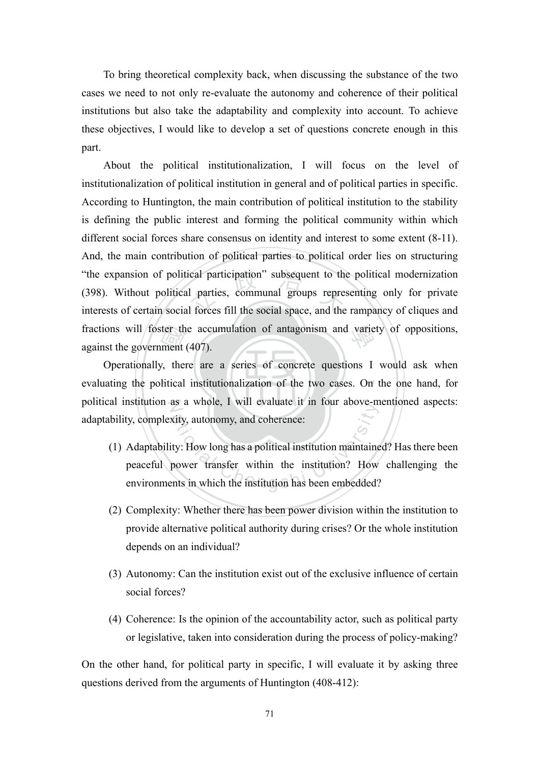To bring theoretical complexity back, when discussing the substance of the two cases we need to not only re-evaluate the autonomy and coherence of their political institutions but also take the adaptability and complexity into account. To achieve these objectives, I would like to develop a set of questions concrete enough in this part.

About the political institutionalization, I will focus on the level of institutionalization of political institution in general and of political parties in specific. According to Huntington, the main contribution of political institution to the stability is defining the public interest and forming the political community within which different social forces share consensus on identity and interest to some extent (8-11). And, the main contribution of political parties to political order lies on structuring "the expansion of political participation" subsequent to the political modernization (398). Without political parties, communal groups representing only for private interests of certain social forces fill the social space, and the rampancy of cliques and fractions will foster the accumulation of antagonism and variety of oppositions, against the government (407).

Operationally, there are a series of concrete questions I would ask when evaluating the political institutionalization of the two cases. On the one hand, for political institution as a whole, I will evaluate it in four above-mentioned aspects: adaptability, complexity, autonomy, and coherence:

(1) Adaptability: How long has a political institution maintained? Has there been peaceful power transfer within the institution? How challenging the environments in which the institution has been embedded?

(2) Complexity: Whether there has been power division within the institution to provide alternative political authority during crises? Or the whole institution depends on an individual?

(3) Autonomy: Can the institution exist out of the exclusive influence of certain social forces?

(4) Coherence: Is the opinion of the accountability actor, such as political party or legislative, taken into consideration during the process of policy-making?

On the other hand, for political party in specific, I will evaluate it by asking three questions derived from the arguments of Huntington (408-412):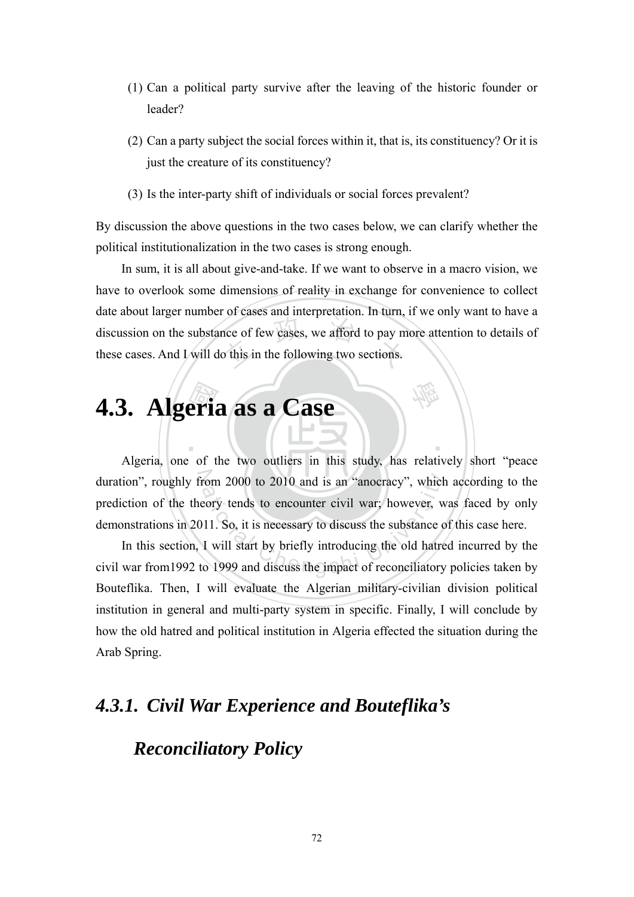(1) Can a political party survive after the leaving of the historic founder or leader?

(2) Can a party subject the social forces within it, that is, its constituency? Or it is just the creature of its constituency?

(3) Is the inter-party shift of individuals or social forces prevalent?

By discussion the above questions in the two cases below, we can clarify whether the political institutionalization in the two cases is strong enough.

In sum, it is all about give-and-take. If we want to observe in a macro vision, we have to overlook some dimensions of reality in exchange for convenience to collect date about larger number of cases and interpretation. In turn, if we only want to have a discussion on the substance of few cases, we afford to pay more attention to details of these cases. And I will do this in the following two sections.

# 4.3. Algeria as a Case

Algeria, one of the two outliers in this study, has relatively short "peace duration", roughly from 2000 to 2010 and is an "anocracy", which according to the prediction of the theory tends to encounter civil war; however, was faced by only demonstrations in 2011. So, it is necessary to discuss the substance of this case here.

In this section, I will start by briefly introducing the old hatred incurred by the civil war from1992 to 1999 and discuss the impact of reconciliatory policies taken by Bouteflika. Then, I will evaluate the Algerian military-civilian division political institution in general and multi-party system in specific. Finally, I will conclude by how the old hatred and political institution in Algeria effected the situation during the Arab Spring.

## *4.3.1. Civil War Experience and Bouteflika's Reconciliatory Policy*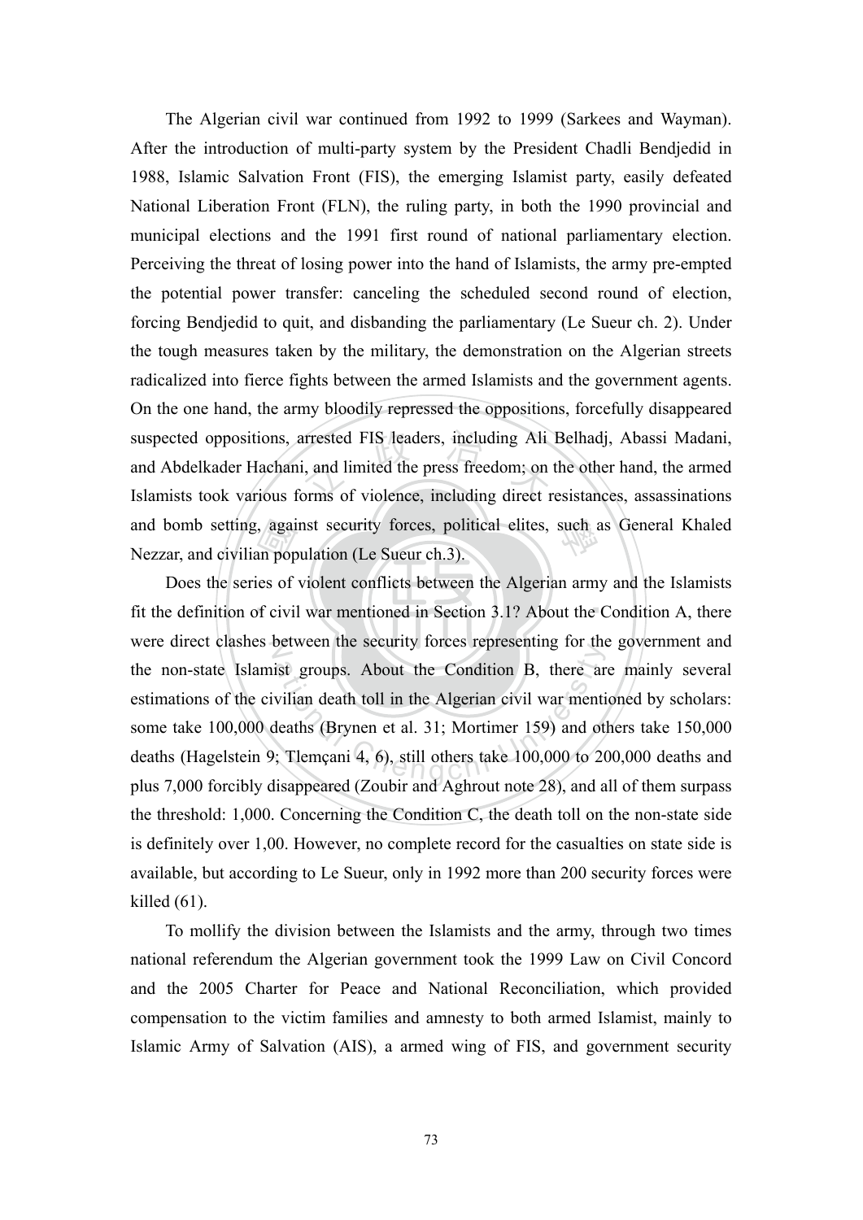The Algerian civil war continued from 1992 to 1999 (Sarkees and Wayman). After the introduction of multi-party system by the President Chadli Bendjedid in 1988, Islamic Salvation Front (FIS), the emerging Islamist party, easily defeated National Liberation Front (FLN), the ruling party, in both the 1990 provincial and municipal elections and the 1991 first round of national parliamentary election. Perceiving the threat of losing power into the hand of Islamists, the army pre-empted the potential power transfer: canceling the scheduled second round of election, forcing Bendjedid to quit, and disbanding the parliamentary (Le Sueur ch. 2). Under the tough measures taken by the military, the demonstration on the Algerian streets radicalized into fierce fights between the armed Islamists and the government agents. On the one hand, the army bloodily repressed the oppositions, forcefully disappeared suspected oppositions, arrested FIS leaders, including Ali Belhadj, Abassi Madani, and Abdelkader Hachani, and limited the press freedom; on the other hand, the armed Islamists took various forms of violence, including direct resistances, assassinations and bomb setting, against security forces, political elites, such as General Khaled Nezzar, and civilian population (Le Sueur ch.3).

Does the series of violent conflicts between the Algerian army and the Islamists fit the definition of civil war mentioned in Section 3.1? About the Condition A, there were direct clashes between the security forces representing for the government and the non-state Islamist groups. About the Condition B, there are mainly several estimations of the civilian death toll in the Algerian civil war mentioned by scholars: some take 100,000 deaths (Brynen et al. 31; Mortimer 159) and others take 150,000 deaths (Hagelstein 9; Tlemçani 4, 6), still others take 100,000 to 200,000 deaths and plus 7,000 forcibly disappeared (Zoubir and Aghrout note 28), and all of them surpass the threshold: 1,000. Concerning the Condition C, the death toll on the non-state side is definitely over 1,00. However, no complete record for the casualties on state side is available, but according to Le Sueur, only in 1992 more than 200 security forces were killed (61).

To mollify the division between the Islamists and the army, through two times national referendum the Algerian government took the 1999 Law on Civil Concord and the 2005 Charter for Peace and National Reconciliation, which provided compensation to the victim families and amnesty to both armed Islamist, mainly to Islamic Army of Salvation (AIS), a armed wing of FIS, and government security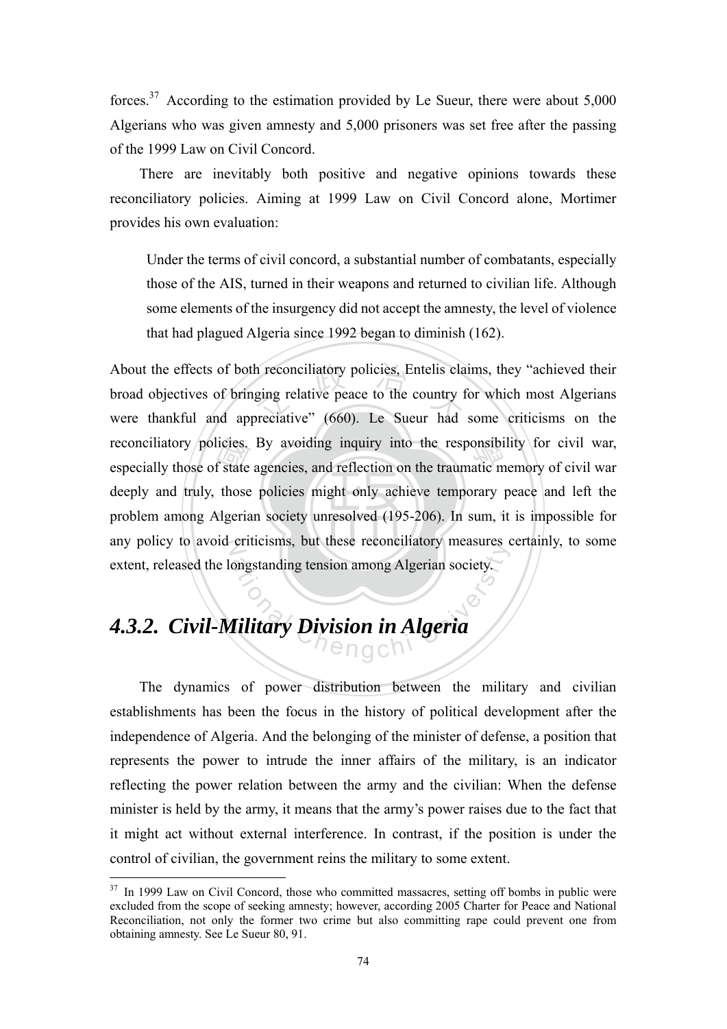forces.[37] According to the estimation provided by Le Sueur, there were about 5,000 Algerians who was given amnesty and 5,000 prisoners was set free after the passing of the 1999 Law on Civil Concord.

There are inevitably both positive and negative opinions towards these reconciliatory policies. Aiming at 1999 Law on Civil Concord alone, Mortimer provides his own evaluation:

> Under the terms of civil concord, a substantial number of combatants, especially those of the AIS, turned in their weapons and returned to civilian life. Although some elements of the insurgency did not accept the amnesty, the level of violence that had plagued Algeria since 1992 began to diminish (162).

About the effects of both reconciliatory policies, Entelis claims, they "achieved their broad objectives of bringing relative peace to the country for which most Algerians were thankful and appreciative" (660). Le Sueur had some criticisms on the reconciliatory policies. By avoiding inquiry into the responsibility for civil war, especially those of state agencies, and reflection on the traumatic memory of civil war deeply and truly, those policies might only achieve temporary peace and left the problem among Algerian society unresolved (195-206). In sum, it is impossible for any policy to avoid criticisms, but these reconciliatory measures certainly, to some extent, released the longstanding tension among Algerian society.

### *4.3.2. Civil-Military Division in Algeria*

The dynamics of power distribution between the military and civilian establishments has been the focus in the history of political development after the independence of Algeria. And the belonging of the minister of defense, a position that represents the power to intrude the inner affairs of the military, is an indicator reflecting the power relation between the army and the civilian: When the defense minister is held by the army, it means that the army's power raises due to the fact that it might act without external interference. In contrast, if the position is under the control of civilian, the government reins the military to some extent.

---

[37] In 1999 Law on Civil Concord, those who committed massacres, setting off bombs in public were excluded from the scope of seeking amnesty; however, according 2005 Charter for Peace and National Reconciliation, not only the former two crime but also committing rape could prevent one from obtaining amnesty. See Le Sueur 80, 91.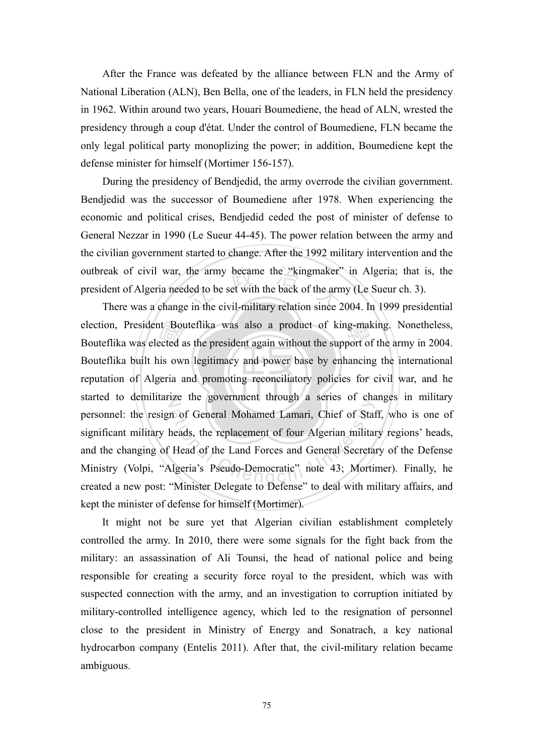After the France was defeated by the alliance between FLN and the Army of National Liberation (ALN), Ben Bella, one of the leaders, in FLN held the presidency in 1962. Within around two years, Houari Boumediene, the head of ALN, wrested the presidency through a coup d'état. Under the control of Boumediene, FLN became the only legal political party monoplizing the power; in addition, Boumediene kept the defense minister for himself (Mortimer 156-157).

During the presidency of Bendjedid, the army overrode the civilian government. Bendjedid was the successor of Boumediene after 1978. When experiencing the economic and political crises, Bendjedid ceded the post of minister of defense to General Nezzar in 1990 (Le Sueur 44-45). The power relation between the army and the civilian government started to change. After the 1992 military intervention and the outbreak of civil war, the army became the "kingmaker" in Algeria; that is, the president of Algeria needed to be set with the back of the army (Le Sueur ch. 3).

There was a change in the civil-military relation since 2004. In 1999 presidential election, President Bouteflika was also a product of king-making. Nonetheless, Bouteflika was elected as the president again without the support of the army in 2004. Bouteflika built his own legitimacy and power base by enhancing the international reputation of Algeria and promoting reconciliatory policies for civil war, and he started to demilitarize the government through a series of changes in military personnel: the resign of General Mohamed Lamari, Chief of Staff, who is one of significant military heads, the replacement of four Algerian military regions' heads, and the changing of Head of the Land Forces and General Secretary of the Defense Ministry (Volpi, "Algeria's Pseudo-Democratic" note 43; Mortimer). Finally, he created a new post: "Minister Delegate to Defense" to deal with military affairs, and kept the minister of defense for himself (Mortimer).

It might not be sure yet that Algerian civilian establishment completely controlled the army. In 2010, there were some signals for the fight back from the military: an assassination of Ali Tounsi, the head of national police and being responsible for creating a security force royal to the president, which was with suspected connection with the army, and an investigation to corruption initiated by military-controlled intelligence agency, which led to the resignation of personnel close to the president in Ministry of Energy and Sonatrach, a key national hydrocarbon company (Entelis 2011). After that, the civil-military relation became ambiguous.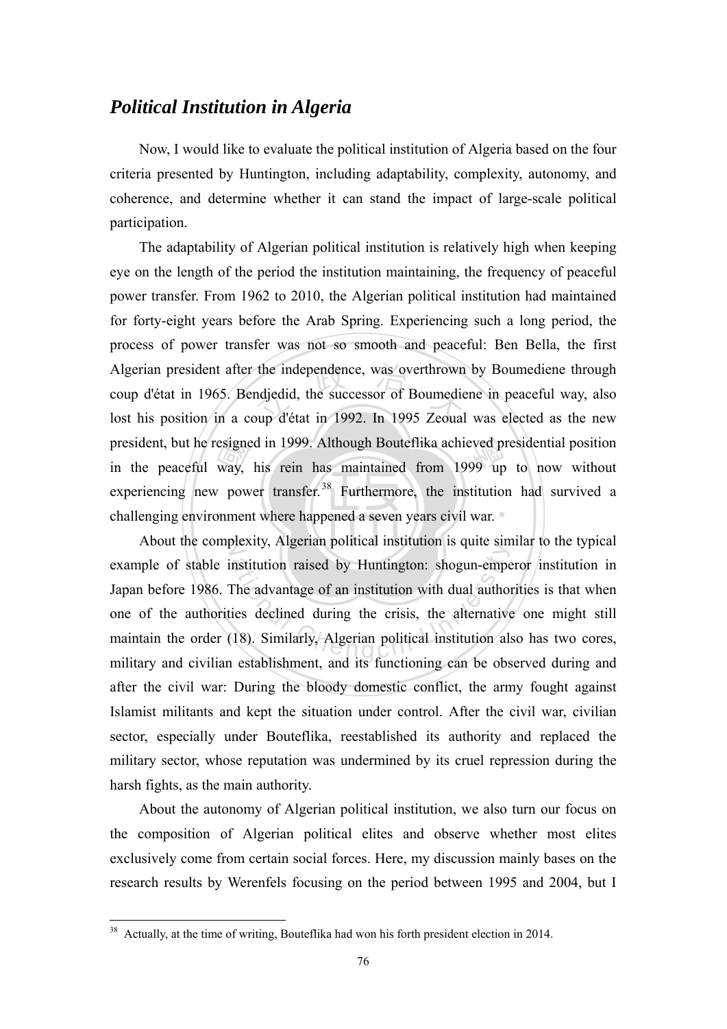## *Political Institution in Algeria*

Now, I would like to evaluate the political institution of Algeria based on the four criteria presented by Huntington, including adaptability, complexity, autonomy, and coherence, and determine whether it can stand the impact of large-scale political participation.

The adaptability of Algerian political institution is relatively high when keeping eye on the length of the period the institution maintaining, the frequency of peaceful power transfer. From 1962 to 2010, the Algerian political institution had maintained for forty-eight years before the Arab Spring. Experiencing such a long period, the process of power transfer was not so smooth and peaceful: Ben Bella, the first Algerian president after the independence, was overthrown by Boumediene through coup d'état in 1965. Bendjedid, the successor of Boumediene in peaceful way, also lost his position in a coup d'état in 1992. In 1995 Zeoual was elected as the new president, but he resigned in 1999. Although Bouteflika achieved presidential position in the peaceful way, his rein has maintained from 1999 up to now without experiencing new power transfer.[38] Furthermore, the institution had survived a challenging environment where happened a seven years civil war.

About the complexity, Algerian political institution is quite similar to the typical example of stable institution raised by Huntington: shogun-emperor institution in Japan before 1986. The advantage of an institution with dual authorities is that when one of the authorities declined during the crisis, the alternative one might still maintain the order (18). Similarly, Algerian political institution also has two cores, military and civilian establishment, and its functioning can be observed during and after the civil war: During the bloody domestic conflict, the army fought against Islamist militants and kept the situation under control. After the civil war, civilian sector, especially under Bouteflika, reestablished its authority and replaced the military sector, whose reputation was undermined by its cruel repression during the harsh fights, as the main authority.

About the autonomy of Algerian political institution, we also turn our focus on the composition of Algerian political elites and observe whether most elites exclusively come from certain social forces. Here, my discussion mainly bases on the research results by Werenfels focusing on the period between 1995 and 2004, but I

---

[38] Actually, at the time of writing, Bouteflika had won his forth president election in 2014.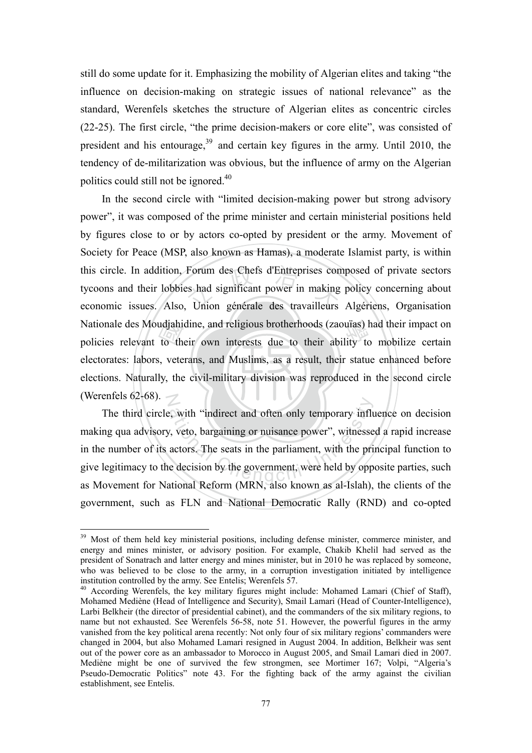still do some update for it. Emphasizing the mobility of Algerian elites and taking "the influence on decision-making on strategic issues of national relevance" as the standard, Werenfels sketches the structure of Algerian elites as concentric circles (22-25). The first circle, "the prime decision-makers or core elite", was consisted of president and his entourage,[39] and certain key figures in the army. Until 2010, the tendency of de-militarization was obvious, but the influence of army on the Algerian politics could still not be ignored.[40]

In the second circle with "limited decision-making power but strong advisory power", it was composed of the prime minister and certain ministerial positions held by figures close to or by actors co-opted by president or the army. Movement of Society for Peace (MSP, also known as Hamas), a moderate Islamist party, is within this circle. In addition, Forum des Chefs d'Entreprises composed of private sectors tycoons and their lobbies had significant power in making policy concerning about economic issues. Also, Union générale des travailleurs Algériens, Organisation Nationale des Moudjahidine, and religious brotherhoods (zaouïas) had their impact on policies relevant to their own interests due to their ability to mobilize certain electorates: labors, veterans, and Muslims, as a result, their statue enhanced before elections. Naturally, the civil-military division was reproduced in the second circle (Werenfels 62-68).

The third circle, with "indirect and often only temporary influence on decision making qua advisory, veto, bargaining or nuisance power", witnessed a rapid increase in the number of its actors. The seats in the parliament, with the principal function to give legitimacy to the decision by the government, were held by opposite parties, such as Movement for National Reform (MRN, also known as al-Islah), the clients of the government, such as FLN and National Democratic Rally (RND) and co-opted

---

[39] Most of them held key ministerial positions, including defense minister, commerce minister, and energy and mines minister, or advisory position. For example, Chakib Khelil had served as the president of Sonatrach and latter energy and mines minister, but in 2010 he was replaced by someone, who was believed to be close to the army, in a corruption investigation initiated by intelligence institution controlled by the army. See Entelis; Werenfels 57.

[40] According Werenfels, the key military figures might include: Mohamed Lamari (Chief of Staff), Mohamed Mediène (Head of Intelligence and Security), Smail Lamari (Head of Counter-Intelligence), Larbi Belkheir (the director of presidential cabinet), and the commanders of the six military regions, to name but not exhausted. See Werenfels 56-58, note 51. However, the powerful figures in the army vanished from the key political arena recently: Not only four of six military regions' commanders were changed in 2004, but also Mohamed Lamari resigned in August 2004. In addition, Belkheir was sent out of the power core as an ambassador to Morocco in August 2005, and Smail Lamari died in 2007. Medième might be one of survived the few strongmen, see Mortimer 167; Volpi, "Algeria's Pseudo-Democratic Politics" note 43. For the fighting back of the army against the civilian establishment, see Entelis.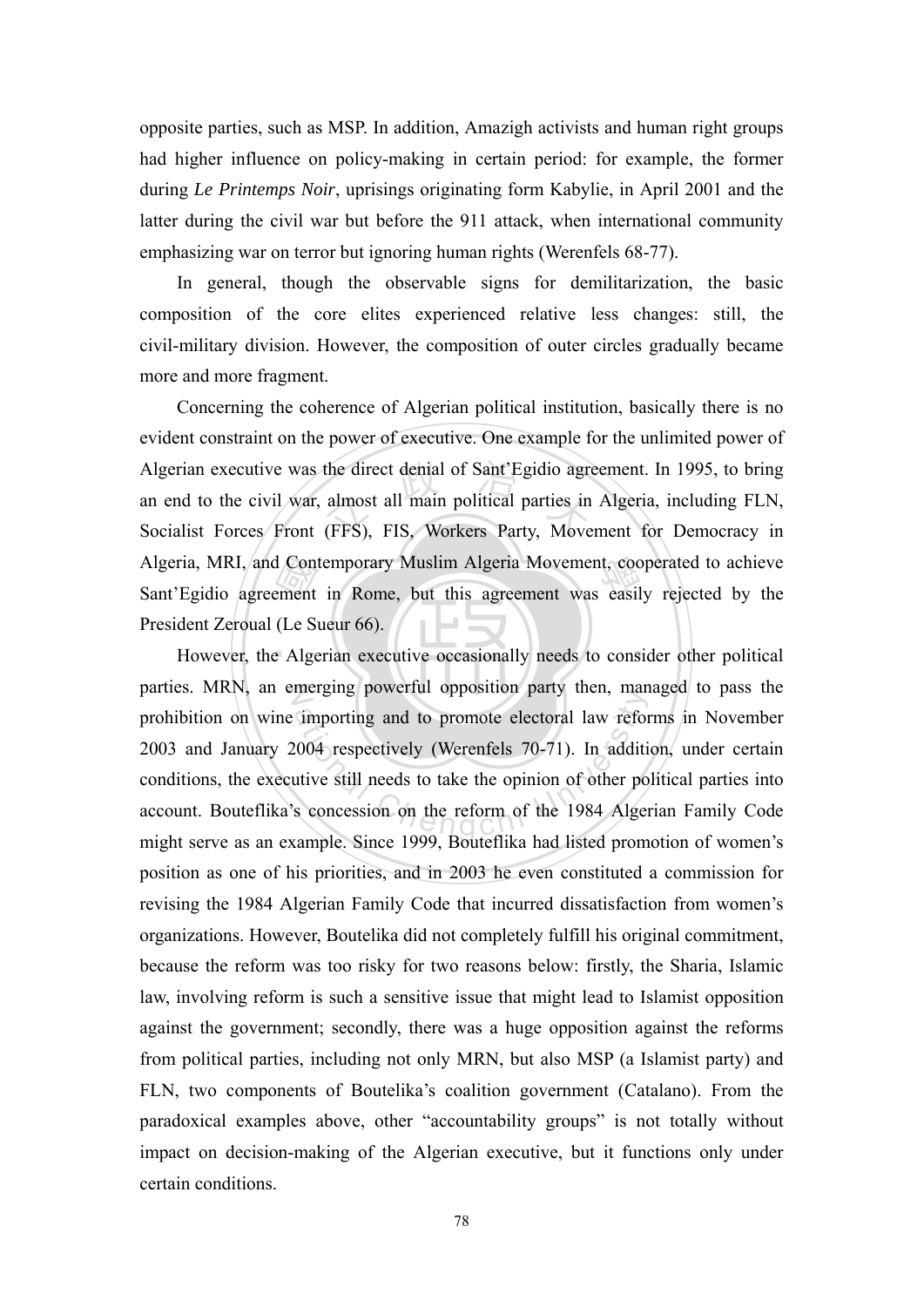opposite parties, such as MSP. In addition, Amazigh activists and human right groups had higher influence on policy-making in certain period: for example, the former during *Le Printemps Noir*, uprisings originating form Kabylie, in April 2001 and the latter during the civil war but before the 911 attack, when international community emphasizing war on terror but ignoring human rights (Werenfels 68-77).

In general, though the observable signs for demilitarization, the basic composition of the core elites experienced relative less changes: still, the civil-military division. However, the composition of outer circles gradually became more and more fragment.

Concerning the coherence of Algerian political institution, basically there is no evident constraint on the power of executive. One example for the unlimited power of Algerian executive was the direct denial of Sant'Egidio agreement. In 1995, to bring an end to the civil war, almost all main political parties in Algeria, including FLN, Socialist Forces Front (FFS), FIS, Workers Party, Movement for Democracy in Algeria, MRI, and Contemporary Muslim Algeria Movement, cooperated to achieve Sant'Egidio agreement in Rome, but this agreement was easily rejected by the President Zeroual (Le Sueur 66).

However, the Algerian executive occasionally needs to consider other political parties. MRN, an emerging powerful opposition party then, managed to pass the prohibition on wine importing and to promote electoral law reforms in November 2003 and January 2004 respectively (Werenfels 70-71). In addition, under certain conditions, the executive still needs to take the opinion of other political parties into account. Bouteflika's concession on the reform of the 1984 Algerian Family Code might serve as an example. Since 1999, Bouteflika had listed promotion of women's position as one of his priorities, and in 2003 he even constituted a commission for revising the 1984 Algerian Family Code that incurred dissatisfaction from women's organizations. However, Boutelika did not completely fulfill his original commitment, because the reform was too risky for two reasons below: firstly, the Sharia, Islamic law, involving reform is such a sensitive issue that might lead to Islamist opposition against the government; secondly, there was a huge opposition against the reforms from political parties, including not only MRN, but also MSP (a Islamist party) and FLN, two components of Boutelika's coalition government (Catalano). From the paradoxical examples above, other "accountability groups" is not totally without impact on decision-making of the Algerian executive, but it functions only under certain conditions.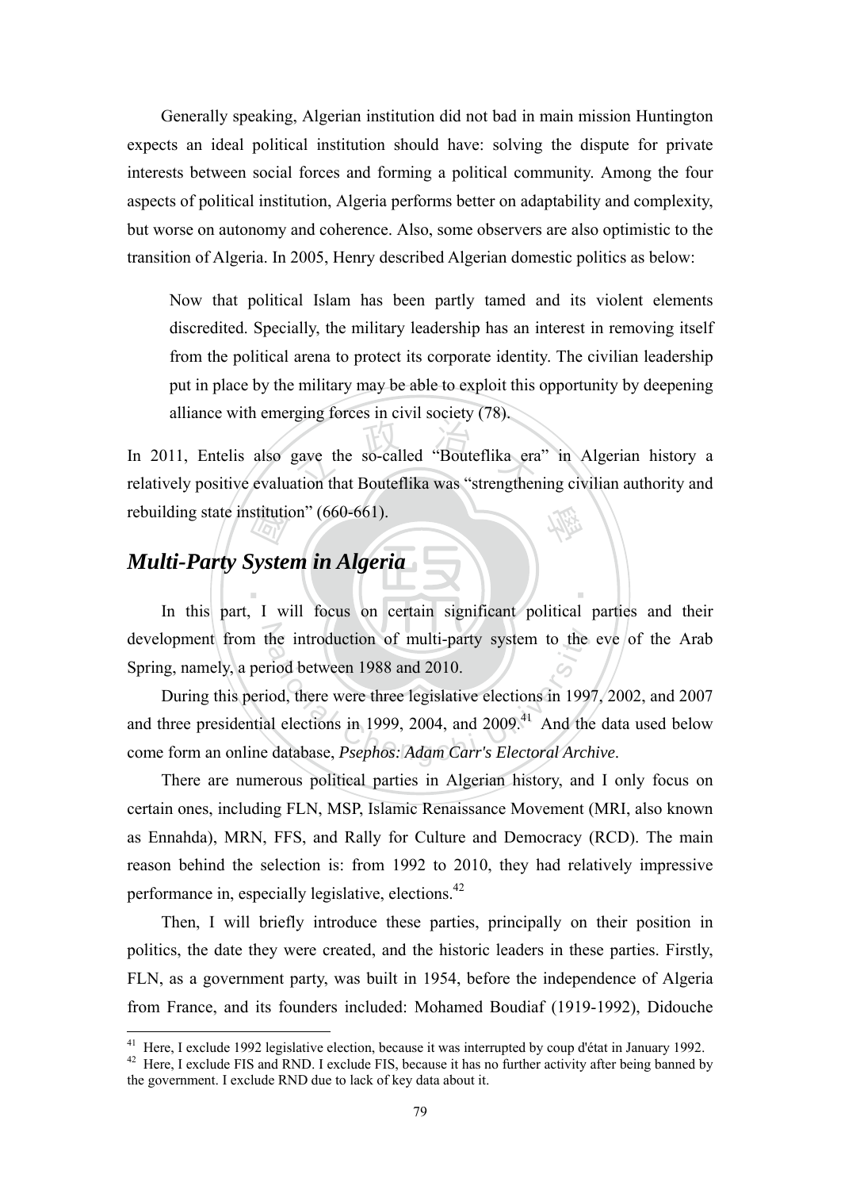Generally speaking, Algerian institution did not bad in main mission Huntington expects an ideal political institution should have: solving the dispute for private interests between social forces and forming a political community. Among the four aspects of political institution, Algeria performs better on adaptability and complexity, but worse on autonomy and coherence. Also, some observers are also optimistic to the transition of Algeria. In 2005, Henry described Algerian domestic politics as below:

> Now that political Islam has been partly tamed and its violent elements discredited. Specially, the military leadership has an interest in removing itself from the political arena to protect its corporate identity. The civilian leadership put in place by the military may be able to exploit this opportunity by deepening alliance with emerging forces in civil society (78).

In 2011, Entelis also gave the so-called "Bouteflika era" in Algerian history a relatively positive evaluation that Bouteflika was "strengthening civilian authority and rebuilding state institution" (660-661).

## *Multi-Party System in Algeria*

In this part, I will focus on certain significant political parties and their development from the introduction of multi-party system to the eve of the Arab Spring, namely, a period between 1988 and 2010.

During this period, there were three legislative elections in 1997, 2002, and 2007 and three presidential elections in 1999, 2004, and 2009.[41] And the data used below come form an online database, *Psephos: Adam Carr's Electoral Archive*.

There are numerous political parties in Algerian history, and I only focus on certain ones, including FLN, MSP, Islamic Renaissance Movement (MRI, also known as Ennahda), MRN, FFS, and Rally for Culture and Democracy (RCD). The main reason behind the selection is: from 1992 to 2010, they had relatively impressive performance in, especially legislative, elections.[42]

Then, I will briefly introduce these parties, principally on their position in politics, the date they were created, and the historic leaders in these parties. Firstly, FLN, as a government party, was built in 1954, before the independence of Algeria from France, and its founders included: Mohamed Boudiaf (1919-1992), Didouche

---

[41] Here, I exclude 1992 legislative election, because it was interrupted by coup d'état in January 1992.

[42] Here, I exclude FIS and RND. I exclude FIS, because it has no further activity after being banned by the government. I exclude RND due to lack of key data about it.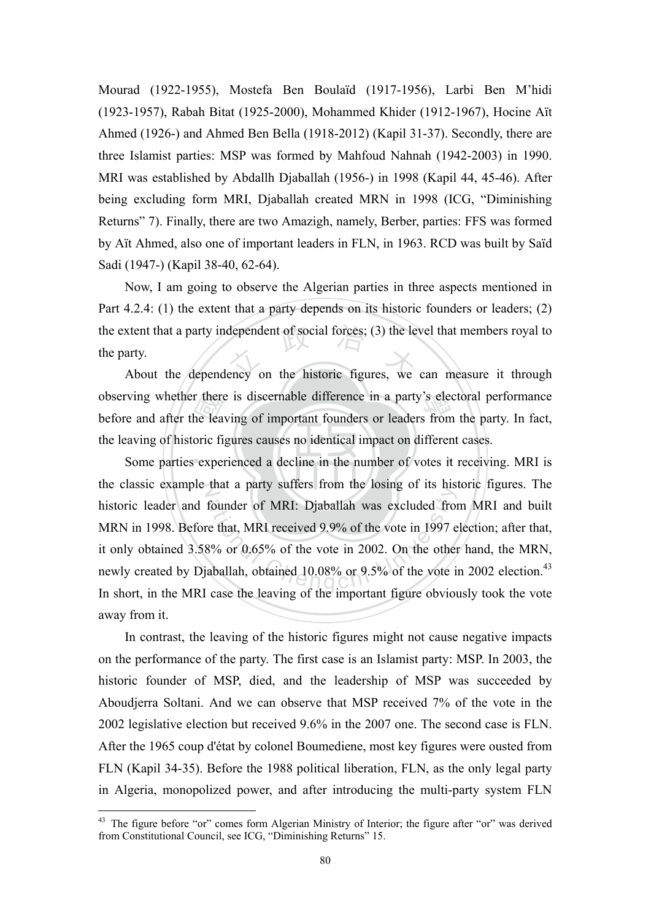Mourad (1922-1955), Mostefa Ben Boulaïd (1917-1956), Larbi Ben M'hidi (1923-1957), Rabah Bitat (1925-2000), Mohammed Khider (1912-1967), Hocine Aït Ahmed (1926-) and Ahmed Ben Bella (1918-2012) (Kapil 31-37). Secondly, there are three Islamist parties: MSP was formed by Mahfoud Nahnah (1942-2003) in 1990. MRI was established by Abdallh Djaballah (1956-) in 1998 (Kapil 44, 45-46). After being excluding form MRI, Djaballah created MRN in 1998 (ICG, "Diminishing Returns" 7). Finally, there are two Amazigh, namely, Berber, parties: FFS was formed by Aït Ahmed, also one of important leaders in FLN, in 1963. RCD was built by Saïd Sadi (1947-) (Kapil 38-40, 62-64).

Now, I am going to observe the Algerian parties in three aspects mentioned in Part 4.2.4: (1) the extent that a party depends on its historic founders or leaders; (2) the extent that a party independent of social forces; (3) the level that members royal to the party.

About the dependency on the historic figures, we can measure it through observing whether there is discernable difference in a party's electoral performance before and after the leaving of important founders or leaders from the party. In fact, the leaving of historic figures causes no identical impact on different cases.

Some parties experienced a decline in the number of votes it receiving. MRI is the classic example that a party suffers from the losing of its historic figures. The historic leader and founder of MRI: Djaballah was excluded from MRI and built MRN in 1998. Before that, MRI received 9.9% of the vote in 1997 election; after that, it only obtained 3.58% or 0.65% of the vote in 2002. On the other hand, the MRN, newly created by Djaballah, obtained 10.08% or 9.5% of the vote in 2002 election.[43] In short, in the MRI case the leaving of the important figure obviously took the vote away from it.

In contrast, the leaving of the historic figures might not cause negative impacts on the performance of the party. The first case is an Islamist party: MSP. In 2003, the historic founder of MSP, died, and the leadership of MSP was succeeded by Aboudjerra Soltani. And we can observe that MSP received 7% of the vote in the 2002 legislative election but received 9.6% in the 2007 one. The second case is FLN. After the 1965 coup d'état by colonel Boumediene, most key figures were ousted from FLN (Kapil 34-35). Before the 1988 political liberation, FLN, as the only legal party in Algeria, monopolized power, and after introducing the multi-party system FLN

---

[43] The figure before "or" comes form Algerian Ministry of Interior; the figure after "or" was derived from Constitutional Council, see ICG, "Diminishing Returns" 15.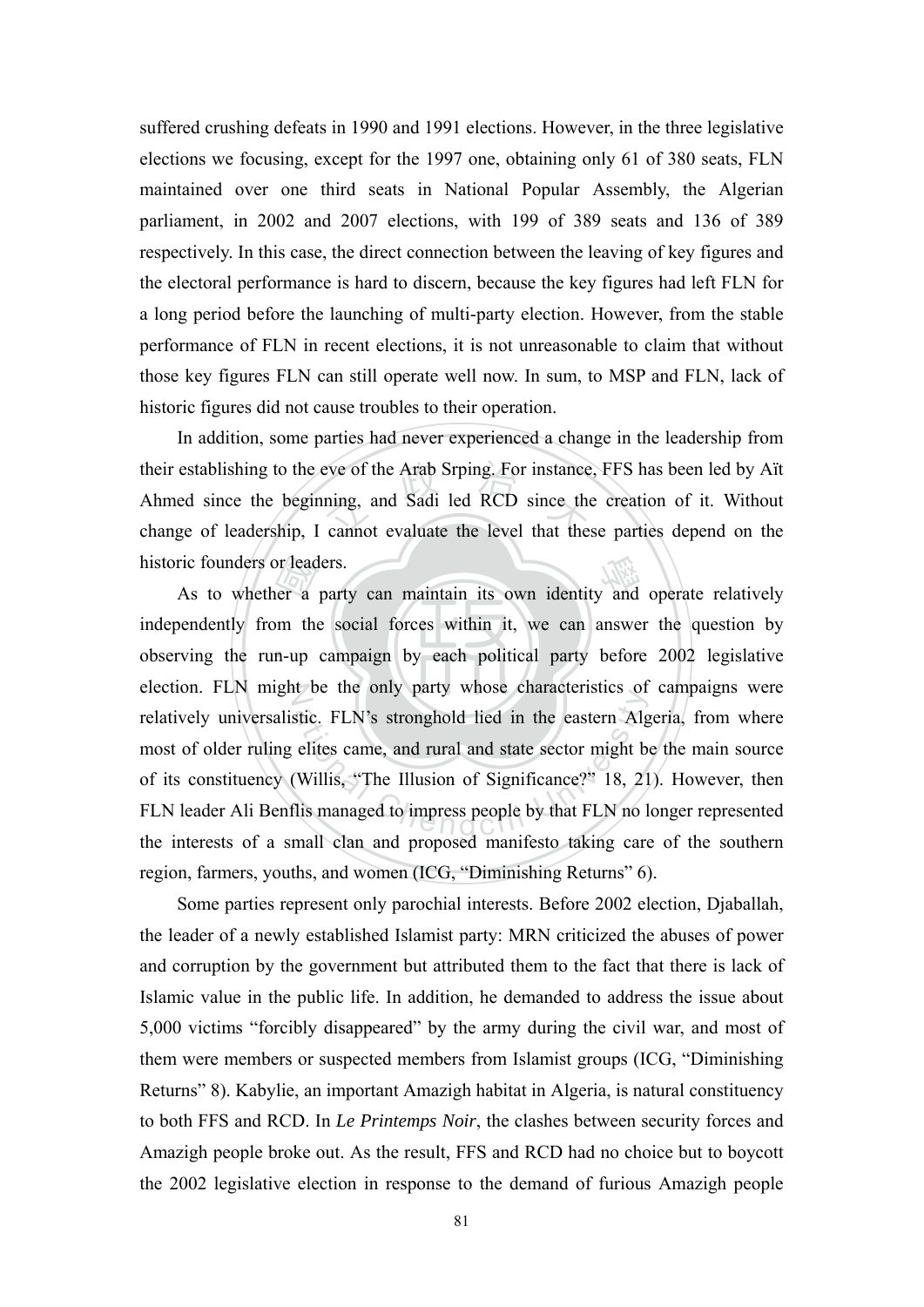suffered crushing defeats in 1990 and 1991 elections. However, in the three legislative elections we focusing, except for the 1997 one, obtaining only 61 of 380 seats, FLN maintained over one third seats in National Popular Assembly, the Algerian parliament, in 2002 and 2007 elections, with 199 of 389 seats and 136 of 389 respectively. In this case, the direct connection between the leaving of key figures and the electoral performance is hard to discern, because the key figures had left FLN for a long period before the launching of multi-party election. However, from the stable performance of FLN in recent elections, it is not unreasonable to claim that without those key figures FLN can still operate well now. In sum, to MSP and FLN, lack of historic figures did not cause troubles to their operation.

In addition, some parties had never experienced a change in the leadership from their establishing to the eve of the Arab Srping. For instance, FFS has been led by Aït Ahmed since the beginning, and Sadi led RCD since the creation of it. Without change of leadership, I cannot evaluate the level that these parties depend on the historic founders or leaders.

As to whether a party can maintain its own identity and operate relatively independently from the social forces within it, we can answer the question by observing the run-up campaign by each political party before 2002 legislative election. FLN might be the only party whose characteristics of campaigns were relatively universalistic. FLN's stronghold lied in the eastern Algeria, from where most of older ruling elites came, and rural and state sector might be the main source of its constituency (Willis, "The Illusion of Significance?" 18, 21). However, then FLN leader Ali Benflis managed to impress people by that FLN no longer represented the interests of a small clan and proposed manifesto taking care of the southern region, farmers, youths, and women (ICG, "Diminishing Returns" 6).

Some parties represent only parochial interests. Before 2002 election, Djaballah, the leader of a newly established Islamist party: MRN criticized the abuses of power and corruption by the government but attributed them to the fact that there is lack of Islamic value in the public life. In addition, he demanded to address the issue about 5,000 victims "forcibly disappeared" by the army during the civil war, and most of them were members or suspected members from Islamist groups (ICG, "Diminishing Returns" 8). Kabylie, an important Amazigh habitat in Algeria, is natural constituency to both FFS and RCD. In *Le Printemps Noir*, the clashes between security forces and Amazigh people broke out. As the result, FFS and RCD had no choice but to boycott the 2002 legislative election in response to the demand of furious Amazigh people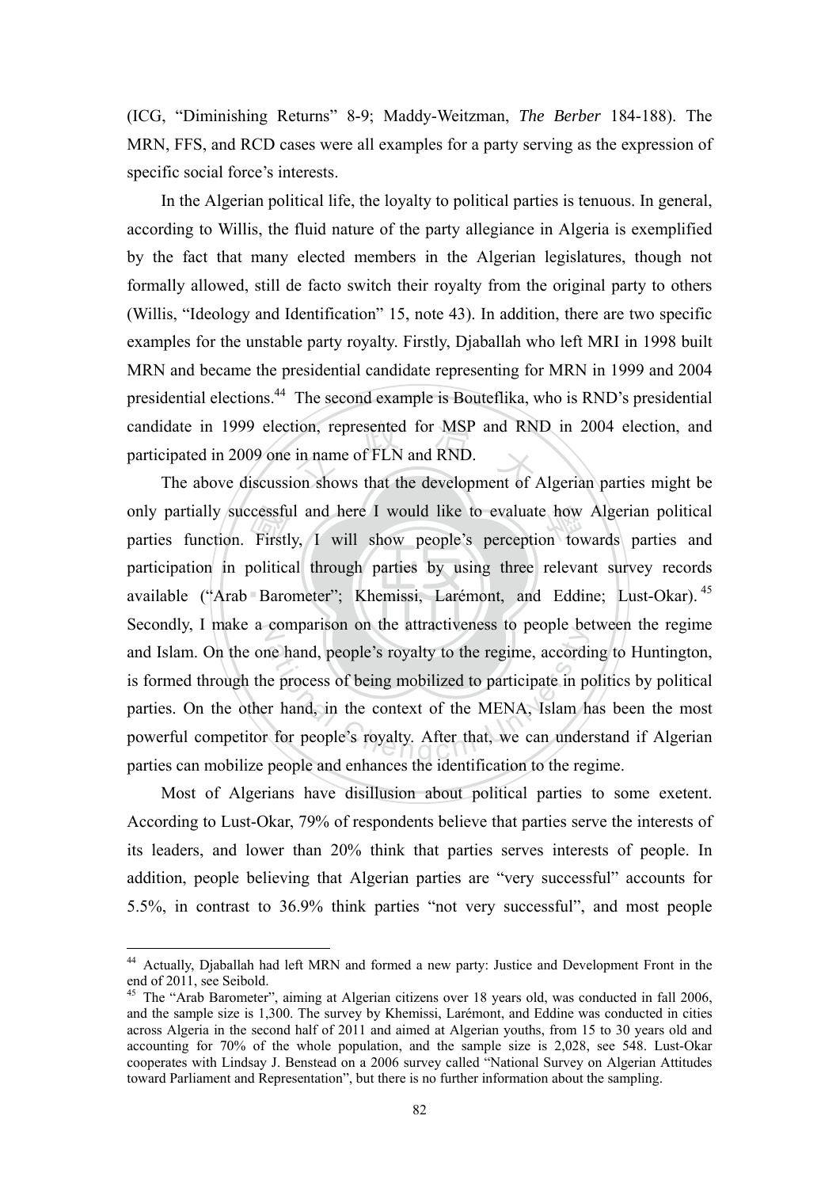(ICG, "Diminishing Returns" 8-9; Maddy-Weitzman, *The Berber* 184-188). The MRN, FFS, and RCD cases were all examples for a party serving as the expression of specific social force's interests.

In the Algerian political life, the loyalty to political parties is tenuous. In general, according to Willis, the fluid nature of the party allegiance in Algeria is exemplified by the fact that many elected members in the Algerian legislatures, though not formally allowed, still de facto switch their royalty from the original party to others (Willis, "Ideology and Identification" 15, note 43). In addition, there are two specific examples for the unstable party royalty. Firstly, Djaballah who left MRI in 1998 built MRN and became the presidential candidate representing for MRN in 1999 and 2004 presidential elections.[44] The second example is Bouteflika, who is RND's presidential candidate in 1999 election, represented for MSP and RND in 2004 election, and participated in 2009 one in name of FLN and RND.

The above discussion shows that the development of Algerian parties might be only partially successful and here I would like to evaluate how Algerian political parties function. Firstly, I will show people's perception towards parties and participation in political through parties by using three relevant survey records available ("Arab Barometer"; Khemissi, Larémont, and Eddine; Lust-Okar).[45] Secondly, I make a comparison on the attractiveness to people between the regime and Islam. On the one hand, people's royalty to the regime, according to Huntington, is formed through the process of being mobilized to participate in politics by political parties. On the other hand, in the context of the MENA, Islam has been the most powerful competitor for people's royalty. After that, we can understand if Algerian parties can mobilize people and enhances the identification to the regime.

Most of Algerians have disillusion about political parties to some exetent. According to Lust-Okar, 79% of respondents believe that parties serve the interests of its leaders, and lower than 20% think that parties serves interests of people. In addition, people believing that Algerian parties are "very successful" accounts for 5.5%, in contrast to 36.9% think parties "not very successful", and most people

---

[44] Actually, Djaballah had left MRN and formed a new party: Justice and Development Front in the end of 2011, see Seibold.

[45] The "Arab Barometer", aiming at Algerian citizens over 18 years old, was conducted in fall 2006, and the sample size is 1,300. The survey by Khemissi, Larémont, and Eddine was conducted in cities across Algeria in the second half of 2011 and aimed at Algerian youths, from 15 to 30 years old and accounting for 70% of the whole population, and the sample size is 2,028, see 548. Lust-Okar cooperates with Lindsay J. Benstead on a 2006 survey called "National Survey on Algerian Attitudes toward Parliament and Representation", but there is no further information about the sampling.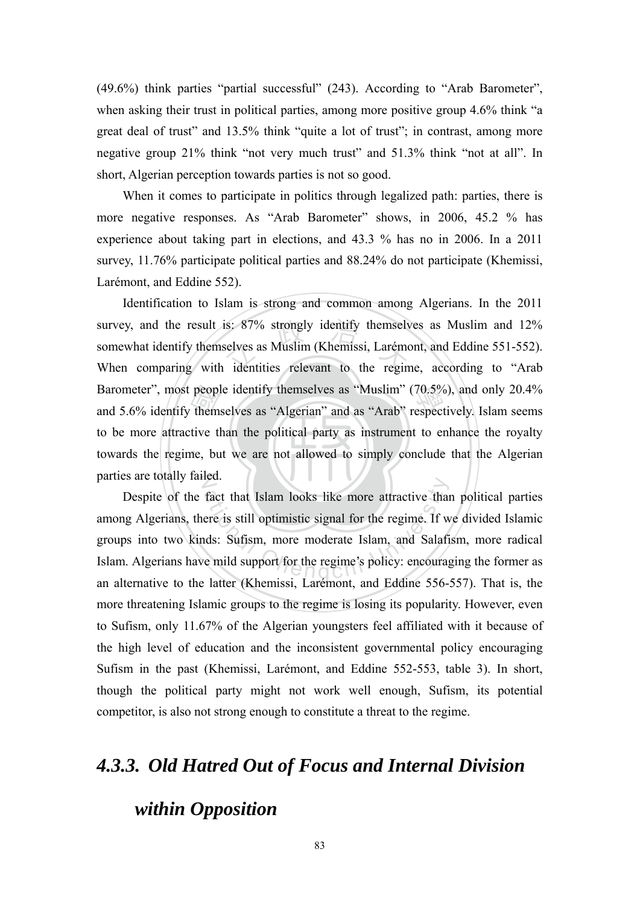(49.6%) think parties "partial successful" (243). According to "Arab Barometer", when asking their trust in political parties, among more positive group 4.6% think "a great deal of trust" and 13.5% think "quite a lot of trust"; in contrast, among more negative group 21% think "not very much trust" and 51.3% think "not at all". In short, Algerian perception towards parties is not so good.

When it comes to participate in politics through legalized path: parties, there is more negative responses. As "Arab Barometer" shows, in 2006, 45.2 % has experience about taking part in elections, and 43.3 % has no in 2006. In a 2011 survey, 11.76% participate political parties and 88.24% do not participate (Khemissi, Larémont, and Eddine 552).

Identification to Islam is strong and common among Algerians. In the 2011 survey, and the result is: 87% strongly identify themselves as Muslim and 12% somewhat identify themselves as Muslim (Khemissi, Larémont, and Eddine 551-552). When comparing with identities relevant to the regime, according to "Arab Barometer", most people identify themselves as "Muslim" (70.5%), and only 20.4% and 5.6% identify themselves as "Algerian" and as "Arab" respectively. Islam seems to be more attractive than the political party as instrument to enhance the royalty towards the regime, but we are not allowed to simply conclude that the Algerian parties are totally failed.

Despite of the fact that Islam looks like more attractive than political parties among Algerians, there is still optimistic signal for the regime. If we divided Islamic groups into two kinds: Sufism, more moderate Islam, and Salafism, more radical Islam. Algerians have mild support for the regime's policy: encouraging the former as an alternative to the latter (Khemissi, Larémont, and Eddine 556-557). That is, the more threatening Islamic groups to the regime is losing its popularity. However, even to Sufism, only 11.67% of the Algerian youngsters feel affiliated with it because of the high level of education and the inconsistent governmental policy encouraging Sufism in the past (Khemissi, Larémont, and Eddine 552-553, table 3). In short, though the political party might not work well enough, Sufism, its potential competitor, is also not strong enough to constitute a threat to the regime.

### *4.3.3. Old Hatred Out of Focus and Internal Division within Opposition*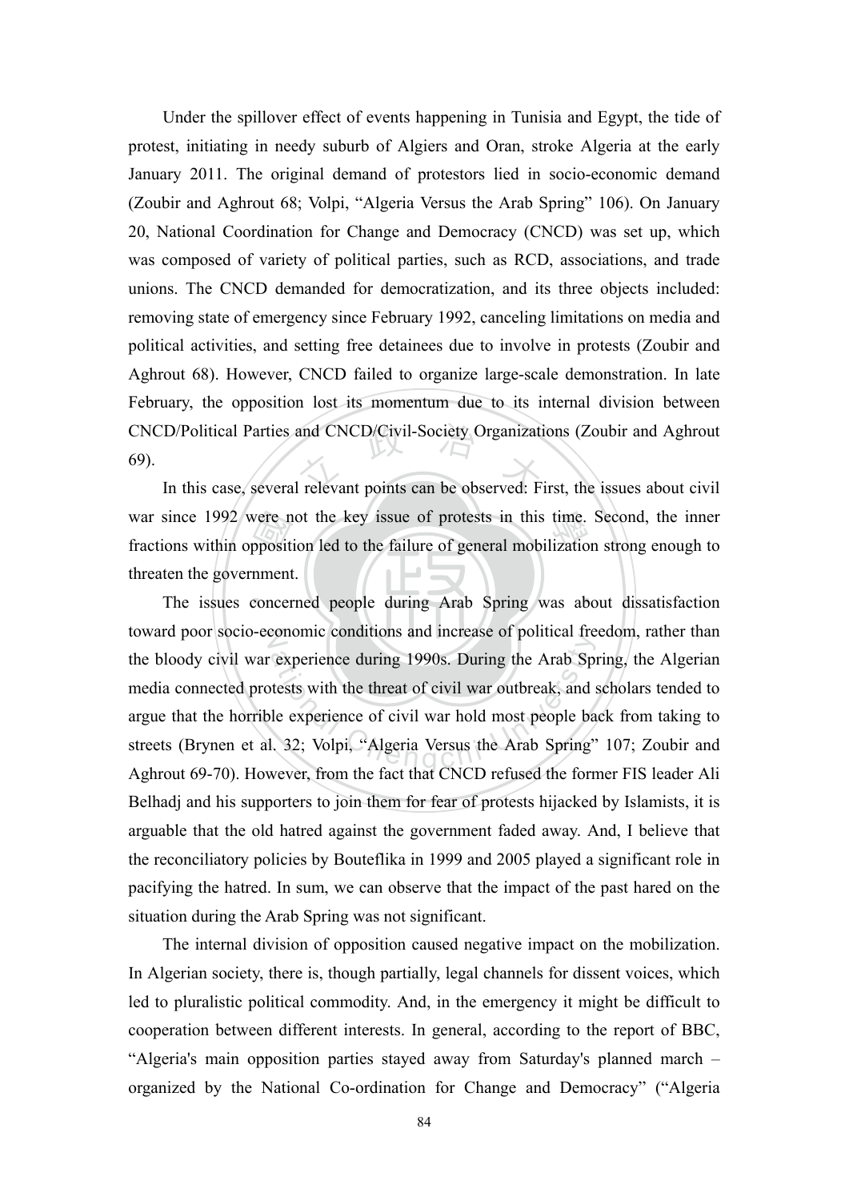Under the spillover effect of events happening in Tunisia and Egypt, the tide of protest, initiating in needy suburb of Algiers and Oran, stroke Algeria at the early January 2011. The original demand of protestors lied in socio-economic demand (Zoubir and Aghrout 68; Volpi, "Algeria Versus the Arab Spring" 106). On January 20, National Coordination for Change and Democracy (CNCD) was set up, which was composed of variety of political parties, such as RCD, associations, and trade unions. The CNCD demanded for democratization, and its three objects included: removing state of emergency since February 1992, canceling limitations on media and political activities, and setting free detainees due to involve in protests (Zoubir and Aghrout 68). However, CNCD failed to organize large-scale demonstration. In late February, the opposition lost its momentum due to its internal division between CNCD/Political Parties and CNCD/Civil-Society Organizations (Zoubir and Aghrout 69).

In this case, several relevant points can be observed: First, the issues about civil war since 1992 were not the key issue of protests in this time. Second, the inner fractions within opposition led to the failure of general mobilization strong enough to threaten the government.

The issues concerned people during Arab Spring was about dissatisfaction toward poor socio-economic conditions and increase of political freedom, rather than the bloody civil war experience during 1990s. During the Arab Spring, the Algerian media connected protests with the threat of civil war outbreak, and scholars tended to argue that the horrible experience of civil war hold most people back from taking to streets (Brynen et al. 32; Volpi, "Algeria Versus the Arab Spring" 107; Zoubir and Aghrout 69-70). However, from the fact that CNCD refused the former FIS leader Ali Belhadj and his supporters to join them for fear of protests hijacked by Islamists, it is arguable that the old hatred against the government faded away. And, I believe that the reconciliatory policies by Bouteflika in 1999 and 2005 played a significant role in pacifying the hatred. In sum, we can observe that the impact of the past hared on the situation during the Arab Spring was not significant.

The internal division of opposition caused negative impact on the mobilization. In Algerian society, there is, though partially, legal channels for dissent voices, which led to pluralistic political commodity. And, in the emergency it might be difficult to cooperation between different interests. In general, according to the report of BBC, "Algeria's main opposition parties stayed away from Saturday's planned march – organized by the National Co-ordination for Change and Democracy" ("Algeria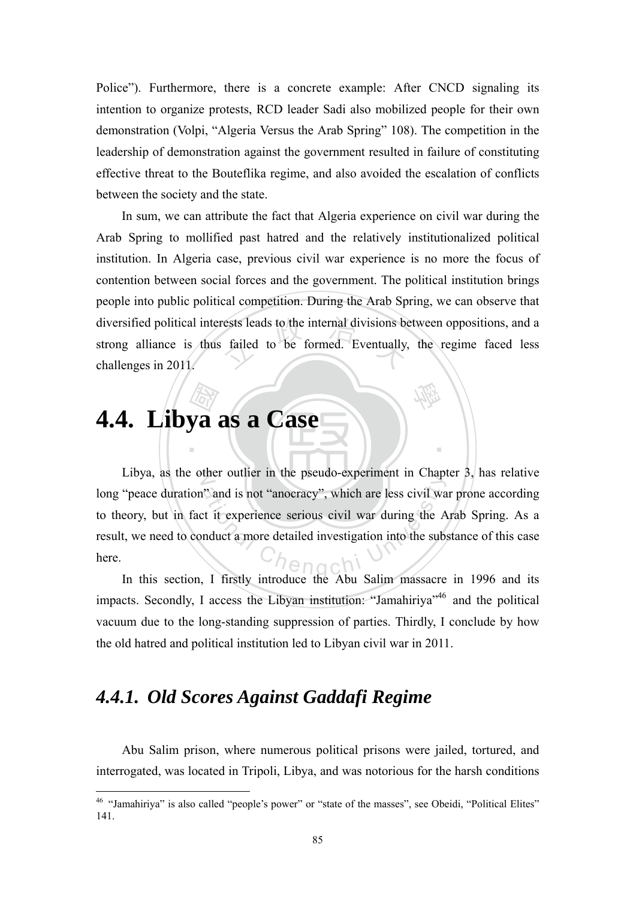Police"). Furthermore, there is a concrete example: After CNCD signaling its intention to organize protests, RCD leader Sadi also mobilized people for their own demonstration (Volpi, "Algeria Versus the Arab Spring" 108). The competition in the leadership of demonstration against the government resulted in failure of constituting effective threat to the Bouteflika regime, and also avoided the escalation of conflicts between the society and the state.

In sum, we can attribute the fact that Algeria experience on civil war during the Arab Spring to mollified past hatred and the relatively institutionalized political institution. In Algeria case, previous civil war experience is no more the focus of contention between social forces and the government. The political institution brings people into public political competition. During the Arab Spring, we can observe that diversified political interests leads to the internal divisions between oppositions, and a strong alliance is thus failed to be formed. Eventually, the regime faced less challenges in 2011.

# 4.4. Libya as a Case

Libya, as the other outlier in the pseudo-experiment in Chapter 3, has relative long "peace duration" and is not "anocracy", which are less civil war prone according to theory, but in fact it experience serious civil war during the Arab Spring. As a result, we need to conduct a more detailed investigation into the substance of this case here.

In this section, I firstly introduce the Abu Salim massacre in 1996 and its impacts. Secondly, I access the Libyan institution: "Jamahiriya"[46] and the political vacuum due to the long-standing suppression of parties. Thirdly, I conclude by how the old hatred and political institution led to Libyan civil war in 2011.

## *4.4.1. Old Scores Against Gaddafi Regime*

Abu Salim prison, where numerous political prisons were jailed, tortured, and interrogated, was located in Tripoli, Libya, and was notorious for the harsh conditions

[46] "Jamahiriya" is also called "people's power" or "state of the masses", see Obeidi, "Political Elites" 141.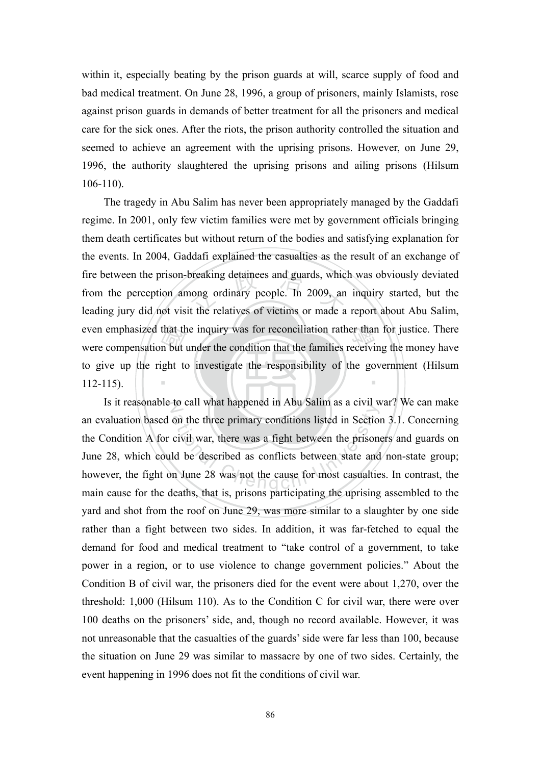within it, especially beating by the prison guards at will, scarce supply of food and bad medical treatment. On June 28, 1996, a group of prisoners, mainly Islamists, rose against prison guards in demands of better treatment for all the prisoners and medical care for the sick ones. After the riots, the prison authority controlled the situation and seemed to achieve an agreement with the uprising prisons. However, on June 29, 1996, the authority slaughtered the uprising prisons and ailing prisons (Hilsum 106-110).

The tragedy in Abu Salim has never been appropriately managed by the Gaddafi regime. In 2001, only few victim families were met by government officials bringing them death certificates but without return of the bodies and satisfying explanation for the events. In 2004, Gaddafi explained the casualties as the result of an exchange of fire between the prison-breaking detainees and guards, which was obviously deviated from the perception among ordinary people. In 2009, an inquiry started, but the leading jury did not visit the relatives of victims or made a report about Abu Salim, even emphasized that the inquiry was for reconciliation rather than for justice. There were compensation but under the condition that the families receiving the money have to give up the right to investigate the responsibility of the government (Hilsum 112-115).

Is it reasonable to call what happened in Abu Salim as a civil war? We can make an evaluation based on the three primary conditions listed in Section 3.1. Concerning the Condition A for civil war, there was a fight between the prisoners and guards on June 28, which could be described as conflicts between state and non-state group; however, the fight on June 28 was not the cause for most casualties. In contrast, the main cause for the deaths, that is, prisons participating the uprising assembled to the yard and shot from the roof on June 29, was more similar to a slaughter by one side rather than a fight between two sides. In addition, it was far-fetched to equal the demand for food and medical treatment to "take control of a government, to take power in a region, or to use violence to change government policies." About the Condition B of civil war, the prisoners died for the event were about 1,270, over the threshold: 1,000 (Hilsum 110). As to the Condition C for civil war, there were over 100 deaths on the prisoners' side, and, though no record available. However, it was not unreasonable that the casualties of the guards' side were far less than 100, because the situation on June 29 was similar to massacre by one of two sides. Certainly, the event happening in 1996 does not fit the conditions of civil war.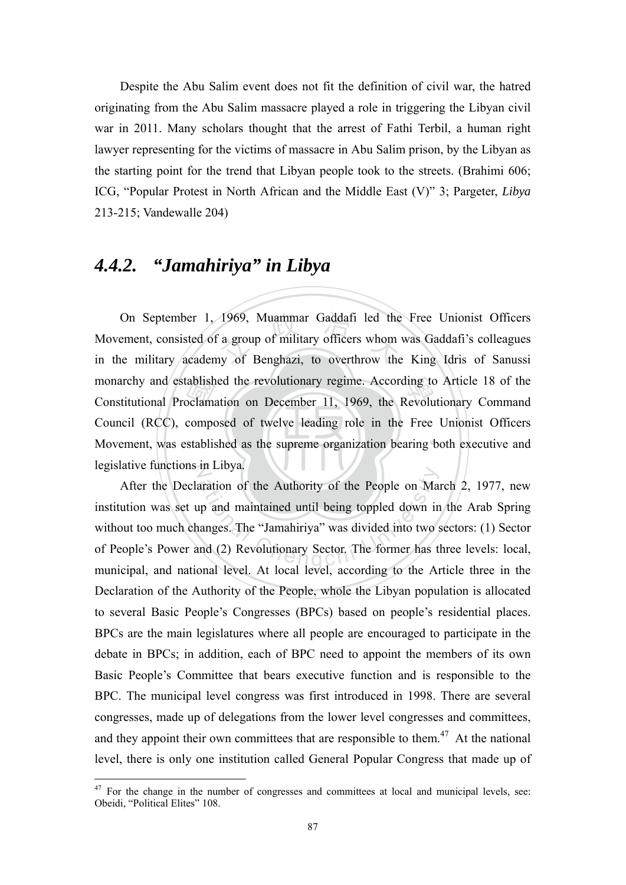Despite the Abu Salim event does not fit the definition of civil war, the hatred originating from the Abu Salim massacre played a role in triggering the Libyan civil war in 2011. Many scholars thought that the arrest of Fathi Terbil, a human right lawyer representing for the victims of massacre in Abu Salim prison, by the Libyan as the starting point for the trend that Libyan people took to the streets. (Brahimi 606; ICG, "Popular Protest in North African and the Middle East (V)" 3; Pargeter, *Libya* 213-215; Vandewalle 204)

## *4.4.2. "Jamahiriya" in Libya*

On September 1, 1969, Muammar Gaddafi led the Free Unionist Officers Movement, consisted of a group of military officers whom was Gaddafi's colleagues in the military academy of Benghazi, to overthrow the King Idris of Sanussi monarchy and established the revolutionary regime. According to Article 18 of the Constitutional Proclamation on December 11, 1969, the Revolutionary Command Council (RCC), composed of twelve leading role in the Free Unionist Officers Movement, was established as the supreme organization bearing both executive and legislative functions in Libya.

After the Declaration of the Authority of the People on March 2, 1977, new institution was set up and maintained until being toppled down in the Arab Spring without too much changes. The "Jamahiriya" was divided into two sectors: (1) Sector of People's Power and (2) Revolutionary Sector. The former has three levels: local, municipal, and national level. At local level, according to the Article three in the Declaration of the Authority of the People, whole the Libyan population is allocated to several Basic People's Congresses (BPCs) based on people's residential places. BPCs are the main legislatures where all people are encouraged to participate in the debate in BPCs; in addition, each of BPC need to appoint the members of its own Basic People's Committee that bears executive function and is responsible to the BPC. The municipal level congress was first introduced in 1998. There are several congresses, made up of delegations from the lower level congresses and committees, and they appoint their own committees that are responsible to them.[47] At the national level, there is only one institution called General Popular Congress that made up of

[47] For the change in the number of congresses and committees at local and municipal levels, see: Obeidi, "Political Elites" 108.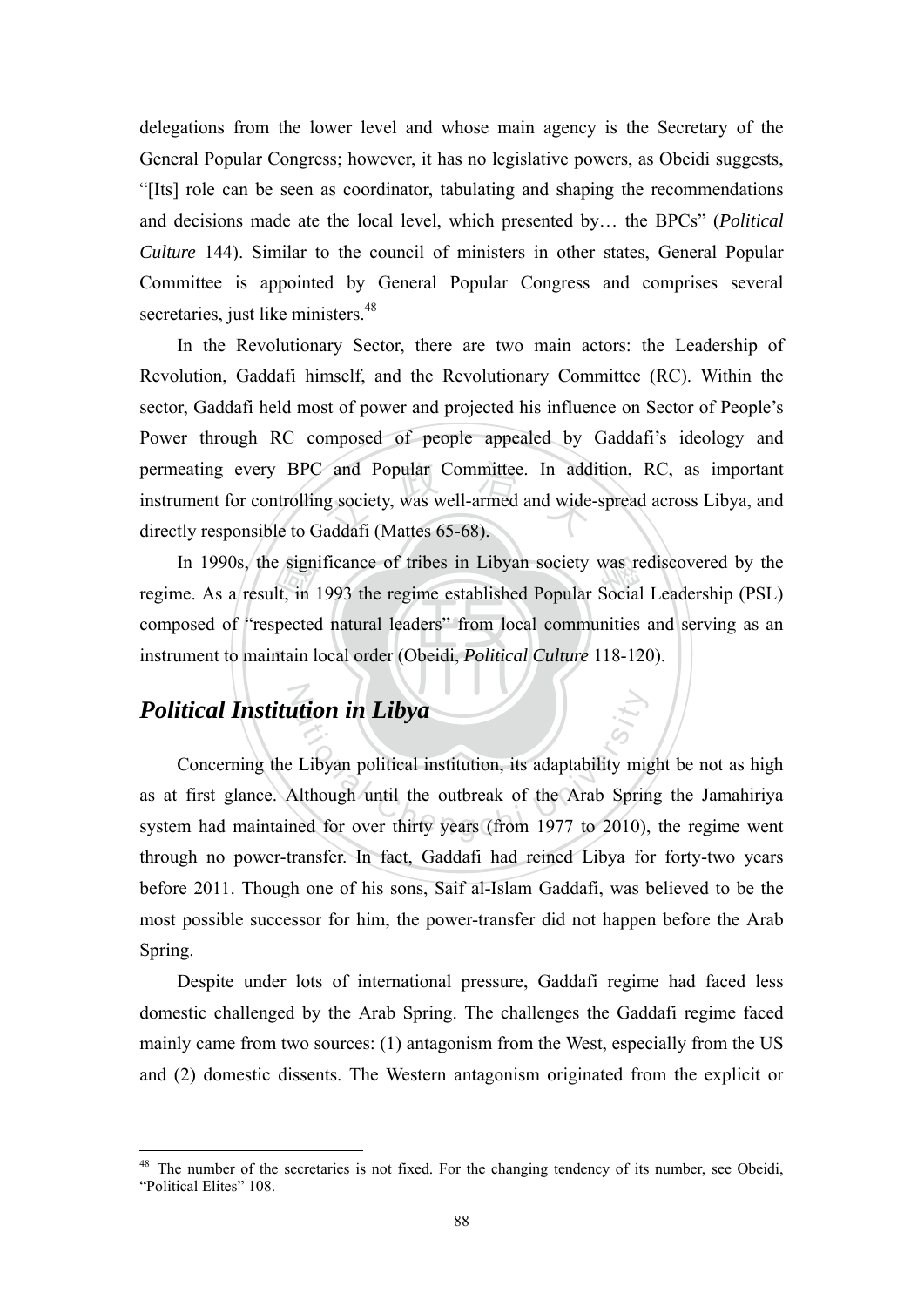delegations from the lower level and whose main agency is the Secretary of the General Popular Congress; however, it has no legislative powers, as Obeidi suggests, "[Its] role can be seen as coordinator, tabulating and shaping the recommendations and decisions made ate the local level, which presented by… the BPCs" (*Political Culture* 144). Similar to the council of ministers in other states, General Popular Committee is appointed by General Popular Congress and comprises several secretaries, just like ministers.[48]

In the Revolutionary Sector, there are two main actors: the Leadership of Revolution, Gaddafi himself, and the Revolutionary Committee (RC). Within the sector, Gaddafi held most of power and projected his influence on Sector of People's Power through RC composed of people appealed by Gaddafi's ideology and permeating every BPC and Popular Committee. In addition, RC, as important instrument for controlling society, was well-armed and wide-spread across Libya, and directly responsible to Gaddafi (Mattes 65-68).

In 1990s, the significance of tribes in Libyan society was rediscovered by the regime. As a result, in 1993 the regime established Popular Social Leadership (PSL) composed of "respected natural leaders" from local communities and serving as an instrument to maintain local order (Obeidi, *Political Culture* 118-120).

## *Political Institution in Libya*

Concerning the Libyan political institution, its adaptability might be not as high as at first glance. Although until the outbreak of the Arab Spring the Jamahiriya system had maintained for over thirty years (from 1977 to 2010), the regime went through no power-transfer. In fact, Gaddafi had reined Libya for forty-two years before 2011. Though one of his sons, Saif al-Islam Gaddafi, was believed to be the most possible successor for him, the power-transfer did not happen before the Arab Spring.

Despite under lots of international pressure, Gaddafi regime had faced less domestic challenged by the Arab Spring. The challenges the Gaddafi regime faced mainly came from two sources: (1) antagonism from the West, especially from the US and (2) domestic dissents. The Western antagonism originated from the explicit or

---

[48] The number of the secretaries is not fixed. For the changing tendency of its number, see Obeidi, "Political Elites" 108.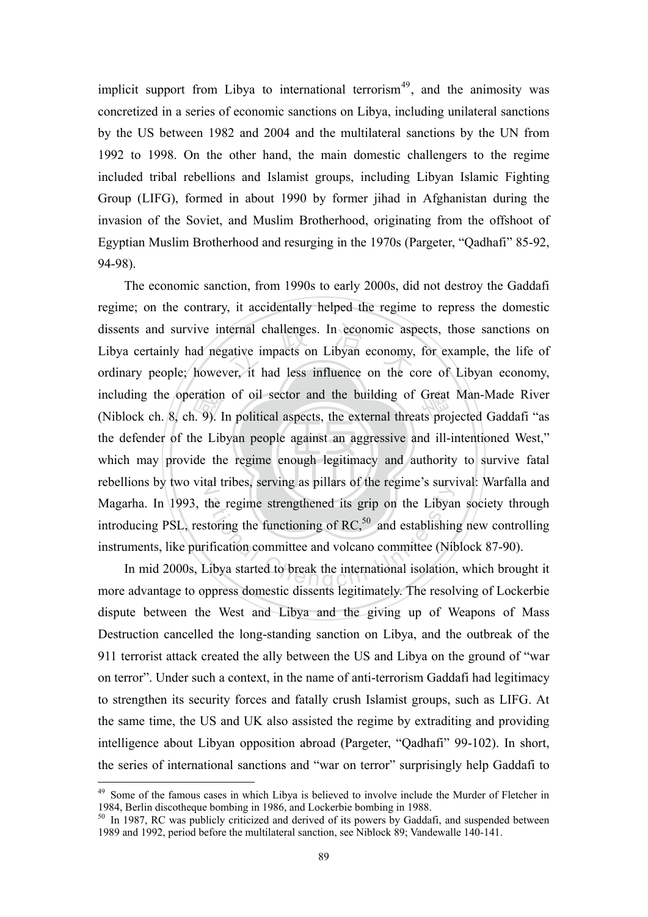implicit support from Libya to international terrorism[49], and the animosity was concretized in a series of economic sanctions on Libya, including unilateral sanctions by the US between 1982 and 2004 and the multilateral sanctions by the UN from 1992 to 1998. On the other hand, the main domestic challengers to the regime included tribal rebellions and Islamist groups, including Libyan Islamic Fighting Group (LIFG), formed in about 1990 by former jihad in Afghanistan during the invasion of the Soviet, and Muslim Brotherhood, originating from the offshoot of Egyptian Muslim Brotherhood and resurging in the 1970s (Pargeter, "Qadhafi" 85-92, 94-98).

The economic sanction, from 1990s to early 2000s, did not destroy the Gaddafi regime; on the contrary, it accidentally helped the regime to repress the domestic dissents and survive internal challenges. In economic aspects, those sanctions on Libya certainly had negative impacts on Libyan economy, for example, the life of ordinary people; however, it had less influence on the core of Libyan economy, including the operation of oil sector and the building of Great Man-Made River (Niblock ch. 8, ch. 9). In political aspects, the external threats projected Gaddafi "as the defender of the Libyan people against an aggressive and ill-intentioned West," which may provide the regime enough legitimacy and authority to survive fatal rebellions by two vital tribes, serving as pillars of the regime's survival: Warfalla and Magarha. In 1993, the regime strengthened its grip on the Libyan society through introducing PSL, restoring the functioning of RC,[50] and establishing new controlling instruments, like purification committee and volcano committee (Niblock 87-90).

In mid 2000s, Libya started to break the international isolation, which brought it more advantage to oppress domestic dissents legitimately. The resolving of Lockerbie dispute between the West and Libya and the giving up of Weapons of Mass Destruction cancelled the long-standing sanction on Libya, and the outbreak of the 911 terrorist attack created the ally between the US and Libya on the ground of "war on terror". Under such a context, in the name of anti-terrorism Gaddafi had legitimacy to strengthen its security forces and fatally crush Islamist groups, such as LIFG. At the same time, the US and UK also assisted the regime by extraditing and providing intelligence about Libyan opposition abroad (Pargeter, "Qadhafi" 99-102). In short, the series of international sanctions and "war on terror" surprisingly help Gaddafi to

---

[49] Some of the famous cases in which Libya is believed to involve include the Murder of Fletcher in 1984, Berlin discotheque bombing in 1986, and Lockerbie bombing in 1988.

[50] In 1987, RC was publicly criticized and derived of its powers by Gaddafi, and suspended between 1989 and 1992, period before the multilateral sanction, see Niblock 89; Vandewalle 140-141.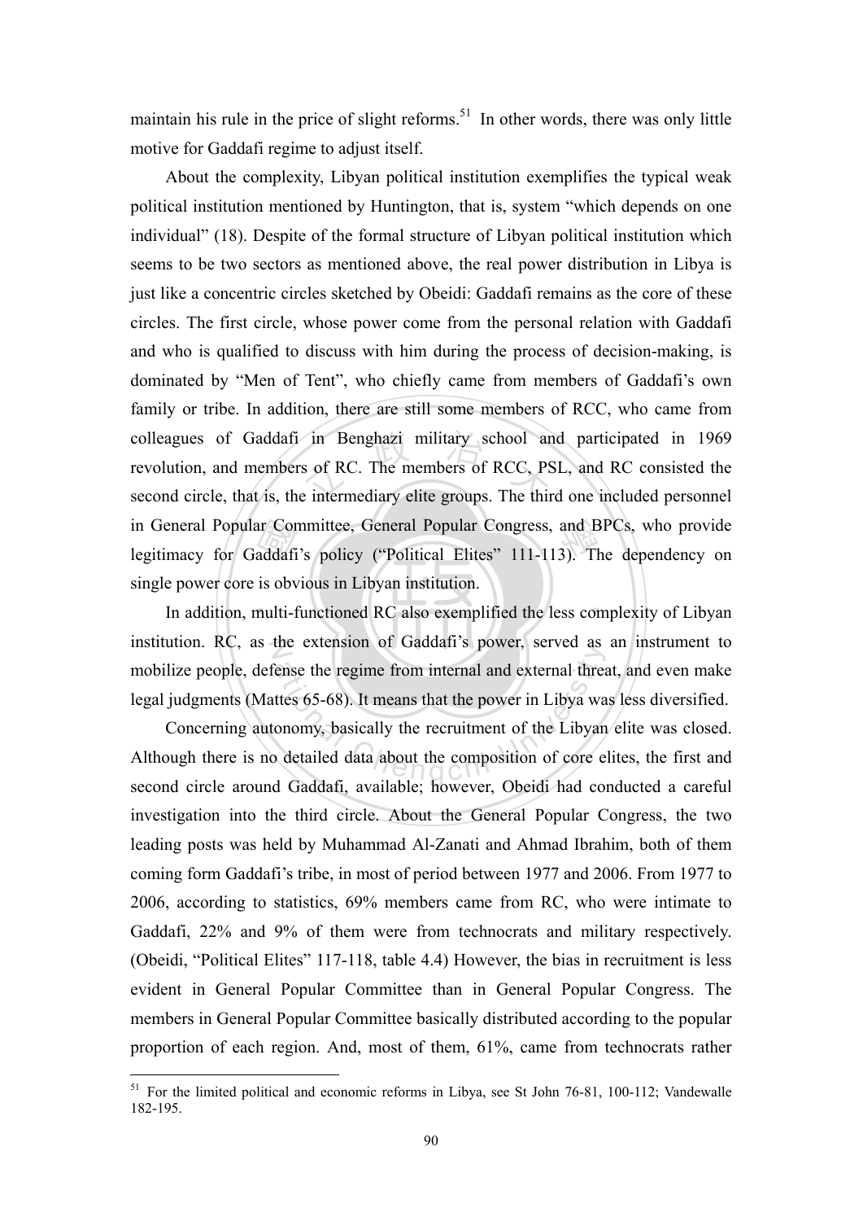maintain his rule in the price of slight reforms.[51] In other words, there was only little motive for Gaddafi regime to adjust itself.

About the complexity, Libyan political institution exemplifies the typical weak political institution mentioned by Huntington, that is, system "which depends on one individual" (18). Despite of the formal structure of Libyan political institution which seems to be two sectors as mentioned above, the real power distribution in Libya is just like a concentric circles sketched by Obeidi: Gaddafi remains as the core of these circles. The first circle, whose power come from the personal relation with Gaddafi and who is qualified to discuss with him during the process of decision-making, is dominated by "Men of Tent", who chiefly came from members of Gaddafi's own family or tribe. In addition, there are still some members of RCC, who came from colleagues of Gaddafi in Benghazi military school and participated in 1969 revolution, and members of RC. The members of RCC, PSL, and RC consisted the second circle, that is, the intermediary elite groups. The third one included personnel in General Popular Committee, General Popular Congress, and BPCs, who provide legitimacy for Gaddafi's policy ("Political Elites" 111-113). The dependency on single power core is obvious in Libyan institution.

In addition, multi-functioned RC also exemplified the less complexity of Libyan institution. RC, as the extension of Gaddafi's power, served as an instrument to mobilize people, defense the regime from internal and external threat, and even make legal judgments (Mattes 65-68). It means that the power in Libya was less diversified.

Concerning autonomy, basically the recruitment of the Libyan elite was closed. Although there is no detailed data about the composition of core elites, the first and second circle around Gaddafi, available; however, Obeidi had conducted a careful investigation into the third circle. About the General Popular Congress, the two leading posts was held by Muhammad Al-Zanati and Ahmad Ibrahim, both of them coming form Gaddafi's tribe, in most of period between 1977 and 2006. From 1977 to 2006, according to statistics, 69% members came from RC, who were intimate to Gaddafi, 22% and 9% of them were from technocrats and military respectively. (Obeidi, "Political Elites" 117-118, table 4.4) However, the bias in recruitment is less evident in General Popular Committee than in General Popular Congress. The members in General Popular Committee basically distributed according to the popular proportion of each region. And, most of them, 61%, came from technocrats rather

[51] For the limited political and economic reforms in Libya, see St John 76-81, 100-112; Vandewalle 182-195.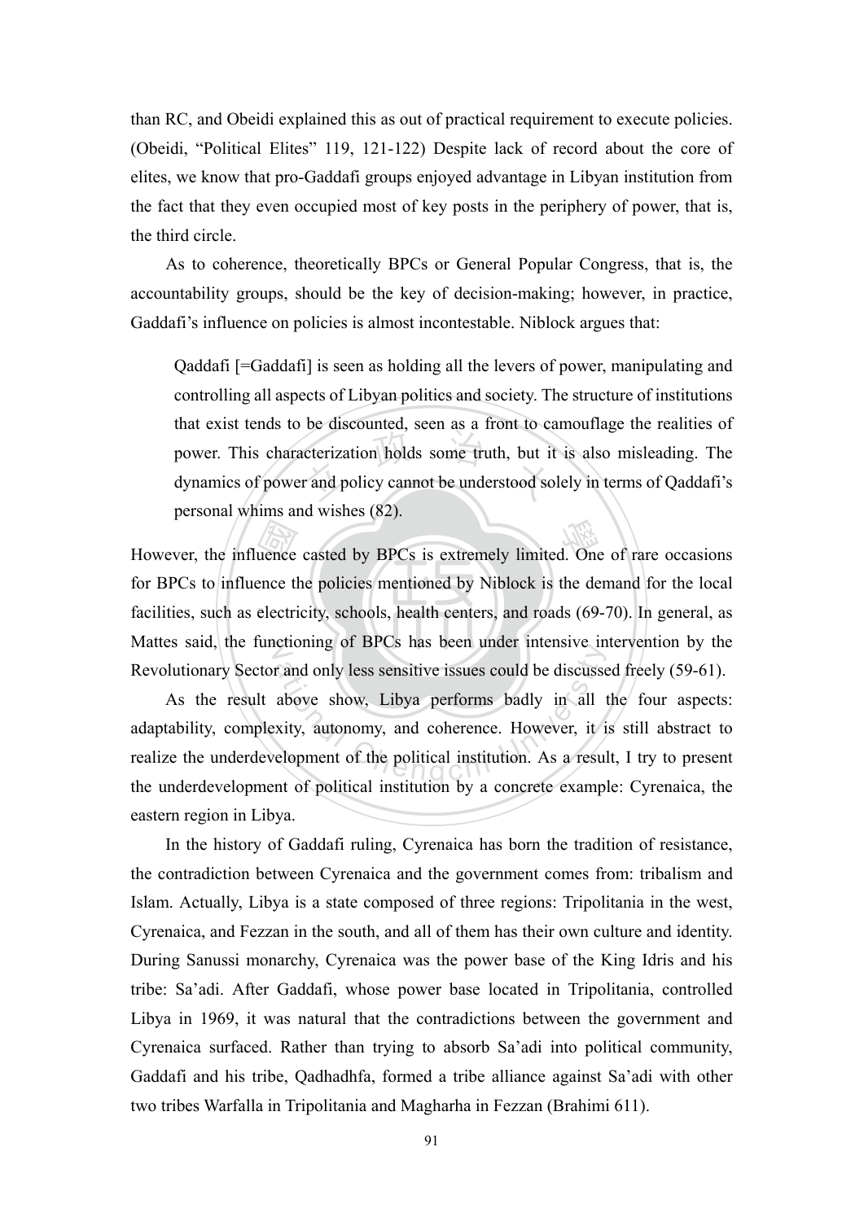than RC, and Obeidi explained this as out of practical requirement to execute policies. (Obeidi, "Political Elites" 119, 121-122) Despite lack of record about the core of elites, we know that pro-Gaddafi groups enjoyed advantage in Libyan institution from the fact that they even occupied most of key posts in the periphery of power, that is, the third circle.

As to coherence, theoretically BPCs or General Popular Congress, that is, the accountability groups, should be the key of decision-making; however, in practice, Gaddafi's influence on policies is almost incontestable. Niblock argues that:

> Qaddafi [=Gaddafi] is seen as holding all the levers of power, manipulating and controlling all aspects of Libyan politics and society. The structure of institutions that exist tends to be discounted, seen as a front to camouflage the realities of power. This characterization holds some truth, but it is also misleading. The dynamics of power and policy cannot be understood solely in terms of Qaddafi's personal whims and wishes (82).

However, the influence casted by BPCs is extremely limited. One of rare occasions for BPCs to influence the policies mentioned by Niblock is the demand for the local facilities, such as electricity, schools, health centers, and roads (69-70). In general, as Mattes said, the functioning of BPCs has been under intensive intervention by the Revolutionary Sector and only less sensitive issues could be discussed freely (59-61).

As the result above show, Libya performs badly in all the four aspects: adaptability, complexity, autonomy, and coherence. However, it is still abstract to realize the underdevelopment of the political institution. As a result, I try to present the underdevelopment of political institution by a concrete example: Cyrenaica, the eastern region in Libya.

In the history of Gaddafi ruling, Cyrenaica has born the tradition of resistance, the contradiction between Cyrenaica and the government comes from: tribalism and Islam. Actually, Libya is a state composed of three regions: Tripolitania in the west, Cyrenaica, and Fezzan in the south, and all of them has their own culture and identity. During Sanussi monarchy, Cyrenaica was the power base of the King Idris and his tribe: Sa'adi. After Gaddafi, whose power base located in Tripolitania, controlled Libya in 1969, it was natural that the contradictions between the government and Cyrenaica surfaced. Rather than trying to absorb Sa'adi into political community, Gaddafi and his tribe, Qadhadhfa, formed a tribe alliance against Sa'adi with other two tribes Warfalla in Tripolitania and Magharha in Fezzan (Brahimi 611).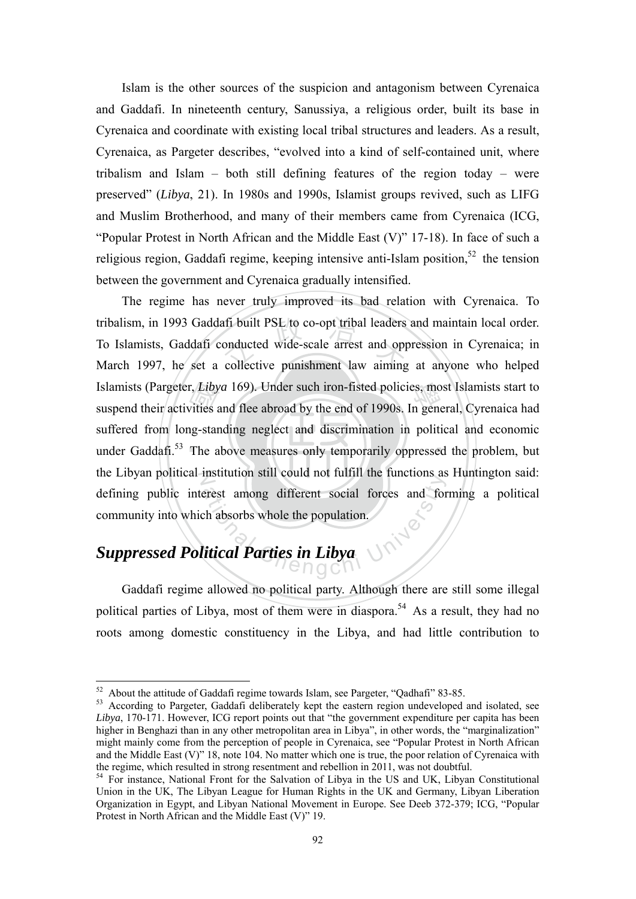Islam is the other sources of the suspicion and antagonism between Cyrenaica and Gaddafi. In nineteenth century, Sanussiya, a religious order, built its base in Cyrenaica and coordinate with existing local tribal structures and leaders. As a result, Cyrenaica, as Pargeter describes, "evolved into a kind of self-contained unit, where tribalism and Islam – both still defining features of the region today – were preserved" (*Libya*, 21). In 1980s and 1990s, Islamist groups revived, such as LIFG and Muslim Brotherhood, and many of their members came from Cyrenaica (ICG, "Popular Protest in North African and the Middle East (V)" 17-18). In face of such a religious region, Gaddafi regime, keeping intensive anti-Islam position,[52] the tension between the government and Cyrenaica gradually intensified.

The regime has never truly improved its bad relation with Cyrenaica. To tribalism, in 1993 Gaddafi built PSL to co-opt tribal leaders and maintain local order. To Islamists, Gaddafi conducted wide-scale arrest and oppression in Cyrenaica; in March 1997, he set a collective punishment law aiming at anyone who helped Islamists (Pargeter, *Libya* 169). Under such iron-fisted policies, most Islamists start to suspend their activities and flee abroad by the end of 1990s. In general, Cyrenaica had suffered from long-standing neglect and discrimination in political and economic under Gaddafi.[53] The above measures only temporarily oppressed the problem, but the Libyan political institution still could not fulfill the functions as Huntington said: defining public interest among different social forces and forming a political community into which absorbs whole the population.

## *Suppressed Political Parties in Libya*

Gaddafi regime allowed no political party. Although there are still some illegal political parties of Libya, most of them were in diaspora.[54] As a result, they had no roots among domestic constituency in the Libya, and had little contribution to

---

[52] About the attitude of Gaddafi regime towards Islam, see Pargeter, "Qadhafi" 83-85.

[53] According to Pargeter, Gaddafi deliberately kept the eastern region undeveloped and isolated, see *Libya*, 170-171. However, ICG report points out that "the government expenditure per capita has been higher in Benghazi than in any other metropolitan area in Libya", in other words, the "marginalization" might mainly come from the perception of people in Cyrenaica, see "Popular Protest in North African and the Middle East (V)" 18, note 104. No matter which one is true, the poor relation of Cyrenaica with the regime, which resulted in strong resentment and rebellion in 2011, was not doubtful.

[54] For instance, National Front for the Salvation of Libya in the US and UK, Libyan Constitutional Union in the UK, The Libyan League for Human Rights in the UK and Germany, Libyan Liberation Organization in Egypt, and Libyan National Movement in Europe. See Deeb 372-379; ICG, "Popular Protest in North African and the Middle East (V)" 19.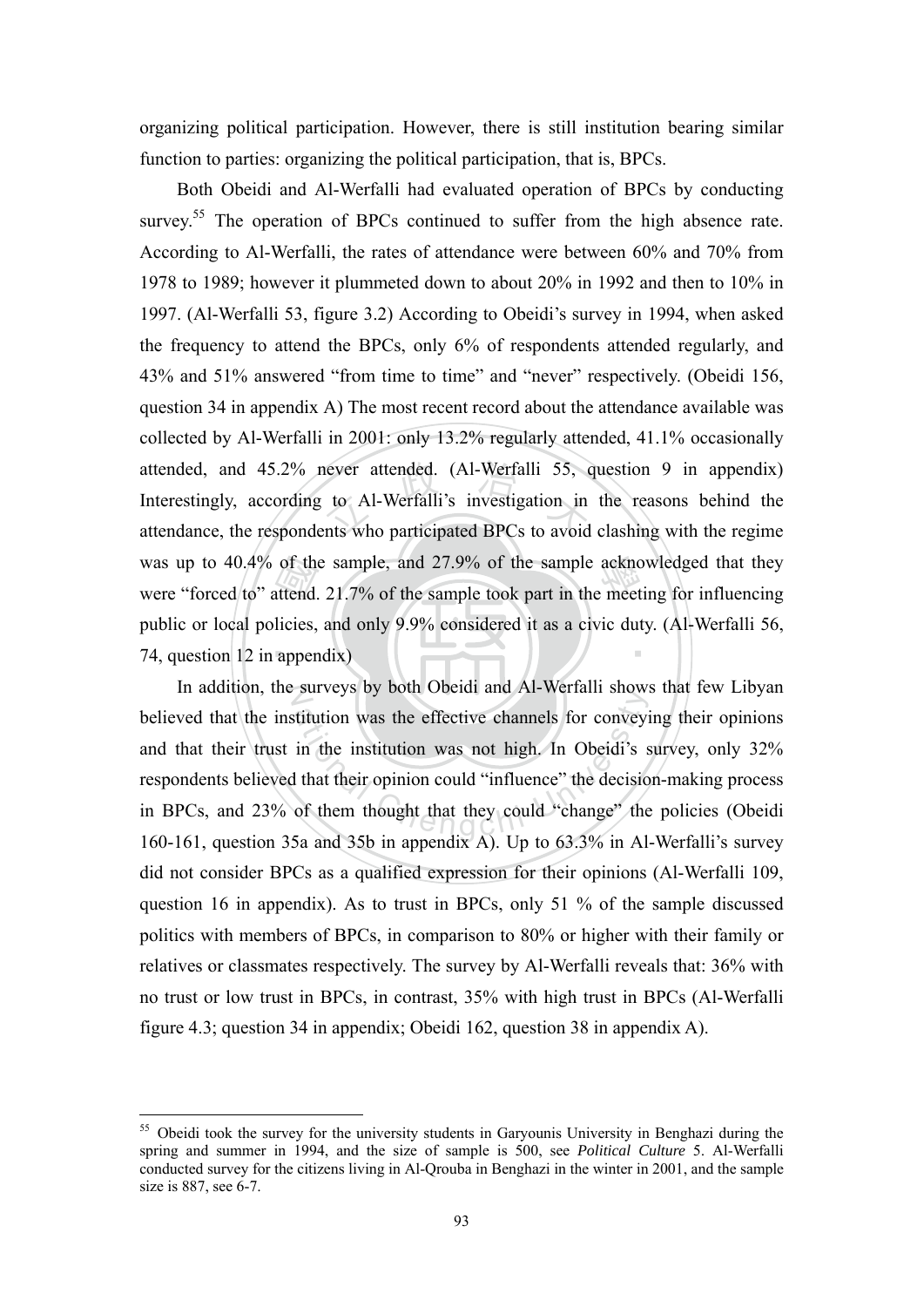organizing political participation. However, there is still institution bearing similar function to parties: organizing the political participation, that is, BPCs.

Both Obeidi and Al-Werfalli had evaluated operation of BPCs by conducting survey.[55] The operation of BPCs continued to suffer from the high absence rate. According to Al-Werfalli, the rates of attendance were between 60% and 70% from 1978 to 1989; however it plummeted down to about 20% in 1992 and then to 10% in 1997. (Al-Werfalli 53, figure 3.2) According to Obeidi's survey in 1994, when asked the frequency to attend the BPCs, only 6% of respondents attended regularly, and 43% and 51% answered "from time to time" and "never" respectively. (Obeidi 156, question 34 in appendix A) The most recent record about the attendance available was collected by Al-Werfalli in 2001: only 13.2% regularly attended, 41.1% occasionally attended, and 45.2% never attended. (Al-Werfalli 55, question 9 in appendix) Interestingly, according to Al-Werfalli's investigation in the reasons behind the attendance, the respondents who participated BPCs to avoid clashing with the regime was up to 40.4% of the sample, and 27.9% of the sample acknowledged that they were "forced to" attend. 21.7% of the sample took part in the meeting for influencing public or local policies, and only 9.9% considered it as a civic duty. (Al-Werfalli 56, 74, question 12 in appendix)

In addition, the surveys by both Obeidi and Al-Werfalli shows that few Libyan believed that the institution was the effective channels for conveying their opinions and that their trust in the institution was not high. In Obeidi's survey, only 32% respondents believed that their opinion could "influence" the decision-making process in BPCs, and 23% of them thought that they could "change" the policies (Obeidi 160-161, question 35a and 35b in appendix A). Up to 63.3% in Al-Werfalli's survey did not consider BPCs as a qualified expression for their opinions (Al-Werfalli 109, question 16 in appendix). As to trust in BPCs, only 51 % of the sample discussed politics with members of BPCs, in comparison to 80% or higher with their family or relatives or classmates respectively. The survey by Al-Werfalli reveals that: 36% with no trust or low trust in BPCs, in contrast, 35% with high trust in BPCs (Al-Werfalli figure 4.3; question 34 in appendix; Obeidi 162, question 38 in appendix A).

---

[55] Obeidi took the survey for the university students in Garyounis University in Benghazi during the spring and summer in 1994, and the size of sample is 500, see *Political Culture* 5. Al-Werfalli conducted survey for the citizens living in Al-Qrouba in Benghazi in the winter in 2001, and the sample size is 887, see 6-7.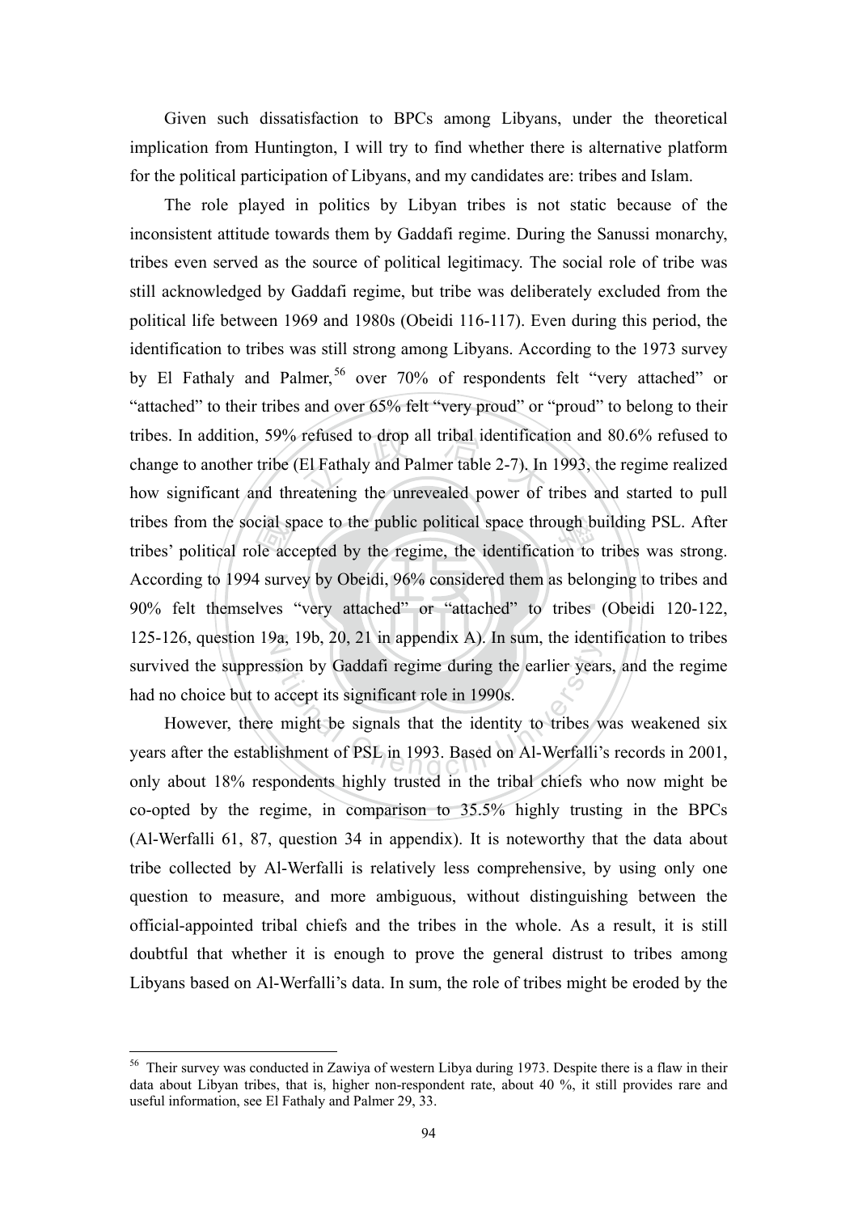Given such dissatisfaction to BPCs among Libyans, under the theoretical implication from Huntington, I will try to find whether there is alternative platform for the political participation of Libyans, and my candidates are: tribes and Islam.

The role played in politics by Libyan tribes is not static because of the inconsistent attitude towards them by Gaddafi regime. During the Sanussi monarchy, tribes even served as the source of political legitimacy. The social role of tribe was still acknowledged by Gaddafi regime, but tribe was deliberately excluded from the political life between 1969 and 1980s (Obeidi 116-117). Even during this period, the identification to tribes was still strong among Libyans. According to the 1973 survey by El Fathaly and Palmer,[56] over 70% of respondents felt "very attached" or "attached" to their tribes and over 65% felt "very proud" or "proud" to belong to their tribes. In addition, 59% refused to drop all tribal identification and 80.6% refused to change to another tribe (El Fathaly and Palmer table 2-7). In 1993, the regime realized how significant and threatening the unrevealed power of tribes and started to pull tribes from the social space to the public political space through building PSL. After tribes' political role accepted by the regime, the identification to tribes was strong. According to 1994 survey by Obeidi, 96% considered them as belonging to tribes and 90% felt themselves "very attached" or "attached" to tribes (Obeidi 120-122, 125-126, question 19a, 19b, 20, 21 in appendix A). In sum, the identification to tribes survived the suppression by Gaddafi regime during the earlier years, and the regime had no choice but to accept its significant role in 1990s.

However, there might be signals that the identity to tribes was weakened six years after the establishment of PSL in 1993. Based on Al-Werfalli's records in 2001, only about 18% respondents highly trusted in the tribal chiefs who now might be co-opted by the regime, in comparison to 35.5% highly trusting in the BPCs (Al-Werfalli 61, 87, question 34 in appendix). It is noteworthy that the data about tribe collected by Al-Werfalli is relatively less comprehensive, by using only one question to measure, and more ambiguous, without distinguishing between the official-appointed tribal chiefs and the tribes in the whole. As a result, it is still doubtful that whether it is enough to prove the general distrust to tribes among Libyans based on Al-Werfalli's data. In sum, the role of tribes might be eroded by the

---

[56] Their survey was conducted in Zawiya of western Libya during 1973. Despite there is a flaw in their data about Libyan tribes, that is, higher non-respondent rate, about 40 %, it still provides rare and useful information, see El Fathaly and Palmer 29, 33.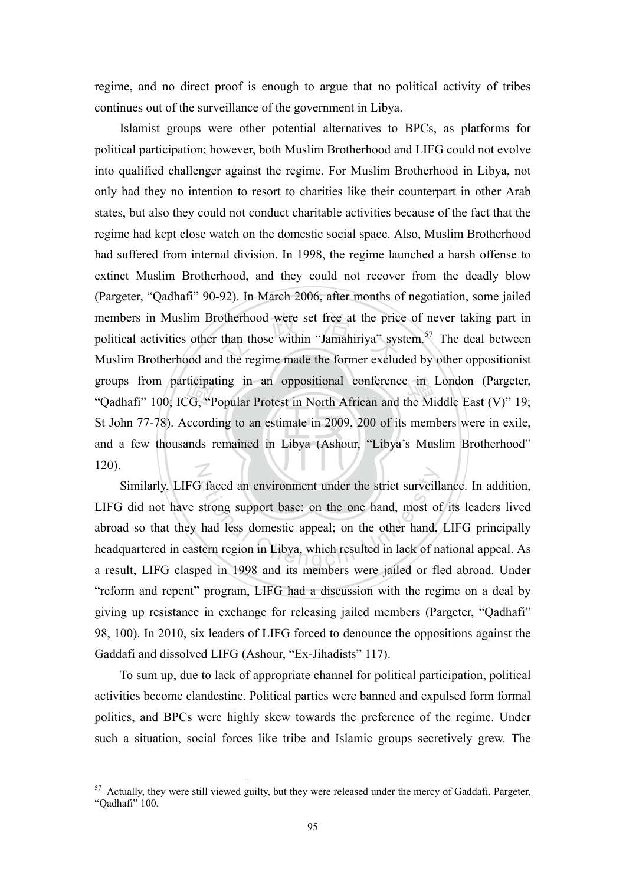regime, and no direct proof is enough to argue that no political activity of tribes continues out of the surveillance of the government in Libya.

Islamist groups were other potential alternatives to BPCs, as platforms for political participation; however, both Muslim Brotherhood and LIFG could not evolve into qualified challenger against the regime. For Muslim Brotherhood in Libya, not only had they no intention to resort to charities like their counterpart in other Arab states, but also they could not conduct charitable activities because of the fact that the regime had kept close watch on the domestic social space. Also, Muslim Brotherhood had suffered from internal division. In 1998, the regime launched a harsh offense to extinct Muslim Brotherhood, and they could not recover from the deadly blow (Pargeter, "Qadhafi" 90-92). In March 2006, after months of negotiation, some jailed members in Muslim Brotherhood were set free at the price of never taking part in political activities other than those within "Jamahiriya" system.[57] The deal between Muslim Brotherhood and the regime made the former excluded by other oppositionist groups from participating in an oppositional conference in London (Pargeter, "Qadhafi" 100; ICG, "Popular Protest in North African and the Middle East (V)" 19; St John 77-78). According to an estimate in 2009, 200 of its members were in exile, and a few thousands remained in Libya (Ashour, "Libya's Muslim Brotherhood" 120).

Similarly, LIFG faced an environment under the strict surveillance. In addition, LIFG did not have strong support base: on the one hand, most of its leaders lived abroad so that they had less domestic appeal; on the other hand, LIFG principally headquartered in eastern region in Libya, which resulted in lack of national appeal. As a result, LIFG clasped in 1998 and its members were jailed or fled abroad. Under "reform and repent" program, LIFG had a discussion with the regime on a deal by giving up resistance in exchange for releasing jailed members (Pargeter, "Qadhafi" 98, 100). In 2010, six leaders of LIFG forced to denounce the oppositions against the Gaddafi and dissolved LIFG (Ashour, "Ex-Jihadists" 117).

To sum up, due to lack of appropriate channel for political participation, political activities become clandestine. Political parties were banned and expulsed form formal politics, and BPCs were highly skew towards the preference of the regime. Under such a situation, social forces like tribe and Islamic groups secretively grew. The

---

[57] Actually, they were still viewed guilty, but they were released under the mercy of Gaddafi, Pargeter, "Qadhafi" 100.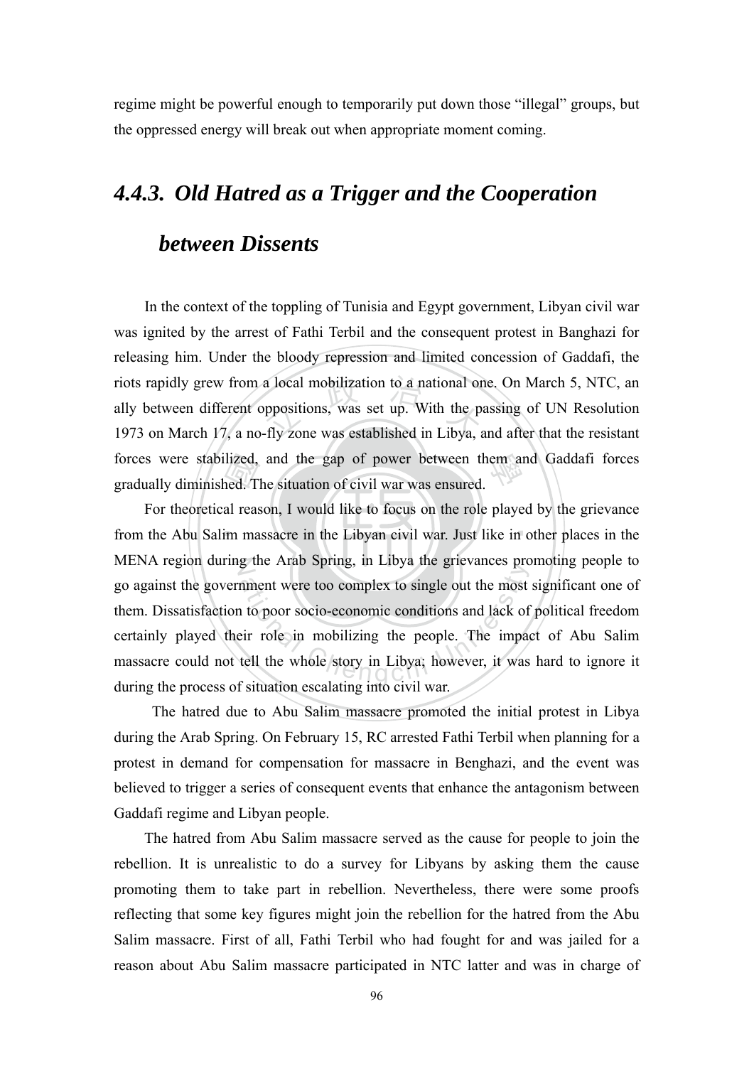regime might be powerful enough to temporarily put down those "illegal" groups, but the oppressed energy will break out when appropriate moment coming.

### *4.4.3. Old Hatred as a Trigger and the Cooperation between Dissents*

In the context of the toppling of Tunisia and Egypt government, Libyan civil war was ignited by the arrest of Fathi Terbil and the consequent protest in Banghazi for releasing him. Under the bloody repression and limited concession of Gaddafi, the riots rapidly grew from a local mobilization to a national one. On March 5, NTC, an ally between different oppositions, was set up. With the passing of UN Resolution 1973 on March 17, a no-fly zone was established in Libya, and after that the resistant forces were stabilized, and the gap of power between them and Gaddafi forces gradually diminished. The situation of civil war was ensured.

For theoretical reason, I would like to focus on the role played by the grievance from the Abu Salim massacre in the Libyan civil war. Just like in other places in the MENA region during the Arab Spring, in Libya the grievances promoting people to go against the government were too complex to single out the most significant one of them. Dissatisfaction to poor socio-economic conditions and lack of political freedom certainly played their role in mobilizing the people. The impact of Abu Salim massacre could not tell the whole story in Libya; however, it was hard to ignore it during the process of situation escalating into civil war.

The hatred due to Abu Salim massacre promoted the initial protest in Libya during the Arab Spring. On February 15, RC arrested Fathi Terbil when planning for a protest in demand for compensation for massacre in Benghazi, and the event was believed to trigger a series of consequent events that enhance the antagonism between Gaddafi regime and Libyan people.

The hatred from Abu Salim massacre served as the cause for people to join the rebellion. It is unrealistic to do a survey for Libyans by asking them the cause promoting them to take part in rebellion. Nevertheless, there were some proofs reflecting that some key figures might join the rebellion for the hatred from the Abu Salim massacre. First of all, Fathi Terbil who had fought for and was jailed for a reason about Abu Salim massacre participated in NTC latter and was in charge of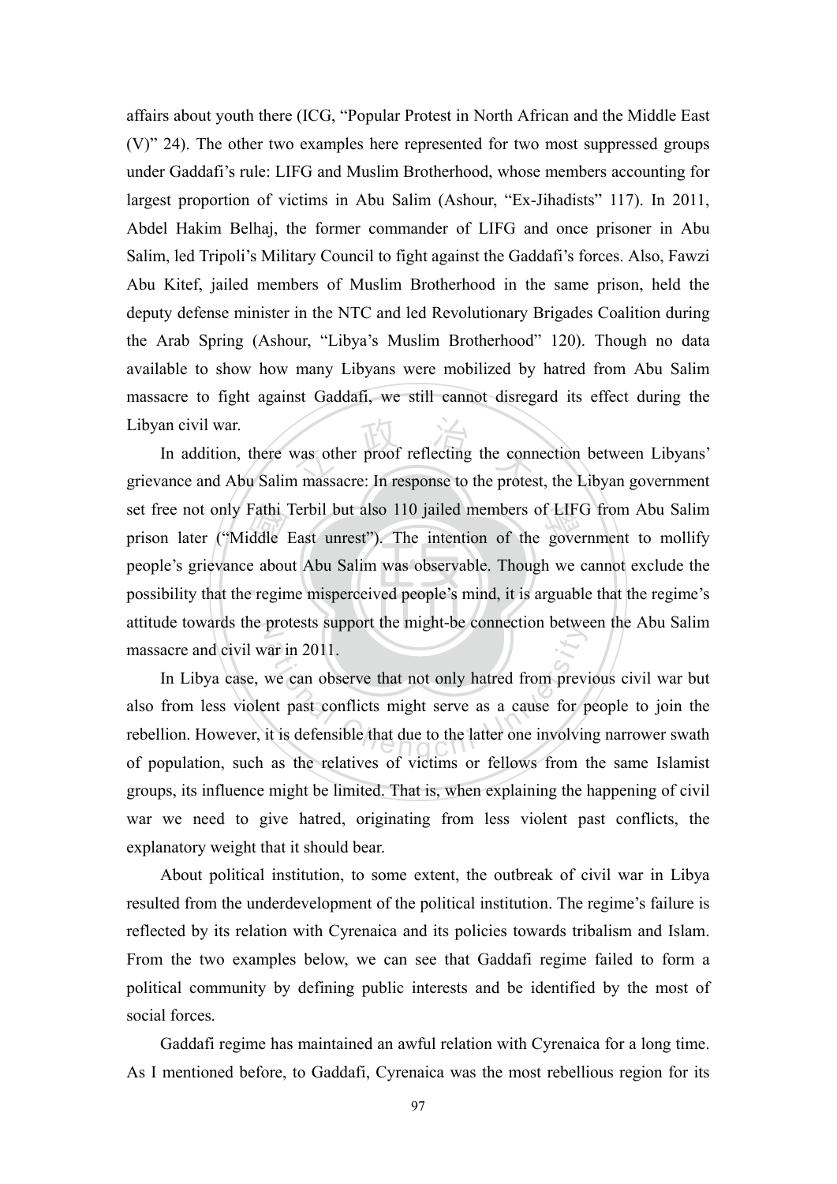affairs about youth there (ICG, "Popular Protest in North African and the Middle East (V)" 24). The other two examples here represented for two most suppressed groups under Gaddafi's rule: LIFG and Muslim Brotherhood, whose members accounting for largest proportion of victims in Abu Salim (Ashour, "Ex-Jihadists" 117). In 2011, Abdel Hakim Belhaj, the former commander of LIFG and once prisoner in Abu Salim, led Tripoli's Military Council to fight against the Gaddafi's forces. Also, Fawzi Abu Kitef, jailed members of Muslim Brotherhood in the same prison, held the deputy defense minister in the NTC and led Revolutionary Brigades Coalition during the Arab Spring (Ashour, "Libya's Muslim Brotherhood" 120). Though no data available to show how many Libyans were mobilized by hatred from Abu Salim massacre to fight against Gaddafi, we still cannot disregard its effect during the Libyan civil war.

In addition, there was other proof reflecting the connection between Libyans' grievance and Abu Salim massacre: In response to the protest, the Libyan government set free not only Fathi Terbil but also 110 jailed members of LIFG from Abu Salim prison later ("Middle East unrest"). The intention of the government to mollify people's grievance about Abu Salim was observable. Though we cannot exclude the possibility that the regime misperceived people's mind, it is arguable that the regime's attitude towards the protests support the might-be connection between the Abu Salim massacre and civil war in 2011.

In Libya case, we can observe that not only hatred from previous civil war but also from less violent past conflicts might serve as a cause for people to join the rebellion. However, it is defensible that due to the latter one involving narrower swath of population, such as the relatives of victims or fellows from the same Islamist groups, its influence might be limited. That is, when explaining the happening of civil war we need to give hatred, originating from less violent past conflicts, the explanatory weight that it should bear.

About political institution, to some extent, the outbreak of civil war in Libya resulted from the underdevelopment of the political institution. The regime's failure is reflected by its relation with Cyrenaica and its policies towards tribalism and Islam. From the two examples below, we can see that Gaddafi regime failed to form a political community by defining public interests and be identified by the most of social forces.

Gaddafi regime has maintained an awful relation with Cyrenaica for a long time. As I mentioned before, to Gaddafi, Cyrenaica was the most rebellious region for its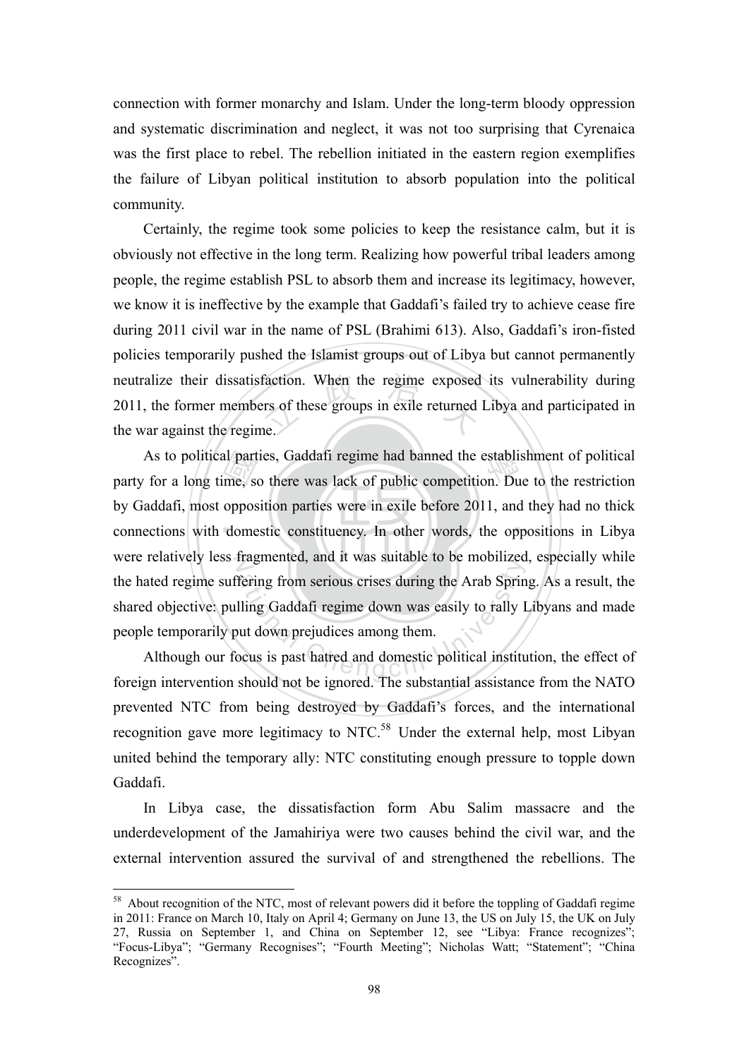connection with former monarchy and Islam. Under the long-term bloody oppression and systematic discrimination and neglect, it was not too surprising that Cyrenaica was the first place to rebel. The rebellion initiated in the eastern region exemplifies the failure of Libyan political institution to absorb population into the political community.

Certainly, the regime took some policies to keep the resistance calm, but it is obviously not effective in the long term. Realizing how powerful tribal leaders among people, the regime establish PSL to absorb them and increase its legitimacy, however, we know it is ineffective by the example that Gaddafi's failed try to achieve cease fire during 2011 civil war in the name of PSL (Brahimi 613). Also, Gaddafi's iron-fisted policies temporarily pushed the Islamist groups out of Libya but cannot permanently neutralize their dissatisfaction. When the regime exposed its vulnerability during 2011, the former members of these groups in exile returned Libya and participated in the war against the regime.

As to political parties, Gaddafi regime had banned the establishment of political party for a long time, so there was lack of public competition. Due to the restriction by Gaddafi, most opposition parties were in exile before 2011, and they had no thick connections with domestic constituency. In other words, the oppositions in Libya were relatively less fragmented, and it was suitable to be mobilized, especially while the hated regime suffering from serious crises during the Arab Spring. As a result, the shared objective: pulling Gaddafi regime down was easily to rally Libyans and made people temporarily put down prejudices among them.

Although our focus is past hatred and domestic political institution, the effect of foreign intervention should not be ignored. The substantial assistance from the NATO prevented NTC from being destroyed by Gaddafi's forces, and the international recognition gave more legitimacy to NTC.[58] Under the external help, most Libyan united behind the temporary ally: NTC constituting enough pressure to topple down Gaddafi.

In Libya case, the dissatisfaction form Abu Salim massacre and the underdevelopment of the Jamahiriya were two causes behind the civil war, and the external intervention assured the survival of and strengthened the rebellions. The

---

[58] About recognition of the NTC, most of relevant powers did it before the toppling of Gaddafi regime in 2011: France on March 10, Italy on April 4; Germany on June 13, the US on July 15, the UK on July 27, Russia on September 1, and China on September 12, see "Libya: France recognizes"; "Focus-Libya"; "Germany Recognises"; "Fourth Meeting"; Nicholas Watt; "Statement"; "China Recognizes".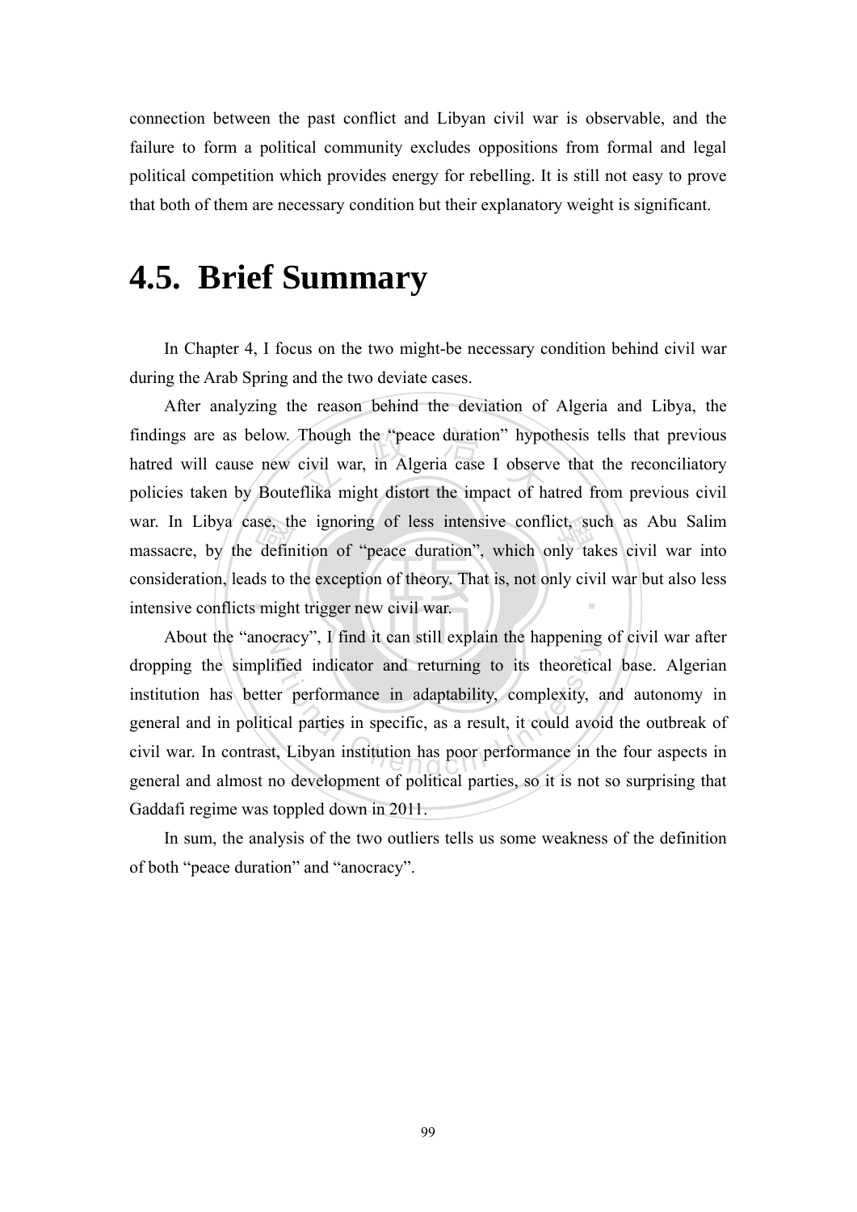connection between the past conflict and Libyan civil war is observable, and the failure to form a political community excludes oppositions from formal and legal political competition which provides energy for rebelling. It is still not easy to prove that both of them are necessary condition but their explanatory weight is significant.

## 4.5. Brief Summary

In Chapter 4, I focus on the two might-be necessary condition behind civil war during the Arab Spring and the two deviate cases.

After analyzing the reason behind the deviation of Algeria and Libya, the findings are as below. Though the "peace duration" hypothesis tells that previous hatred will cause new civil war, in Algeria case I observe that the reconciliatory policies taken by Bouteflika might distort the impact of hatred from previous civil war. In Libya case, the ignoring of less intensive conflict, such as Abu Salim massacre, by the definition of "peace duration", which only takes civil war into consideration, leads to the exception of theory. That is, not only civil war but also less intensive conflicts might trigger new civil war.

About the "anocracy", I find it can still explain the happening of civil war after dropping the simplified indicator and returning to its theoretical base. Algerian institution has better performance in adaptability, complexity, and autonomy in general and in political parties in specific, as a result, it could avoid the outbreak of civil war. In contrast, Libyan institution has poor performance in the four aspects in general and almost no development of political parties, so it is not so surprising that Gaddafi regime was toppled down in 2011.

In sum, the analysis of the two outliers tells us some weakness of the definition of both "peace duration" and "anocracy".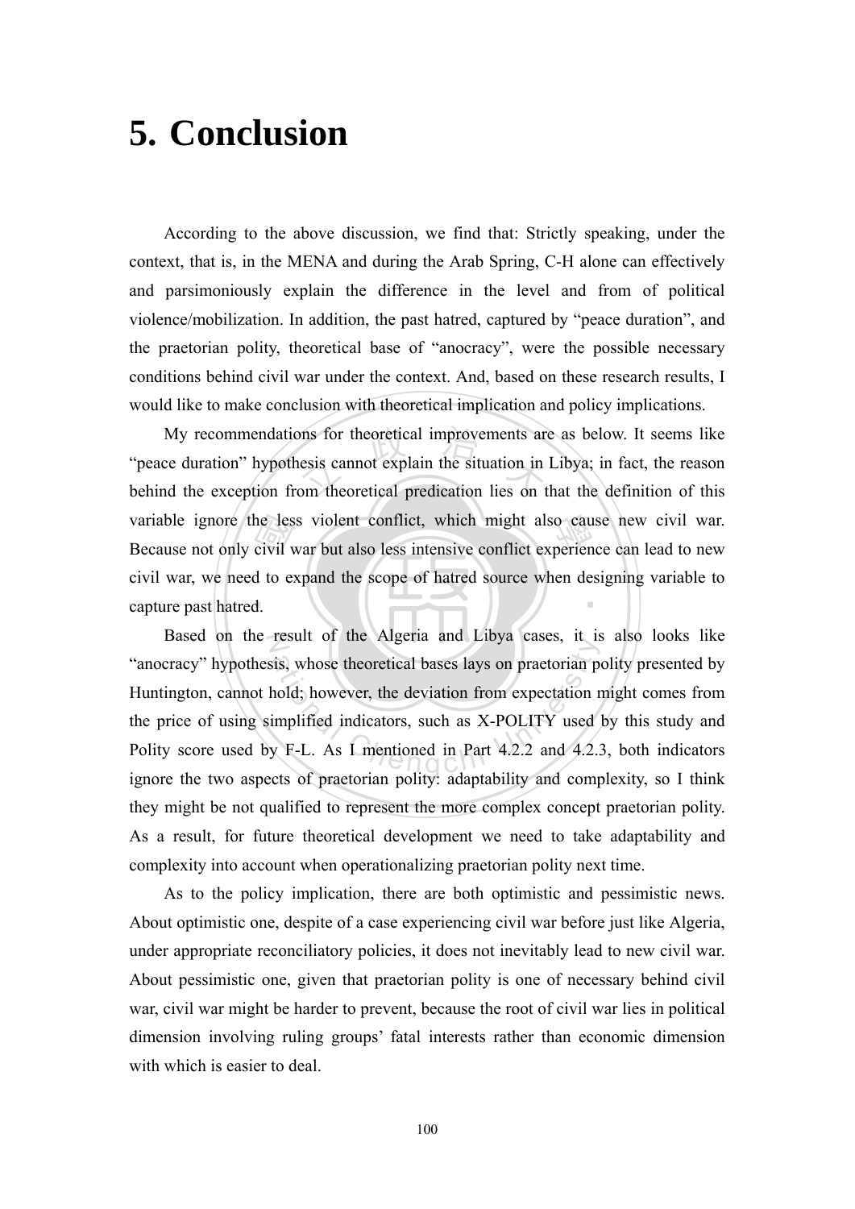# 5. Conclusion

According to the above discussion, we find that: Strictly speaking, under the context, that is, in the MENA and during the Arab Spring, C-H alone can effectively and parsimoniously explain the difference in the level and from of political violence/mobilization. In addition, the past hatred, captured by "peace duration", and the praetorian polity, theoretical base of "anocracy", were the possible necessary conditions behind civil war under the context. And, based on these research results, I would like to make conclusion with theoretical implication and policy implications.

My recommendations for theoretical improvements are as below. It seems like "peace duration" hypothesis cannot explain the situation in Libya; in fact, the reason behind the exception from theoretical predication lies on that the definition of this variable ignore the less violent conflict, which might also cause new civil war. Because not only civil war but also less intensive conflict experience can lead to new civil war, we need to expand the scope of hatred source when designing variable to capture past hatred.

Based on the result of the Algeria and Libya cases, it is also looks like "anocracy" hypothesis, whose theoretical bases lays on praetorian polity presented by Huntington, cannot hold; however, the deviation from expectation might comes from the price of using simplified indicators, such as X-POLITY used by this study and Polity score used by F-L. As I mentioned in Part 4.2.2 and 4.2.3, both indicators ignore the two aspects of praetorian polity: adaptability and complexity, so I think they might be not qualified to represent the more complex concept praetorian polity. As a result, for future theoretical development we need to take adaptability and complexity into account when operationalizing praetorian polity next time.

As to the policy implication, there are both optimistic and pessimistic news. About optimistic one, despite of a case experiencing civil war before just like Algeria, under appropriate reconciliatory policies, it does not inevitably lead to new civil war. About pessimistic one, given that praetorian polity is one of necessary behind civil war, civil war might be harder to prevent, because the root of civil war lies in political dimension involving ruling groups' fatal interests rather than economic dimension with which is easier to deal.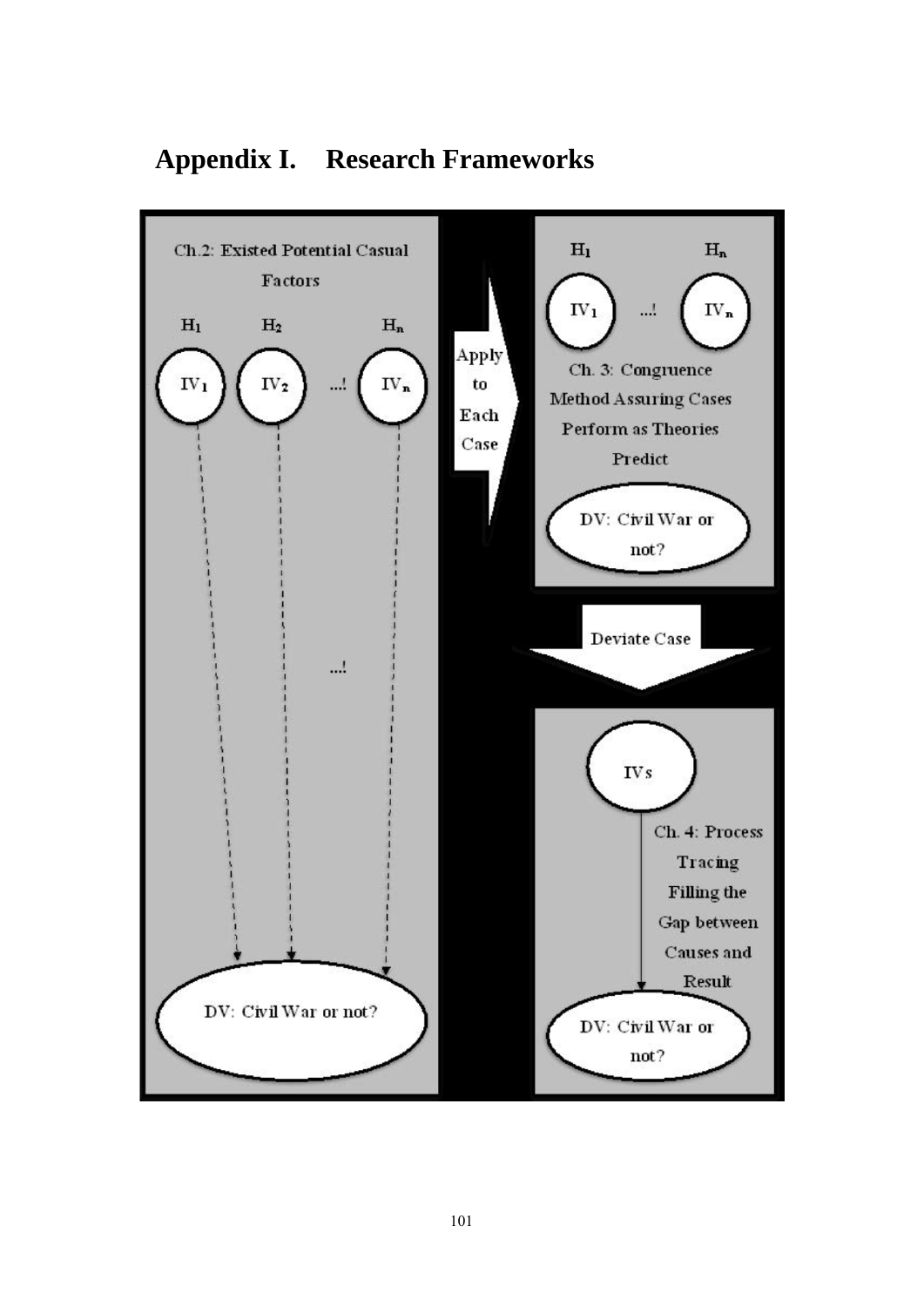## Appendix I. Research Frameworks

Ch.2: Existed Potential Casual Factors

$H_1$ $H_2$ $H_n$

$IV_1$ $IV_2$ ...! $IV_n$

...!

DV: Civil War or not?

Apply to Each Case

$H_1$ $H_n$

$IV_1$ ...! $IV_n$

Ch. 3: Congruence Method Assuring Cases Perform as Theories Predict

DV: Civil War or not?

Deviate Case

IVs

Ch. 4: Process Tracing Filling the Gap between Causes and Result

DV: Civil War or not?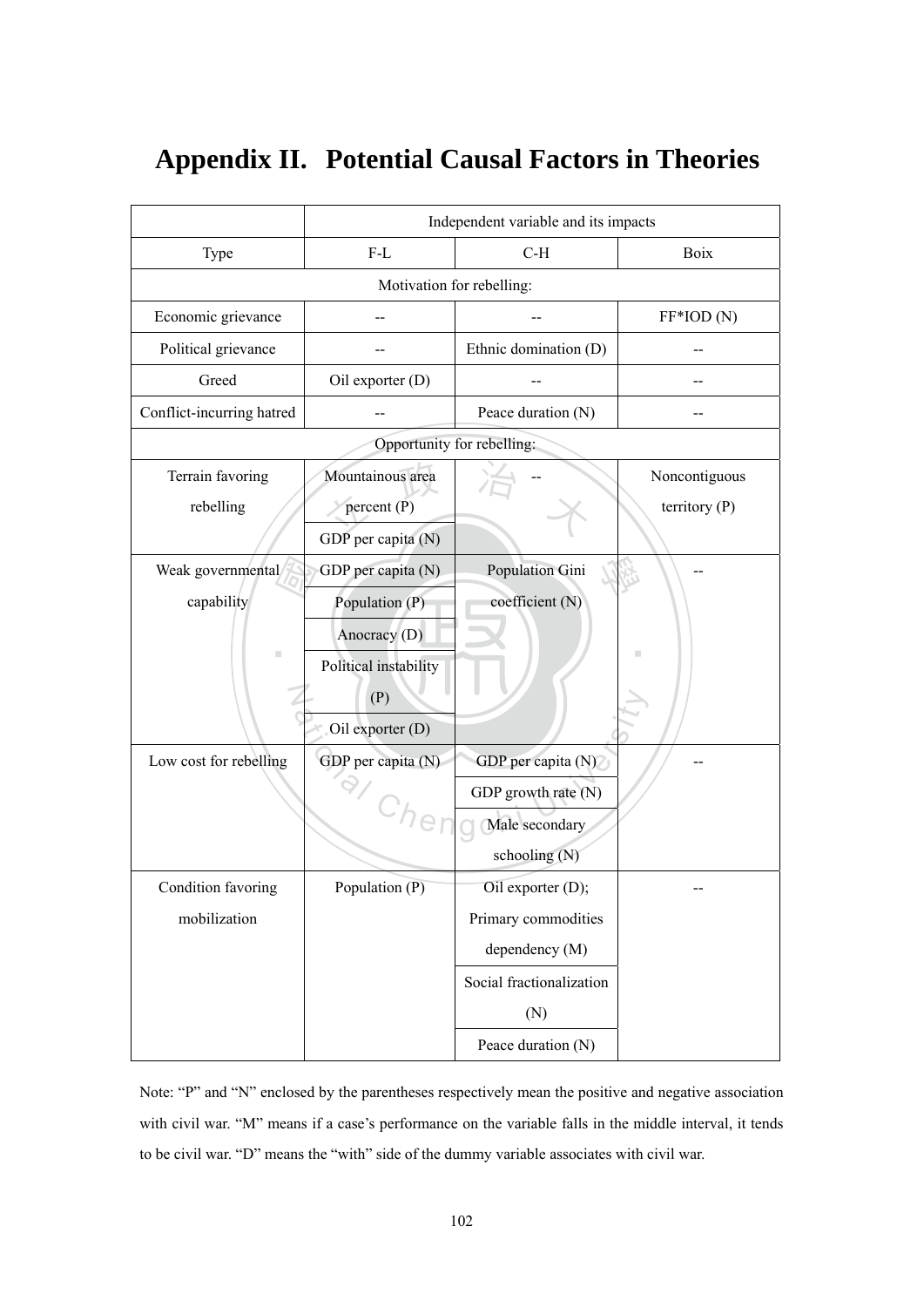# Appendix II. Potential Causal Factors in Theories

| | Independent variable and its impacts | | |
|---|---|---|---|
| Type | F-L | C-H | Boix |
| Motivation for rebelling: | | | |
| Economic grievance | -- | -- | FF*IOD (N) |
| Political grievance | -- | Ethnic domination (D) | -- |
| Greed | Oil exporter (D) | -- | -- |
| Conflict-incurring hatred | -- | Peace duration (N) | -- |
| Opportunity for rebelling: | | | |
| Terrain favoring rebelling | Mountainous area percent (P); GDP per capita (N) | -- | Noncontiguous territory (P) |
| Weak governmental capability | GDP per capita (N); Population (P); Anocracy (D); Political instability (P); Oil exporter (D) | Population Gini coefficient (N) | -- |
| Low cost for rebelling | GDP per capita (N) | GDP per capita (N); GDP growth rate (N); Male secondary schooling (N) | -- |
| Condition favoring mobilization | Population (P) | Oil exporter (D); Primary commodities dependency (M); Social fractionalization (N); Peace duration (N) | -- |

Note: "P" and "N" enclosed by the parentheses respectively mean the positive and negative association with civil war. "M" means if a case's performance on the variable falls in the middle interval, it tends to be civil war. "D" means the "with" side of the dummy variable associates with civil war.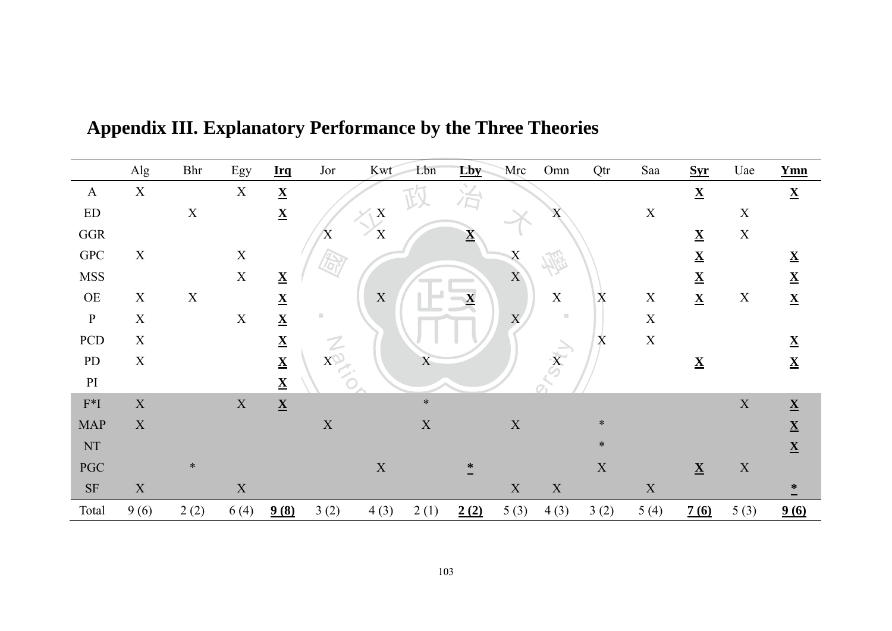# Appendix III. Explanatory Performance by the Three Theories

| | Alg | Bhr | Egy | **Irq** | Jor | Kwt | Lbn | **Lby** | Mrc | Omn | Qtr | Saa | **Syr** | Uae | **Ymn** |
|---|---|---|---|---|---|---|---|---|---|---|---|---|---|---|---|
| A | X | | X | **X** | | | | | | | | | **X** | | **X** |
| ED | | X | | **X** | | X | | | | X | | X | | X | |
| GGR | | | | | X | X | | **X** | | | | | **X** | X | |
| GPC | X | | X | | | | | | X | | | | **X** | | **X** |
| MSS | | | X | **X** | | | | | X | | | | **X** | | **X** |
| OE | X | X | | **X** | | X | | **X** | | X | X | X | **X** | X | **X** |
| P | X | | X | **X** | | | | | X | | | X | | | |
| PCD | X | | | **X** | | | | | | | X | X | | | **X** |
| PD | X | | | **X** | X | | X | | | X | | | **X** | | **X** |
| PI | | | | **X** | | | | | | | | | | | |
| F*I | X | | X | **X** | | | * | | | | | | | X | **X** |
| MAP | X | | | | X | | X | | X | | * | | | | **X** |
| NT | | | | | | | | | | | * | | | | **X** |
| PGC | | * | | | | X | | * | | | X | | **X** | X | |
| SF | X | | X | | | | | | X | X | | X | | | * |
| Total | 9 (6) | 2 (2) | 6 (4) | **9 (8)** | 3 (2) | 4 (3) | 2 (1) | **2 (2)** | 5 (3) | 4 (3) | 3 (2) | 5 (4) | **7 (6)** | 5 (3) | **9 (6)** |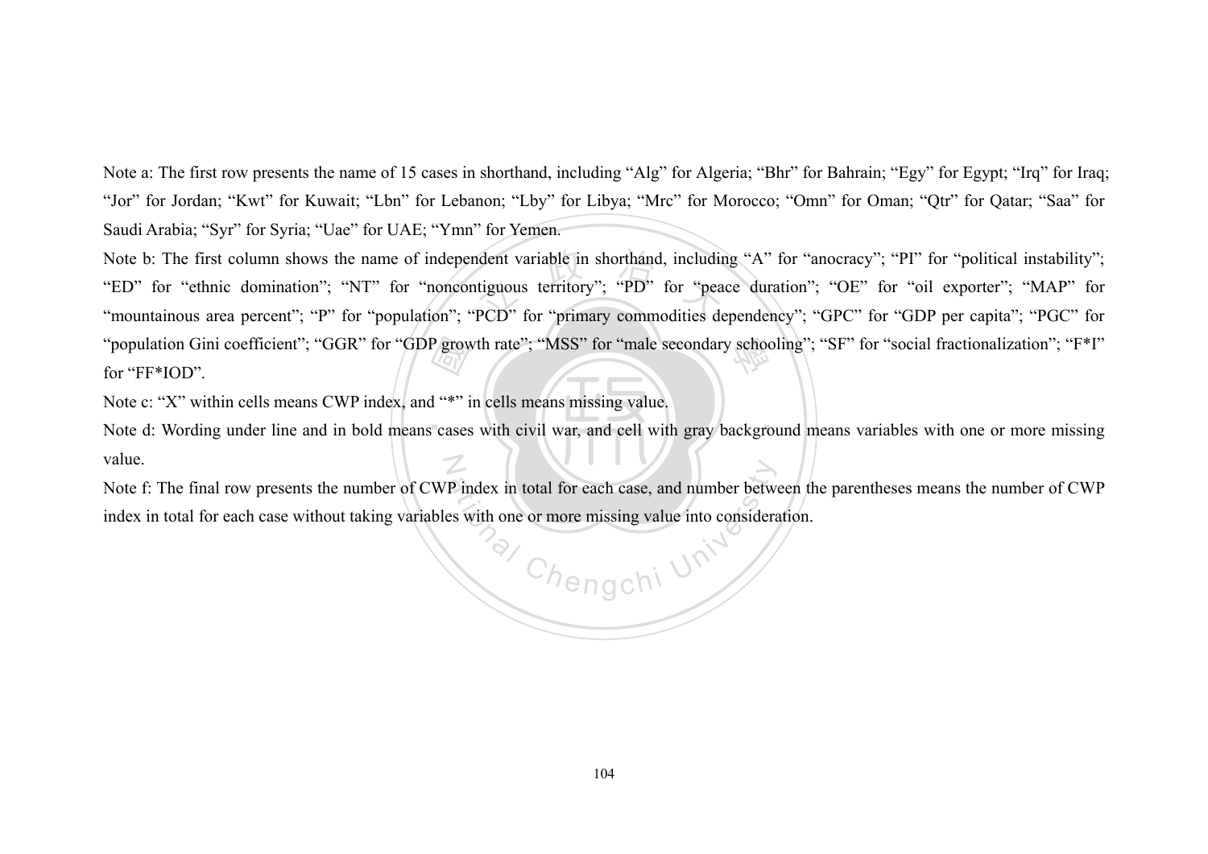Note a: The first row presents the name of 15 cases in shorthand, including "Alg" for Algeria; "Bhr" for Bahrain; "Egy" for Egypt; "Irq" for Iraq; "Jor" for Jordan; "Kwt" for Kuwait; "Lbn" for Lebanon; "Lby" for Libya; "Mrc" for Morocco; "Omn" for Oman; "Qtr" for Qatar; "Saa" for Saudi Arabia; "Syr" for Syria; "Uae" for UAE; "Ymn" for Yemen.

Note b: The first column shows the name of independent variable in shorthand, including "A" for "anocracy"; "PI" for "political instability"; "ED" for "ethnic domination"; "NT" for "noncontiguous territory"; "PD" for "peace duration"; "OE" for "oil exporter"; "MAP" for "mountainous area percent"; "P" for "population"; "PCD" for "primary commodities dependency"; "GPC" for "GDP per capita"; "PGC" for "population Gini coefficient"; "GGR" for "GDP growth rate"; "MSS" for "male secondary schooling"; "SF" for "social fractionalization"; "F*I" for "FF*IOD".

Note c: "X" within cells means CWP index, and "*" in cells means missing value.

Note d: Wording under line and in bold means cases with civil war, and cell with gray background means variables with one or more missing value.

Note f: The final row presents the number of CWP index in total for each case, and number between the parentheses means the number of CWP index in total for each case without taking variables with one or more missing value into consideration.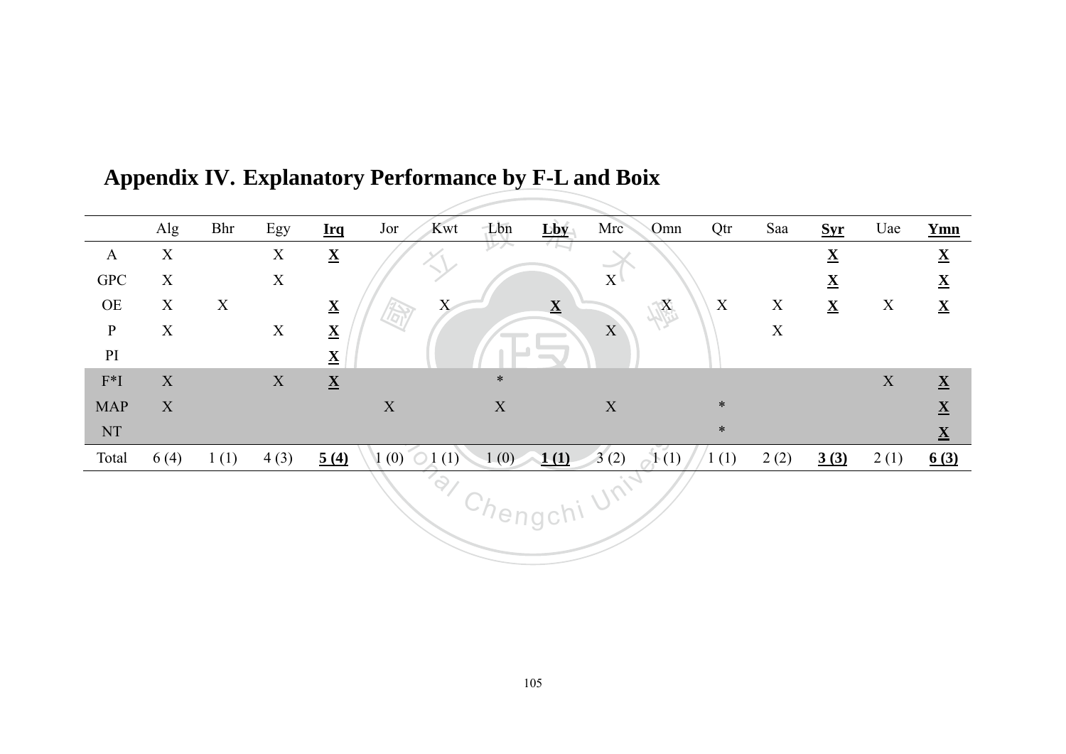# Appendix IV. Explanatory Performance by F-L and Boix

| | Alg | Bhr | Egy | **<u>Irq</u>** | Jor | Kwt | Lbn | **<u>Lby</u>** | Mrc | Omn | Qtr | Saa | **<u>Syr</u>** | Uae | **<u>Ymn</u>** |
|---|---|---|---|---|---|---|---|---|---|---|---|---|---|---|---|
| A | X | | X | **<u>X</u>** | | | | | | | | | **<u>X</u>** | | **<u>X</u>** |
| GPC | X | | X | | | | | | X | | | | **<u>X</u>** | | **<u>X</u>** |
| OE | X | X | | **<u>X</u>** | | X | | **<u>X</u>** | | X | X | X | **<u>X</u>** | X | **<u>X</u>** |
| P | X | | X | **<u>X</u>** | | | | | X | | | X | | | |
| PI | | | | **<u>X</u>** | | | | | | | | | | | |
| F*I | X | | X | **<u>X</u>** | | | * | | | | | | | X | **<u>X</u>** |
| MAP | X | | | | X | | X | | X | | * | | | | **<u>X</u>** |
| NT | | | | | | | | | | | * | | | | **<u>X</u>** |
| Total | 6 (4) | 1 (1) | 4 (3) | **<u>5 (4)</u>** | 1 (0) | 1 (1) | 1 (0) | **<u>1 (1)</u>** | 3 (2) | 1 (1) | 1 (1) | 2 (2) | **<u>3 (3)</u>** | 2 (1) | **<u>6 (3)</u>** |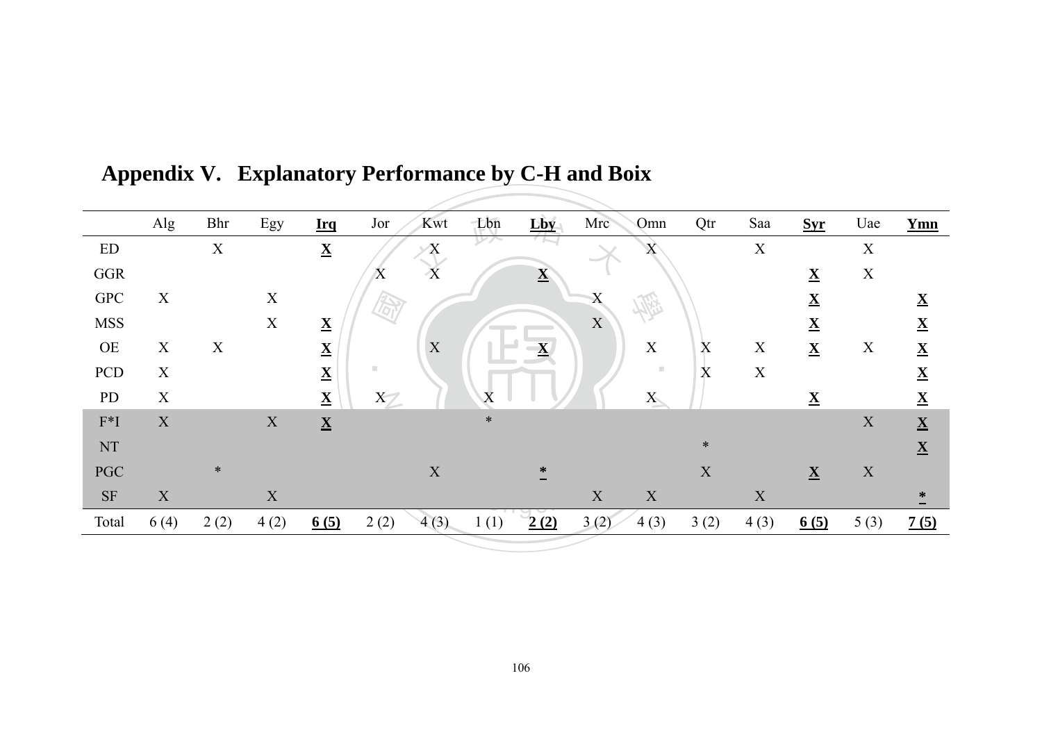# Appendix V. Explanatory Performance by C-H and Boix

| | Alg | Bhr | Egy | **Irq** | Jor | Kwt | Lbn | **Lby** | Mrc | Omn | Qtr | Saa | **Syr** | Uae | **Ymn** |
|---|---|---|---|---|---|---|---|---|---|---|---|---|---|---|---|
| ED | | X | | **X** | | X | | | | X | | X | | X | |
| GGR | | | | | X | X | | **X** | | | | | **X** | X | |
| GPC | X | | X | | | | | | X | | | | **X** | | **X** |
| MSS | | | X | **X** | | | | | X | | | | **X** | | **X** |
| OE | X | X | | **X** | | X | | **X** | | X | X | X | **X** | X | **X** |
| PCD | X | | | **X** | | | | | | | X | X | | | **X** |
| PD | X | | | **X** | X | | X | | | X | | | **X** | | **X** |
| F*I | X | | X | **X** | | | * | | | | | | | X | **X** |
| NT | | | | | | | | | | | * | | | | **X** |
| PGC | | * | | | | X | | **\*** | | | X | | **X** | X | |
| SF | X | | X | | | | | | X | X | | X | | | **\*** |
| Total | 6 (4) | 2 (2) | 4 (2) | **6 (5)** | 2 (2) | 4 (3) | 1 (1) | **2 (2)** | 3 (2) | 4 (3) | 3 (2) | 4 (3) | **6 (5)** | 5 (3) | **7 (5)** |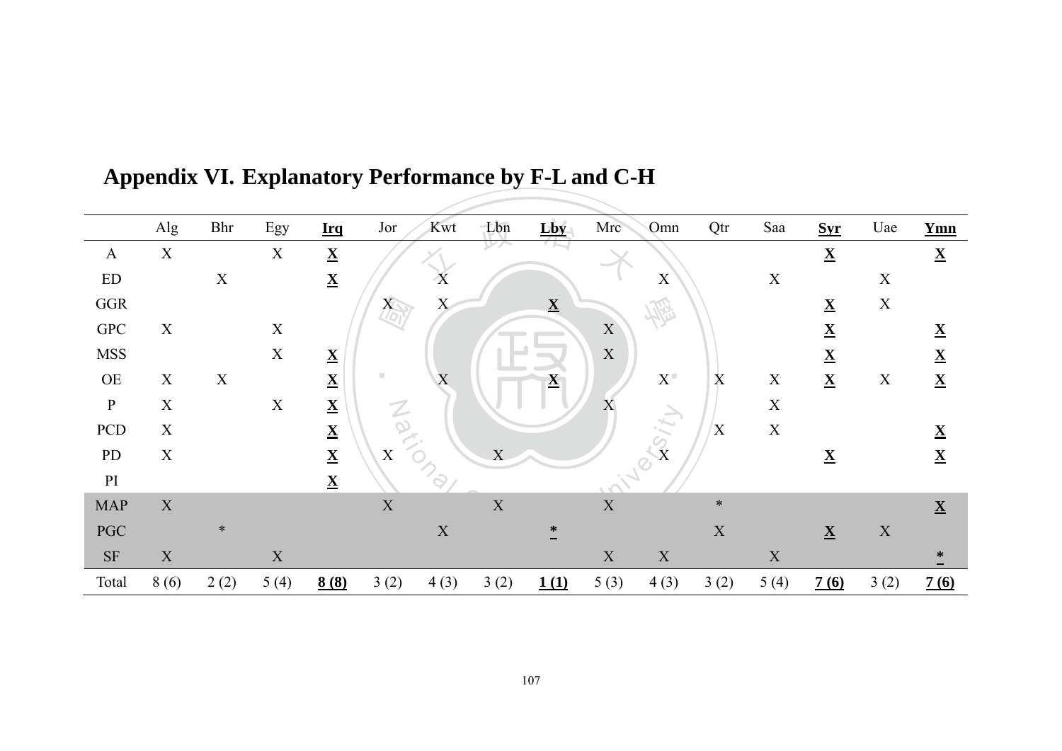# Appendix VI. Explanatory Performance by F-L and C-H

| | Alg | Bhr | Egy | **Irq** | Jor | Kwt | Lbn | **Lby** | Mrc | Omn | Qtr | Saa | **Syr** | Uae | **Ymn** |
|---|---|---|---|---|---|---|---|---|---|---|---|---|---|---|---|
| A | X | | X | **X** | | | | | | | | | **X** | | **X** |
| ED | | X | | **X** | | X | | | | X | | X | | X | |
| GGR | | | | | X | X | | **X** | | | | | **X** | X | |
| GPC | X | | X | | | | | | X | | | | **X** | | **X** |
| MSS | | | X | **X** | | | | | X | | | | **X** | | **X** |
| OE | X | X | | **X** | | X | | **X** | | X | X | X | **X** | X | **X** |
| P | X | | X | **X** | | | | | X | | | X | | | |
| PCD | X | | | **X** | | | | | | | X | X | | | **X** |
| PD | X | | | **X** | X | | X | | | X | | | **X** | | **X** |
| PI | | | | **X** | | | | | | | | | | | |
| MAP | X | | | | X | | X | | X | | * | | | | **X** |
| PGC | | * | | | | X | | **\*** | | | X | | **X** | X | |
| SF | X | | X | | | | | | X | X | | X | | | **\*** |
| Total | 8 (6) | 2 (2) | 5 (4) | **8 (8)** | 3 (2) | 4 (3) | 3 (2) | **1 (1)** | 5 (3) | 4 (3) | 3 (2) | 5 (4) | **7 (6)** | 3 (2) | **7 (6)** |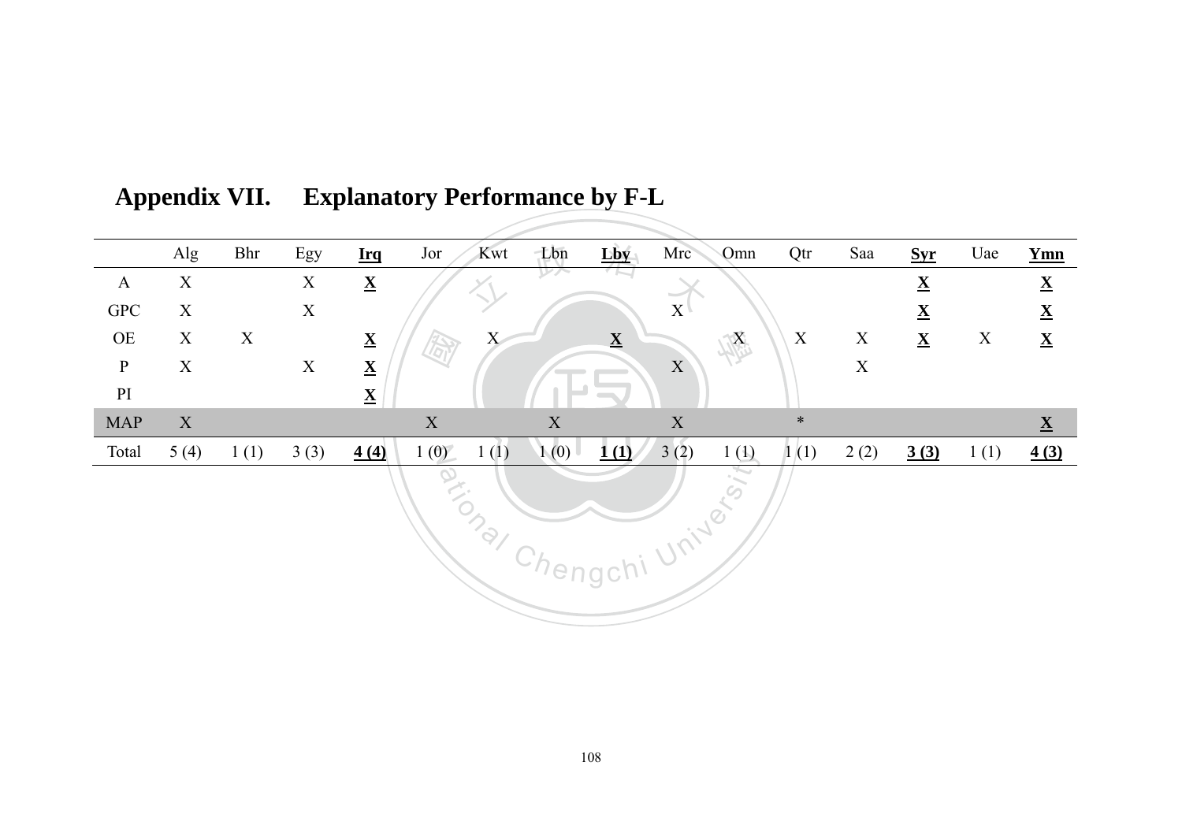## Appendix VII. Explanatory Performance by F-L

| | Alg | Bhr | Egy | **<u>Irq</u>** | Jor | Kwt | Lbn | **<u>Lby</u>** | Mrc | Omn | Qtr | Saa | **<u>Syr</u>** | Uae | **<u>Ymn</u>** |
|---|---|---|---|---|---|---|---|---|---|---|---|---|---|---|---|
| A | X | | X | **<u>X</u>** | | | | | | | | | **<u>X</u>** | | **<u>X</u>** |
| GPC | X | | X | | | | | | X | | | | **<u>X</u>** | | **<u>X</u>** |
| OE | X | X | | **<u>X</u>** | | X | | **<u>X</u>** | | X | X | X | **<u>X</u>** | X | **<u>X</u>** |
| P | X | | X | **<u>X</u>** | | | | | X | | | X | | | |
| PI | | | | **<u>X</u>** | | | | | | | | | | | |
| MAP | X | | | | X | | X | | X | | * | | | | **<u>X</u>** |
| Total | 5 (4) | 1 (1) | 3 (3) | **<u>4 (4)</u>** | 1 (0) | 1 (1) | 1 (0) | **<u>1 (1)</u>** | 3 (2) | 1 (1) | 1 (1) | 2 (2) | **<u>3 (3)</u>** | 1 (1) | **<u>4 (3)</u>** |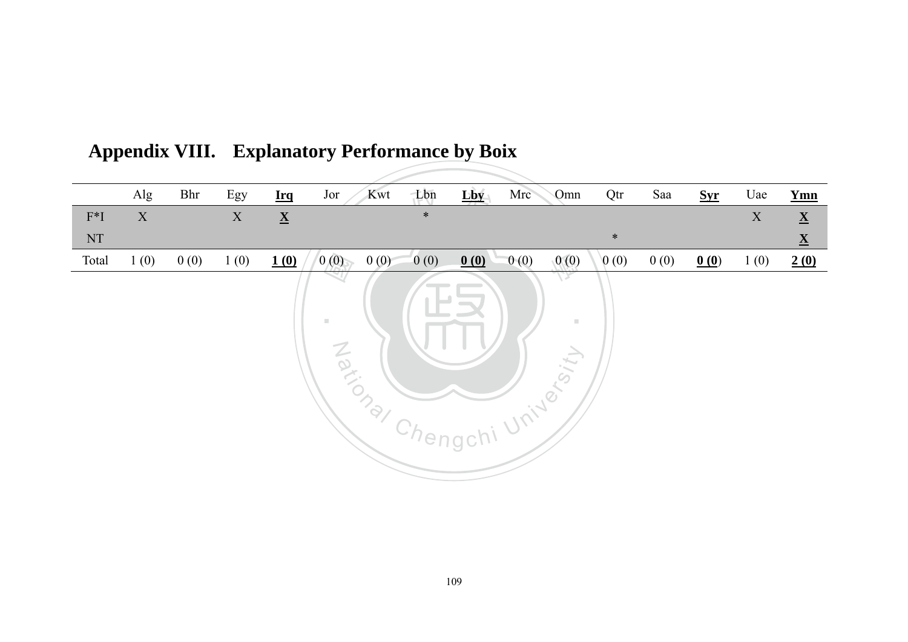## Appendix VIII. Explanatory Performance by Boix

| | Alg | Bhr | Egy | **<u>Irq</u>** | Jor | Kwt | Lbn | **<u>Lby</u>** | Mrc | Omn | Qtr | Saa | **<u>Syr</u>** | Uae | **<u>Ymn</u>** |
|---|---|---|---|---|---|---|---|---|---|---|---|---|---|---|---|
| F*I | X | | X | **<u>X</u>** | | | * | | | | | | | X | **<u>X</u>** |
| NT | | | | | | | | | | | * | | | | **<u>X</u>** |
| Total | 1 (0) | 0 (0) | 1 (0) | **<u>1 (0)</u>** | 0 (0) | 0 (0) | 0 (0) | **<u>0 (0)</u>** | 0 (0) | 0 (0) | 0 (0) | 0 (0) | **<u>0 (0)</u>** | 1 (0) | **<u>2 (0)</u>** |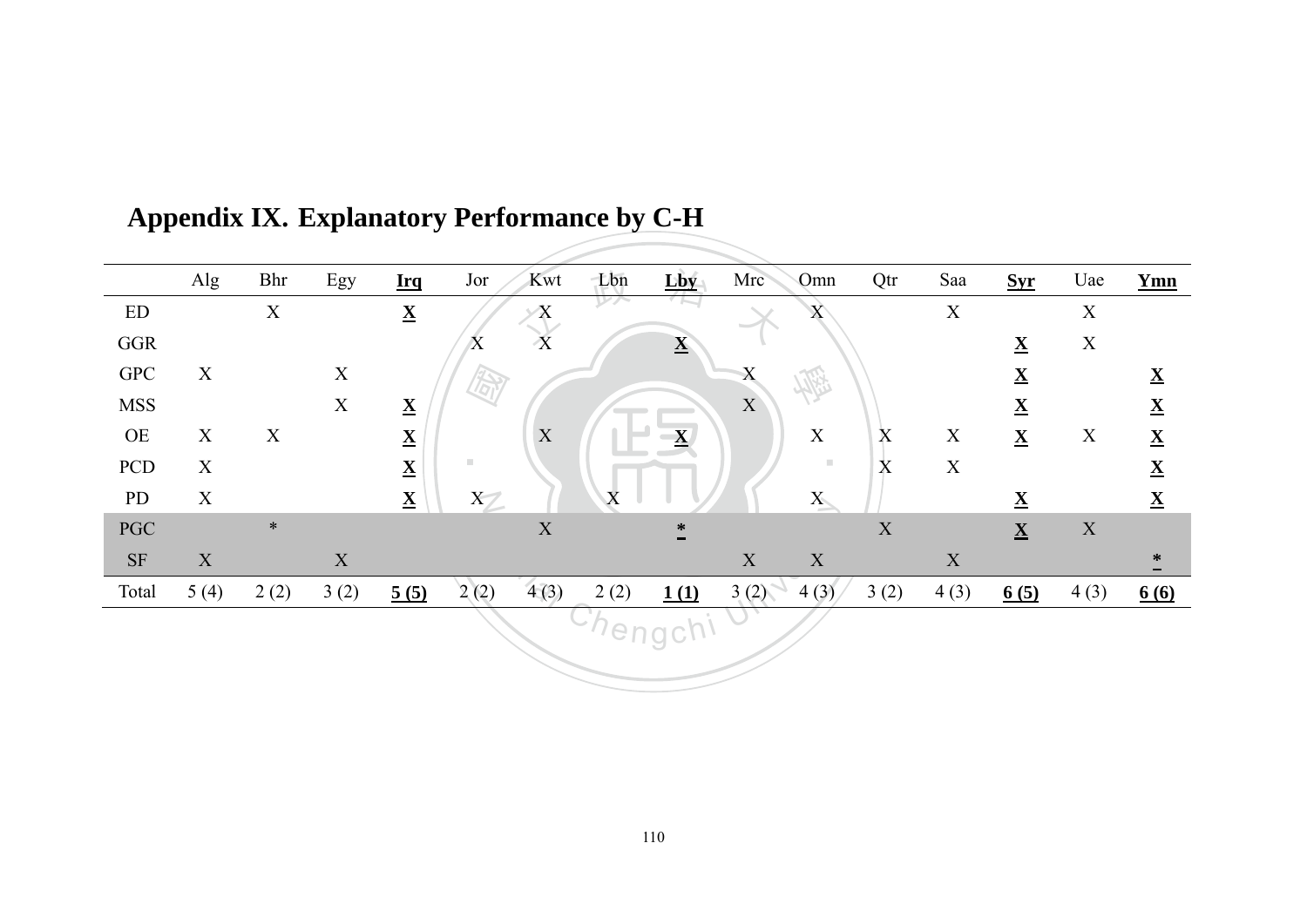# Appendix IX. Explanatory Performance by C-H

| | Alg | Bhr | Egy | **Irq** | Jor | Kwt | Lbn | **Lby** | Mrc | Omn | Qtr | Saa | **Syr** | Uae | **Ymn** |
|---|---|---|---|---|---|---|---|---|---|---|---|---|---|---|---|
| ED | | X | | **X** | | X | | | | X | | X | | X | |
| GGR | | | | | X | X | | **X** | | | | | **X** | X | |
| GPC | X | | X | | | | | | X | | | | **X** | | **X** |
| MSS | | | X | **X** | | | | | X | | | | **X** | | **X** |
| OE | X | X | | **X** | | X | | **X** | | X | X | X | **X** | X | **X** |
| PCD | X | | | **X** | | | | | | | X | X | | | **X** |
| PD | X | | | **X** | X | | X | | | X | | | **X** | | **X** |
| PGC | | * | | | | X | | **\*** | | | X | | **X** | X | |
| SF | X | | X | | | | | | X | X | | X | | | **\*** |
| Total | 5 (4) | 2 (2) | 3 (2) | **5 (5)** | 2 (2) | 4 (3) | 2 (2) | **1 (1)** | 3 (2) | 4 (3) | 3 (2) | 4 (3) | **6 (5)** | 4 (3) | **6 (6)** |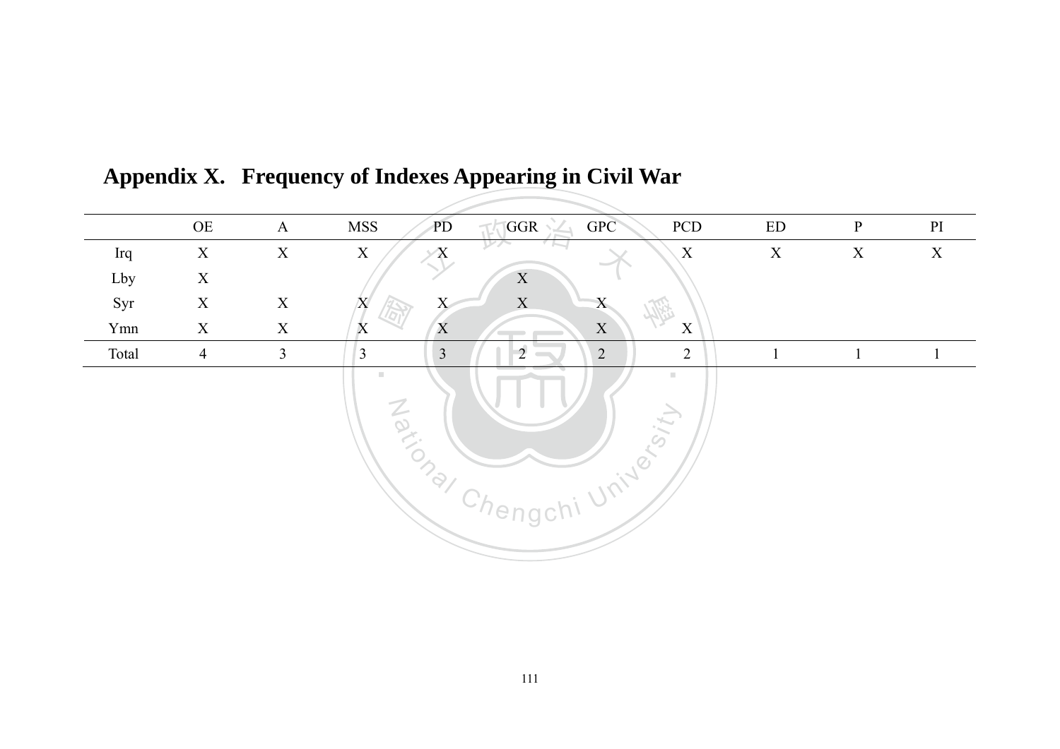## Appendix X. Frequency of Indexes Appearing in Civil War

| | OE | A | MSS | PD | GGR | GPC | PCD | ED | P | PI |
|---|---|---|---|---|---|---|---|---|---|---|
| Irq | X | X | X | X | | | X | X | X | X |
| Lby | X | | | | X | | | | | |
| Syr | X | X | X | X | X | X | | | | |
| Ymn | X | X | X | X | | X | X | | | |
| Total | 4 | 3 | 3 | 3 | 2 | 2 | 2 | 1 | 1 | 1 |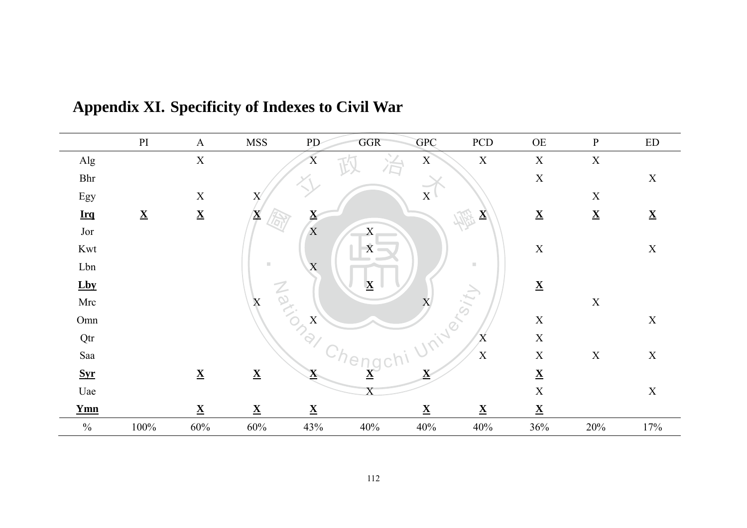## Appendix XI. Specificity of Indexes to Civil War

| | PI | A | MSS | PD | GGR | GPC | PCD | OE | P | ED |
|---|---|---|---|---|---|---|---|---|---|---|
| Alg | | X | | X | | X | X | X | X | |
| Bhr | | | | | | | | X | | X |
| Egy | | X | X | | | X | | | X | |
| **Irq** | **X** | **X** | **X** | **X** | | | **X** | **X** | **X** | **X** |
| Jor | | | | X | X | | | | | |
| Kwt | | | | | X | | | X | | X |
| Lbn | | | | X | | | | | | |
| **Lby** | | | | | **X** | | | **X** | | |
| Mrc | | | X | | | X | | | X | |
| Omn | | | | X | | | | X | | X |
| Qtr | | | | | | | X | X | | |
| Saa | | | | | | | X | X | X | X |
| **Syr** | | **X** | **X** | **X** | **X** | **X** | | **X** | | |
| Uae | | | | | X | | | X | | X |
| **Ymn** | | **X** | **X** | **X** | | **X** | **X** | **X** | | |
| % | 100% | 60% | 60% | 43% | 40% | 40% | 40% | 36% | 20% | 17% |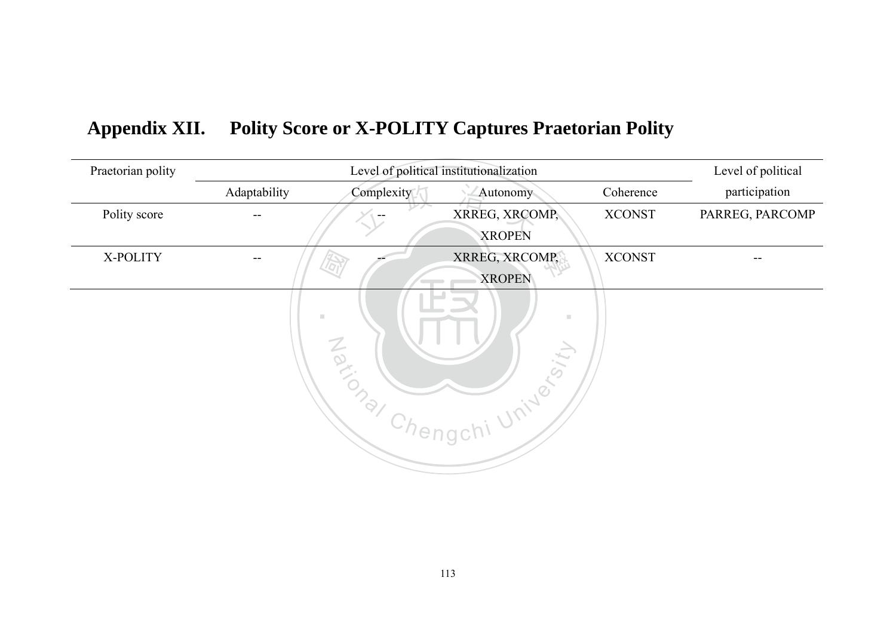# Appendix XII. Polity Score or X-POLITY Captures Praetorian Polity

| Praetorian polity | Level of political institutionalization | | | | Level of political participation |
|---|---|---|---|---|---|
| | Adaptability | Complexity | Autonomy | Coherence | |
| Polity score | -- | -- | XRREG, XRCOMP, XROPEN | XCONST | PARREG, PARCOMP |
| X-POLITY | -- | -- | XRREG, XRCOMP, XROPEN | XCONST | -- |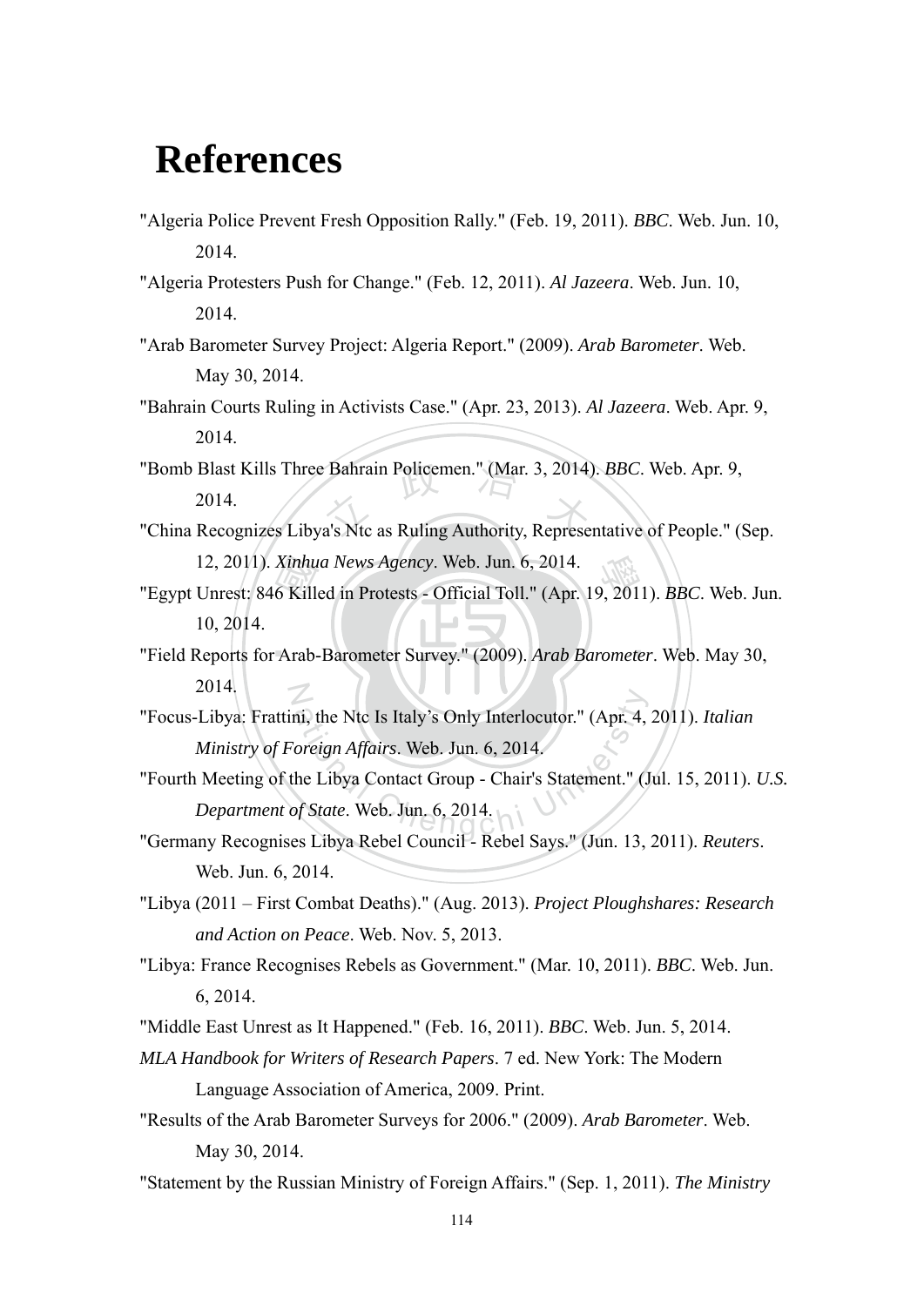# References

"Algeria Police Prevent Fresh Opposition Rally." (Feb. 19, 2011). *BBC*. Web. Jun. 10, 2014.

"Algeria Protesters Push for Change." (Feb. 12, 2011). *Al Jazeera*. Web. Jun. 10, 2014.

"Arab Barometer Survey Project: Algeria Report." (2009). *Arab Barometer*. Web. May 30, 2014.

"Bahrain Courts Ruling in Activists Case." (Apr. 23, 2013). *Al Jazeera*. Web. Apr. 9, 2014.

"Bomb Blast Kills Three Bahrain Policemen." (Mar. 3, 2014). *BBC*. Web. Apr. 9, 2014.

"China Recognizes Libya's Ntc as Ruling Authority, Representative of People." (Sep. 12, 2011). *Xinhua News Agency*. Web. Jun. 6, 2014.

"Egypt Unrest: 846 Killed in Protests - Official Toll." (Apr. 19, 2011). *BBC*. Web. Jun. 10, 2014.

"Field Reports for Arab-Barometer Survey." (2009). *Arab Barometer*. Web. May 30, 2014.

"Focus-Libya: Frattini, the Ntc Is Italy's Only Interlocutor." (Apr. 4, 2011). *Italian Ministry of Foreign Affairs*. Web. Jun. 6, 2014.

"Fourth Meeting of the Libya Contact Group - Chair's Statement." (Jul. 15, 2011). *U.S. Department of State*. Web. Jun. 6, 2014.

"Germany Recognises Libya Rebel Council - Rebel Says." (Jun. 13, 2011). *Reuters*. Web. Jun. 6, 2014.

"Libya (2011 – First Combat Deaths)." (Aug. 2013). *Project Ploughshares: Research and Action on Peace*. Web. Nov. 5, 2013.

"Libya: France Recognises Rebels as Government." (Mar. 10, 2011). *BBC*. Web. Jun. 6, 2014.

"Middle East Unrest as It Happened." (Feb. 16, 2011). *BBC*. Web. Jun. 5, 2014.

*MLA Handbook for Writers of Research Papers*. 7 ed. New York: The Modern Language Association of America, 2009. Print.

"Results of the Arab Barometer Surveys for 2006." (2009). *Arab Barometer*. Web. May 30, 2014.

"Statement by the Russian Ministry of Foreign Affairs." (Sep. 1, 2011). *The Ministry*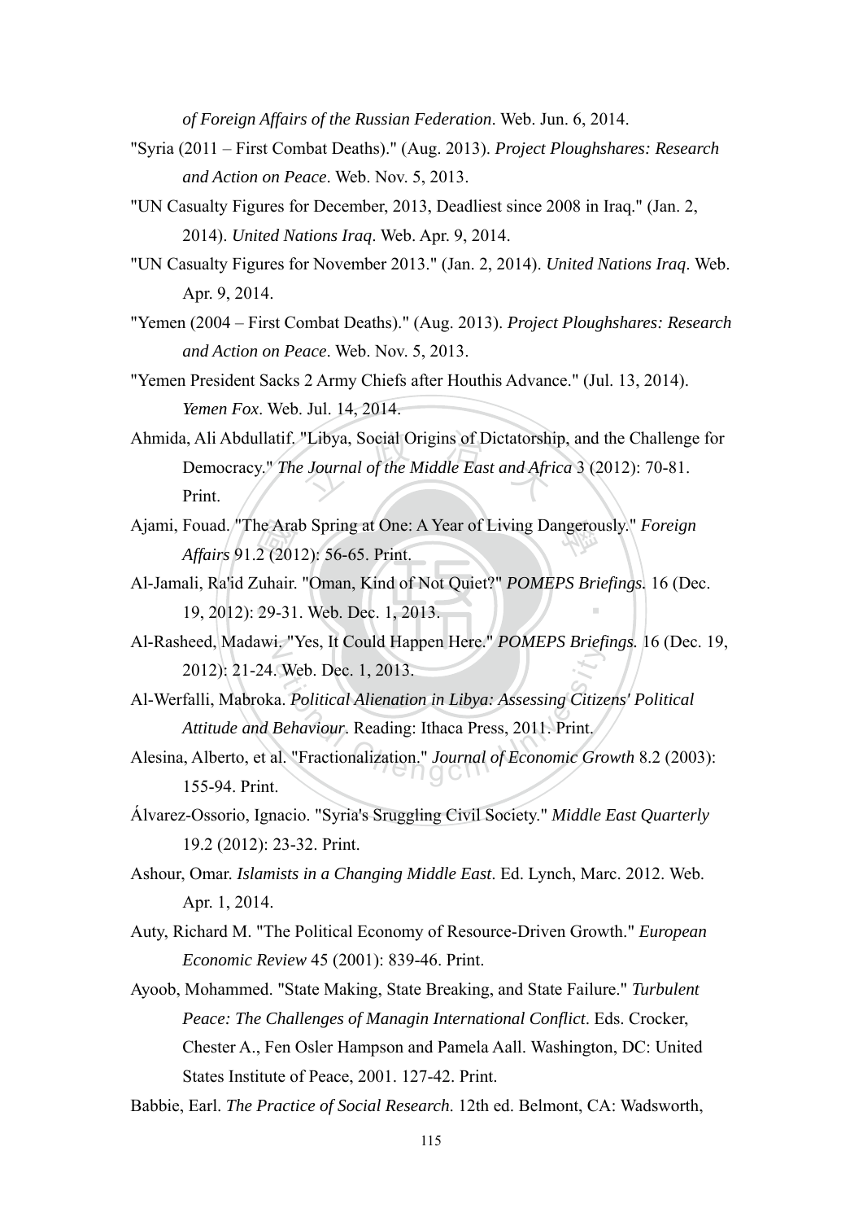*of Foreign Affairs of the Russian Federation*. Web. Jun. 6, 2014.

"Syria (2011 – First Combat Deaths)." (Aug. 2013). *Project Ploughshares: Research and Action on Peace*. Web. Nov. 5, 2013.

"UN Casualty Figures for December, 2013, Deadliest since 2008 in Iraq." (Jan. 2, 2014). *United Nations Iraq*. Web. Apr. 9, 2014.

"UN Casualty Figures for November 2013." (Jan. 2, 2014). *United Nations Iraq*. Web. Apr. 9, 2014.

"Yemen (2004 – First Combat Deaths)." (Aug. 2013). *Project Ploughshares: Research and Action on Peace*. Web. Nov. 5, 2013.

"Yemen President Sacks 2 Army Chiefs after Houthis Advance." (Jul. 13, 2014). *Yemen Fox*. Web. Jul. 14, 2014.

Ahmida, Ali Abdullatif. "Libya, Social Origins of Dictatorship, and the Challenge for Democracy." *The Journal of the Middle East and Africa* 3 (2012): 70-81. Print.

Ajami, Fouad. "The Arab Spring at One: A Year of Living Dangerously." *Foreign Affairs* 91.2 (2012): 56-65. Print.

Al-Jamali, Ra'id Zuhair. "Oman, Kind of Not Quiet?" *POMEPS Briefings*. 16 (Dec. 19, 2012): 29-31. Web. Dec. 1, 2013.

Al-Rasheed, Madawi. "Yes, It Could Happen Here." *POMEPS Briefings*. 16 (Dec. 19, 2012): 21-24. Web. Dec. 1, 2013.

Al-Werfalli, Mabroka. *Political Alienation in Libya: Assessing Citizens' Political Attitude and Behaviour*. Reading: Ithaca Press, 2011. Print.

Alesina, Alberto, et al. "Fractionalization." *Journal of Economic Growth* 8.2 (2003): 155-94. Print.

Álvarez-Ossorio, Ignacio. "Syria's Sruggling Civil Society." *Middle East Quarterly* 19.2 (2012): 23-32. Print.

Ashour, Omar. *Islamists in a Changing Middle East*. Ed. Lynch, Marc. 2012. Web. Apr. 1, 2014.

Auty, Richard M. "The Political Economy of Resource-Driven Growth." *European Economic Review* 45 (2001): 839-46. Print.

Ayoob, Mohammed. "State Making, State Breaking, and State Failure." *Turbulent Peace: The Challenges of Managin International Conflict*. Eds. Crocker, Chester A., Fen Osler Hampson and Pamela Aall. Washington, DC: United States Institute of Peace, 2001. 127-42. Print.

Babbie, Earl. *The Practice of Social Research*. 12th ed. Belmont, CA: Wadsworth,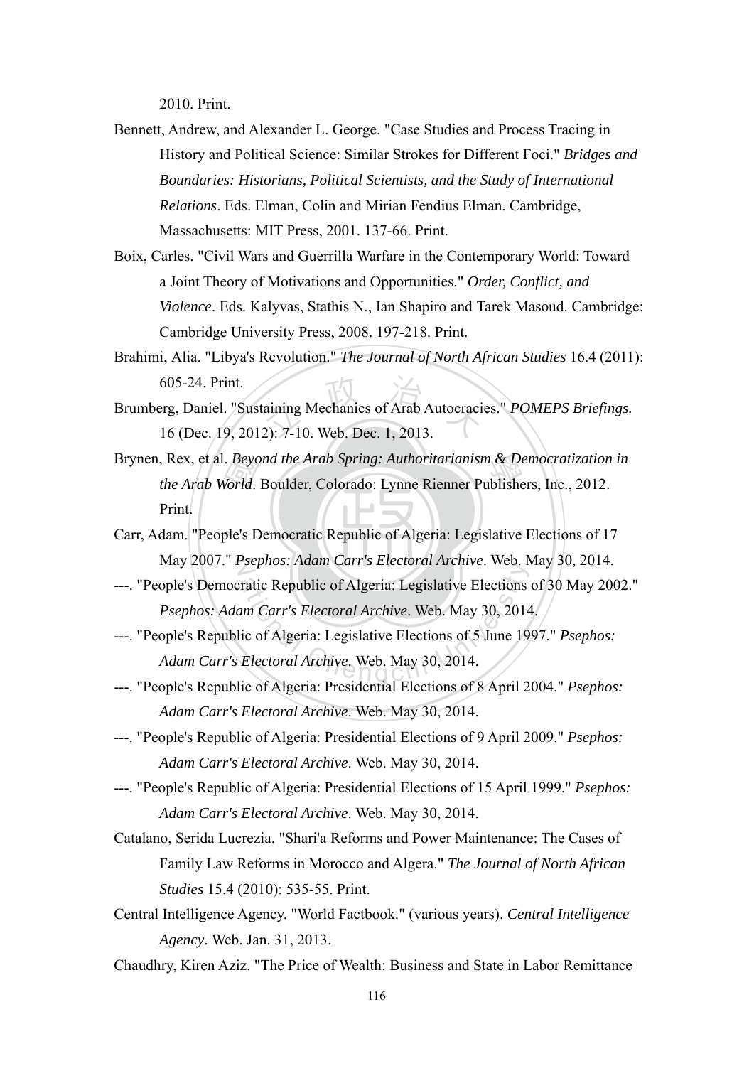2010. Print.

Bennett, Andrew, and Alexander L. George. "Case Studies and Process Tracing in History and Political Science: Similar Strokes for Different Foci." *Bridges and Boundaries: Historians, Political Scientists, and the Study of International Relations*. Eds. Elman, Colin and Mirian Fendius Elman. Cambridge, Massachusetts: MIT Press, 2001. 137-66. Print.

Boix, Carles. "Civil Wars and Guerrilla Warfare in the Contemporary World: Toward a Joint Theory of Motivations and Opportunities." *Order, Conflict, and Violence*. Eds. Kalyvas, Stathis N., Ian Shapiro and Tarek Masoud. Cambridge: Cambridge University Press, 2008. 197-218. Print.

Brahimi, Alia. "Libya's Revolution." *The Journal of North African Studies* 16.4 (2011): 605-24. Print.

Brumberg, Daniel. "Sustaining Mechanics of Arab Autocracies." *POMEPS Briefings.* 16 (Dec. 19, 2012): 7-10. Web. Dec. 1, 2013.

Brynen, Rex, et al. *Beyond the Arab Spring: Authoritarianism & Democratization in the Arab World*. Boulder, Colorado: Lynne Rienner Publishers, Inc., 2012. Print.

Carr, Adam. "People's Democratic Republic of Algeria: Legislative Elections of 17 May 2007." *Psephos: Adam Carr's Electoral Archive*. Web. May 30, 2014.

---. "People's Democratic Republic of Algeria: Legislative Elections of 30 May 2002." *Psephos: Adam Carr's Electoral Archive*. Web. May 30, 2014.

---. "People's Republic of Algeria: Legislative Elections of 5 June 1997." *Psephos: Adam Carr's Electoral Archive*. Web. May 30, 2014.

---. "People's Republic of Algeria: Presidential Elections of 8 April 2004." *Psephos: Adam Carr's Electoral Archive*. Web. May 30, 2014.

---. "People's Republic of Algeria: Presidential Elections of 9 April 2009." *Psephos: Adam Carr's Electoral Archive*. Web. May 30, 2014.

---. "People's Republic of Algeria: Presidential Elections of 15 April 1999." *Psephos: Adam Carr's Electoral Archive*. Web. May 30, 2014.

Catalano, Serida Lucrezia. "Shari'a Reforms and Power Maintenance: The Cases of Family Law Reforms in Morocco and Algera." *The Journal of North African Studies* 15.4 (2010): 535-55. Print.

Central Intelligence Agency. "World Factbook." (various years). *Central Intelligence Agency*. Web. Jan. 31, 2013.

Chaudhry, Kiren Aziz. "The Price of Wealth: Business and State in Labor Remittance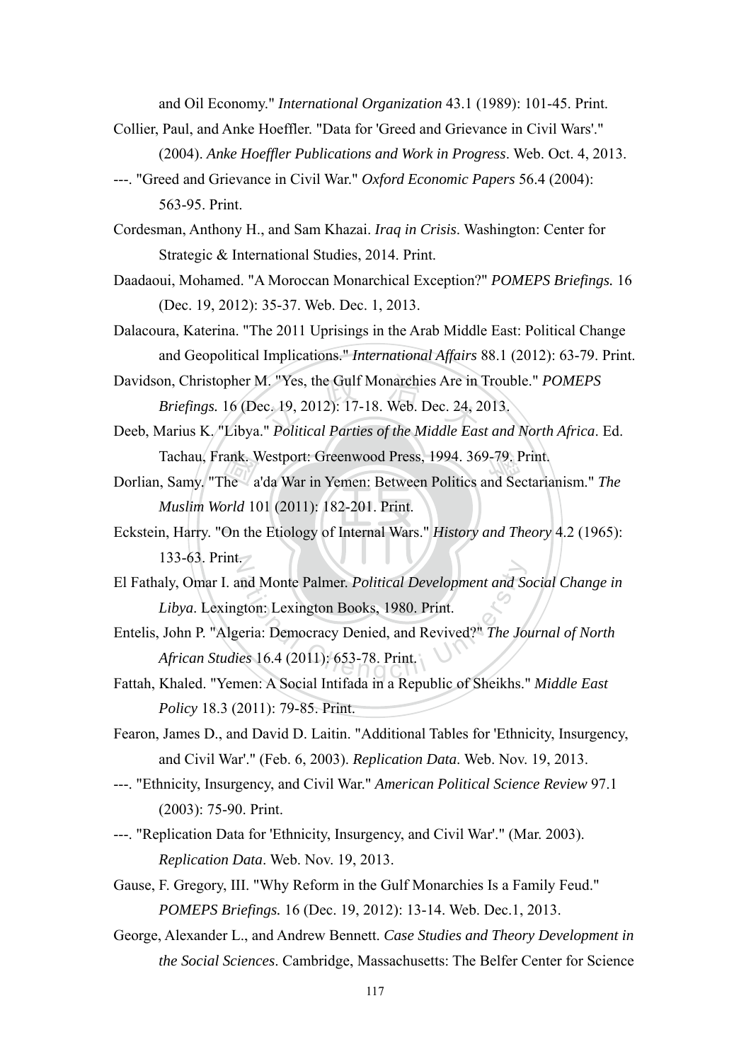and Oil Economy." *International Organization* 43.1 (1989): 101-45. Print.

Collier, Paul, and Anke Hoeffler. "Data for 'Greed and Grievance in Civil Wars'." (2004). *Anke Hoeffler Publications and Work in Progress*. Web. Oct. 4, 2013.

---. "Greed and Grievance in Civil War." *Oxford Economic Papers* 56.4 (2004): 563-95. Print.

Cordesman, Anthony H., and Sam Khazai. *Iraq in Crisis*. Washington: Center for Strategic & International Studies, 2014. Print.

Daadaoui, Mohamed. "A Moroccan Monarchical Exception?" *POMEPS Briefings.* 16 (Dec. 19, 2012): 35-37. Web. Dec. 1, 2013.

Dalacoura, Katerina. "The 2011 Uprisings in the Arab Middle East: Political Change and Geopolitical Implications." *International Affairs* 88.1 (2012): 63-79. Print.

Davidson, Christopher M. "Yes, the Gulf Monarchies Are in Trouble." *POMEPS Briefings.* 16 (Dec. 19, 2012): 17-18. Web. Dec. 24, 2013.

Deeb, Marius K. "Libya." *Political Parties of the Middle East and North Africa*. Ed. Tachau, Frank. Westport: Greenwood Press, 1994. 369-79. Print.

Dorlian, Samy. "The a'da War in Yemen: Between Politics and Sectarianism." *The Muslim World* 101 (2011): 182-201. Print.

Eckstein, Harry. "On the Etiology of Internal Wars." *History and Theory* 4.2 (1965): 133-63. Print.

El Fathaly, Omar I. and Monte Palmer. *Political Development and Social Change in Libya*. Lexington: Lexington Books, 1980. Print.

Entelis, John P. "Algeria: Democracy Denied, and Revived?" *The Journal of North African Studies* 16.4 (2011): 653-78. Print.

Fattah, Khaled. "Yemen: A Social Intifada in a Republic of Sheikhs." *Middle East Policy* 18.3 (2011): 79-85. Print.

Fearon, James D., and David D. Laitin. "Additional Tables for 'Ethnicity, Insurgency, and Civil War'." (Feb. 6, 2003). *Replication Data*. Web. Nov. 19, 2013.

---. "Ethnicity, Insurgency, and Civil War." *American Political Science Review* 97.1 (2003): 75-90. Print.

---. "Replication Data for 'Ethnicity, Insurgency, and Civil War'." (Mar. 2003). *Replication Data*. Web. Nov. 19, 2013.

Gause, F. Gregory, III. "Why Reform in the Gulf Monarchies Is a Family Feud." *POMEPS Briefings.* 16 (Dec. 19, 2012): 13-14. Web. Dec.1, 2013.

George, Alexander L., and Andrew Bennett. *Case Studies and Theory Development in the Social Sciences*. Cambridge, Massachusetts: The Belfer Center for Science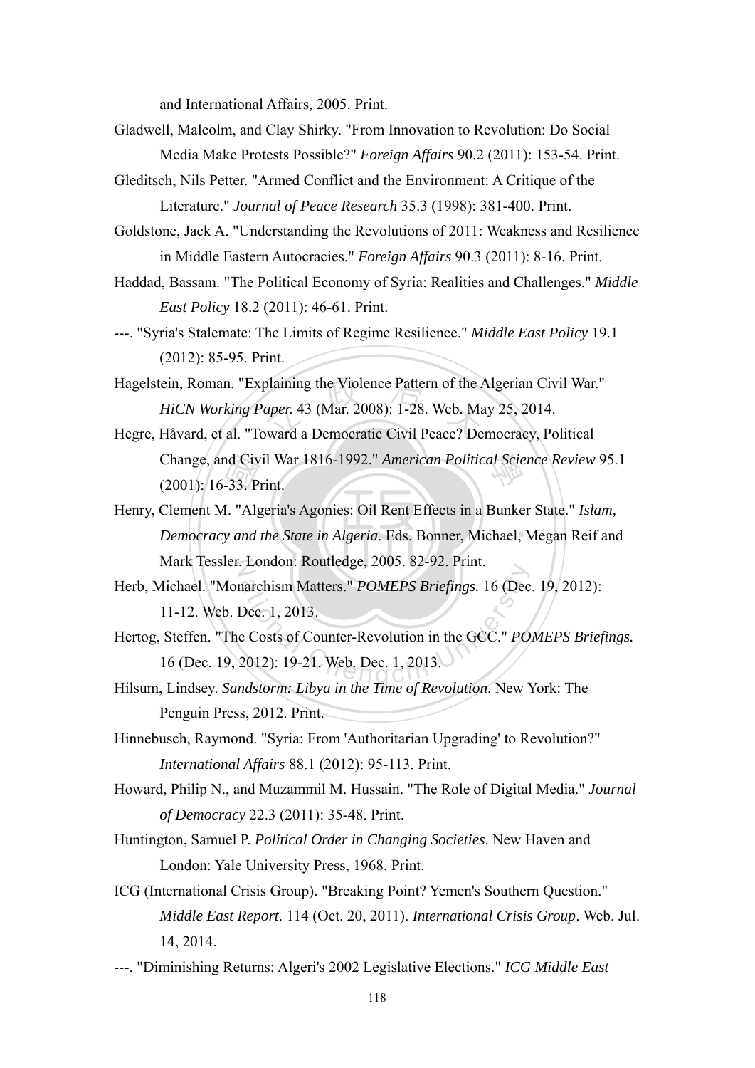and International Affairs, 2005. Print.

Gladwell, Malcolm, and Clay Shirky. "From Innovation to Revolution: Do Social Media Make Protests Possible?" *Foreign Affairs* 90.2 (2011): 153-54. Print.

Gleditsch, Nils Petter. "Armed Conflict and the Environment: A Critique of the Literature." *Journal of Peace Research* 35.3 (1998): 381-400. Print.

Goldstone, Jack A. "Understanding the Revolutions of 2011: Weakness and Resilience in Middle Eastern Autocracies." *Foreign Affairs* 90.3 (2011): 8-16. Print.

Haddad, Bassam. "The Political Economy of Syria: Realities and Challenges." *Middle East Policy* 18.2 (2011): 46-61. Print.

---. "Syria's Stalemate: The Limits of Regime Resilience." *Middle East Policy* 19.1 (2012): 85-95. Print.

Hagelstein, Roman. "Explaining the Violence Pattern of the Algerian Civil War." *HiCN Working Paper.* 43 (Mar. 2008): 1-28. Web. May 25, 2014.

Hegre, Håvard, et al. "Toward a Democratic Civil Peace? Democracy, Political Change, and Civil War 1816-1992." *American Political Science Review* 95.1 (2001): 16-33. Print.

Henry, Clement M. "Algeria's Agonies: Oil Rent Effects in a Bunker State." *Islam, Democracy and the State in Algeria.* Eds. Bonner, Michael, Megan Reif and Mark Tessler. London: Routledge, 2005. 82-92. Print.

Herb, Michael. "Monarchism Matters." *POMEPS Briefings.* 16 (Dec. 19, 2012): 11-12. Web. Dec. 1, 2013.

Hertog, Steffen. "The Costs of Counter-Revolution in the GCC." *POMEPS Briefings.* 16 (Dec. 19, 2012): 19-21. Web. Dec. 1, 2013.

Hilsum, Lindsey. *Sandstorm: Libya in the Time of Revolution*. New York: The Penguin Press, 2012. Print.

Hinnebusch, Raymond. "Syria: From 'Authoritarian Upgrading' to Revolution?" *International Affairs* 88.1 (2012): 95-113. Print.

Howard, Philip N., and Muzammil M. Hussain. "The Role of Digital Media." *Journal of Democracy* 22.3 (2011): 35-48. Print.

Huntington, Samuel P. *Political Order in Changing Societies*. New Haven and London: Yale University Press, 1968. Print.

ICG (International Crisis Group). "Breaking Point? Yemen's Southern Question." *Middle East Report*. 114 (Oct. 20, 2011). *International Crisis Group*. Web. Jul. 14, 2014.

---. "Diminishing Returns: Algeri's 2002 Legislative Elections." *ICG Middle East*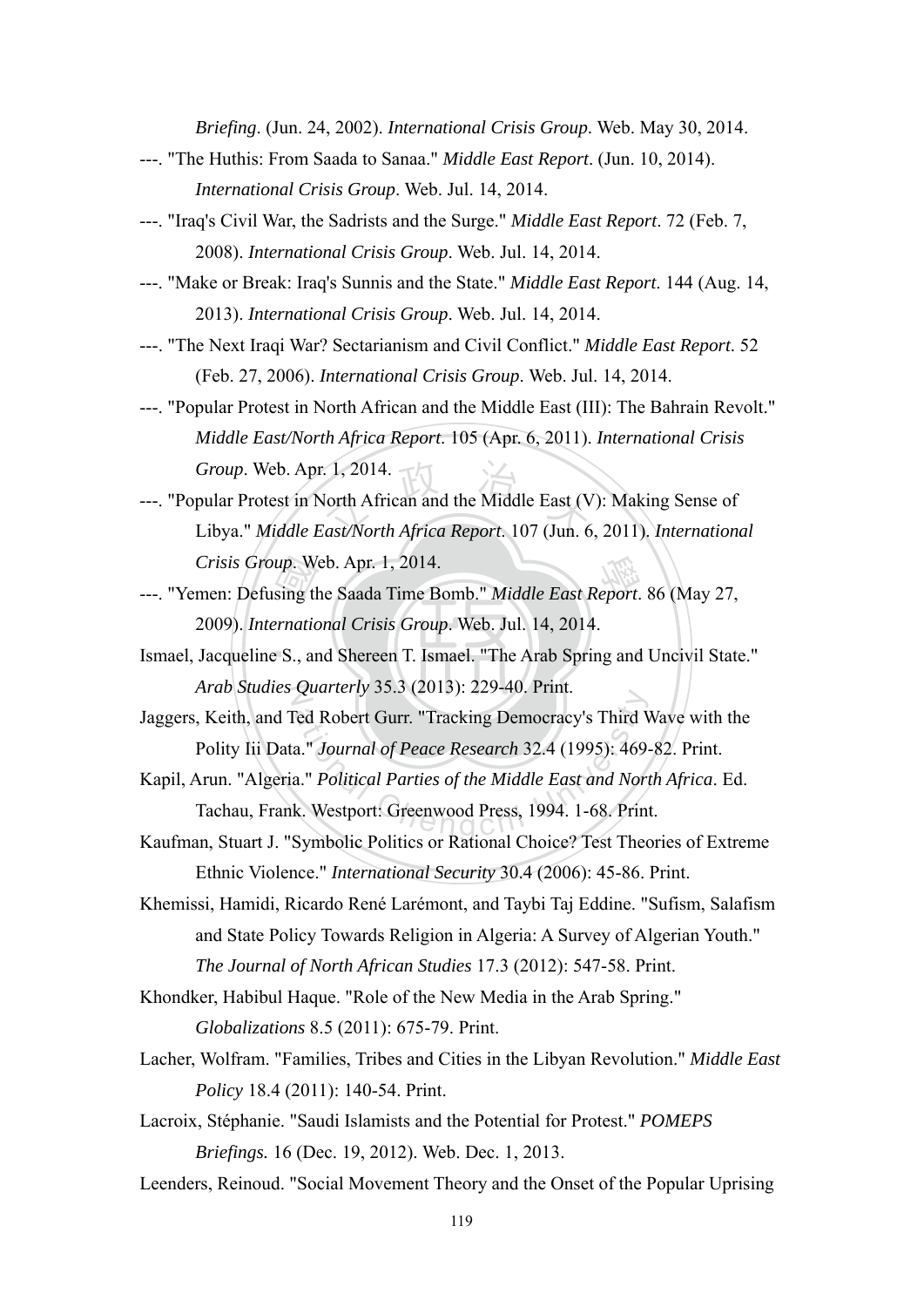*Briefing*. (Jun. 24, 2002). *International Crisis Group*. Web. May 30, 2014.

---. "The Huthis: From Saada to Sanaa." *Middle East Report*. (Jun. 10, 2014). *International Crisis Group*. Web. Jul. 14, 2014.

---. "Iraq's Civil War, the Sadrists and the Surge." *Middle East Report*. 72 (Feb. 7, 2008). *International Crisis Group*. Web. Jul. 14, 2014.

---. "Make or Break: Iraq's Sunnis and the State." *Middle East Report*. 144 (Aug. 14, 2013). *International Crisis Group*. Web. Jul. 14, 2014.

---. "The Next Iraqi War? Sectarianism and Civil Conflict." *Middle East Report*. 52 (Feb. 27, 2006). *International Crisis Group*. Web. Jul. 14, 2014.

---. "Popular Protest in North African and the Middle East (III): The Bahrain Revolt." *Middle East/North Africa Report*. 105 (Apr. 6, 2011). *International Crisis Group*. Web. Apr. 1, 2014.

---. "Popular Protest in North African and the Middle East (V): Making Sense of Libya." *Middle East/North Africa Report*. 107 (Jun. 6, 2011). *International Crisis Group*. Web. Apr. 1, 2014.

---. "Yemen: Defusing the Saada Time Bomb." *Middle East Report*. 86 (May 27, 2009). *International Crisis Group*. Web. Jul. 14, 2014.

Ismael, Jacqueline S., and Shereen T. Ismael. "The Arab Spring and Uncivil State." *Arab Studies Quarterly* 35.3 (2013): 229-40. Print.

Jaggers, Keith, and Ted Robert Gurr. "Tracking Democracy's Third Wave with the Polity Iii Data." *Journal of Peace Research* 32.4 (1995): 469-82. Print.

Kapil, Arun. "Algeria." *Political Parties of the Middle East and North Africa*. Ed. Tachau, Frank. Westport: Greenwood Press, 1994. 1-68. Print.

Kaufman, Stuart J. "Symbolic Politics or Rational Choice? Test Theories of Extreme Ethnic Violence." *International Security* 30.4 (2006): 45-86. Print.

Khemissi, Hamidi, Ricardo René Larémont, and Taybi Taj Eddine. "Sufism, Salafism and State Policy Towards Religion in Algeria: A Survey of Algerian Youth." *The Journal of North African Studies* 17.3 (2012): 547-58. Print.

Khondker, Habibul Haque. "Role of the New Media in the Arab Spring." *Globalizations* 8.5 (2011): 675-79. Print.

Lacher, Wolfram. "Families, Tribes and Cities in the Libyan Revolution." *Middle East Policy* 18.4 (2011): 140-54. Print.

Lacroix, Stéphanie. "Saudi Islamists and the Potential for Protest." *POMEPS Briefings.* 16 (Dec. 19, 2012). Web. Dec. 1, 2013.

Leenders, Reinoud. "Social Movement Theory and the Onset of the Popular Uprising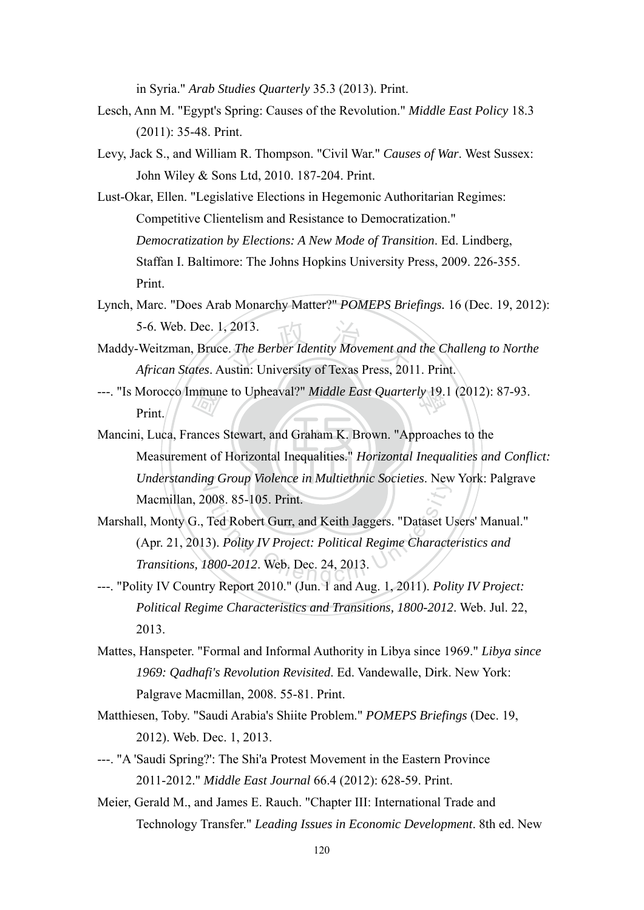in Syria." *Arab Studies Quarterly* 35.3 (2013). Print.

Lesch, Ann M. "Egypt's Spring: Causes of the Revolution." *Middle East Policy* 18.3 (2011): 35-48. Print.

Levy, Jack S., and William R. Thompson. "Civil War." *Causes of War*. West Sussex: John Wiley & Sons Ltd, 2010. 187-204. Print.

Lust-Okar, Ellen. "Legislative Elections in Hegemonic Authoritarian Regimes: Competitive Clientelism and Resistance to Democratization." *Democratization by Elections: A New Mode of Transition*. Ed. Lindberg, Staffan I. Baltimore: The Johns Hopkins University Press, 2009. 226-355. Print.

Lynch, Marc. "Does Arab Monarchy Matter?" *POMEPS Briefings*. 16 (Dec. 19, 2012): 5-6. Web. Dec. 1, 2013.

Maddy-Weitzman, Bruce. *The Berber Identity Movement and the Challeng to Northe African States*. Austin: University of Texas Press, 2011. Print.

---. "Is Morocco Immune to Upheaval?" *Middle East Quarterly* 19.1 (2012): 87-93. Print.

Mancini, Luca, Frances Stewart, and Graham K. Brown. "Approaches to the Measurement of Horizontal Inequalities." *Horizontal Inequalities and Conflict: Understanding Group Violence in Multiethnic Societies*. New York: Palgrave Macmillan, 2008. 85-105. Print.

Marshall, Monty G., Ted Robert Gurr, and Keith Jaggers. "Dataset Users' Manual." (Apr. 21, 2013). *Polity IV Project: Political Regime Characteristics and Transitions, 1800-2012*. Web. Dec. 24, 2013.

---. "Polity IV Country Report 2010." (Jun. 1 and Aug. 1, 2011). *Polity IV Project: Political Regime Characteristics and Transitions, 1800-2012*. Web. Jul. 22, 2013.

Mattes, Hanspeter. "Formal and Informal Authority in Libya since 1969." *Libya since 1969: Qadhafi's Revolution Revisited*. Ed. Vandewalle, Dirk. New York: Palgrave Macmillan, 2008. 55-81. Print.

Matthiesen, Toby. "Saudi Arabia's Shiite Problem." *POMEPS Briefings* (Dec. 19, 2012). Web. Dec. 1, 2013.

---. "A 'Saudi Spring?': The Shi'a Protest Movement in the Eastern Province 2011-2012." *Middle East Journal* 66.4 (2012): 628-59. Print.

Meier, Gerald M., and James E. Rauch. "Chapter III: International Trade and Technology Transfer." *Leading Issues in Economic Development*. 8th ed. New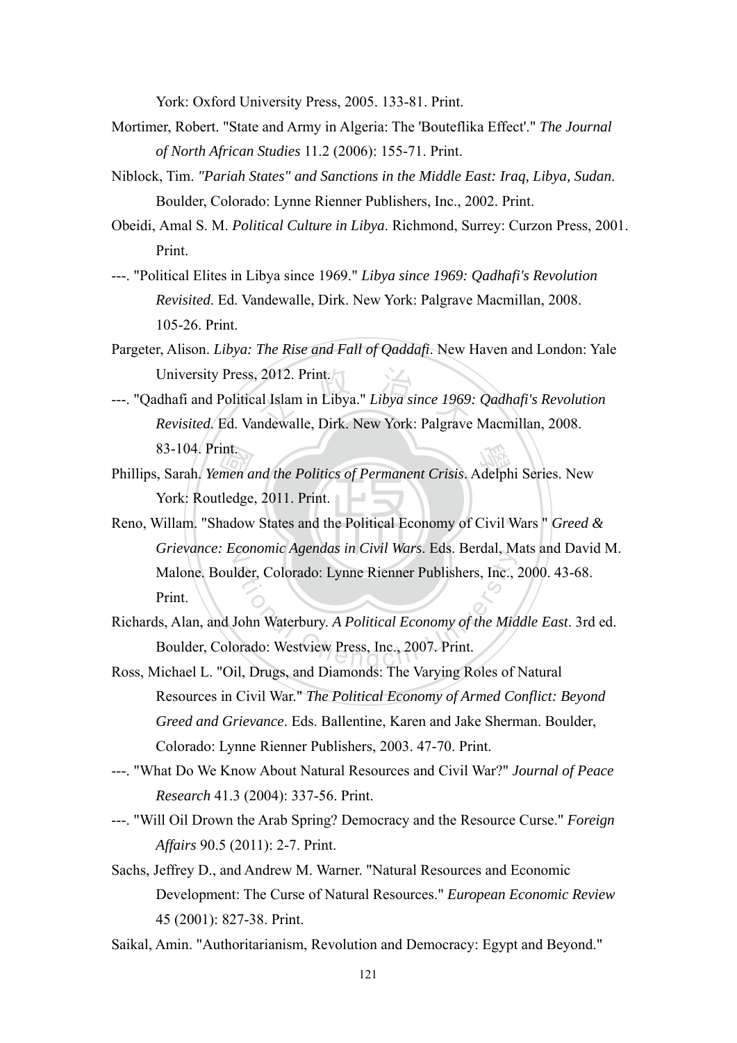York: Oxford University Press, 2005. 133-81. Print.

Mortimer, Robert. "State and Army in Algeria: The 'Bouteflika Effect'." *The Journal of North African Studies* 11.2 (2006): 155-71. Print.

Niblock, Tim. *"Pariah States" and Sanctions in the Middle East: Iraq, Libya, Sudan*. Boulder, Colorado: Lynne Rienner Publishers, Inc., 2002. Print.

Obeidi, Amal S. M. *Political Culture in Libya*. Richmond, Surrey: Curzon Press, 2001. Print.

---. "Political Elites in Libya since 1969." *Libya since 1969: Qadhafi's Revolution Revisited*. Ed. Vandewalle, Dirk. New York: Palgrave Macmillan, 2008. 105-26. Print.

Pargeter, Alison. *Libya: The Rise and Fall of Qaddafi*. New Haven and London: Yale University Press, 2012. Print.

---. "Qadhafi and Political Islam in Libya." *Libya since 1969: Qadhafi's Revolution Revisited*. Ed. Vandewalle, Dirk. New York: Palgrave Macmillan, 2008. 83-104. Print.

Phillips, Sarah. *Yemen and the Politics of Permanent Crisis*. Adelphi Series. New York: Routledge, 2011. Print.

Reno, Willam. "Shadow States and the Political Economy of Civil Wars " *Greed & Grievance: Economic Agendas in Civil Wars*. Eds. Berdal, Mats and David M. Malone. Boulder, Colorado: Lynne Rienner Publishers, Inc., 2000. 43-68. Print.

Richards, Alan, and John Waterbury. *A Political Economy of the Middle East*. 3rd ed. Boulder, Colorado: Westview Press, Inc., 2007. Print.

Ross, Michael L. "Oil, Drugs, and Diamonds: The Varying Roles of Natural Resources in Civil War." *The Political Economy of Armed Conflict: Beyond Greed and Grievance*. Eds. Ballentine, Karen and Jake Sherman. Boulder, Colorado: Lynne Rienner Publishers, 2003. 47-70. Print.

---. "What Do We Know About Natural Resources and Civil War?" *Journal of Peace Research* 41.3 (2004): 337-56. Print.

---. "Will Oil Drown the Arab Spring? Democracy and the Resource Curse." *Foreign Affairs* 90.5 (2011): 2-7. Print.

Sachs, Jeffrey D., and Andrew M. Warner. "Natural Resources and Economic Development: The Curse of Natural Resources." *European Economic Review* 45 (2001): 827-38. Print.

Saikal, Amin. "Authoritarianism, Revolution and Democracy: Egypt and Beyond."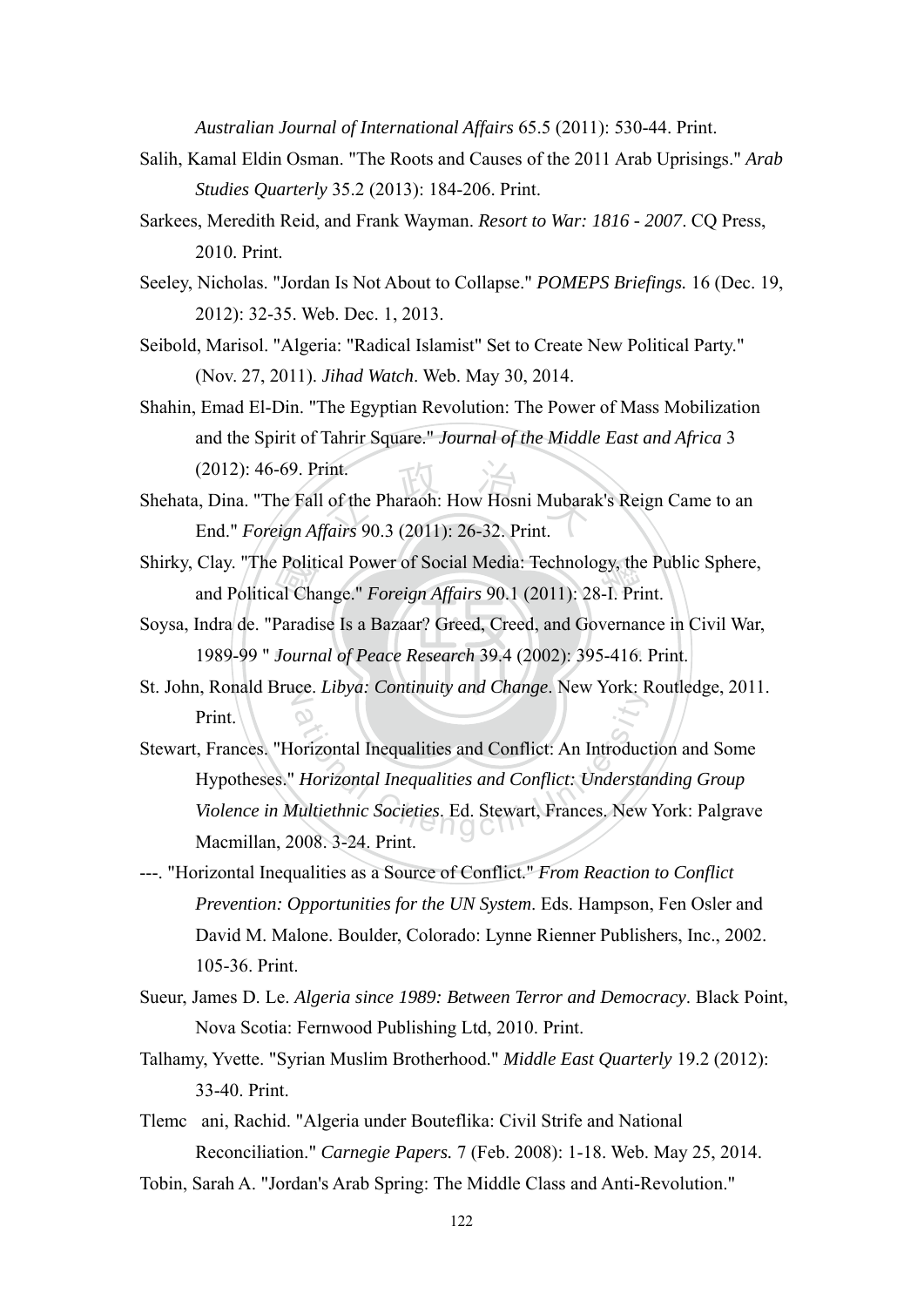*Australian Journal of International Affairs* 65.5 (2011): 530-44. Print.

Salih, Kamal Eldin Osman. "The Roots and Causes of the 2011 Arab Uprisings." *Arab Studies Quarterly* 35.2 (2013): 184-206. Print.

Sarkees, Meredith Reid, and Frank Wayman. *Resort to War: 1816 - 2007*. CQ Press, 2010. Print.

Seeley, Nicholas. "Jordan Is Not About to Collapse." *POMEPS Briefings.* 16 (Dec. 19, 2012): 32-35. Web. Dec. 1, 2013.

Seibold, Marisol. "Algeria: "Radical Islamist" Set to Create New Political Party." (Nov. 27, 2011). *Jihad Watch*. Web. May 30, 2014.

Shahin, Emad El-Din. "The Egyptian Revolution: The Power of Mass Mobilization and the Spirit of Tahrir Square." *Journal of the Middle East and Africa* 3 (2012): 46-69. Print.

Shehata, Dina. "The Fall of the Pharaoh: How Hosni Mubarak's Reign Came to an End." *Foreign Affairs* 90.3 (2011): 26-32. Print.

Shirky, Clay. "The Political Power of Social Media: Technology, the Public Sphere, and Political Change." *Foreign Affairs* 90.1 (2011): 28-I. Print.

Soysa, Indra de. "Paradise Is a Bazaar? Greed, Creed, and Governance in Civil War, 1989-99 " *Journal of Peace Research* 39.4 (2002): 395-416. Print.

St. John, Ronald Bruce. *Libya: Continuity and Change*. New York: Routledge, 2011. Print.

Stewart, Frances. "Horizontal Inequalities and Conflict: An Introduction and Some Hypotheses." *Horizontal Inequalities and Conflict: Understanding Group Violence in Multiethnic Societies*. Ed. Stewart, Frances. New York: Palgrave Macmillan, 2008. 3-24. Print.

---. "Horizontal Inequalities as a Source of Conflict." *From Reaction to Conflict Prevention: Opportunities for the UN System*. Eds. Hampson, Fen Osler and David M. Malone. Boulder, Colorado: Lynne Rienner Publishers, Inc., 2002. 105-36. Print.

Sueur, James D. Le. *Algeria since 1989: Between Terror and Democracy*. Black Point, Nova Scotia: Fernwood Publishing Ltd, 2010. Print.

Talhamy, Yvette. "Syrian Muslim Brotherhood." *Middle East Quarterly* 19.2 (2012): 33-40. Print.

Tlemc ani, Rachid. "Algeria under Bouteflika: Civil Strife and National Reconciliation." *Carnegie Papers.* 7 (Feb. 2008): 1-18. Web. May 25, 2014.

Tobin, Sarah A. "Jordan's Arab Spring: The Middle Class and Anti-Revolution."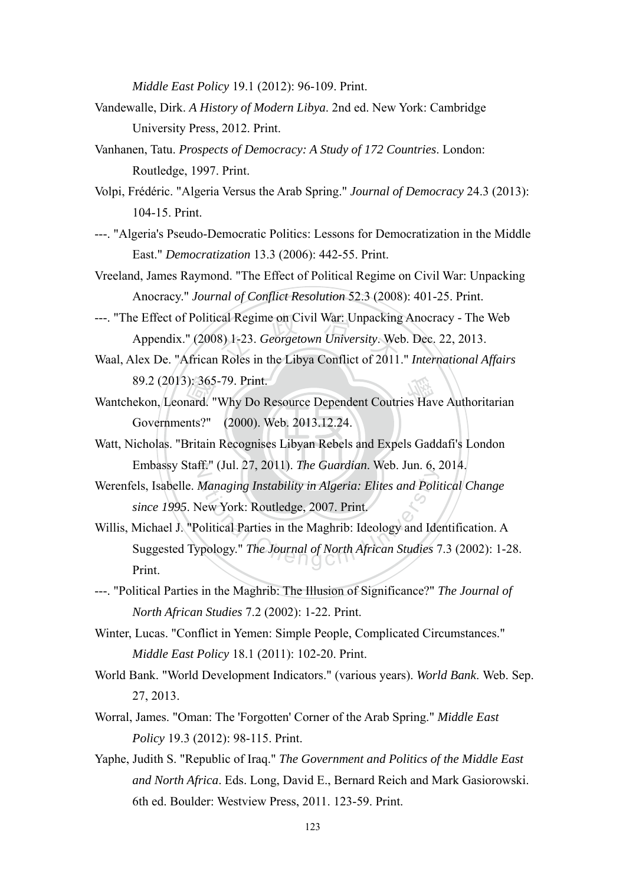*Middle East Policy* 19.1 (2012): 96-109. Print.

Vandewalle, Dirk. *A History of Modern Libya*. 2nd ed. New York: Cambridge University Press, 2012. Print.

Vanhanen, Tatu. *Prospects of Democracy: A Study of 172 Countries*. London: Routledge, 1997. Print.

Volpi, Frédéric. "Algeria Versus the Arab Spring." *Journal of Democracy* 24.3 (2013): 104-15. Print.

---. "Algeria's Pseudo-Democratic Politics: Lessons for Democratization in the Middle East." *Democratization* 13.3 (2006): 442-55. Print.

Vreeland, James Raymond. "The Effect of Political Regime on Civil War: Unpacking Anocracy." *Journal of Conflict Resolution* 52.3 (2008): 401-25. Print.

---. "The Effect of Political Regime on Civil War: Unpacking Anocracy - The Web Appendix." (2008) 1-23. *Georgetown University*. Web. Dec. 22, 2013.

Waal, Alex De. "African Roles in the Libya Conflict of 2011." *International Affairs* 89.2 (2013): 365-79. Print.

Wantchekon, Leonard. "Why Do Resource Dependent Coutries Have Authoritarian Governments?" (2000). Web. 2013.12.24.

Watt, Nicholas. "Britain Recognises Libyan Rebels and Expels Gaddafi's London Embassy Staff." (Jul. 27, 2011). *The Guardian*. Web. Jun. 6, 2014.

Werenfels, Isabelle. *Managing Instability in Algeria: Elites and Political Change since 1995*. New York: Routledge, 2007. Print.

Willis, Michael J. "Political Parties in the Maghrib: Ideology and Identification. A Suggested Typology." *The Journal of North African Studies* 7.3 (2002): 1-28. Print.

---. "Political Parties in the Maghrib: The Illusion of Significance?" *The Journal of North African Studies* 7.2 (2002): 1-22. Print.

Winter, Lucas. "Conflict in Yemen: Simple People, Complicated Circumstances." *Middle East Policy* 18.1 (2011): 102-20. Print.

World Bank. "World Development Indicators." (various years). *World Bank*. Web. Sep. 27, 2013.

Worral, James. "Oman: The 'Forgotten' Corner of the Arab Spring." *Middle East Policy* 19.3 (2012): 98-115. Print.

Yaphe, Judith S. "Republic of Iraq." *The Government and Politics of the Middle East and North Africa*. Eds. Long, David E., Bernard Reich and Mark Gasiorowski. 6th ed. Boulder: Westview Press, 2011. 123-59. Print.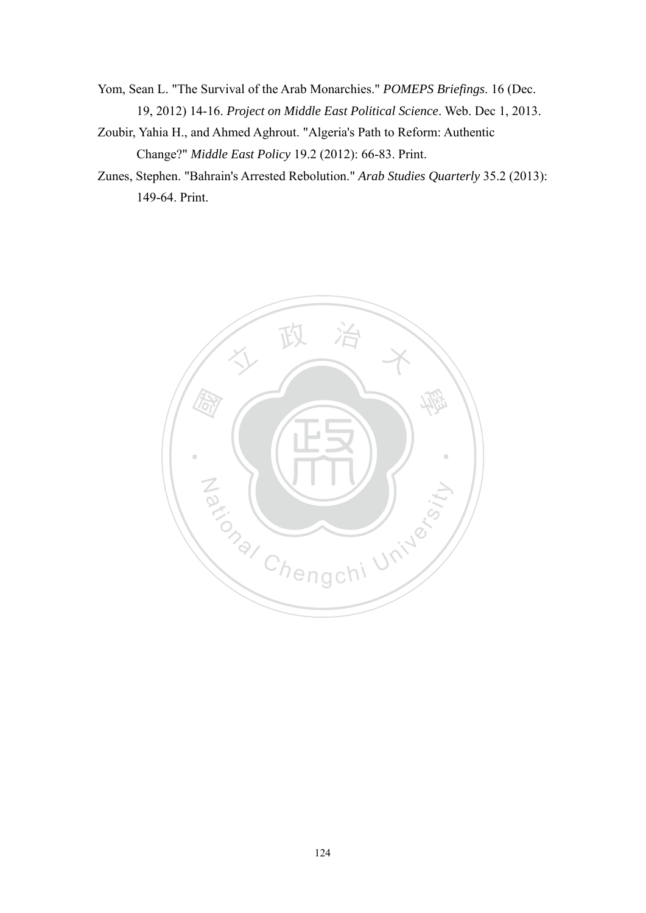Yom, Sean L. "The Survival of the Arab Monarchies." *POMEPS Briefings*. 16 (Dec. 19, 2012) 14-16. *Project on Middle East Political Science*. Web. Dec 1, 2013.

Zoubir, Yahia H., and Ahmed Aghrout. "Algeria's Path to Reform: Authentic Change?" *Middle East Policy* 19.2 (2012): 66-83. Print.

Zunes, Stephen. "Bahrain's Arrested Rebolution." *Arab Studies Quarterly* 35.2 (2013): 149-64. Print.